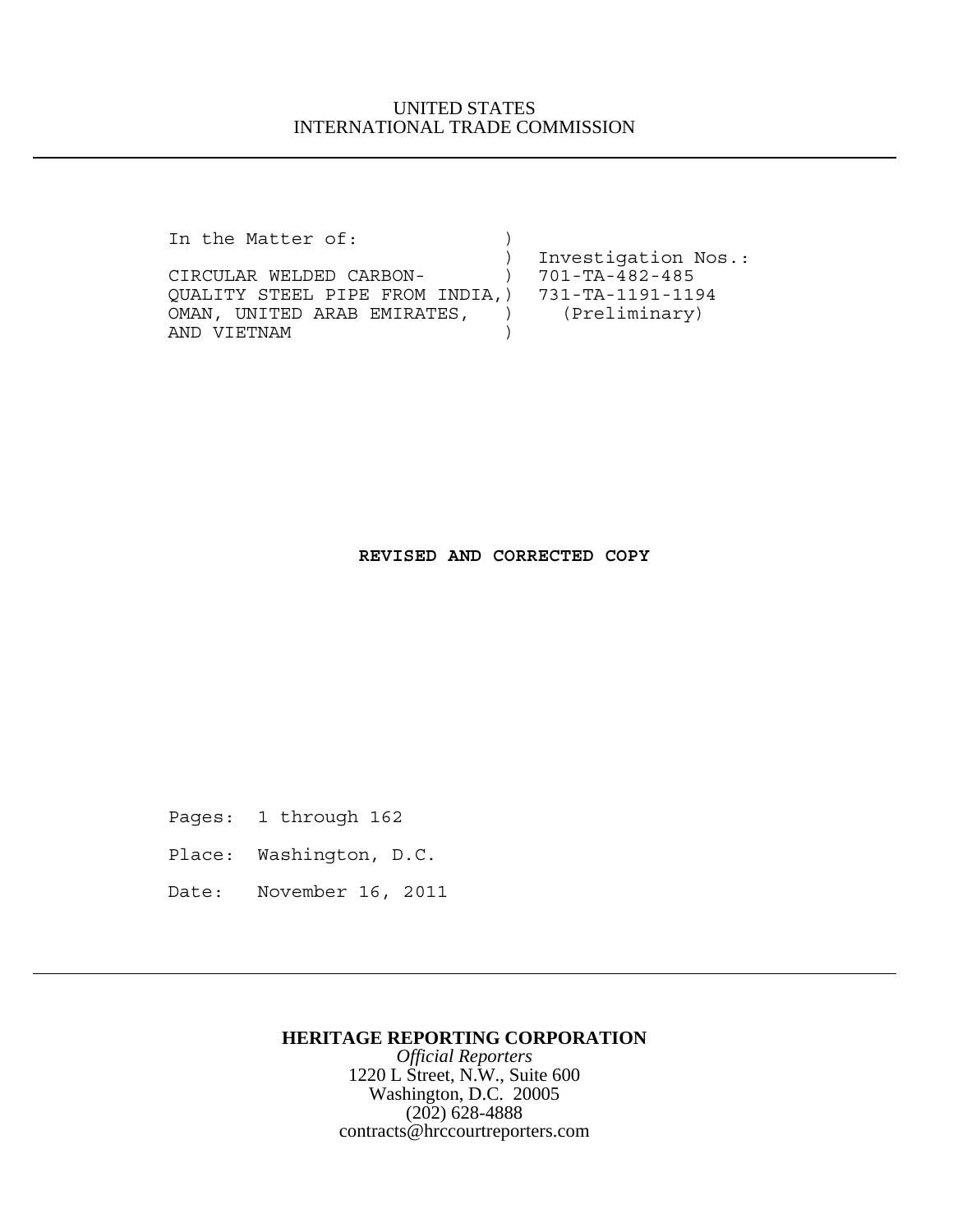UNITED STATES
INTERNATIONAL TRADE COMMISSION

---

```
In the Matter of:              )
                               )  Investigation Nos.:
CIRCULAR WELDED CARBON-        )  701-TA-482-485
QUALITY STEEL PIPE FROM INDIA,)  731-TA-1191-1194
OMAN, UNITED ARAB EMIRATES,    )    (Preliminary)
AND VIETNAM                    )
```

**REVISED AND CORRECTED COPY**

Pages: 1 through 162

Place: Washington, D.C.

Date: November 16, 2011

---

**HERITAGE REPORTING CORPORATION**
*Official Reporters*
1220 L Street, N.W., Suite 600
Washington, D.C. 20005
(202) 628-4888
contracts@hrccourtreporters.com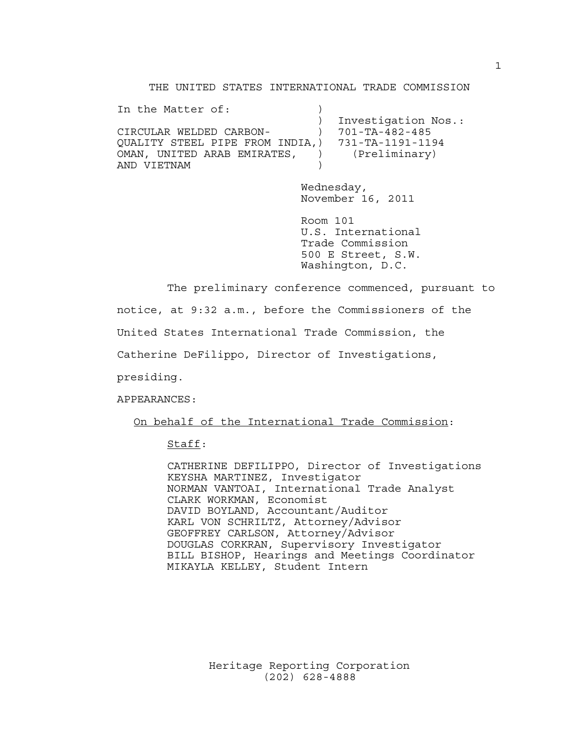THE UNITED STATES INTERNATIONAL TRADE COMMISSION

```
In the Matter of:              )
                               )  Investigation Nos.:
CIRCULAR WELDED CARBON-        )  701-TA-482-485
QUALITY STEEL PIPE FROM INDIA,)  731-TA-1191-1194
OMAN, UNITED ARAB EMIRATES,    )    (Preliminary)
AND VIETNAM                    )
```

Wednesday,
November 16, 2011

Room 101
U.S. International
Trade Commission
500 E Street, S.W.
Washington, D.C.

The preliminary conference commenced, pursuant to notice, at 9:32 a.m., before the Commissioners of the United States International Trade Commission, the Catherine DeFilippo, Director of Investigations, presiding.

APPEARANCES:

On behalf of the International Trade Commission:

Staff:

CATHERINE DEFILIPPO, Director of Investigations
KEYSHA MARTINEZ, Investigator
NORMAN VANTOAI, International Trade Analyst
CLARK WORKMAN, Economist
DAVID BOYLAND, Accountant/Auditor
KARL VON SCHRILTZ, Attorney/Advisor
GEOFFREY CARLSON, Attorney/Advisor
DOUGLAS CORKRAN, Supervisory Investigator
BILL BISHOP, Hearings and Meetings Coordinator
MIKAYLA KELLEY, Student Intern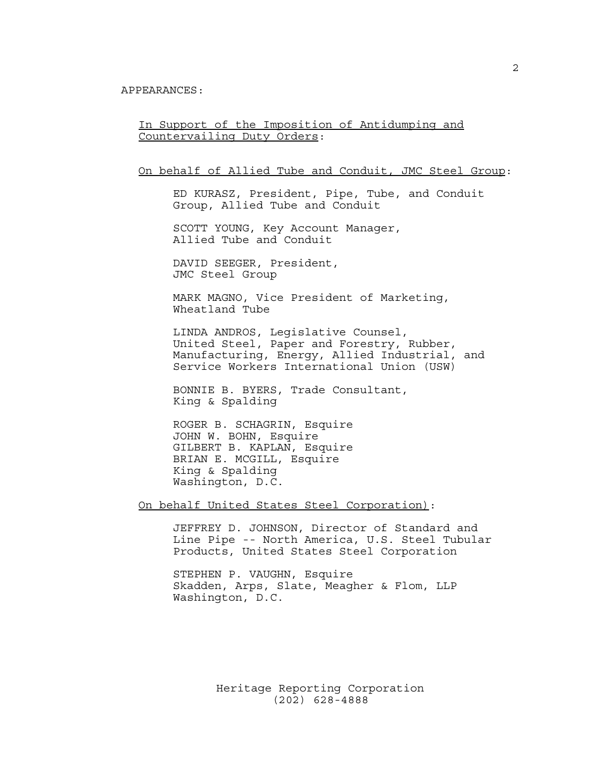APPEARANCES:

In Support of the Imposition of Antidumping and Countervailing Duty Orders:

On behalf of Allied Tube and Conduit, JMC Steel Group:

ED KURASZ, President, Pipe, Tube, and Conduit Group, Allied Tube and Conduit

SCOTT YOUNG, Key Account Manager, Allied Tube and Conduit

DAVID SEEGER, President, JMC Steel Group

MARK MAGNO, Vice President of Marketing, Wheatland Tube

LINDA ANDROS, Legislative Counsel, United Steel, Paper and Forestry, Rubber, Manufacturing, Energy, Allied Industrial, and Service Workers International Union (USW)

BONNIE B. BYERS, Trade Consultant, King & Spalding

ROGER B. SCHAGRIN, Esquire
JOHN W. BOHN, Esquire
GILBERT B. KAPLAN, Esquire
BRIAN E. MCGILL, Esquire
King & Spalding
Washington, D.C.

On behalf United States Steel Corporation):

JEFFREY D. JOHNSON, Director of Standard and Line Pipe -- North America, U.S. Steel Tubular Products, United States Steel Corporation

STEPHEN P. VAUGHN, Esquire
Skadden, Arps, Slate, Meagher & Flom, LLP
Washington, D.C.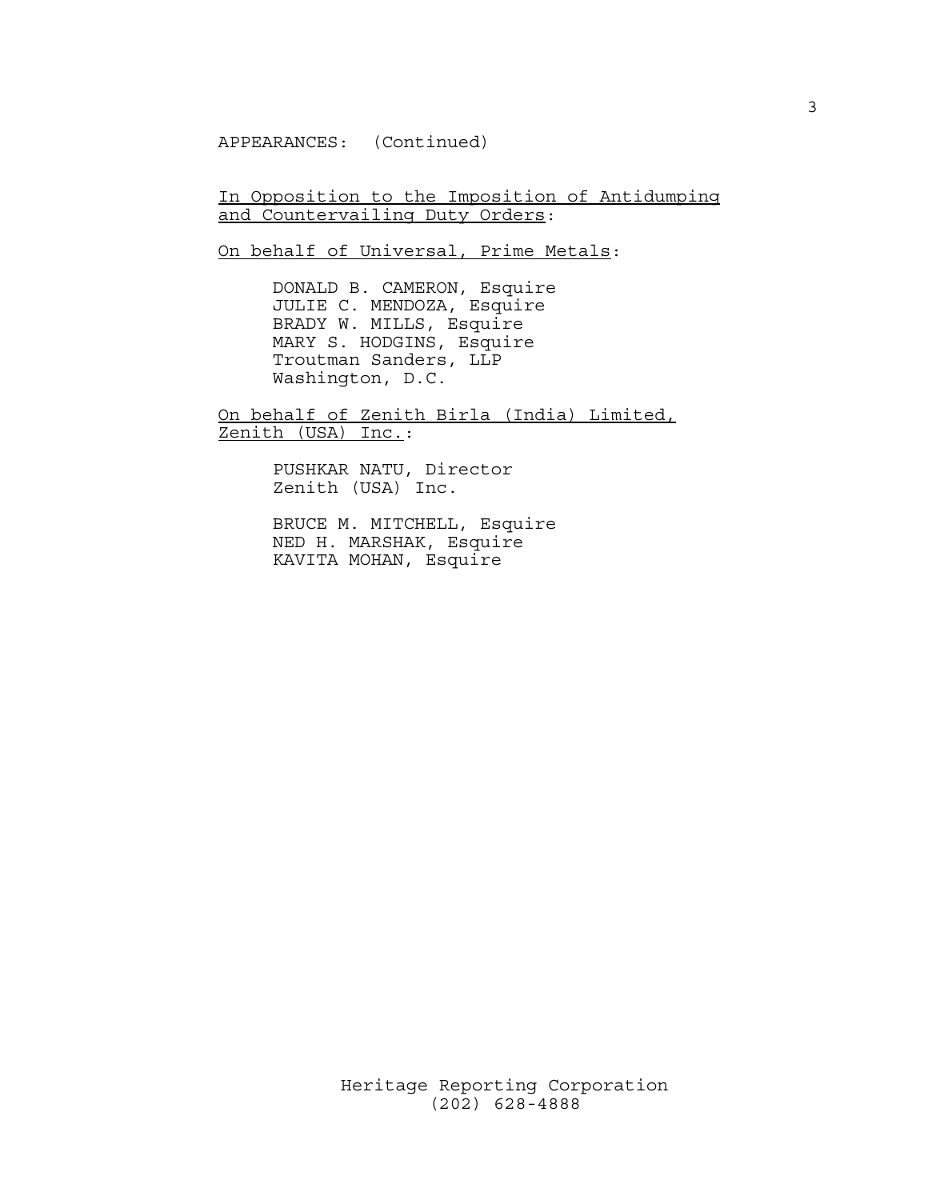APPEARANCES: (Continued)

In Opposition to the Imposition of Antidumping and Countervailing Duty Orders:

On behalf of Universal, Prime Metals:

DONALD B. CAMERON, Esquire
JULIE C. MENDOZA, Esquire
BRADY W. MILLS, Esquire
MARY S. HODGINS, Esquire
Troutman Sanders, LLP
Washington, D.C.

On behalf of Zenith Birla (India) Limited, Zenith (USA) Inc.:

PUSHKAR NATU, Director
Zenith (USA) Inc.

BRUCE M. MITCHELL, Esquire
NED H. MARSHAK, Esquire
KAVITA MOHAN, Esquire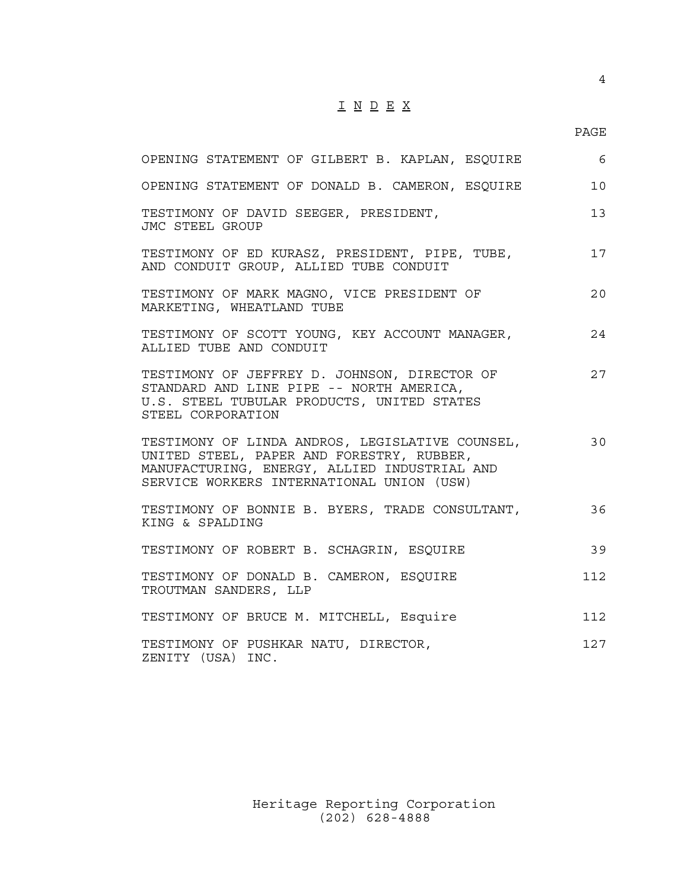# I N D E X

| | PAGE |
|---|---|
| OPENING STATEMENT OF GILBERT B. KAPLAN, ESQUIRE | 6 |
| OPENING STATEMENT OF DONALD B. CAMERON, ESQUIRE | 10 |
| TESTIMONY OF DAVID SEEGER, PRESIDENT, JMC STEEL GROUP | 13 |
| TESTIMONY OF ED KURASZ, PRESIDENT, PIPE, TUBE, AND CONDUIT GROUP, ALLIED TUBE CONDUIT | 17 |
| TESTIMONY OF MARK MAGNO, VICE PRESIDENT OF MARKETING, WHEATLAND TUBE | 20 |
| TESTIMONY OF SCOTT YOUNG, KEY ACCOUNT MANAGER, ALLIED TUBE AND CONDUIT | 24 |
| TESTIMONY OF JEFFREY D. JOHNSON, DIRECTOR OF STANDARD AND LINE PIPE -- NORTH AMERICA, U.S. STEEL TUBULAR PRODUCTS, UNITED STATES STEEL CORPORATION | 27 |
| TESTIMONY OF LINDA ANDROS, LEGISLATIVE COUNSEL, UNITED STEEL, PAPER AND FORESTRY, RUBBER, MANUFACTURING, ENERGY, ALLIED INDUSTRIAL AND SERVICE WORKERS INTERNATIONAL UNION (USW) | 30 |
| TESTIMONY OF BONNIE B. BYERS, TRADE CONSULTANT, KING & SPALDING | 36 |
| TESTIMONY OF ROBERT B. SCHAGRIN, ESQUIRE | 39 |
| TESTIMONY OF DONALD B. CAMERON, ESQUIRE TROUTMAN SANDERS, LLP | 112 |
| TESTIMONY OF BRUCE M. MITCHELL, Esquire | 112 |
| TESTIMONY OF PUSHKAR NATU, DIRECTOR, ZENITY (USA) INC. | 127 |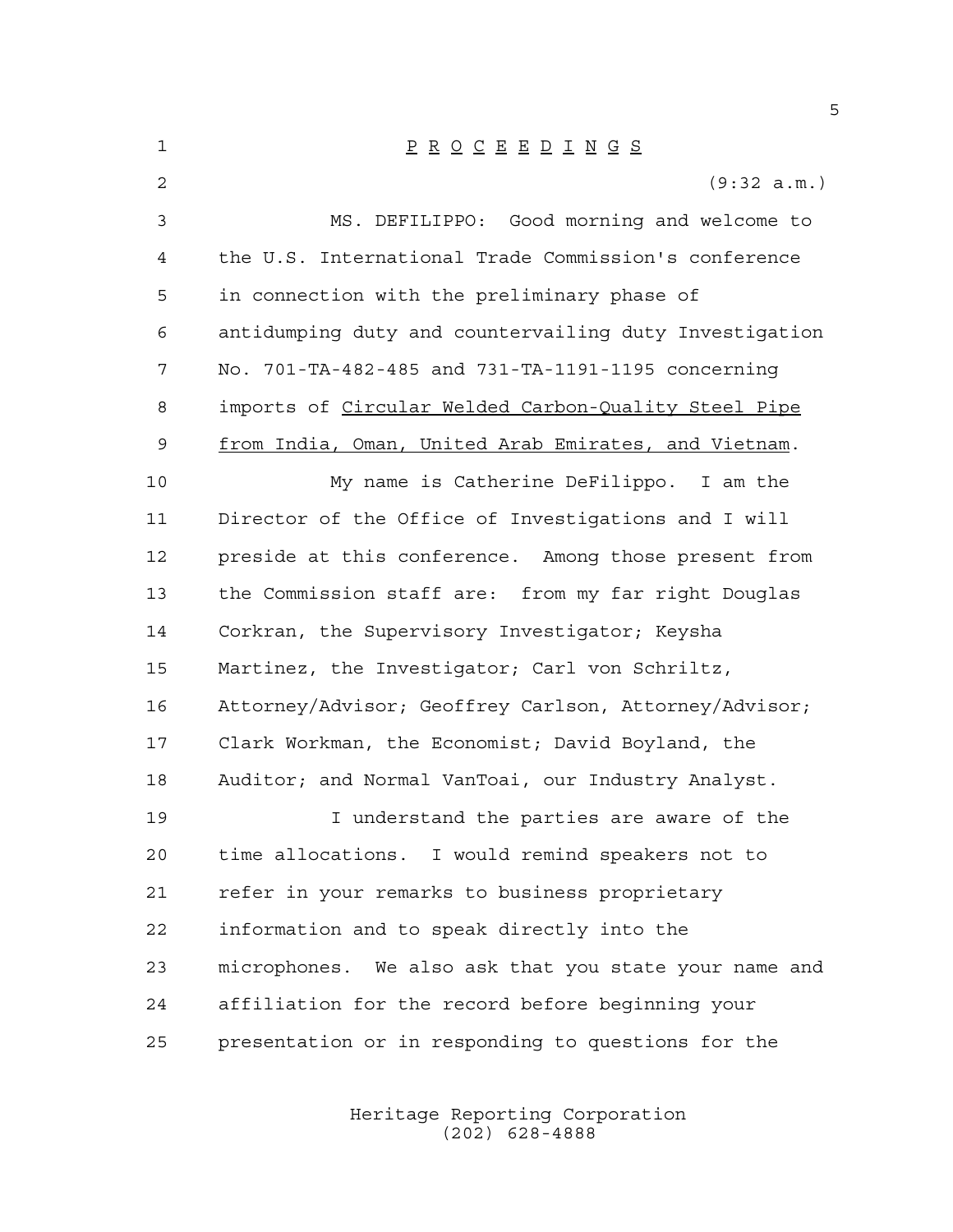# P R O C E E D I N G S

(9:32 a.m.)

MS. DEFILIPPO: Good morning and welcome to the U.S. International Trade Commission's conference in connection with the preliminary phase of antidumping duty and countervailing duty Investigation No. 701-TA-482-485 and 731-TA-1191-1195 concerning imports of Circular Welded Carbon-Quality Steel Pipe from India, Oman, United Arab Emirates, and Vietnam.

My name is Catherine DeFilippo. I am the Director of the Office of Investigations and I will preside at this conference. Among those present from the Commission staff are: from my far right Douglas Corkran, the Supervisory Investigator; Keysha Martinez, the Investigator; Carl von Schriltz, Attorney/Advisor; Geoffrey Carlson, Attorney/Advisor; Clark Workman, the Economist; David Boyland, the Auditor; and Normal VanToai, our Industry Analyst.

I understand the parties are aware of the time allocations. I would remind speakers not to refer in your remarks to business proprietary information and to speak directly into the microphones. We also ask that you state your name and affiliation for the record before beginning your presentation or in responding to questions for the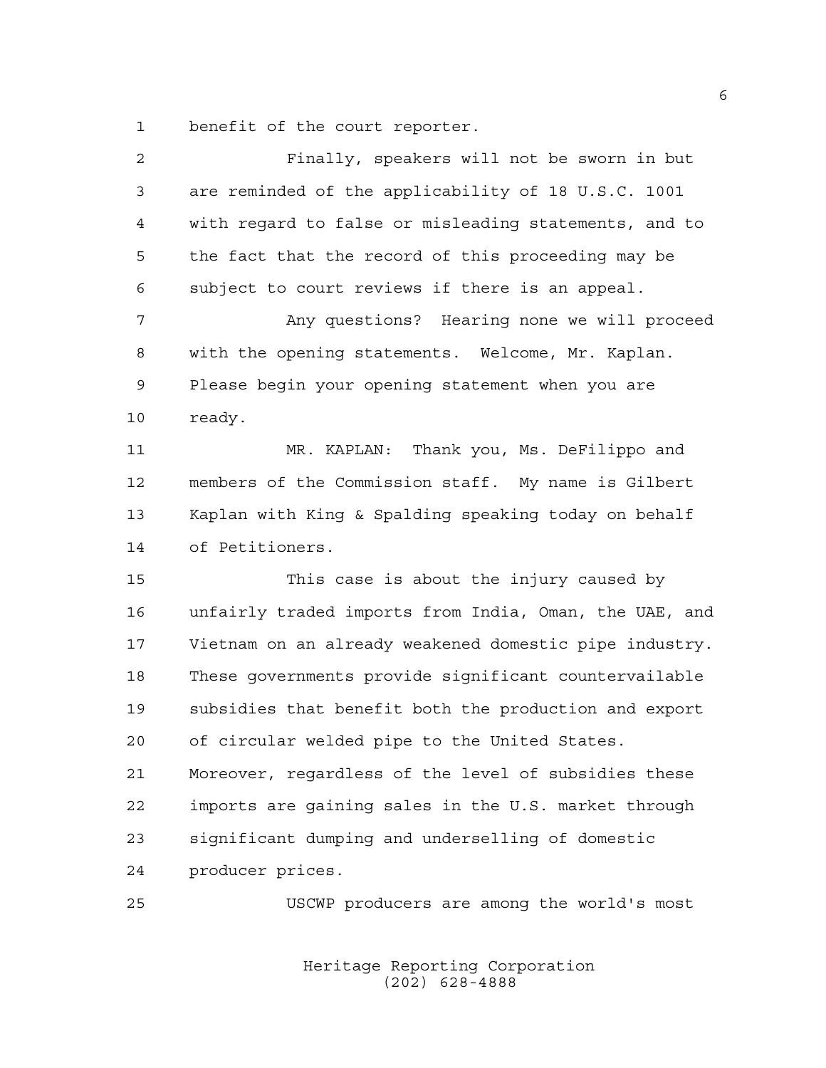benefit of the court reporter.

Finally, speakers will not be sworn in but are reminded of the applicability of 18 U.S.C. 1001 with regard to false or misleading statements, and to the fact that the record of this proceeding may be subject to court reviews if there is an appeal.

Any questions? Hearing none we will proceed with the opening statements. Welcome, Mr. Kaplan. Please begin your opening statement when you are ready.

MR. KAPLAN: Thank you, Ms. DeFilippo and members of the Commission staff. My name is Gilbert Kaplan with King & Spalding speaking today on behalf of Petitioners.

This case is about the injury caused by unfairly traded imports from India, Oman, the UAE, and Vietnam on an already weakened domestic pipe industry. These governments provide significant countervailable subsidies that benefit both the production and export of circular welded pipe to the United States. Moreover, regardless of the level of subsidies these imports are gaining sales in the U.S. market through significant dumping and underselling of domestic producer prices.

USCWP producers are among the world's most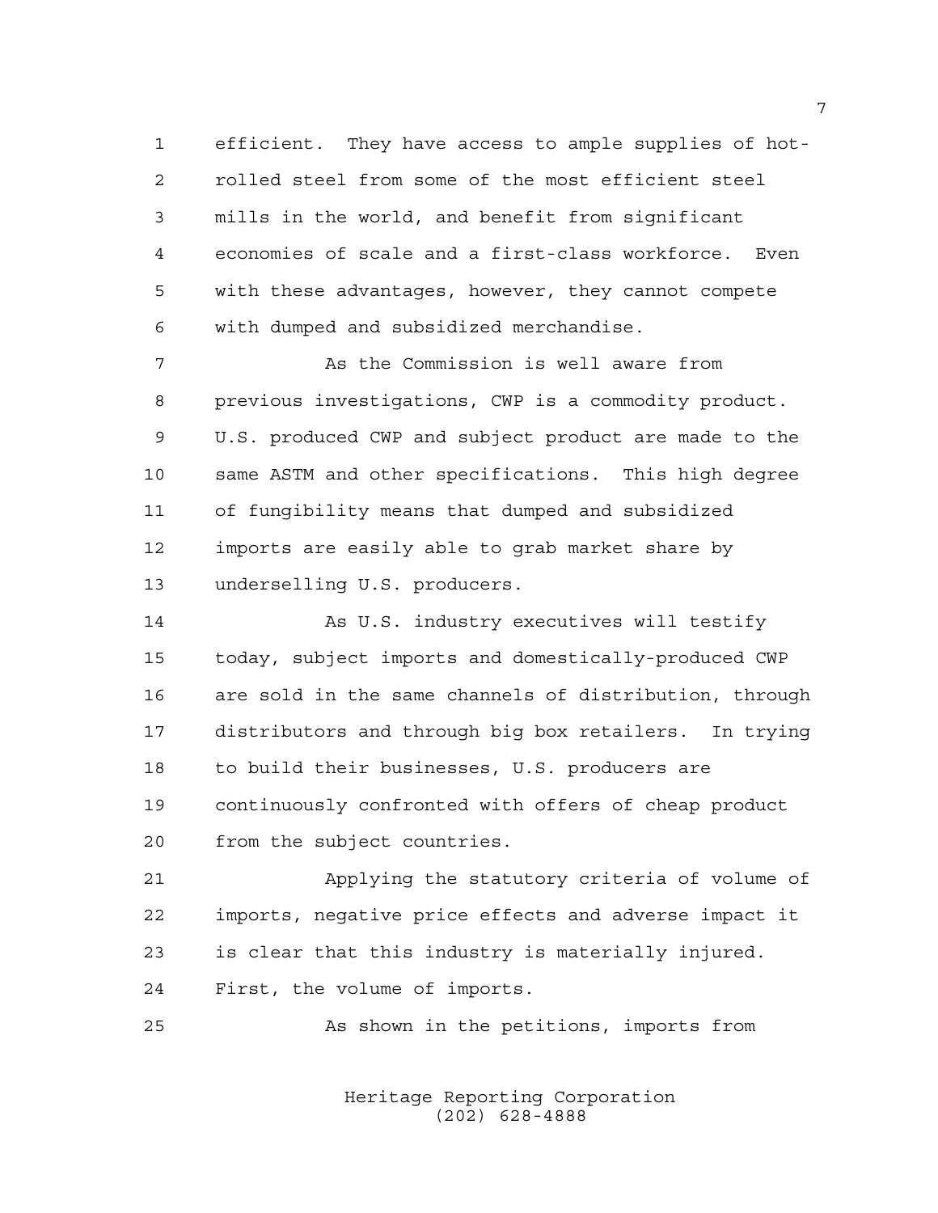efficient. They have access to ample supplies of hot-rolled steel from some of the most efficient steel mills in the world, and benefit from significant economies of scale and a first-class workforce. Even with these advantages, however, they cannot compete with dumped and subsidized merchandise.

As the Commission is well aware from previous investigations, CWP is a commodity product. U.S. produced CWP and subject product are made to the same ASTM and other specifications. This high degree of fungibility means that dumped and subsidized imports are easily able to grab market share by underselling U.S. producers.

As U.S. industry executives will testify today, subject imports and domestically-produced CWP are sold in the same channels of distribution, through distributors and through big box retailers. In trying to build their businesses, U.S. producers are continuously confronted with offers of cheap product from the subject countries.

Applying the statutory criteria of volume of imports, negative price effects and adverse impact it is clear that this industry is materially injured. First, the volume of imports.

As shown in the petitions, imports from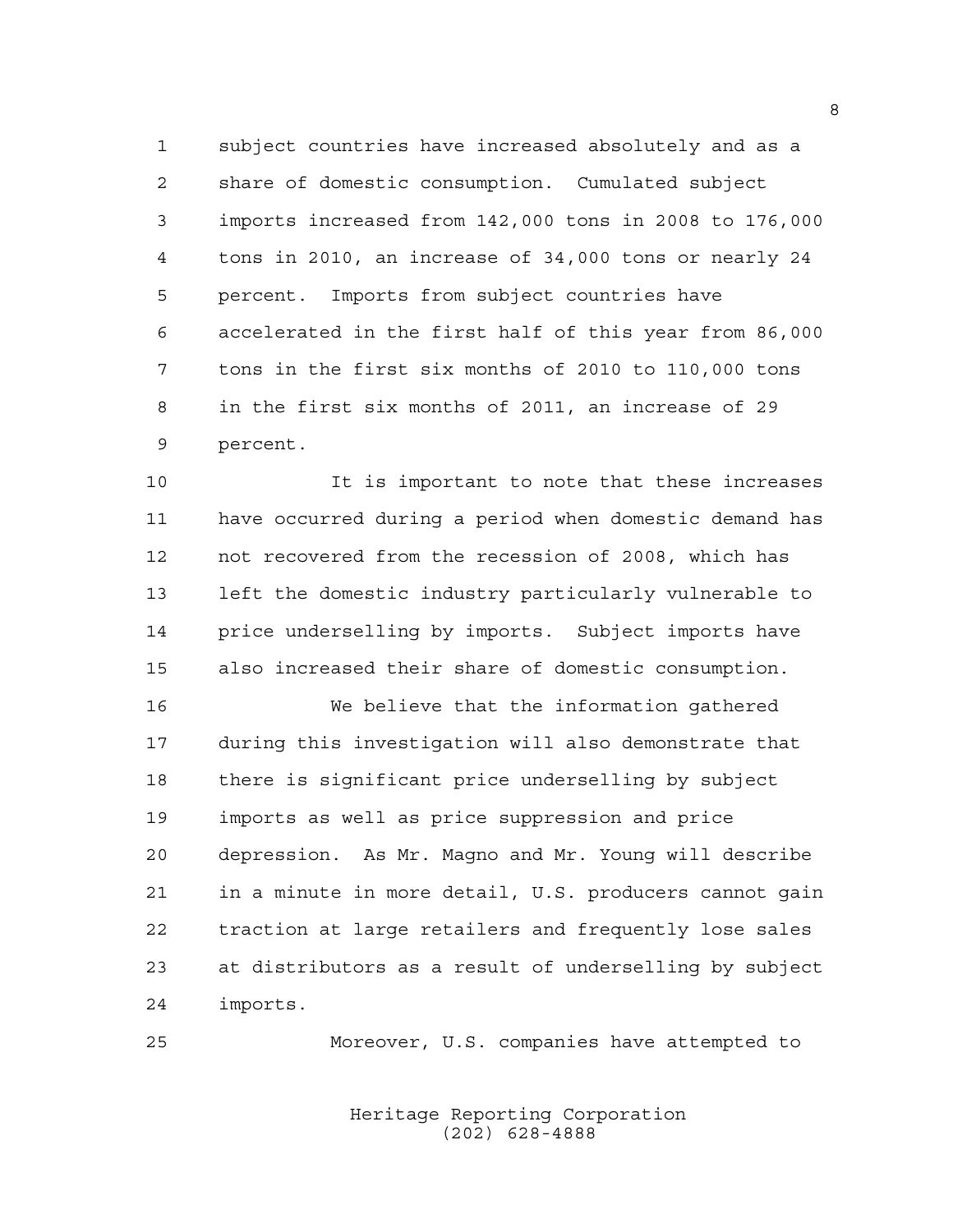subject countries have increased absolutely and as a share of domestic consumption. Cumulated subject imports increased from 142,000 tons in 2008 to 176,000 tons in 2010, an increase of 34,000 tons or nearly 24 percent. Imports from subject countries have accelerated in the first half of this year from 86,000 tons in the first six months of 2010 to 110,000 tons in the first six months of 2011, an increase of 29 percent.

It is important to note that these increases have occurred during a period when domestic demand has not recovered from the recession of 2008, which has left the domestic industry particularly vulnerable to price underselling by imports. Subject imports have also increased their share of domestic consumption.

We believe that the information gathered during this investigation will also demonstrate that there is significant price underselling by subject imports as well as price suppression and price depression. As Mr. Magno and Mr. Young will describe in a minute in more detail, U.S. producers cannot gain traction at large retailers and frequently lose sales at distributors as a result of underselling by subject imports.

Moreover, U.S. companies have attempted to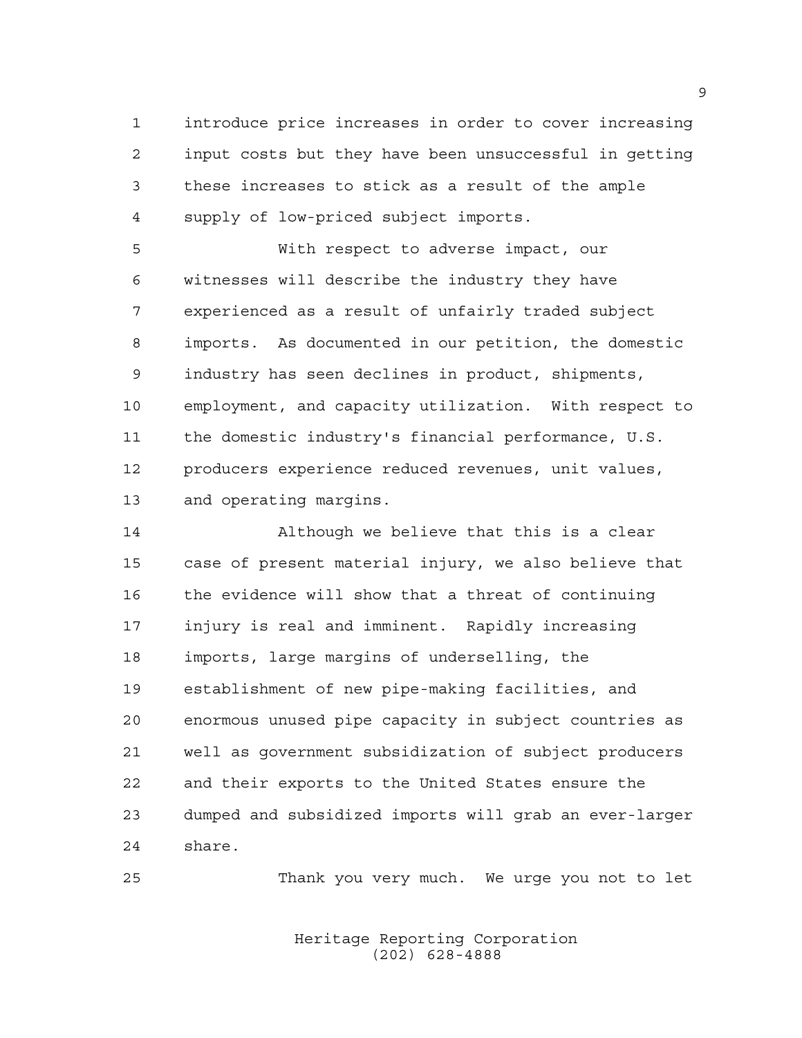introduce price increases in order to cover increasing input costs but they have been unsuccessful in getting these increases to stick as a result of the ample supply of low-priced subject imports.

With respect to adverse impact, our witnesses will describe the industry they have experienced as a result of unfairly traded subject imports. As documented in our petition, the domestic industry has seen declines in product, shipments, employment, and capacity utilization. With respect to the domestic industry's financial performance, U.S. producers experience reduced revenues, unit values, and operating margins.

Although we believe that this is a clear case of present material injury, we also believe that the evidence will show that a threat of continuing injury is real and imminent. Rapidly increasing imports, large margins of underselling, the establishment of new pipe-making facilities, and enormous unused pipe capacity in subject countries as well as government subsidization of subject producers and their exports to the United States ensure the dumped and subsidized imports will grab an ever-larger share.

Thank you very much. We urge you not to let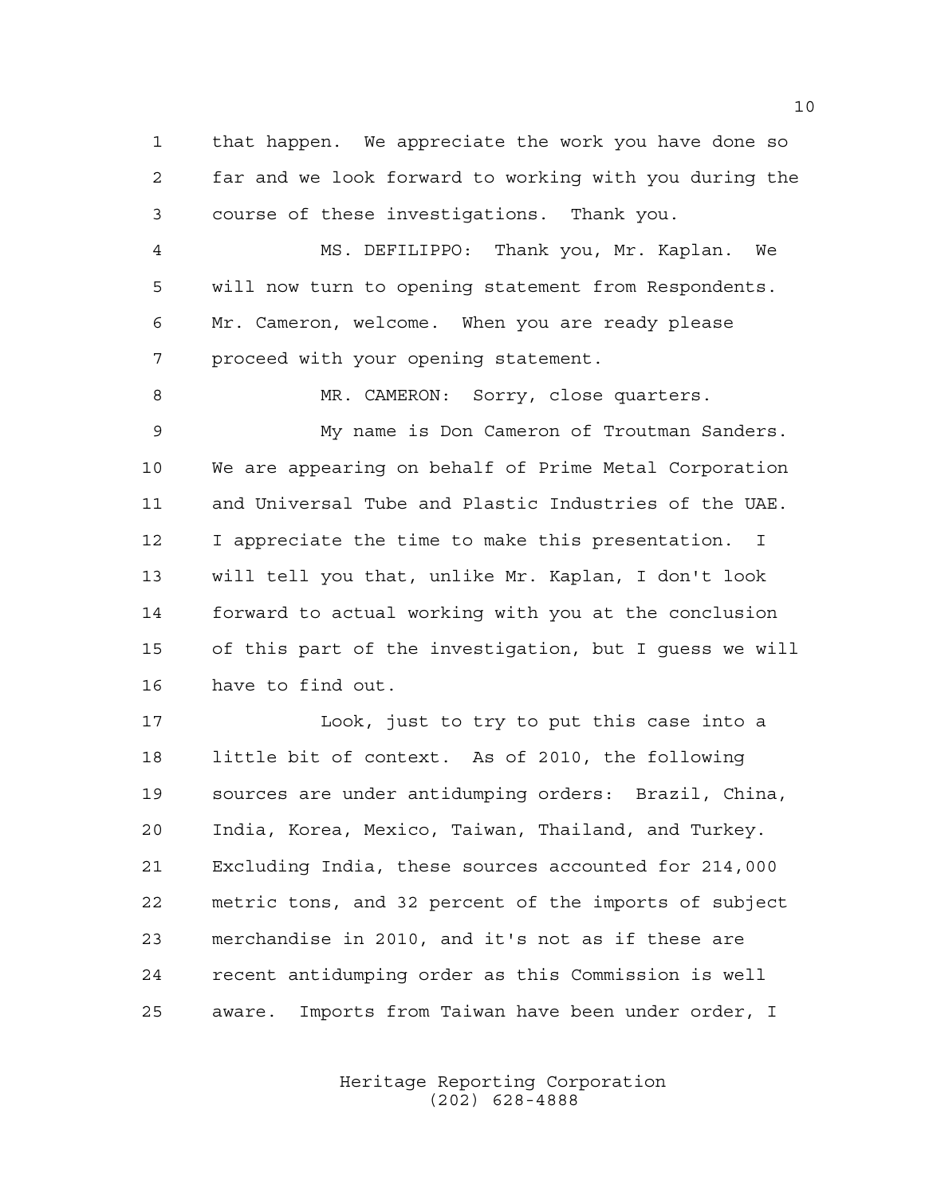that happen. We appreciate the work you have done so far and we look forward to working with you during the course of these investigations. Thank you.

MS. DEFILIPPO: Thank you, Mr. Kaplan. We will now turn to opening statement from Respondents. Mr. Cameron, welcome. When you are ready please proceed with your opening statement.

MR. CAMERON: Sorry, close quarters.

My name is Don Cameron of Troutman Sanders. We are appearing on behalf of Prime Metal Corporation and Universal Tube and Plastic Industries of the UAE. I appreciate the time to make this presentation. I will tell you that, unlike Mr. Kaplan, I don't look forward to actual working with you at the conclusion of this part of the investigation, but I guess we will have to find out.

Look, just to try to put this case into a little bit of context. As of 2010, the following sources are under antidumping orders: Brazil, China, India, Korea, Mexico, Taiwan, Thailand, and Turkey. Excluding India, these sources accounted for 214,000 metric tons, and 32 percent of the imports of subject merchandise in 2010, and it's not as if these are recent antidumping order as this Commission is well aware. Imports from Taiwan have been under order, I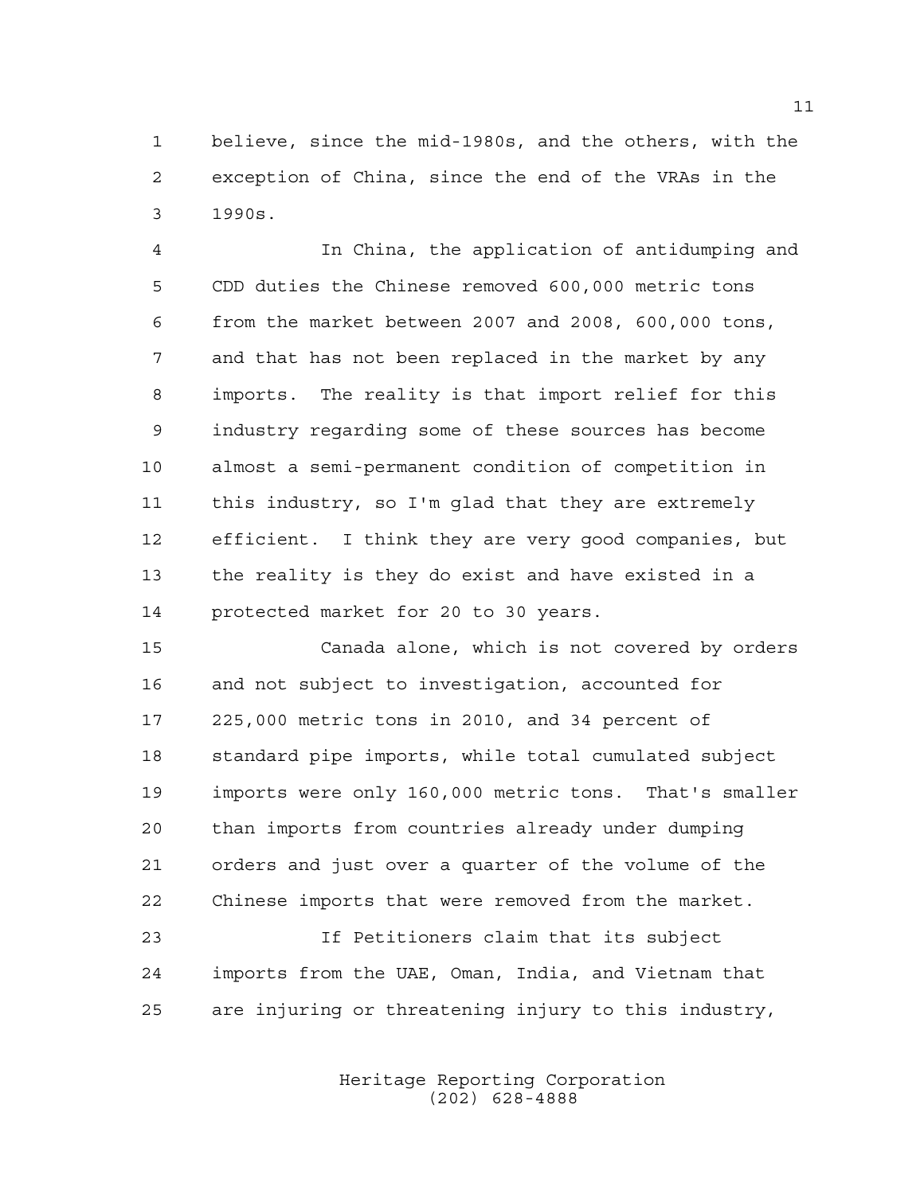believe, since the mid-1980s, and the others, with the exception of China, since the end of the VRAs in the 1990s.

In China, the application of antidumping and CDD duties the Chinese removed 600,000 metric tons from the market between 2007 and 2008, 600,000 tons, and that has not been replaced in the market by any imports. The reality is that import relief for this industry regarding some of these sources has become almost a semi-permanent condition of competition in this industry, so I'm glad that they are extremely efficient. I think they are very good companies, but the reality is they do exist and have existed in a protected market for 20 to 30 years.

Canada alone, which is not covered by orders and not subject to investigation, accounted for 225,000 metric tons in 2010, and 34 percent of standard pipe imports, while total cumulated subject imports were only 160,000 metric tons. That's smaller than imports from countries already under dumping orders and just over a quarter of the volume of the Chinese imports that were removed from the market.

If Petitioners claim that its subject imports from the UAE, Oman, India, and Vietnam that are injuring or threatening injury to this industry,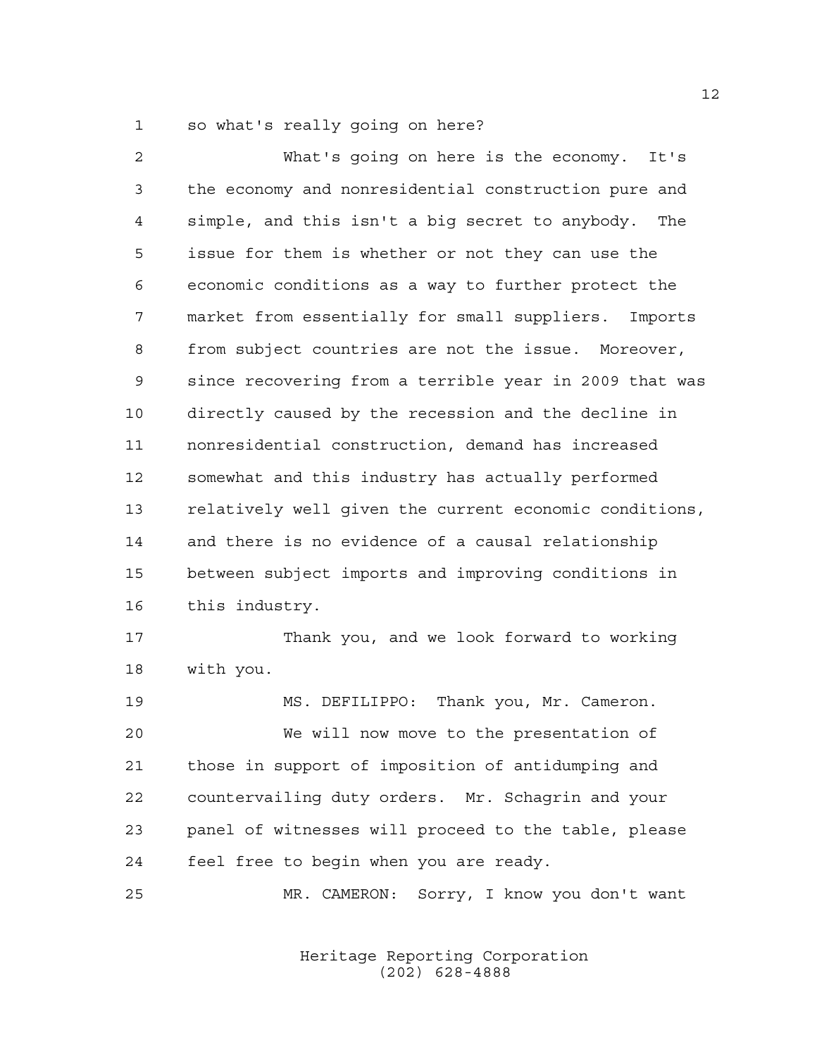so what's really going on here?

What's going on here is the economy. It's the economy and nonresidential construction pure and simple, and this isn't a big secret to anybody. The issue for them is whether or not they can use the economic conditions as a way to further protect the market from essentially for small suppliers. Imports from subject countries are not the issue. Moreover, since recovering from a terrible year in 2009 that was directly caused by the recession and the decline in nonresidential construction, demand has increased somewhat and this industry has actually performed relatively well given the current economic conditions, and there is no evidence of a causal relationship between subject imports and improving conditions in this industry.

Thank you, and we look forward to working with you.

MS. DEFILIPPO: Thank you, Mr. Cameron.

We will now move to the presentation of those in support of imposition of antidumping and countervailing duty orders. Mr. Schagrin and your panel of witnesses will proceed to the table, please feel free to begin when you are ready.

MR. CAMERON: Sorry, I know you don't want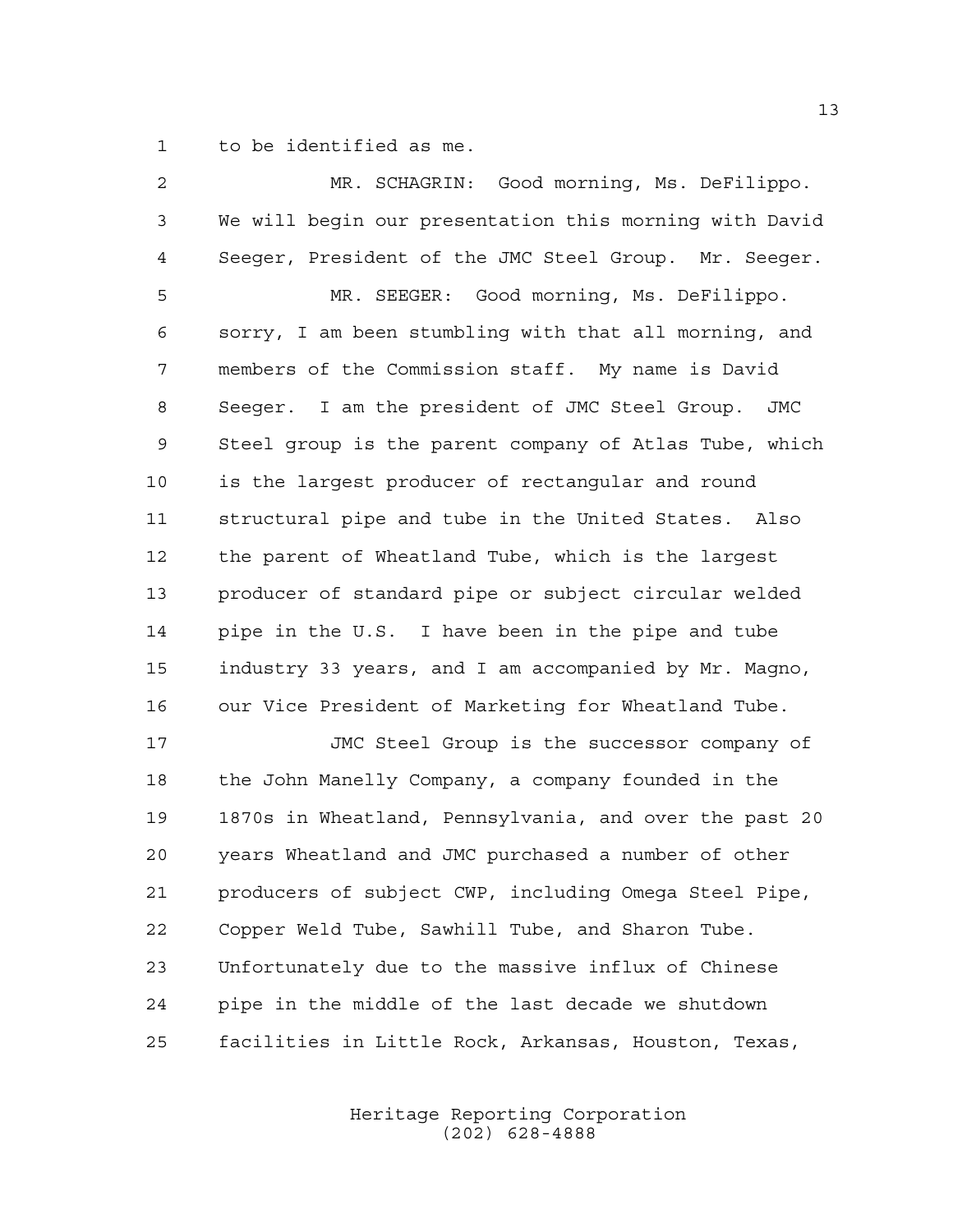to be identified as me.

MR. SCHAGRIN: Good morning, Ms. DeFilippo. We will begin our presentation this morning with David Seeger, President of the JMC Steel Group. Mr. Seeger.

MR. SEEGER: Good morning, Ms. DeFilippo. sorry, I am been stumbling with that all morning, and members of the Commission staff. My name is David Seeger. I am the president of JMC Steel Group. JMC Steel group is the parent company of Atlas Tube, which is the largest producer of rectangular and round structural pipe and tube in the United States. Also the parent of Wheatland Tube, which is the largest producer of standard pipe or subject circular welded pipe in the U.S. I have been in the pipe and tube industry 33 years, and I am accompanied by Mr. Magno, our Vice President of Marketing for Wheatland Tube.

JMC Steel Group is the successor company of the John Manelly Company, a company founded in the 1870s in Wheatland, Pennsylvania, and over the past 20 years Wheatland and JMC purchased a number of other producers of subject CWP, including Omega Steel Pipe, Copper Weld Tube, Sawhill Tube, and Sharon Tube. Unfortunately due to the massive influx of Chinese pipe in the middle of the last decade we shutdown facilities in Little Rock, Arkansas, Houston, Texas,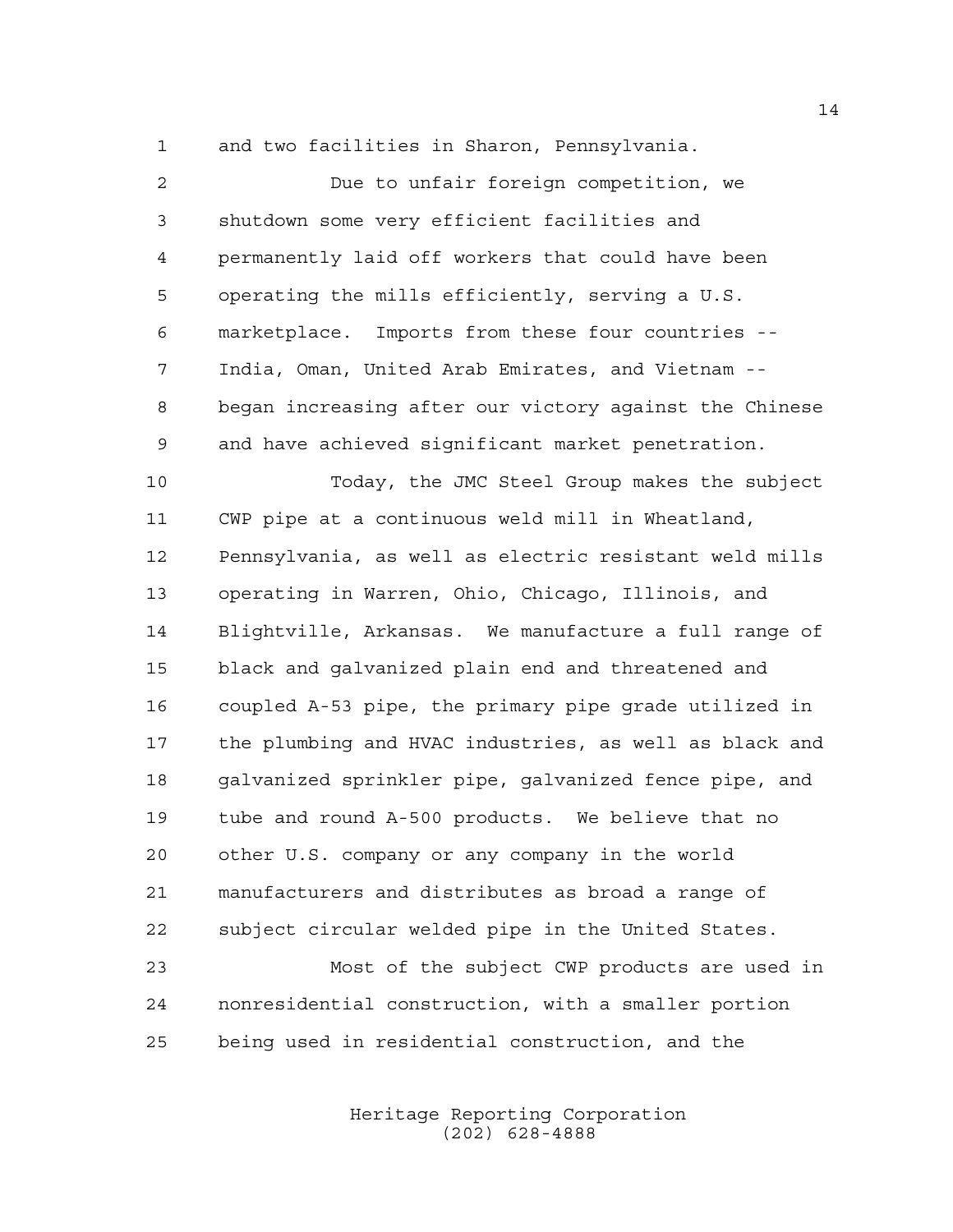and two facilities in Sharon, Pennsylvania.

Due to unfair foreign competition, we shutdown some very efficient facilities and permanently laid off workers that could have been operating the mills efficiently, serving a U.S. marketplace. Imports from these four countries -- India, Oman, United Arab Emirates, and Vietnam -- began increasing after our victory against the Chinese and have achieved significant market penetration.

Today, the JMC Steel Group makes the subject CWP pipe at a continuous weld mill in Wheatland, Pennsylvania, as well as electric resistant weld mills operating in Warren, Ohio, Chicago, Illinois, and Blightville, Arkansas. We manufacture a full range of black and galvanized plain end and threatened and coupled A-53 pipe, the primary pipe grade utilized in the plumbing and HVAC industries, as well as black and galvanized sprinkler pipe, galvanized fence pipe, and tube and round A-500 products. We believe that no other U.S. company or any company in the world manufacturers and distributes as broad a range of subject circular welded pipe in the United States.

Most of the subject CWP products are used in nonresidential construction, with a smaller portion being used in residential construction, and the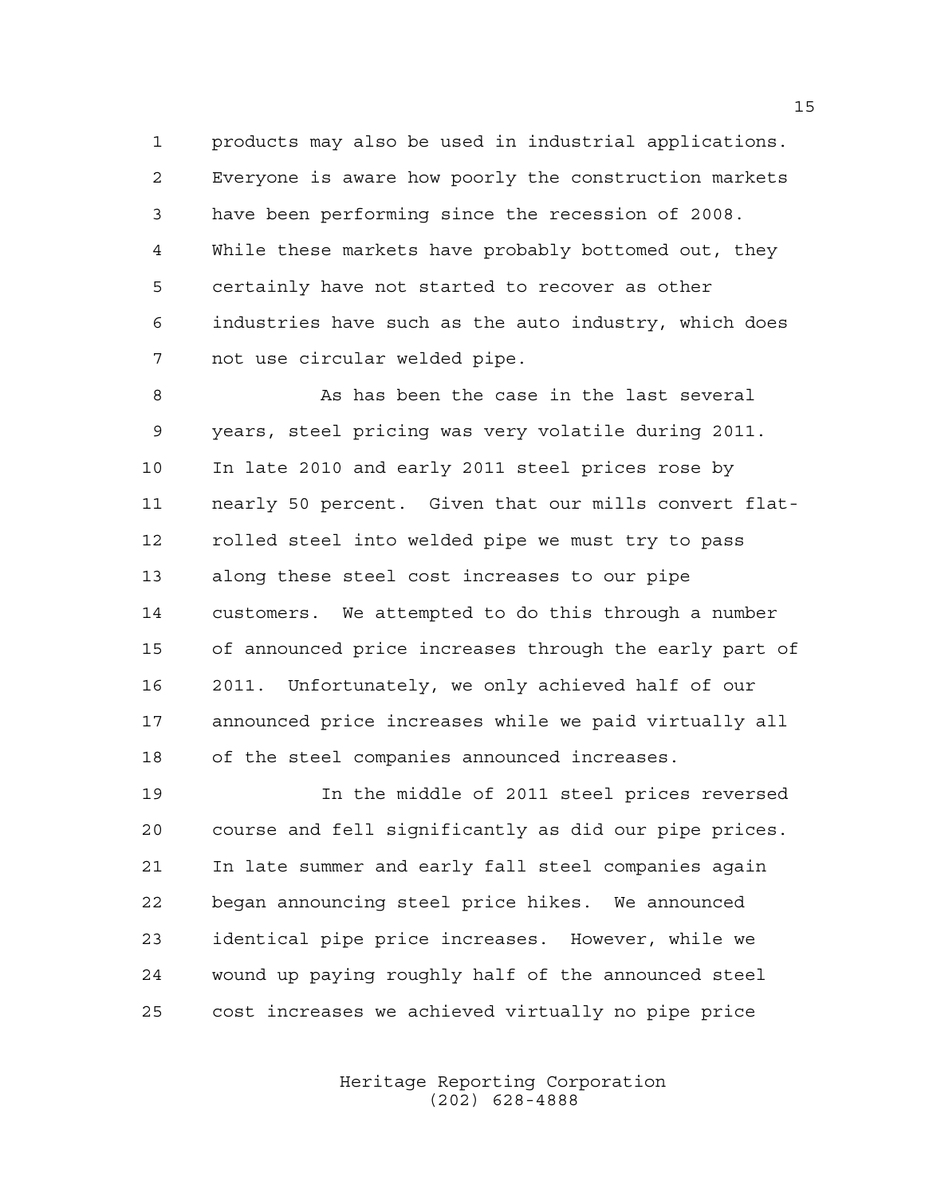products may also be used in industrial applications. Everyone is aware how poorly the construction markets have been performing since the recession of 2008. While these markets have probably bottomed out, they certainly have not started to recover as other industries have such as the auto industry, which does not use circular welded pipe.

As has been the case in the last several years, steel pricing was very volatile during 2011. In late 2010 and early 2011 steel prices rose by nearly 50 percent. Given that our mills convert flat-rolled steel into welded pipe we must try to pass along these steel cost increases to our pipe customers. We attempted to do this through a number of announced price increases through the early part of 2011. Unfortunately, we only achieved half of our announced price increases while we paid virtually all of the steel companies announced increases.

In the middle of 2011 steel prices reversed course and fell significantly as did our pipe prices. In late summer and early fall steel companies again began announcing steel price hikes. We announced identical pipe price increases. However, while we wound up paying roughly half of the announced steel cost increases we achieved virtually no pipe price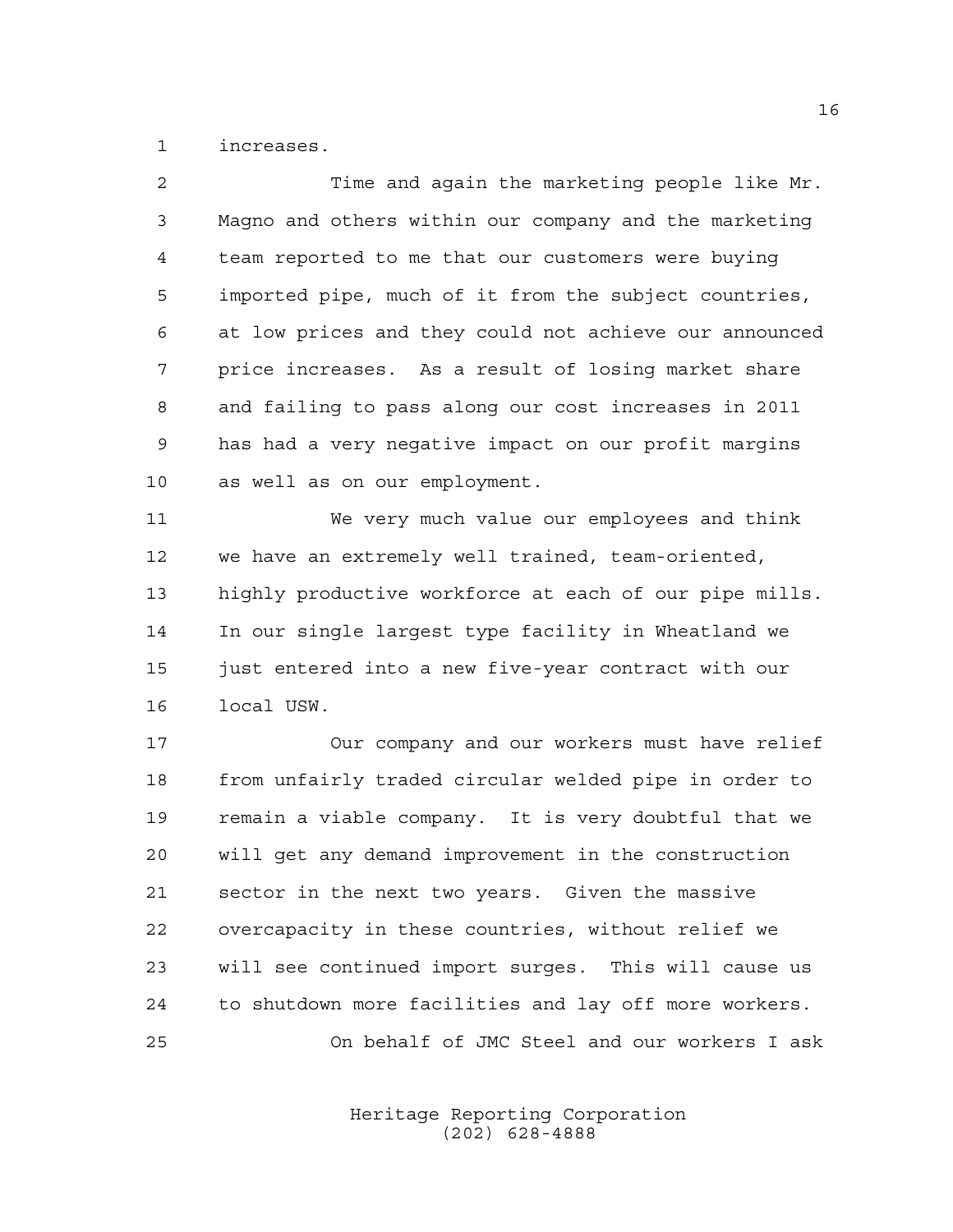increases.

Time and again the marketing people like Mr. Magno and others within our company and the marketing team reported to me that our customers were buying imported pipe, much of it from the subject countries, at low prices and they could not achieve our announced price increases. As a result of losing market share and failing to pass along our cost increases in 2011 has had a very negative impact on our profit margins as well as on our employment.

We very much value our employees and think we have an extremely well trained, team-oriented, highly productive workforce at each of our pipe mills. In our single largest type facility in Wheatland we just entered into a new five-year contract with our local USW.

Our company and our workers must have relief from unfairly traded circular welded pipe in order to remain a viable company. It is very doubtful that we will get any demand improvement in the construction sector in the next two years. Given the massive overcapacity in these countries, without relief we will see continued import surges. This will cause us to shutdown more facilities and lay off more workers.

On behalf of JMC Steel and our workers I ask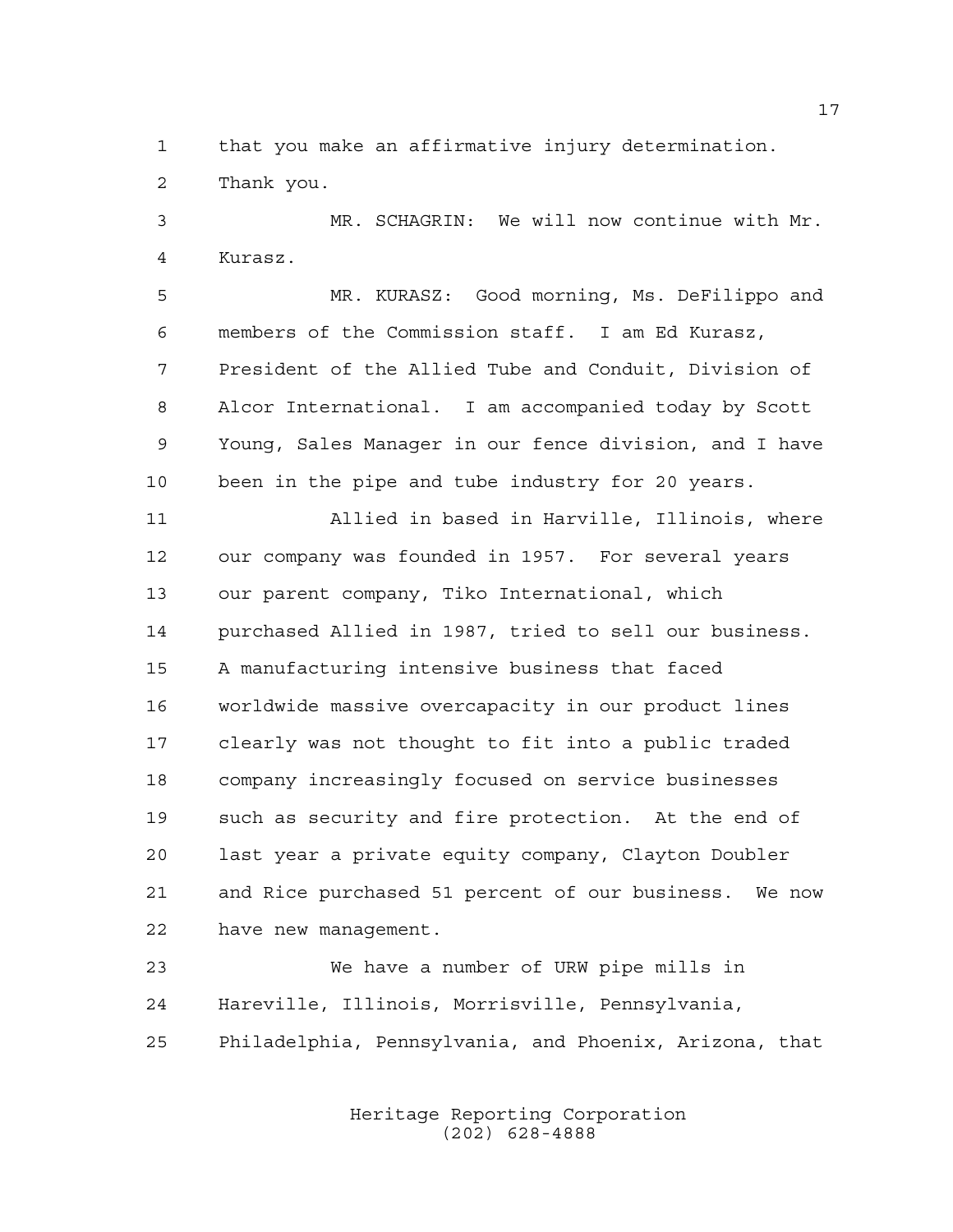that you make an affirmative injury determination. Thank you.

MR. SCHAGRIN: We will now continue with Mr. Kurasz.

MR. KURASZ: Good morning, Ms. DeFilippo and members of the Commission staff. I am Ed Kurasz, President of the Allied Tube and Conduit, Division of Alcor International. I am accompanied today by Scott Young, Sales Manager in our fence division, and I have been in the pipe and tube industry for 20 years.

Allied in based in Harville, Illinois, where our company was founded in 1957. For several years our parent company, Tiko International, which purchased Allied in 1987, tried to sell our business. A manufacturing intensive business that faced worldwide massive overcapacity in our product lines clearly was not thought to fit into a public traded company increasingly focused on service businesses such as security and fire protection. At the end of last year a private equity company, Clayton Doubler and Rice purchased 51 percent of our business. We now have new management.

We have a number of URW pipe mills in Hareville, Illinois, Morrisville, Pennsylvania, Philadelphia, Pennsylvania, and Phoenix, Arizona, that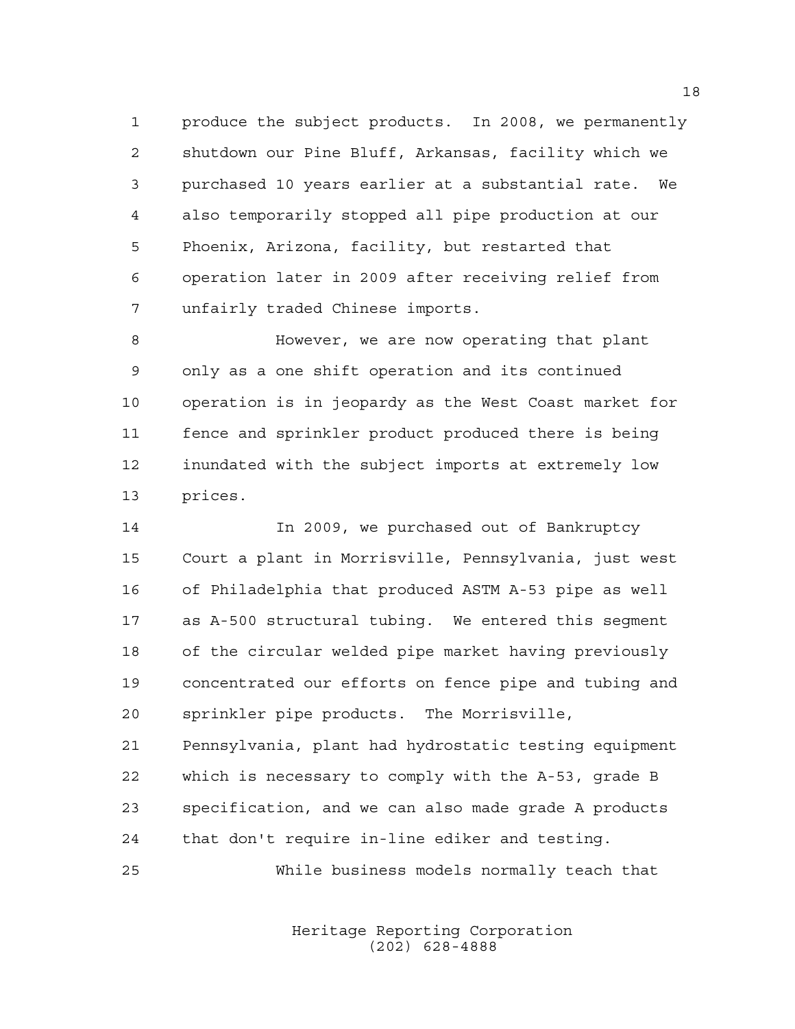produce the subject products. In 2008, we permanently shutdown our Pine Bluff, Arkansas, facility which we purchased 10 years earlier at a substantial rate. We also temporarily stopped all pipe production at our Phoenix, Arizona, facility, but restarted that operation later in 2009 after receiving relief from unfairly traded Chinese imports.

However, we are now operating that plant only as a one shift operation and its continued operation is in jeopardy as the West Coast market for fence and sprinkler product produced there is being inundated with the subject imports at extremely low prices.

In 2009, we purchased out of Bankruptcy Court a plant in Morrisville, Pennsylvania, just west of Philadelphia that produced ASTM A-53 pipe as well as A-500 structural tubing. We entered this segment of the circular welded pipe market having previously concentrated our efforts on fence pipe and tubing and sprinkler pipe products. The Morrisville, Pennsylvania, plant had hydrostatic testing equipment which is necessary to comply with the A-53, grade B specification, and we can also made grade A products that don't require in-line ediker and testing.

While business models normally teach that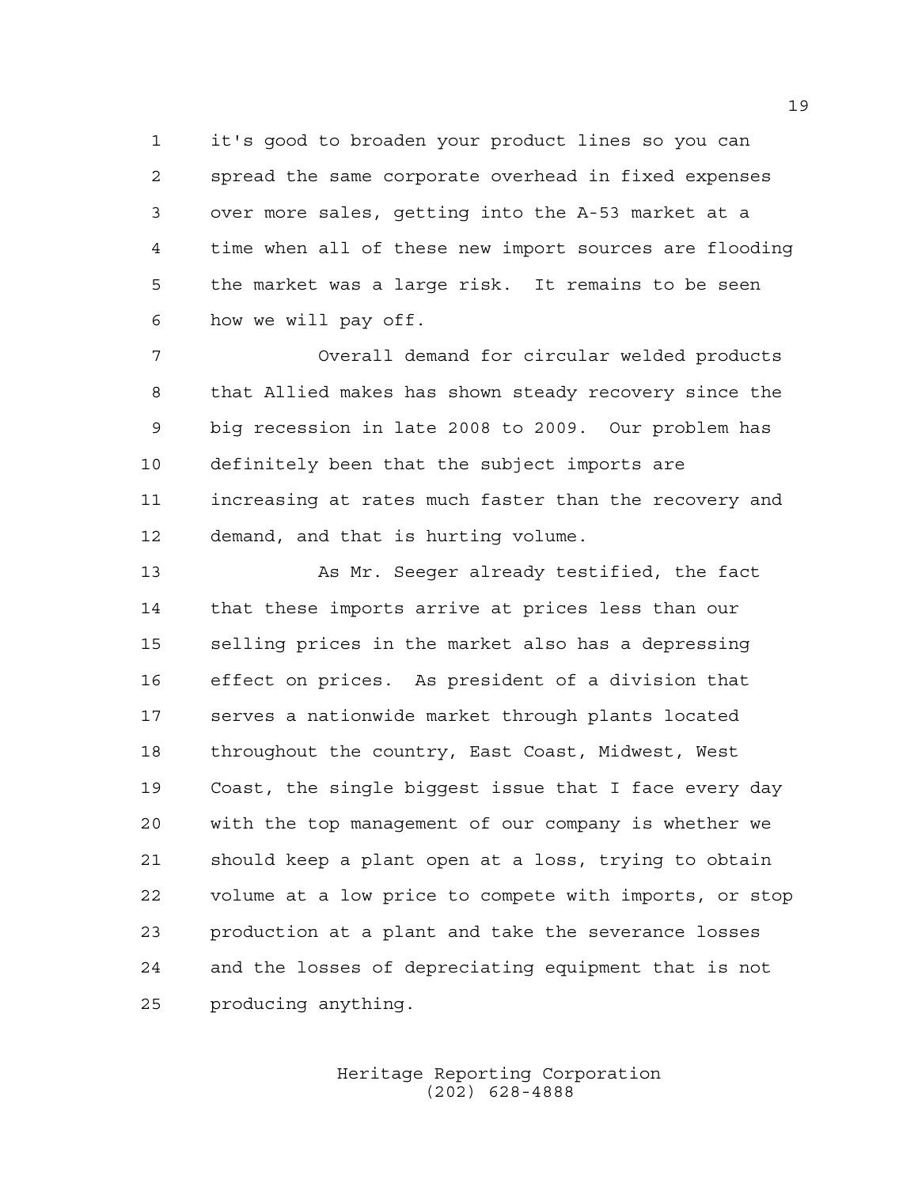it's good to broaden your product lines so you can spread the same corporate overhead in fixed expenses over more sales, getting into the A-53 market at a time when all of these new import sources are flooding the market was a large risk. It remains to be seen how we will pay off.

Overall demand for circular welded products that Allied makes has shown steady recovery since the big recession in late 2008 to 2009. Our problem has definitely been that the subject imports are increasing at rates much faster than the recovery and demand, and that is hurting volume.

As Mr. Seeger already testified, the fact that these imports arrive at prices less than our selling prices in the market also has a depressing effect on prices. As president of a division that serves a nationwide market through plants located throughout the country, East Coast, Midwest, West Coast, the single biggest issue that I face every day with the top management of our company is whether we should keep a plant open at a loss, trying to obtain volume at a low price to compete with imports, or stop production at a plant and take the severance losses and the losses of depreciating equipment that is not producing anything.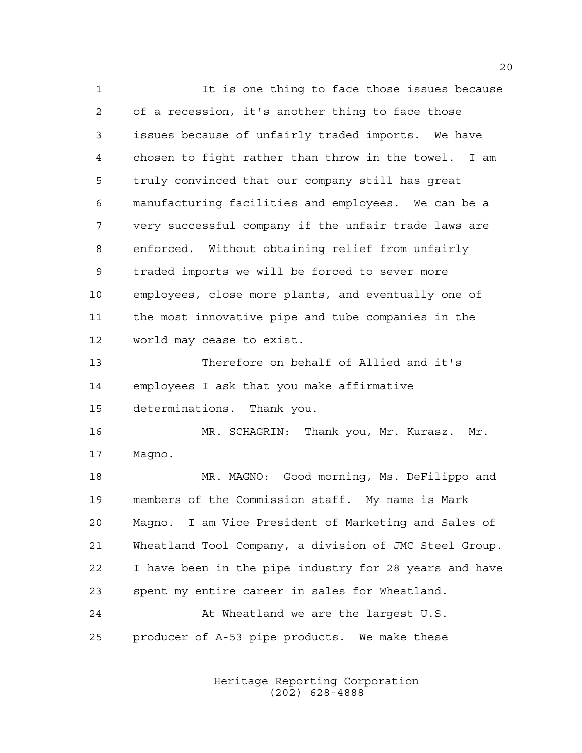It is one thing to face those issues because of a recession, it's another thing to face those issues because of unfairly traded imports. We have chosen to fight rather than throw in the towel. I am truly convinced that our company still has great manufacturing facilities and employees. We can be a very successful company if the unfair trade laws are enforced. Without obtaining relief from unfairly traded imports we will be forced to sever more employees, close more plants, and eventually one of the most innovative pipe and tube companies in the world may cease to exist.

Therefore on behalf of Allied and it's employees I ask that you make affirmative determinations. Thank you.

MR. SCHAGRIN: Thank you, Mr. Kurasz. Mr. Magno.

MR. MAGNO: Good morning, Ms. DeFilippo and members of the Commission staff. My name is Mark Magno. I am Vice President of Marketing and Sales of Wheatland Tool Company, a division of JMC Steel Group. I have been in the pipe industry for 28 years and have spent my entire career in sales for Wheatland.

At Wheatland we are the largest U.S. producer of A-53 pipe products. We make these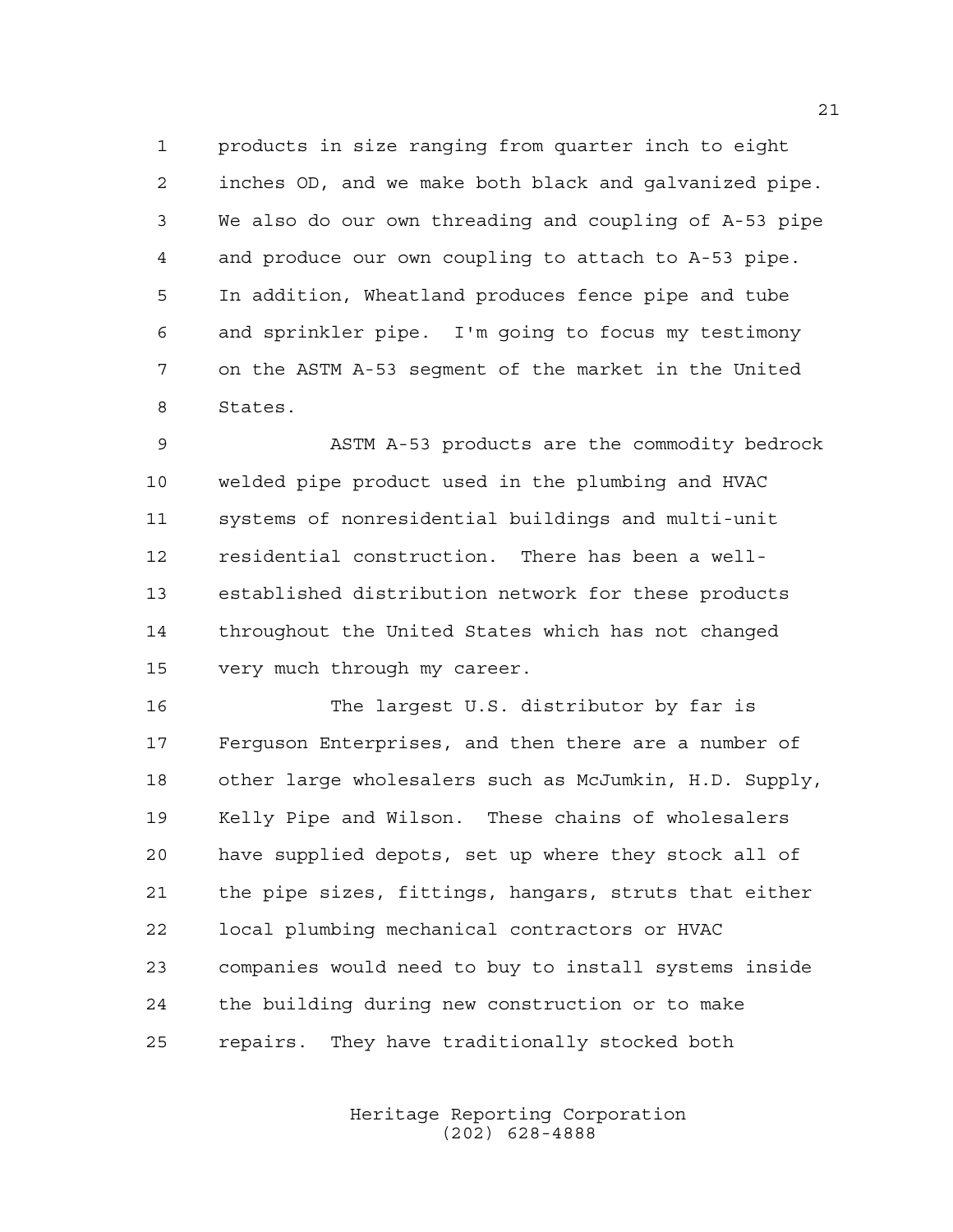products in size ranging from quarter inch to eight inches OD, and we make both black and galvanized pipe. We also do our own threading and coupling of A-53 pipe and produce our own coupling to attach to A-53 pipe. In addition, Wheatland produces fence pipe and tube and sprinkler pipe. I'm going to focus my testimony on the ASTM A-53 segment of the market in the United States.

ASTM A-53 products are the commodity bedrock welded pipe product used in the plumbing and HVAC systems of nonresidential buildings and multi-unit residential construction. There has been a well-established distribution network for these products throughout the United States which has not changed very much through my career.

The largest U.S. distributor by far is Ferguson Enterprises, and then there are a number of other large wholesalers such as McJumkin, H.D. Supply, Kelly Pipe and Wilson. These chains of wholesalers have supplied depots, set up where they stock all of the pipe sizes, fittings, hangars, struts that either local plumbing mechanical contractors or HVAC companies would need to buy to install systems inside the building during new construction or to make repairs. They have traditionally stocked both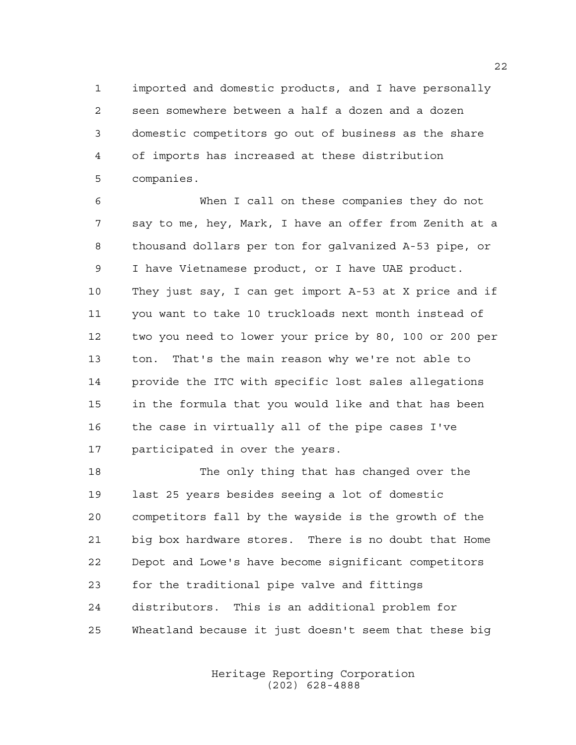imported and domestic products, and I have personally seen somewhere between a half a dozen and a dozen domestic competitors go out of business as the share of imports has increased at these distribution companies.

When I call on these companies they do not say to me, hey, Mark, I have an offer from Zenith at a thousand dollars per ton for galvanized A-53 pipe, or I have Vietnamese product, or I have UAE product. They just say, I can get import A-53 at X price and if you want to take 10 truckloads next month instead of two you need to lower your price by 80, 100 or 200 per ton. That's the main reason why we're not able to provide the ITC with specific lost sales allegations in the formula that you would like and that has been the case in virtually all of the pipe cases I've participated in over the years.

The only thing that has changed over the last 25 years besides seeing a lot of domestic competitors fall by the wayside is the growth of the big box hardware stores. There is no doubt that Home Depot and Lowe's have become significant competitors for the traditional pipe valve and fittings distributors. This is an additional problem for Wheatland because it just doesn't seem that these big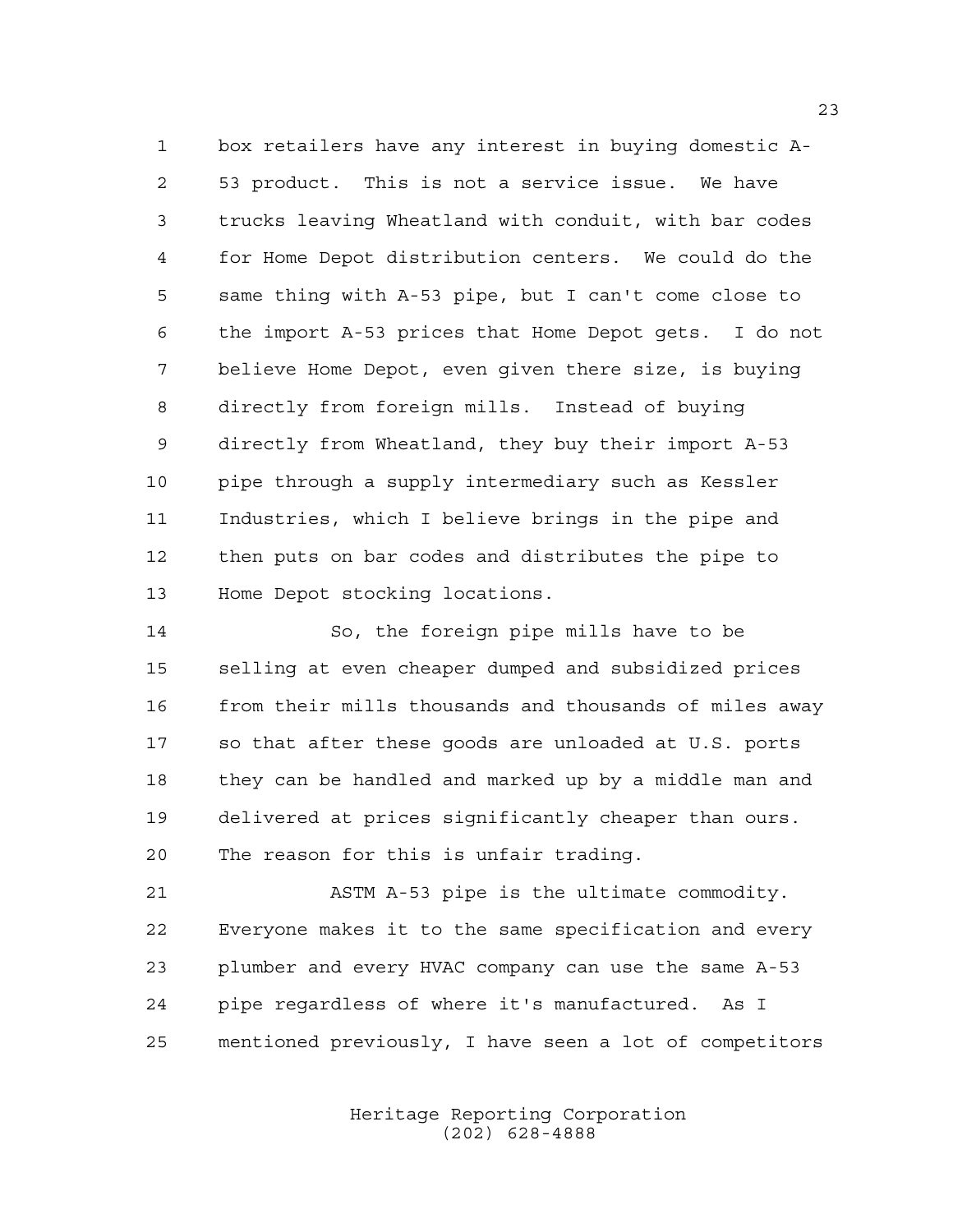box retailers have any interest in buying domestic A-53 product. This is not a service issue. We have trucks leaving Wheatland with conduit, with bar codes for Home Depot distribution centers. We could do the same thing with A-53 pipe, but I can't come close to the import A-53 prices that Home Depot gets. I do not believe Home Depot, even given there size, is buying directly from foreign mills. Instead of buying directly from Wheatland, they buy their import A-53 pipe through a supply intermediary such as Kessler Industries, which I believe brings in the pipe and then puts on bar codes and distributes the pipe to Home Depot stocking locations.

So, the foreign pipe mills have to be selling at even cheaper dumped and subsidized prices from their mills thousands and thousands of miles away so that after these goods are unloaded at U.S. ports they can be handled and marked up by a middle man and delivered at prices significantly cheaper than ours. The reason for this is unfair trading.

ASTM A-53 pipe is the ultimate commodity. Everyone makes it to the same specification and every plumber and every HVAC company can use the same A-53 pipe regardless of where it's manufactured. As I mentioned previously, I have seen a lot of competitors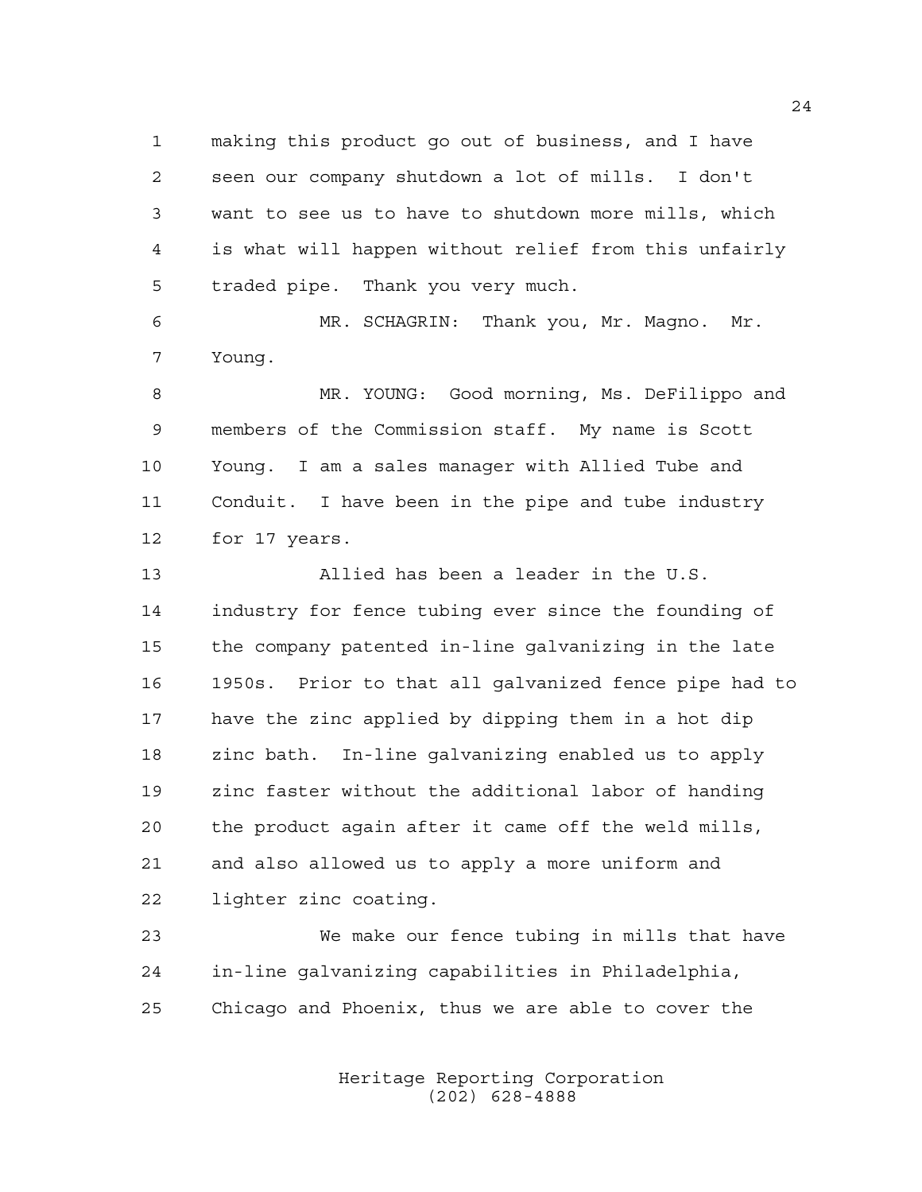making this product go out of business, and I have seen our company shutdown a lot of mills. I don't want to see us to have to shutdown more mills, which is what will happen without relief from this unfairly traded pipe. Thank you very much.

MR. SCHAGRIN: Thank you, Mr. Magno. Mr. Young.

MR. YOUNG: Good morning, Ms. DeFilippo and members of the Commission staff. My name is Scott Young. I am a sales manager with Allied Tube and Conduit. I have been in the pipe and tube industry for 17 years.

Allied has been a leader in the U.S. industry for fence tubing ever since the founding of the company patented in-line galvanizing in the late 1950s. Prior to that all galvanized fence pipe had to have the zinc applied by dipping them in a hot dip zinc bath. In-line galvanizing enabled us to apply zinc faster without the additional labor of handing the product again after it came off the weld mills, and also allowed us to apply a more uniform and lighter zinc coating.

We make our fence tubing in mills that have in-line galvanizing capabilities in Philadelphia, Chicago and Phoenix, thus we are able to cover the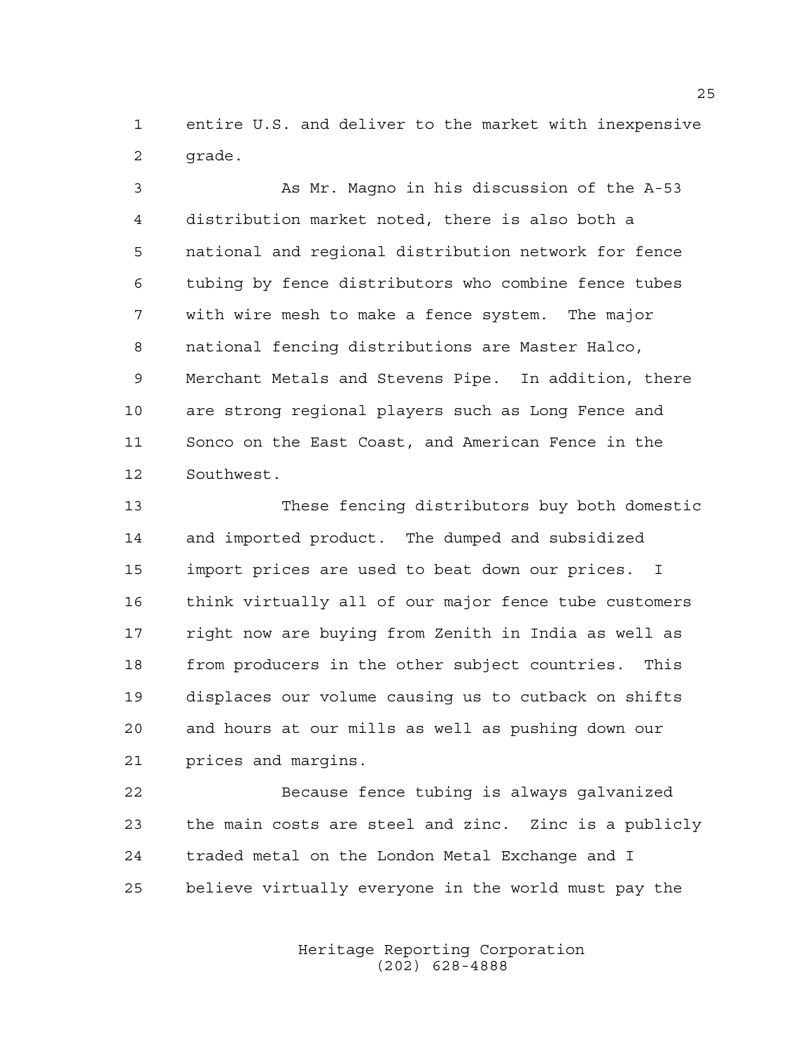entire U.S. and deliver to the market with inexpensive grade.

As Mr. Magno in his discussion of the A-53 distribution market noted, there is also both a national and regional distribution network for fence tubing by fence distributors who combine fence tubes with wire mesh to make a fence system. The major national fencing distributions are Master Halco, Merchant Metals and Stevens Pipe. In addition, there are strong regional players such as Long Fence and Sonco on the East Coast, and American Fence in the Southwest.

These fencing distributors buy both domestic and imported product. The dumped and subsidized import prices are used to beat down our prices. I think virtually all of our major fence tube customers right now are buying from Zenith in India as well as from producers in the other subject countries. This displaces our volume causing us to cutback on shifts and hours at our mills as well as pushing down our prices and margins.

Because fence tubing is always galvanized the main costs are steel and zinc. Zinc is a publicly traded metal on the London Metal Exchange and I believe virtually everyone in the world must pay the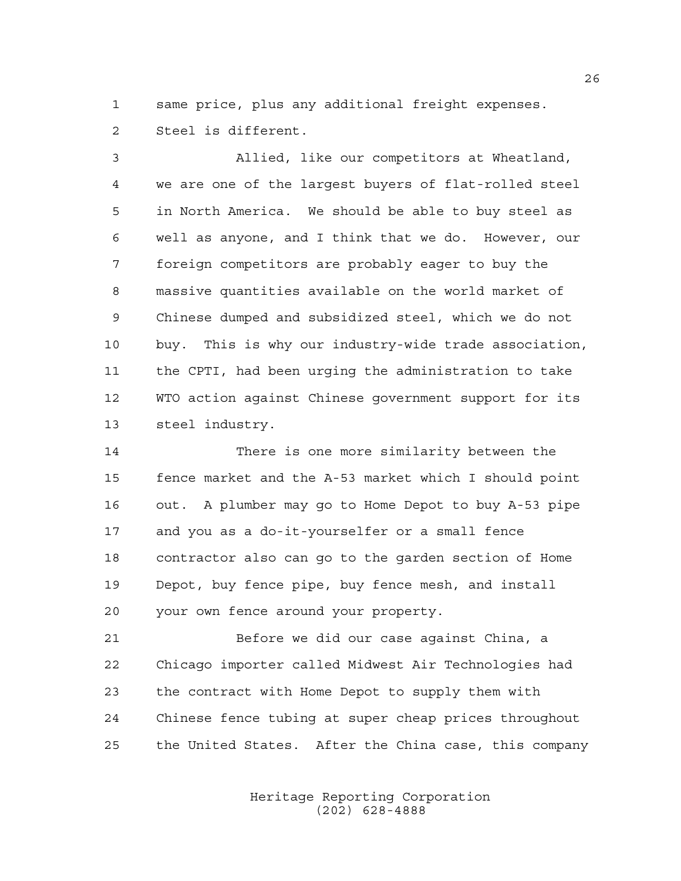same price, plus any additional freight expenses. Steel is different.

Allied, like our competitors at Wheatland, we are one of the largest buyers of flat-rolled steel in North America. We should be able to buy steel as well as anyone, and I think that we do. However, our foreign competitors are probably eager to buy the massive quantities available on the world market of Chinese dumped and subsidized steel, which we do not buy. This is why our industry-wide trade association, the CPTI, had been urging the administration to take WTO action against Chinese government support for its steel industry.

There is one more similarity between the fence market and the A-53 market which I should point out. A plumber may go to Home Depot to buy A-53 pipe and you as a do-it-yourselfer or a small fence contractor also can go to the garden section of Home Depot, buy fence pipe, buy fence mesh, and install your own fence around your property.

Before we did our case against China, a Chicago importer called Midwest Air Technologies had the contract with Home Depot to supply them with Chinese fence tubing at super cheap prices throughout the United States. After the China case, this company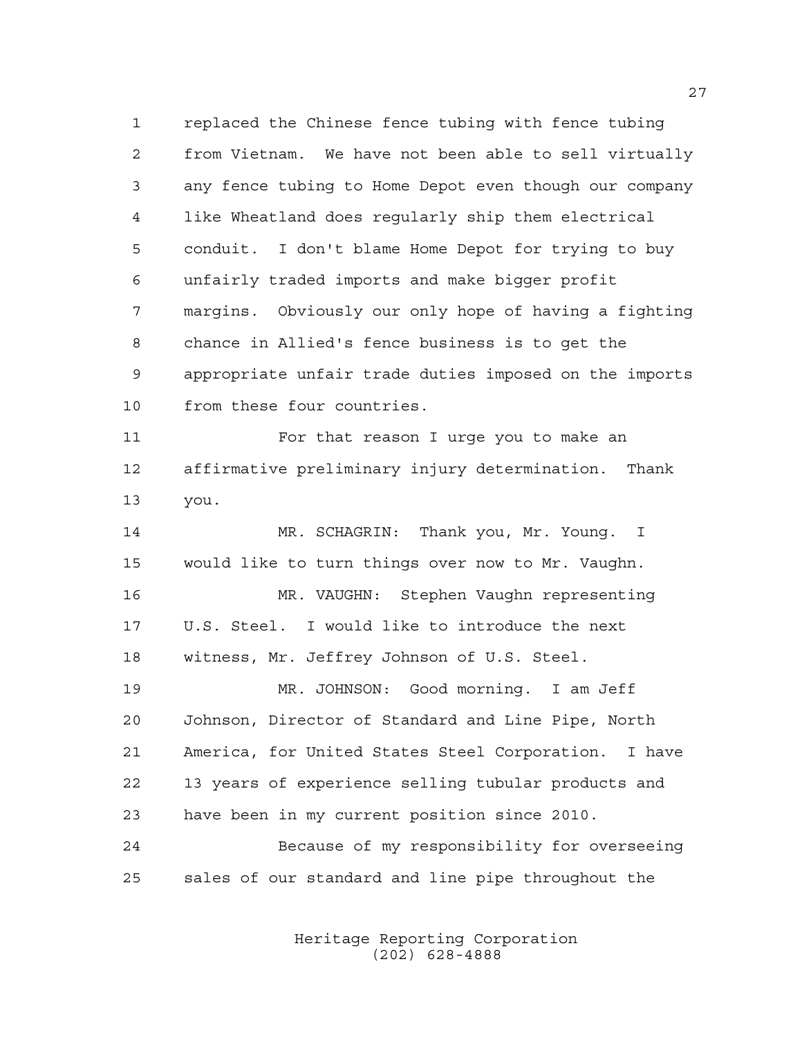replaced the Chinese fence tubing with fence tubing from Vietnam. We have not been able to sell virtually any fence tubing to Home Depot even though our company like Wheatland does regularly ship them electrical conduit. I don't blame Home Depot for trying to buy unfairly traded imports and make bigger profit margins. Obviously our only hope of having a fighting chance in Allied's fence business is to get the appropriate unfair trade duties imposed on the imports from these four countries.

For that reason I urge you to make an affirmative preliminary injury determination. Thank you.

MR. SCHAGRIN: Thank you, Mr. Young. I would like to turn things over now to Mr. Vaughn.

MR. VAUGHN: Stephen Vaughn representing U.S. Steel. I would like to introduce the next witness, Mr. Jeffrey Johnson of U.S. Steel.

MR. JOHNSON: Good morning. I am Jeff Johnson, Director of Standard and Line Pipe, North America, for United States Steel Corporation. I have 13 years of experience selling tubular products and have been in my current position since 2010.

Because of my responsibility for overseeing sales of our standard and line pipe throughout the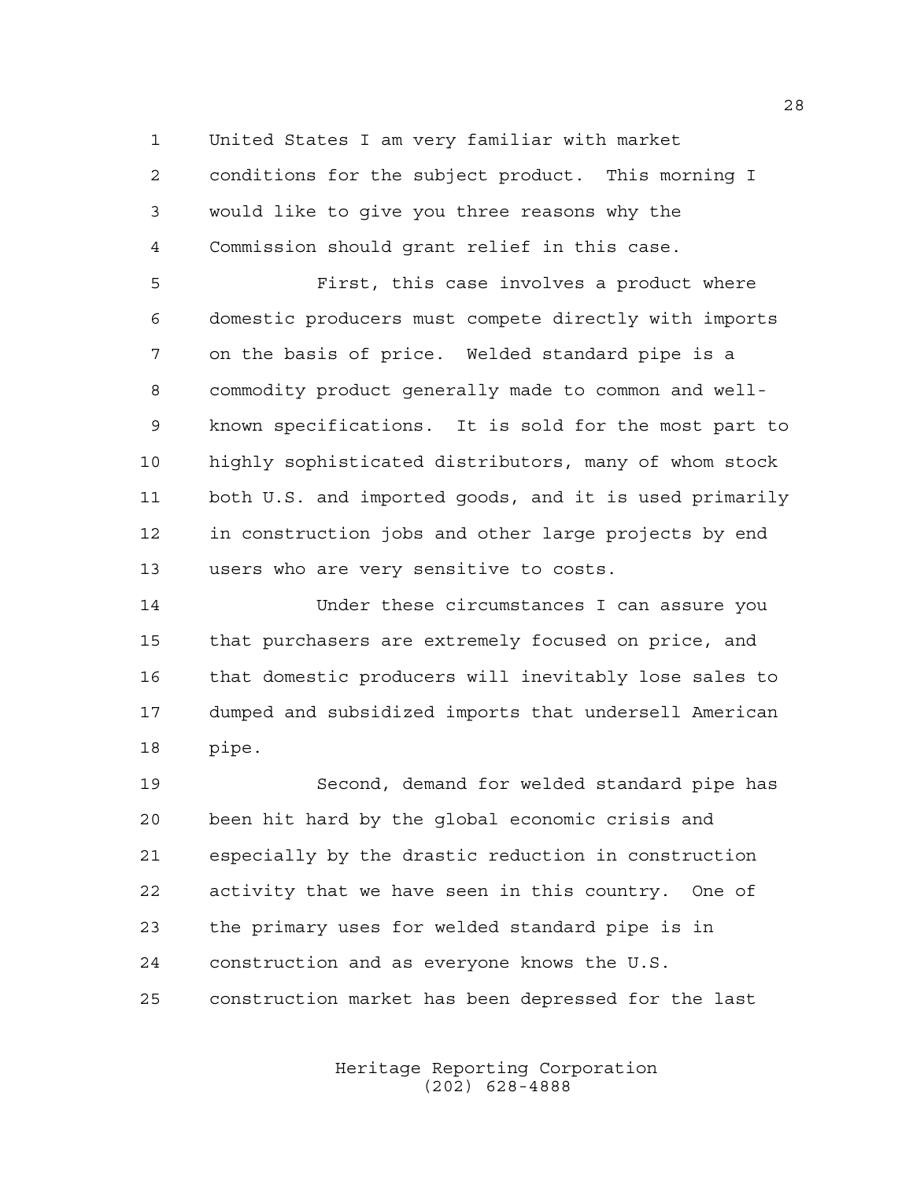United States I am very familiar with market conditions for the subject product. This morning I would like to give you three reasons why the Commission should grant relief in this case.

First, this case involves a product where domestic producers must compete directly with imports on the basis of price. Welded standard pipe is a commodity product generally made to common and well-known specifications. It is sold for the most part to highly sophisticated distributors, many of whom stock both U.S. and imported goods, and it is used primarily in construction jobs and other large projects by end users who are very sensitive to costs.

Under these circumstances I can assure you that purchasers are extremely focused on price, and that domestic producers will inevitably lose sales to dumped and subsidized imports that undersell American pipe.

Second, demand for welded standard pipe has been hit hard by the global economic crisis and especially by the drastic reduction in construction activity that we have seen in this country. One of the primary uses for welded standard pipe is in construction and as everyone knows the U.S. construction market has been depressed for the last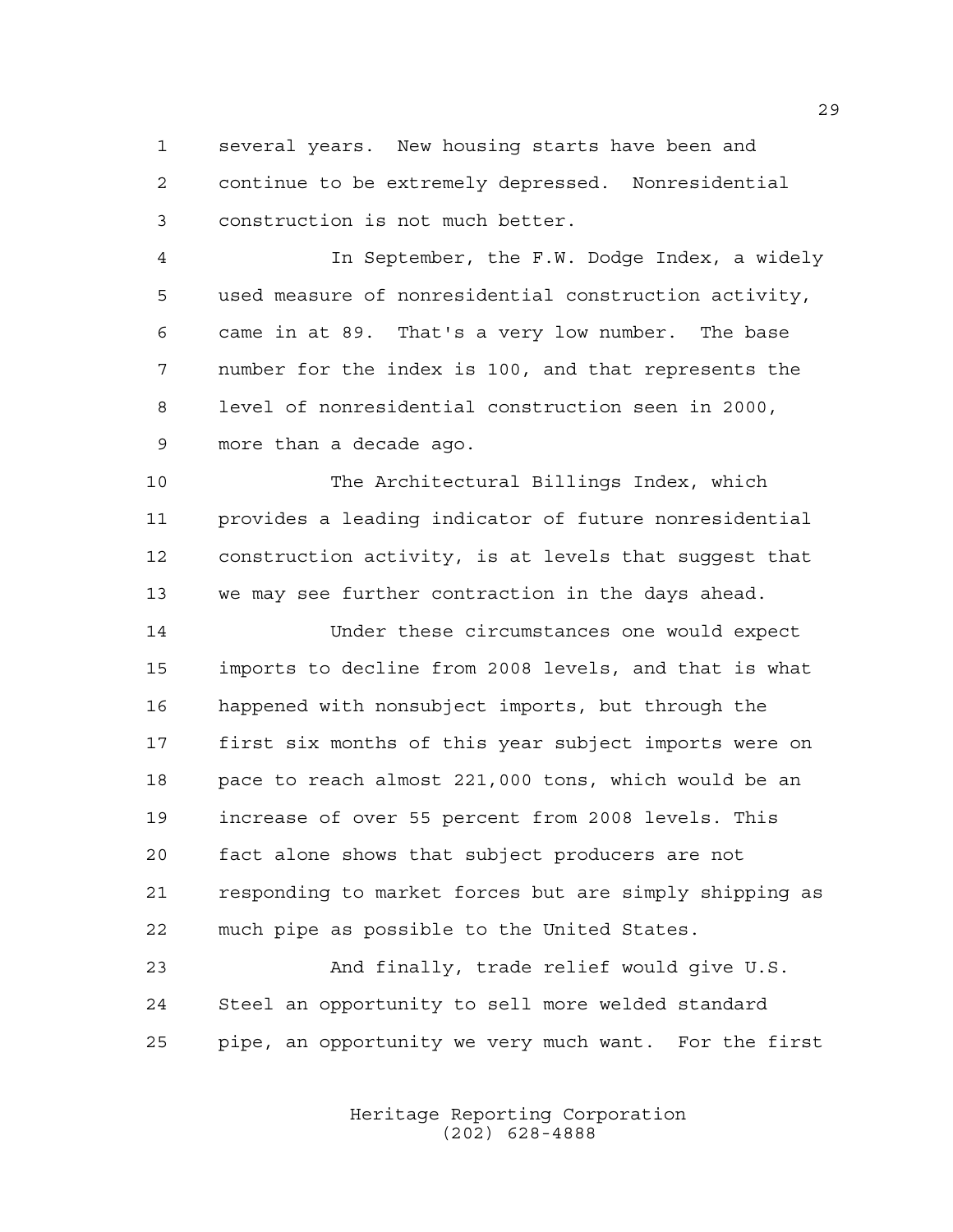several years. New housing starts have been and continue to be extremely depressed. Nonresidential construction is not much better.

In September, the F.W. Dodge Index, a widely used measure of nonresidential construction activity, came in at 89. That's a very low number. The base number for the index is 100, and that represents the level of nonresidential construction seen in 2000, more than a decade ago.

The Architectural Billings Index, which provides a leading indicator of future nonresidential construction activity, is at levels that suggest that we may see further contraction in the days ahead.

Under these circumstances one would expect imports to decline from 2008 levels, and that is what happened with nonsubject imports, but through the first six months of this year subject imports were on pace to reach almost 221,000 tons, which would be an increase of over 55 percent from 2008 levels. This fact alone shows that subject producers are not responding to market forces but are simply shipping as much pipe as possible to the United States.

And finally, trade relief would give U.S. Steel an opportunity to sell more welded standard pipe, an opportunity we very much want. For the first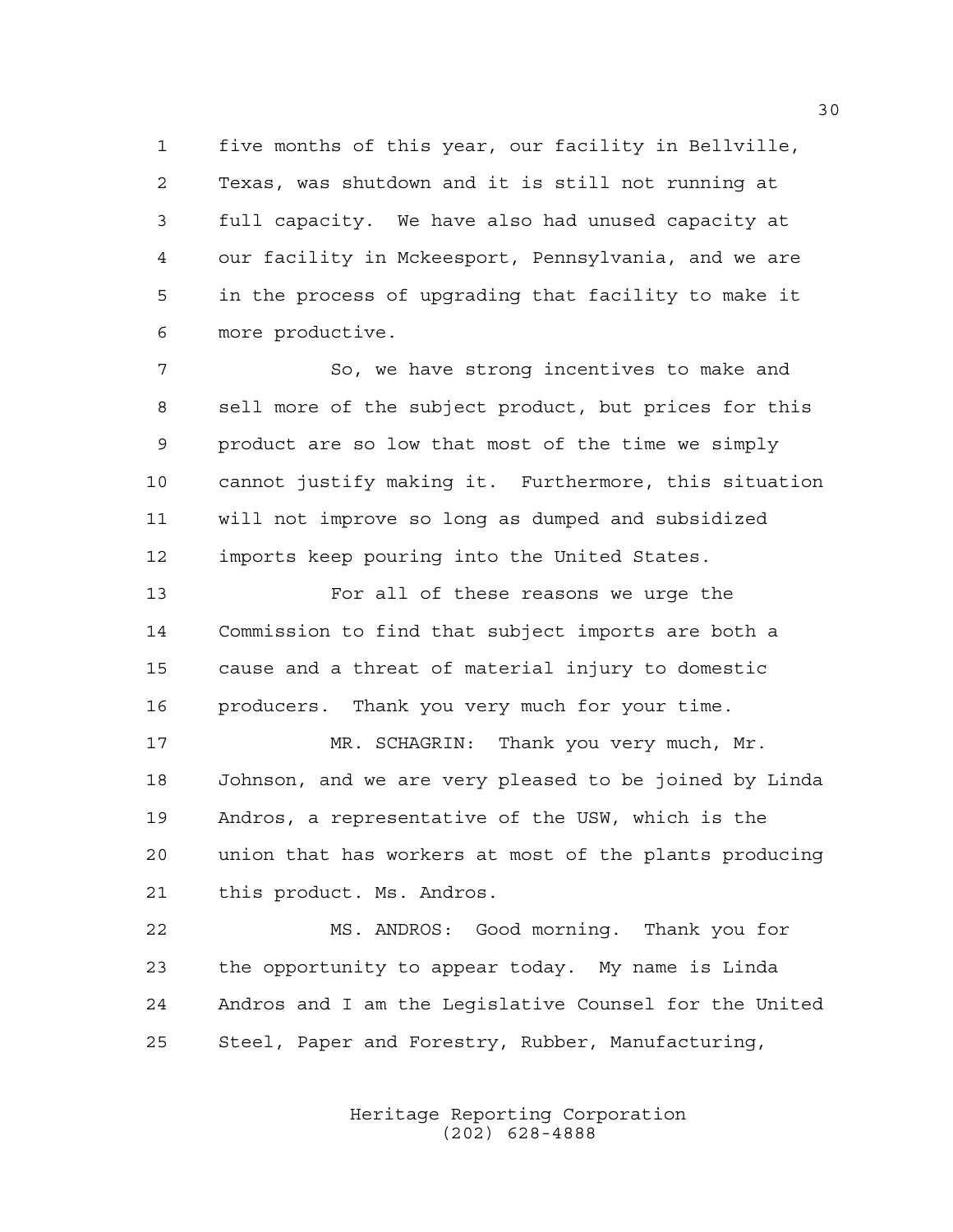five months of this year, our facility in Bellville, Texas, was shutdown and it is still not running at full capacity. We have also had unused capacity at our facility in Mckeesport, Pennsylvania, and we are in the process of upgrading that facility to make it more productive.

So, we have strong incentives to make and sell more of the subject product, but prices for this product are so low that most of the time we simply cannot justify making it. Furthermore, this situation will not improve so long as dumped and subsidized imports keep pouring into the United States.

For all of these reasons we urge the Commission to find that subject imports are both a cause and a threat of material injury to domestic producers. Thank you very much for your time.

MR. SCHAGRIN: Thank you very much, Mr. Johnson, and we are very pleased to be joined by Linda Andros, a representative of the USW, which is the union that has workers at most of the plants producing this product. Ms. Andros.

MS. ANDROS: Good morning. Thank you for the opportunity to appear today. My name is Linda Andros and I am the Legislative Counsel for the United Steel, Paper and Forestry, Rubber, Manufacturing,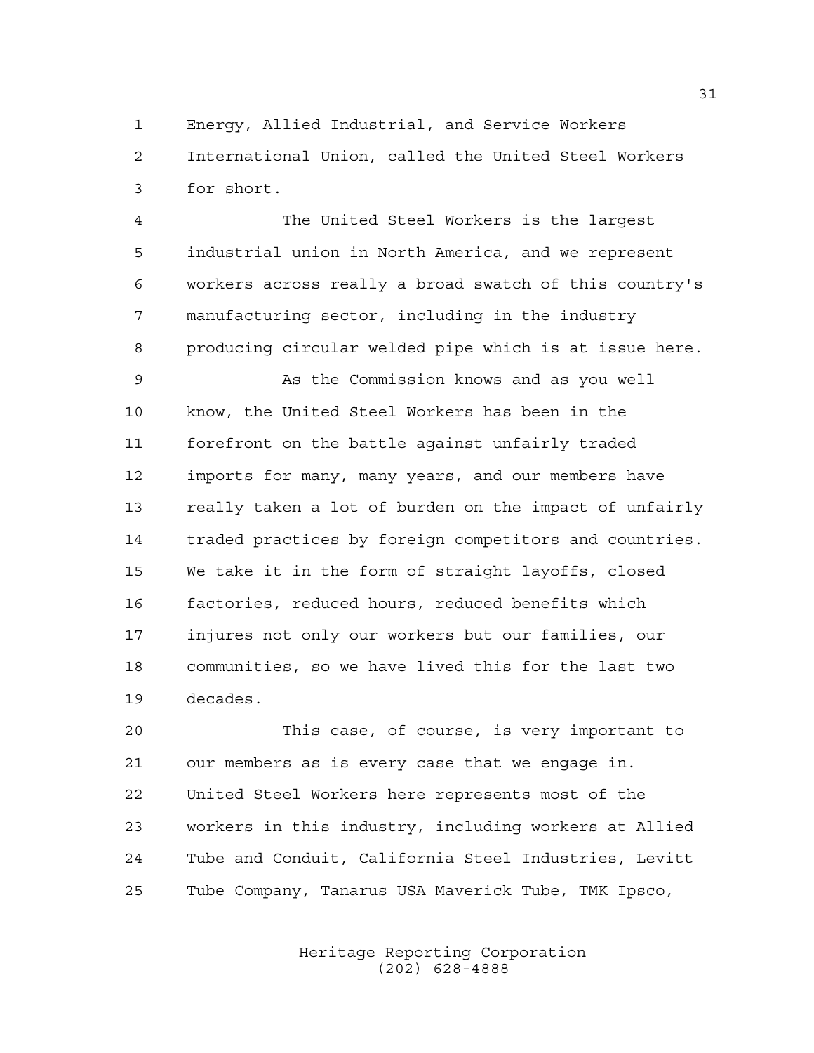Energy, Allied Industrial, and Service Workers International Union, called the United Steel Workers for short.

The United Steel Workers is the largest industrial union in North America, and we represent workers across really a broad swatch of this country's manufacturing sector, including in the industry producing circular welded pipe which is at issue here.

As the Commission knows and as you well know, the United Steel Workers has been in the forefront on the battle against unfairly traded imports for many, many years, and our members have really taken a lot of burden on the impact of unfairly traded practices by foreign competitors and countries. We take it in the form of straight layoffs, closed factories, reduced hours, reduced benefits which injures not only our workers but our families, our communities, so we have lived this for the last two decades.

This case, of course, is very important to our members as is every case that we engage in. United Steel Workers here represents most of the workers in this industry, including workers at Allied Tube and Conduit, California Steel Industries, Levitt Tube Company, Tanarus USA Maverick Tube, TMK Ipsco,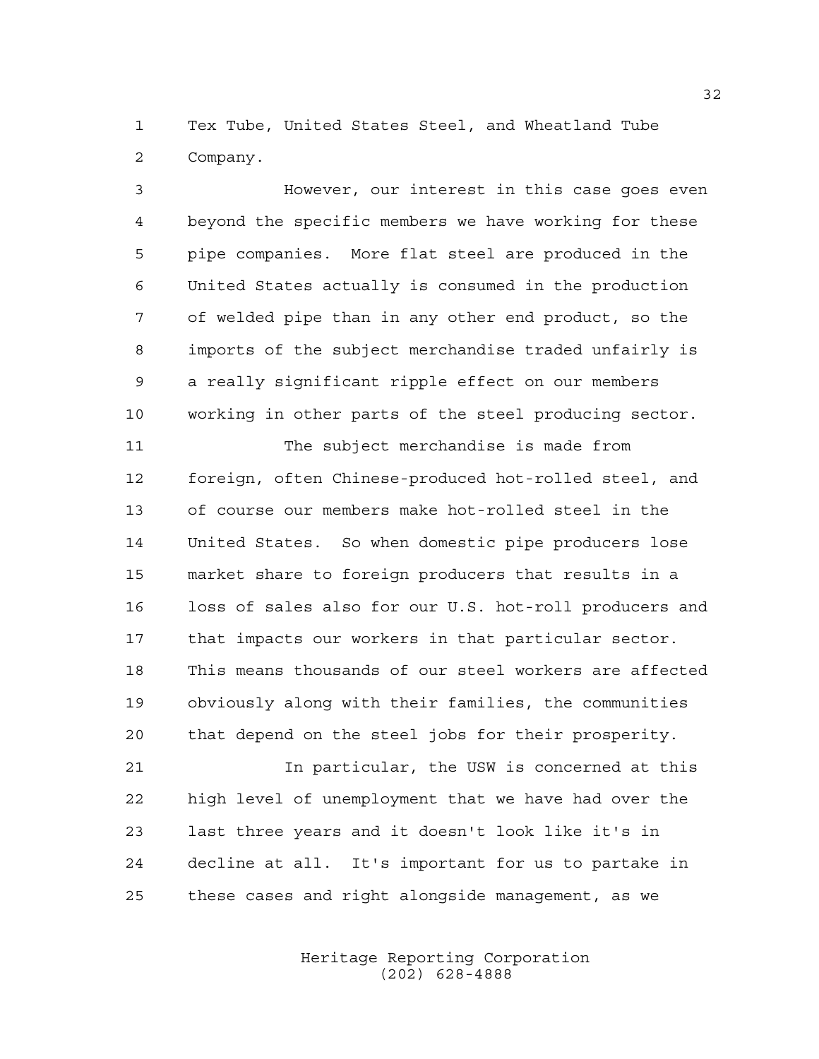Tex Tube, United States Steel, and Wheatland Tube Company.

However, our interest in this case goes even beyond the specific members we have working for these pipe companies. More flat steel are produced in the United States actually is consumed in the production of welded pipe than in any other end product, so the imports of the subject merchandise traded unfairly is a really significant ripple effect on our members working in other parts of the steel producing sector.

The subject merchandise is made from foreign, often Chinese-produced hot-rolled steel, and of course our members make hot-rolled steel in the United States. So when domestic pipe producers lose market share to foreign producers that results in a loss of sales also for our U.S. hot-roll producers and that impacts our workers in that particular sector. This means thousands of our steel workers are affected obviously along with their families, the communities that depend on the steel jobs for their prosperity.

In particular, the USW is concerned at this high level of unemployment that we have had over the last three years and it doesn't look like it's in decline at all. It's important for us to partake in these cases and right alongside management, as we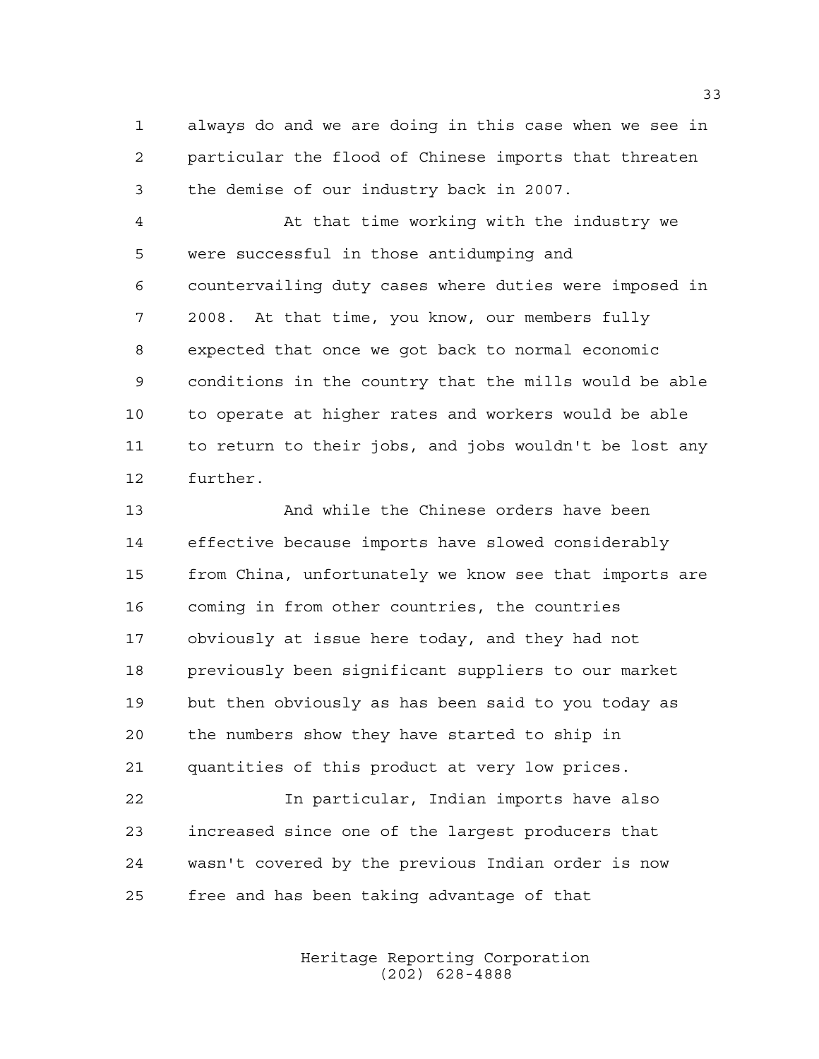always do and we are doing in this case when we see in particular the flood of Chinese imports that threaten the demise of our industry back in 2007.

At that time working with the industry we were successful in those antidumping and countervailing duty cases where duties were imposed in 2008. At that time, you know, our members fully expected that once we got back to normal economic conditions in the country that the mills would be able to operate at higher rates and workers would be able to return to their jobs, and jobs wouldn't be lost any further.

And while the Chinese orders have been effective because imports have slowed considerably from China, unfortunately we know see that imports are coming in from other countries, the countries obviously at issue here today, and they had not previously been significant suppliers to our market but then obviously as has been said to you today as the numbers show they have started to ship in quantities of this product at very low prices.

In particular, Indian imports have also increased since one of the largest producers that wasn't covered by the previous Indian order is now free and has been taking advantage of that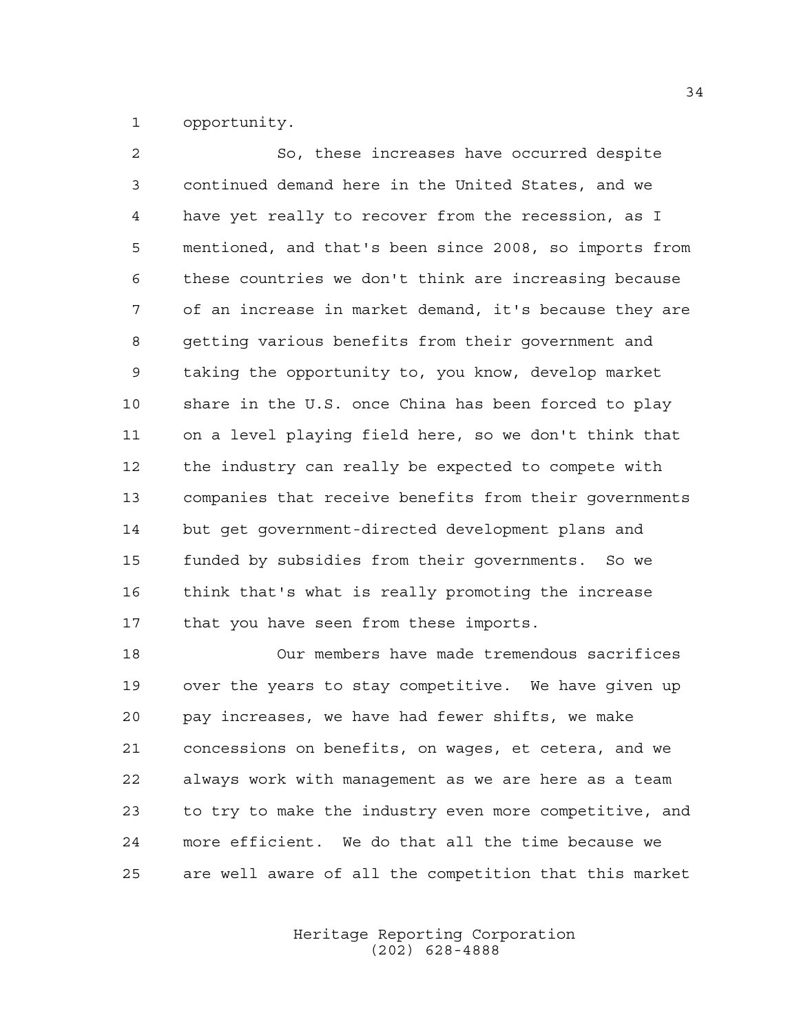opportunity.

So, these increases have occurred despite continued demand here in the United States, and we have yet really to recover from the recession, as I mentioned, and that's been since 2008, so imports from these countries we don't think are increasing because of an increase in market demand, it's because they are getting various benefits from their government and taking the opportunity to, you know, develop market share in the U.S. once China has been forced to play on a level playing field here, so we don't think that the industry can really be expected to compete with companies that receive benefits from their governments but get government-directed development plans and funded by subsidies from their governments. So we think that's what is really promoting the increase that you have seen from these imports.

Our members have made tremendous sacrifices over the years to stay competitive. We have given up pay increases, we have had fewer shifts, we make concessions on benefits, on wages, et cetera, and we always work with management as we are here as a team to try to make the industry even more competitive, and more efficient. We do that all the time because we are well aware of all the competition that this market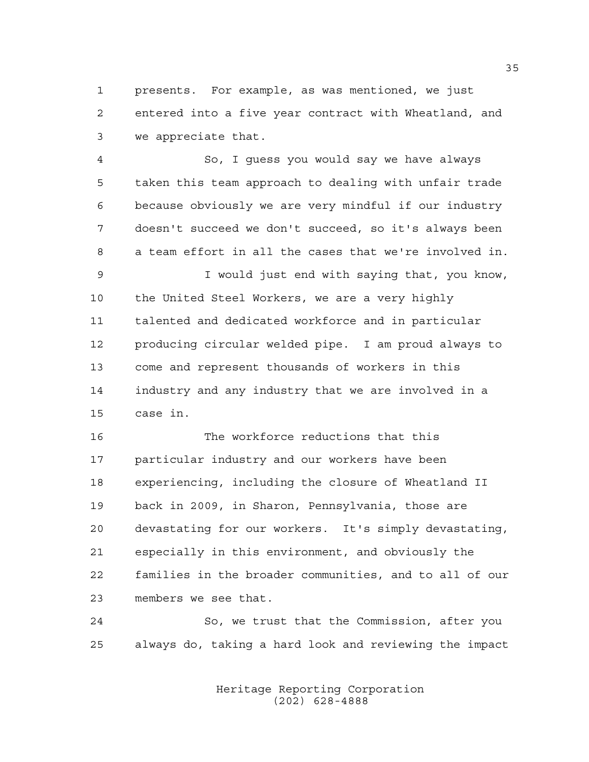presents. For example, as was mentioned, we just entered into a five year contract with Wheatland, and we appreciate that.

So, I guess you would say we have always taken this team approach to dealing with unfair trade because obviously we are very mindful if our industry doesn't succeed we don't succeed, so it's always been a team effort in all the cases that we're involved in.

I would just end with saying that, you know, the United Steel Workers, we are a very highly talented and dedicated workforce and in particular producing circular welded pipe. I am proud always to come and represent thousands of workers in this industry and any industry that we are involved in a case in.

The workforce reductions that this particular industry and our workers have been experiencing, including the closure of Wheatland II back in 2009, in Sharon, Pennsylvania, those are devastating for our workers. It's simply devastating, especially in this environment, and obviously the families in the broader communities, and to all of our members we see that.

So, we trust that the Commission, after you always do, taking a hard look and reviewing the impact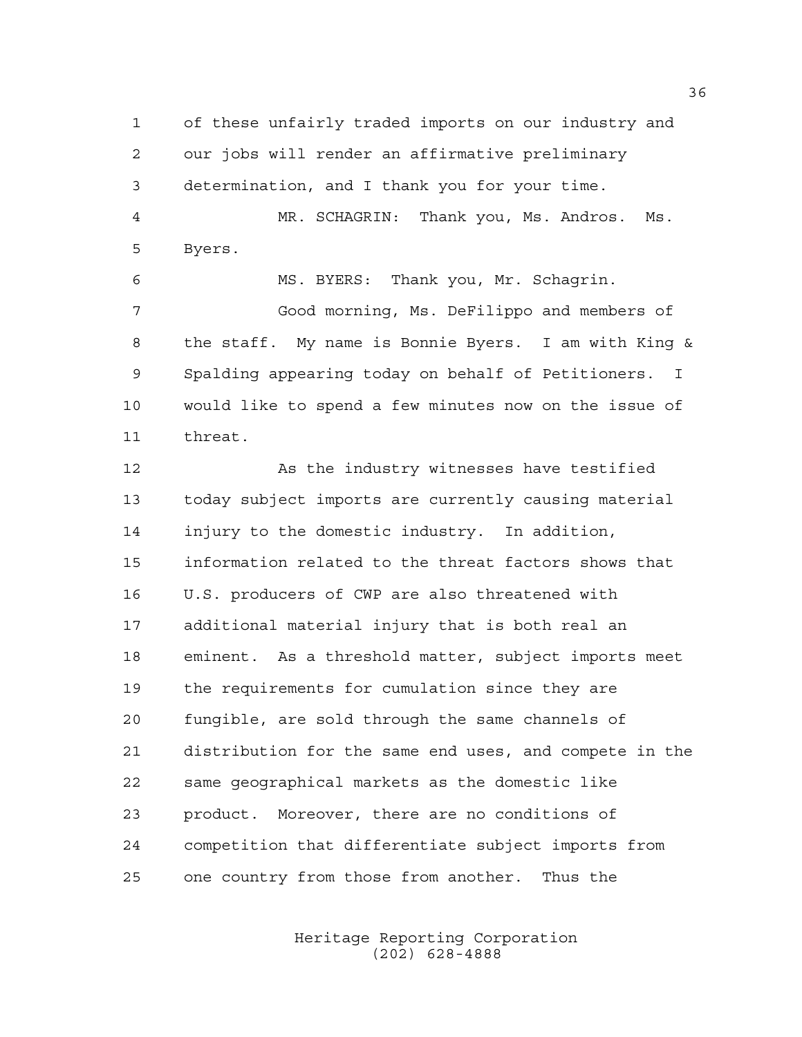of these unfairly traded imports on our industry and our jobs will render an affirmative preliminary determination, and I thank you for your time.

MR. SCHAGRIN: Thank you, Ms. Andros. Ms. Byers.

MS. BYERS: Thank you, Mr. Schagrin.

Good morning, Ms. DeFilippo and members of the staff. My name is Bonnie Byers. I am with King & Spalding appearing today on behalf of Petitioners. I would like to spend a few minutes now on the issue of threat.

As the industry witnesses have testified today subject imports are currently causing material injury to the domestic industry. In addition, information related to the threat factors shows that U.S. producers of CWP are also threatened with additional material injury that is both real an eminent. As a threshold matter, subject imports meet the requirements for cumulation since they are fungible, are sold through the same channels of distribution for the same end uses, and compete in the same geographical markets as the domestic like product. Moreover, there are no conditions of competition that differentiate subject imports from one country from those from another. Thus the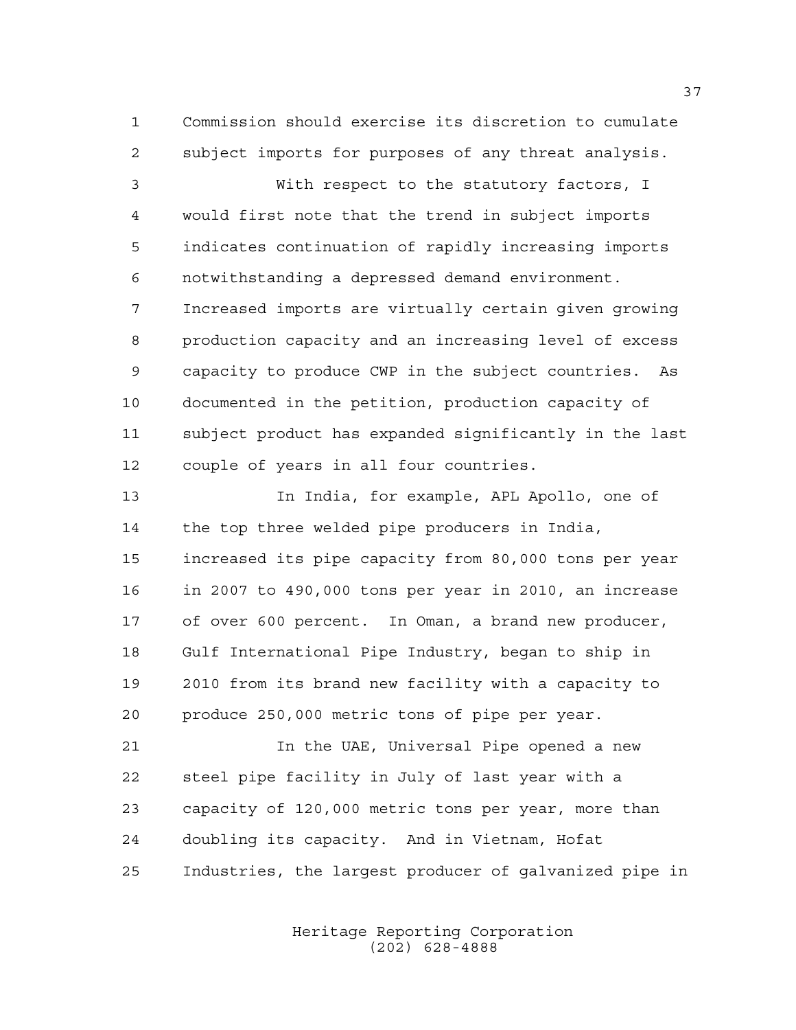Commission should exercise its discretion to cumulate subject imports for purposes of any threat analysis.

With respect to the statutory factors, I would first note that the trend in subject imports indicates continuation of rapidly increasing imports notwithstanding a depressed demand environment. Increased imports are virtually certain given growing production capacity and an increasing level of excess capacity to produce CWP in the subject countries. As documented in the petition, production capacity of subject product has expanded significantly in the last couple of years in all four countries.

In India, for example, APL Apollo, one of the top three welded pipe producers in India, increased its pipe capacity from 80,000 tons per year in 2007 to 490,000 tons per year in 2010, an increase of over 600 percent. In Oman, a brand new producer, Gulf International Pipe Industry, began to ship in 2010 from its brand new facility with a capacity to produce 250,000 metric tons of pipe per year.

In the UAE, Universal Pipe opened a new steel pipe facility in July of last year with a capacity of 120,000 metric tons per year, more than doubling its capacity. And in Vietnam, Hofat Industries, the largest producer of galvanized pipe in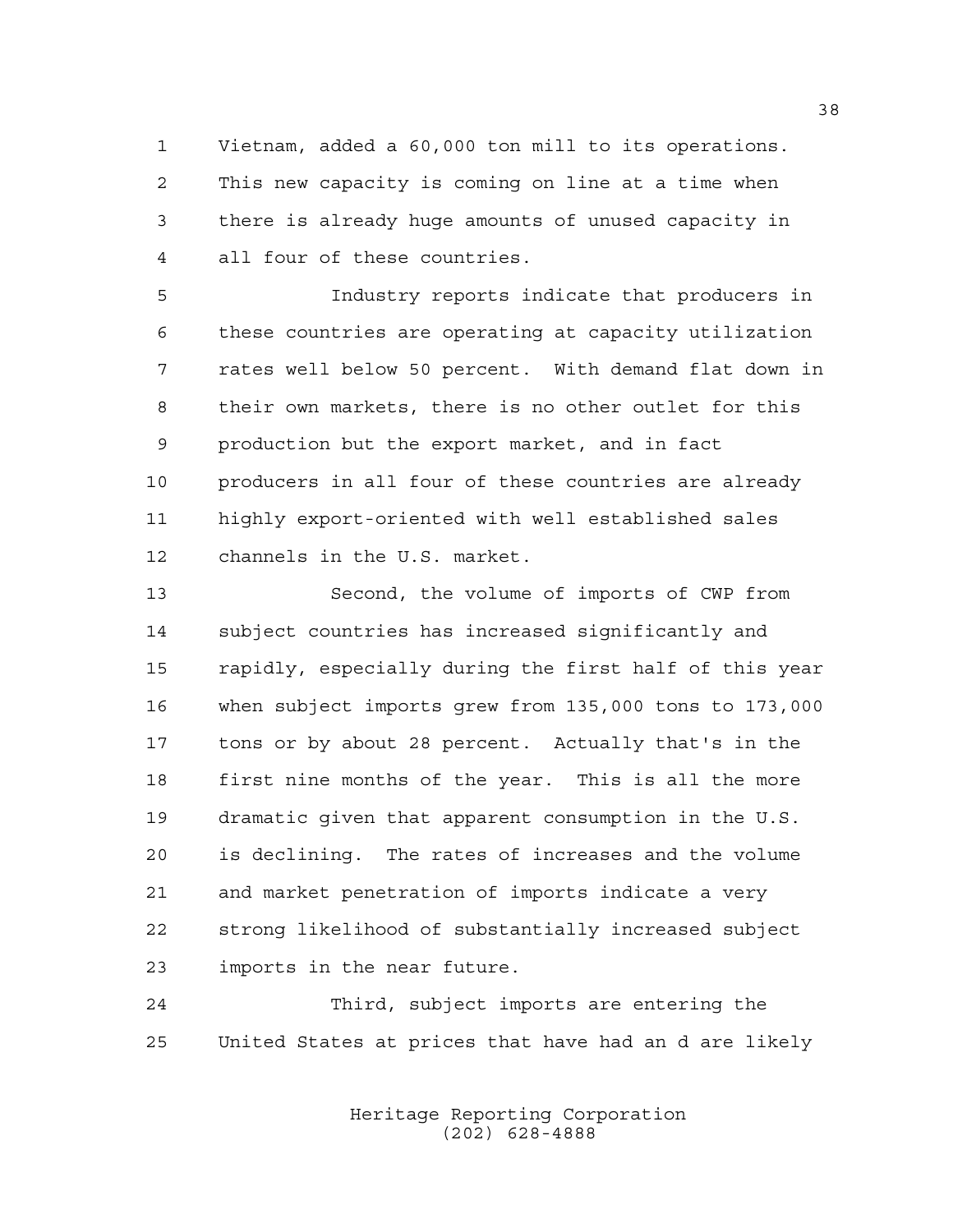Vietnam, added a 60,000 ton mill to its operations. This new capacity is coming on line at a time when there is already huge amounts of unused capacity in all four of these countries.

Industry reports indicate that producers in these countries are operating at capacity utilization rates well below 50 percent. With demand flat down in their own markets, there is no other outlet for this production but the export market, and in fact producers in all four of these countries are already highly export-oriented with well established sales channels in the U.S. market.

Second, the volume of imports of CWP from subject countries has increased significantly and rapidly, especially during the first half of this year when subject imports grew from 135,000 tons to 173,000 tons or by about 28 percent. Actually that's in the first nine months of the year. This is all the more dramatic given that apparent consumption in the U.S. is declining. The rates of increases and the volume and market penetration of imports indicate a very strong likelihood of substantially increased subject imports in the near future.

Third, subject imports are entering the United States at prices that have had an d are likely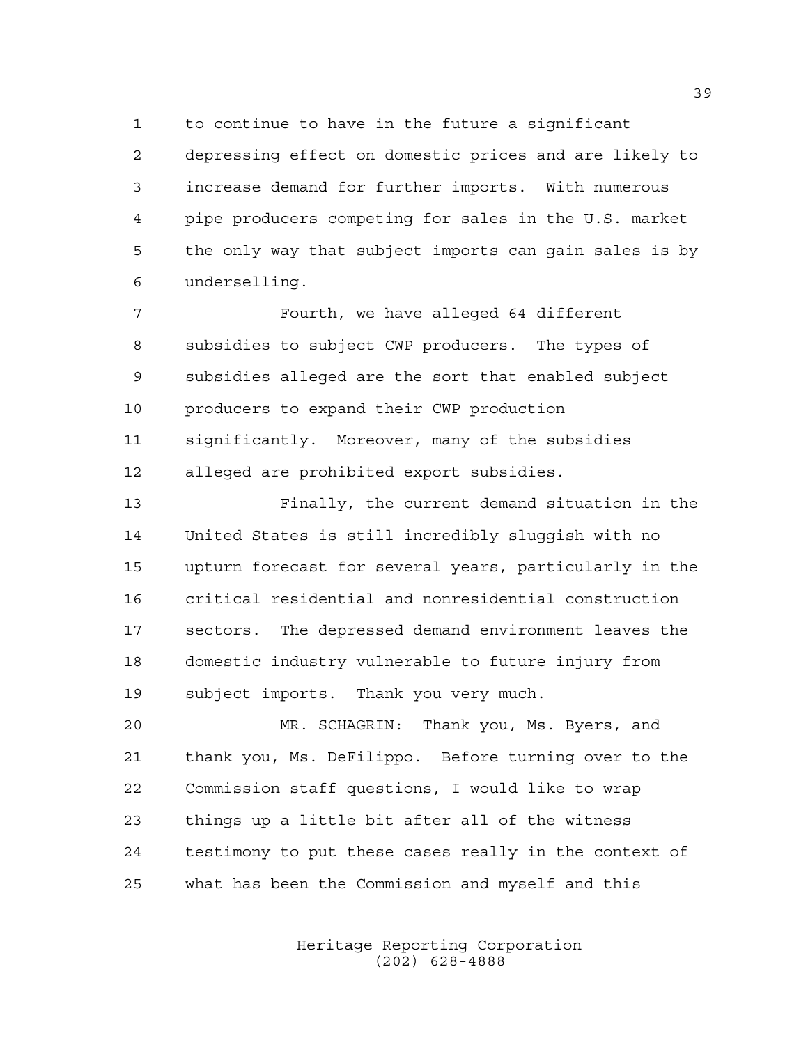to continue to have in the future a significant depressing effect on domestic prices and are likely to increase demand for further imports. With numerous pipe producers competing for sales in the U.S. market the only way that subject imports can gain sales is by underselling.

Fourth, we have alleged 64 different subsidies to subject CWP producers. The types of subsidies alleged are the sort that enabled subject producers to expand their CWP production significantly. Moreover, many of the subsidies alleged are prohibited export subsidies.

Finally, the current demand situation in the United States is still incredibly sluggish with no upturn forecast for several years, particularly in the critical residential and nonresidential construction sectors. The depressed demand environment leaves the domestic industry vulnerable to future injury from subject imports. Thank you very much.

MR. SCHAGRIN: Thank you, Ms. Byers, and thank you, Ms. DeFilippo. Before turning over to the Commission staff questions, I would like to wrap things up a little bit after all of the witness testimony to put these cases really in the context of what has been the Commission and myself and this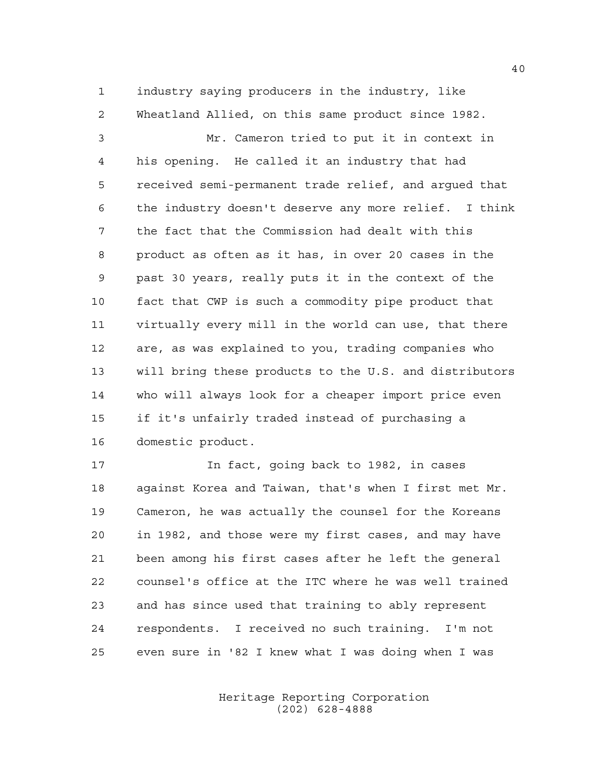industry saying producers in the industry, like Wheatland Allied, on this same product since 1982.

Mr. Cameron tried to put it in context in his opening. He called it an industry that had received semi-permanent trade relief, and argued that the industry doesn't deserve any more relief. I think the fact that the Commission had dealt with this product as often as it has, in over 20 cases in the past 30 years, really puts it in the context of the fact that CWP is such a commodity pipe product that virtually every mill in the world can use, that there are, as was explained to you, trading companies who will bring these products to the U.S. and distributors who will always look for a cheaper import price even if it's unfairly traded instead of purchasing a domestic product.

In fact, going back to 1982, in cases against Korea and Taiwan, that's when I first met Mr. Cameron, he was actually the counsel for the Koreans in 1982, and those were my first cases, and may have been among his first cases after he left the general counsel's office at the ITC where he was well trained and has since used that training to ably represent respondents. I received no such training. I'm not even sure in '82 I knew what I was doing when I was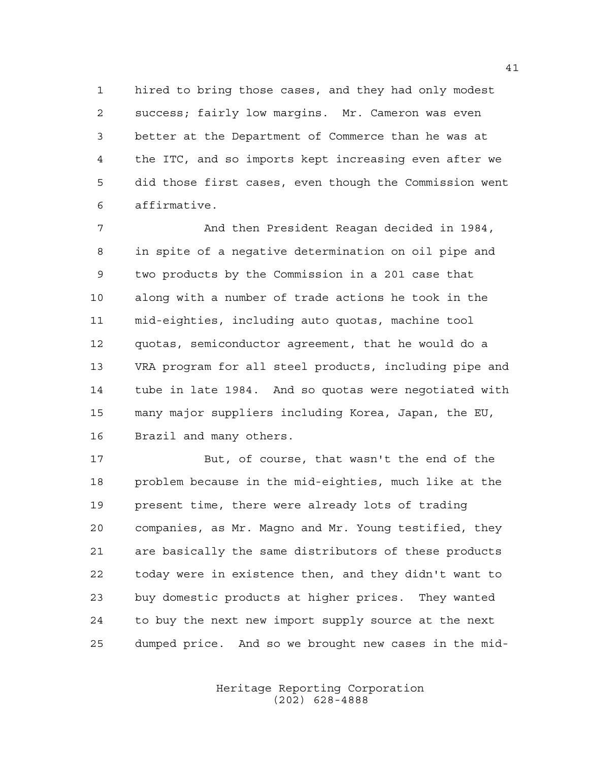hired to bring those cases, and they had only modest success; fairly low margins. Mr. Cameron was even better at the Department of Commerce than he was at the ITC, and so imports kept increasing even after we did those first cases, even though the Commission went affirmative.

And then President Reagan decided in 1984, in spite of a negative determination on oil pipe and two products by the Commission in a 201 case that along with a number of trade actions he took in the mid-eighties, including auto quotas, machine tool quotas, semiconductor agreement, that he would do a VRA program for all steel products, including pipe and tube in late 1984. And so quotas were negotiated with many major suppliers including Korea, Japan, the EU, Brazil and many others.

But, of course, that wasn't the end of the problem because in the mid-eighties, much like at the present time, there were already lots of trading companies, as Mr. Magno and Mr. Young testified, they are basically the same distributors of these products today were in existence then, and they didn't want to buy domestic products at higher prices. They wanted to buy the next new import supply source at the next dumped price. And so we brought new cases in the mid-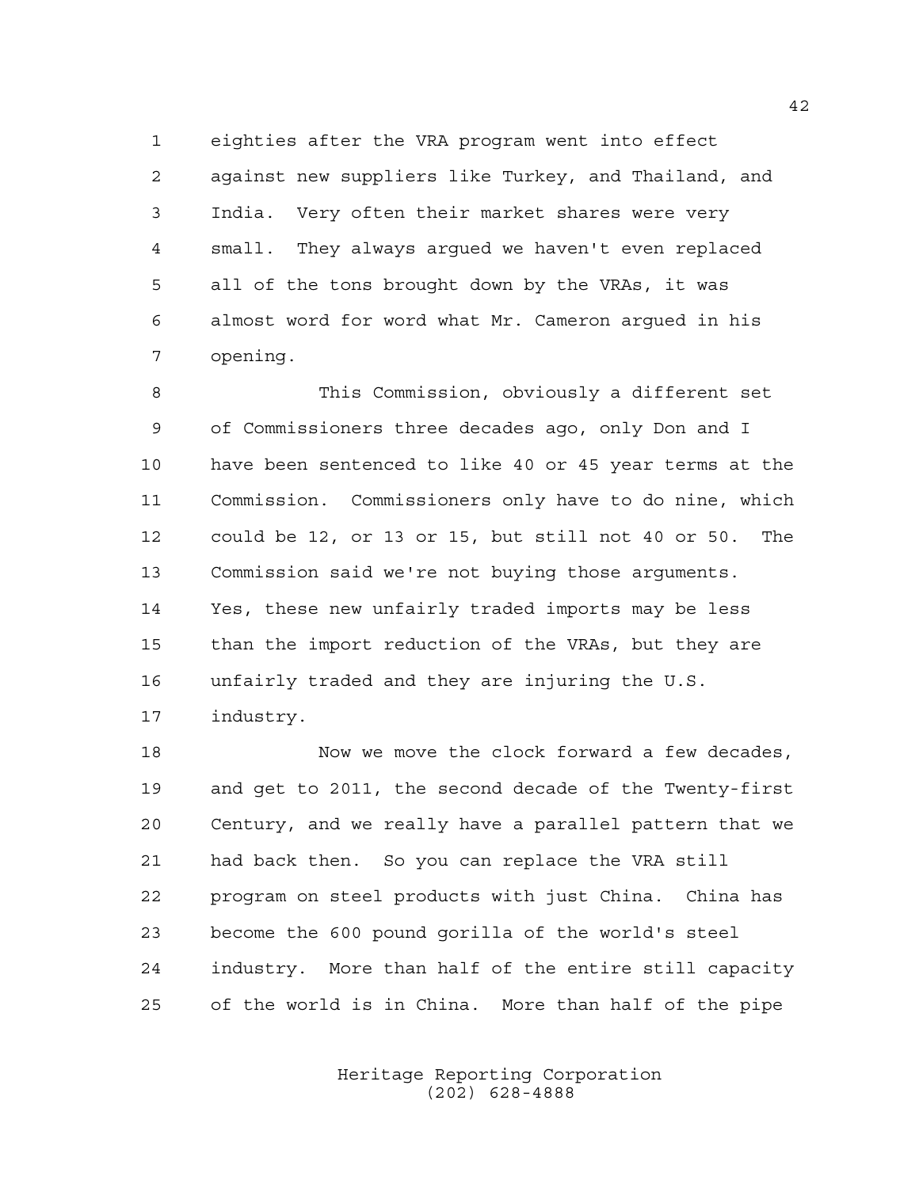eighties after the VRA program went into effect against new suppliers like Turkey, and Thailand, and India. Very often their market shares were very small. They always argued we haven't even replaced all of the tons brought down by the VRAs, it was almost word for word what Mr. Cameron argued in his opening.

This Commission, obviously a different set of Commissioners three decades ago, only Don and I have been sentenced to like 40 or 45 year terms at the Commission. Commissioners only have to do nine, which could be 12, or 13 or 15, but still not 40 or 50. The Commission said we're not buying those arguments. Yes, these new unfairly traded imports may be less than the import reduction of the VRAs, but they are unfairly traded and they are injuring the U.S. industry.

Now we move the clock forward a few decades, and get to 2011, the second decade of the Twenty-first Century, and we really have a parallel pattern that we had back then. So you can replace the VRA still program on steel products with just China. China has become the 600 pound gorilla of the world's steel industry. More than half of the entire still capacity of the world is in China. More than half of the pipe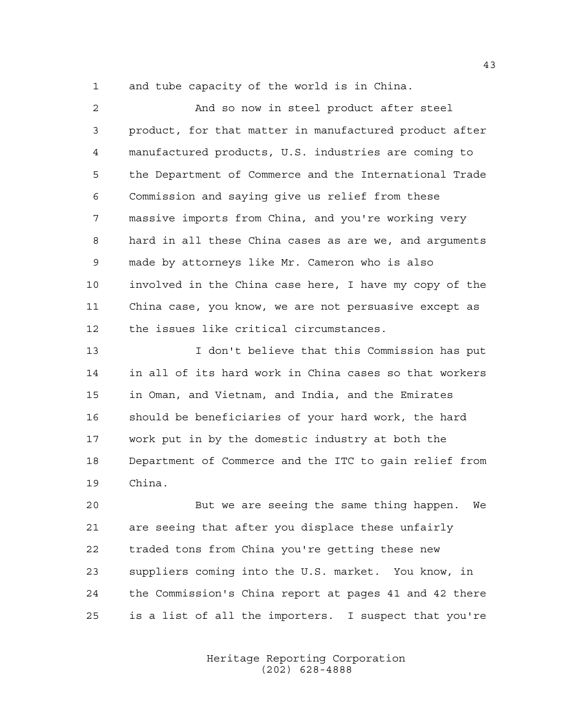and tube capacity of the world is in China.

And so now in steel product after steel product, for that matter in manufactured product after manufactured products, U.S. industries are coming to the Department of Commerce and the International Trade Commission and saying give us relief from these massive imports from China, and you're working very hard in all these China cases as are we, and arguments made by attorneys like Mr. Cameron who is also involved in the China case here, I have my copy of the China case, you know, we are not persuasive except as the issues like critical circumstances.

I don't believe that this Commission has put in all of its hard work in China cases so that workers in Oman, and Vietnam, and India, and the Emirates should be beneficiaries of your hard work, the hard work put in by the domestic industry at both the Department of Commerce and the ITC to gain relief from China.

But we are seeing the same thing happen. We are seeing that after you displace these unfairly traded tons from China you're getting these new suppliers coming into the U.S. market. You know, in the Commission's China report at pages 41 and 42 there is a list of all the importers. I suspect that you're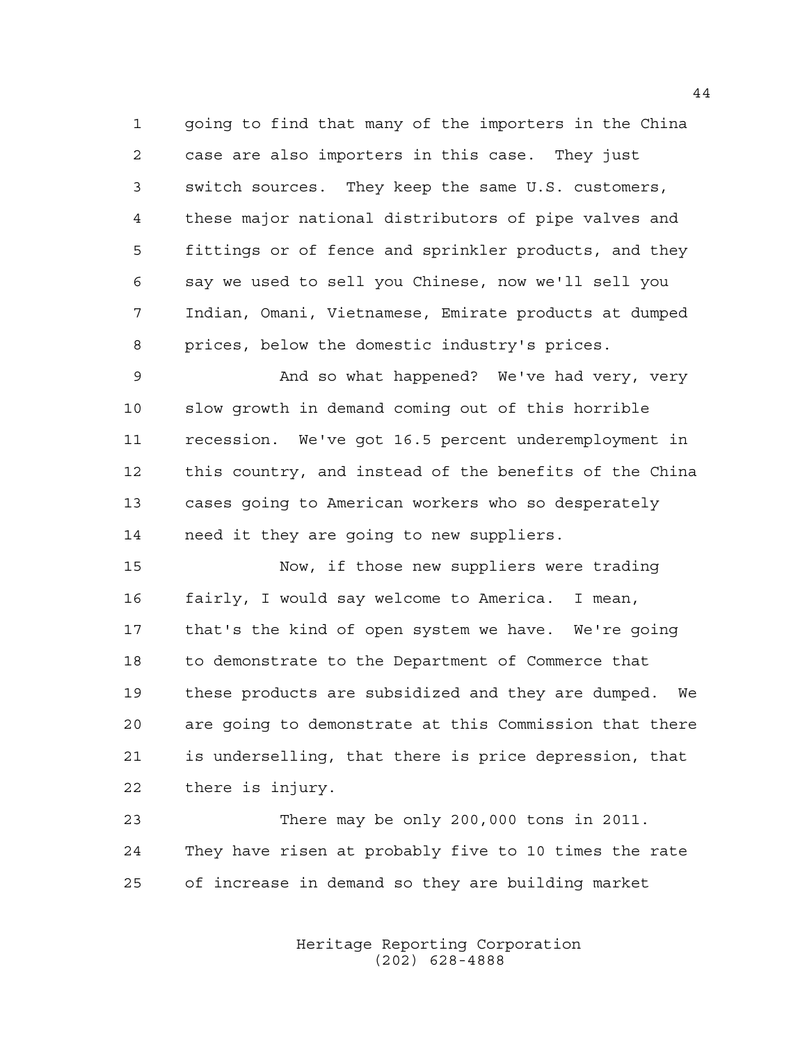going to find that many of the importers in the China case are also importers in this case. They just switch sources. They keep the same U.S. customers, these major national distributors of pipe valves and fittings or of fence and sprinkler products, and they say we used to sell you Chinese, now we'll sell you Indian, Omani, Vietnamese, Emirate products at dumped prices, below the domestic industry's prices.

And so what happened? We've had very, very slow growth in demand coming out of this horrible recession. We've got 16.5 percent underemployment in this country, and instead of the benefits of the China cases going to American workers who so desperately need it they are going to new suppliers.

Now, if those new suppliers were trading fairly, I would say welcome to America. I mean, that's the kind of open system we have. We're going to demonstrate to the Department of Commerce that these products are subsidized and they are dumped. We are going to demonstrate at this Commission that there is underselling, that there is price depression, that there is injury.

There may be only 200,000 tons in 2011. They have risen at probably five to 10 times the rate of increase in demand so they are building market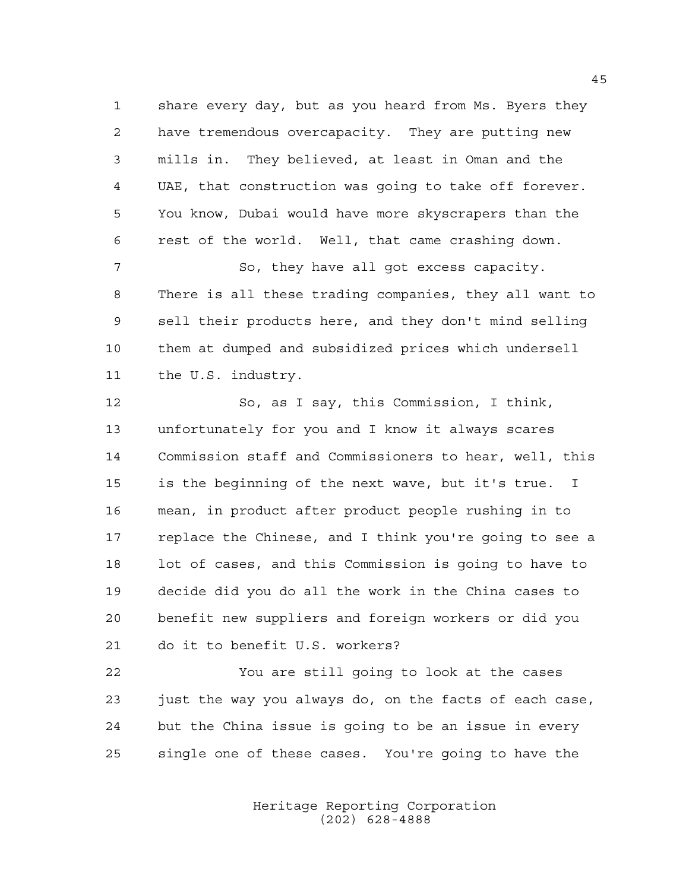share every day, but as you heard from Ms. Byers they have tremendous overcapacity. They are putting new mills in. They believed, at least in Oman and the UAE, that construction was going to take off forever. You know, Dubai would have more skyscrapers than the rest of the world. Well, that came crashing down.

So, they have all got excess capacity. There is all these trading companies, they all want to sell their products here, and they don't mind selling them at dumped and subsidized prices which undersell the U.S. industry.

So, as I say, this Commission, I think, unfortunately for you and I know it always scares Commission staff and Commissioners to hear, well, this is the beginning of the next wave, but it's true. I mean, in product after product people rushing in to replace the Chinese, and I think you're going to see a lot of cases, and this Commission is going to have to decide did you do all the work in the China cases to benefit new suppliers and foreign workers or did you do it to benefit U.S. workers?

You are still going to look at the cases just the way you always do, on the facts of each case, but the China issue is going to be an issue in every single one of these cases. You're going to have the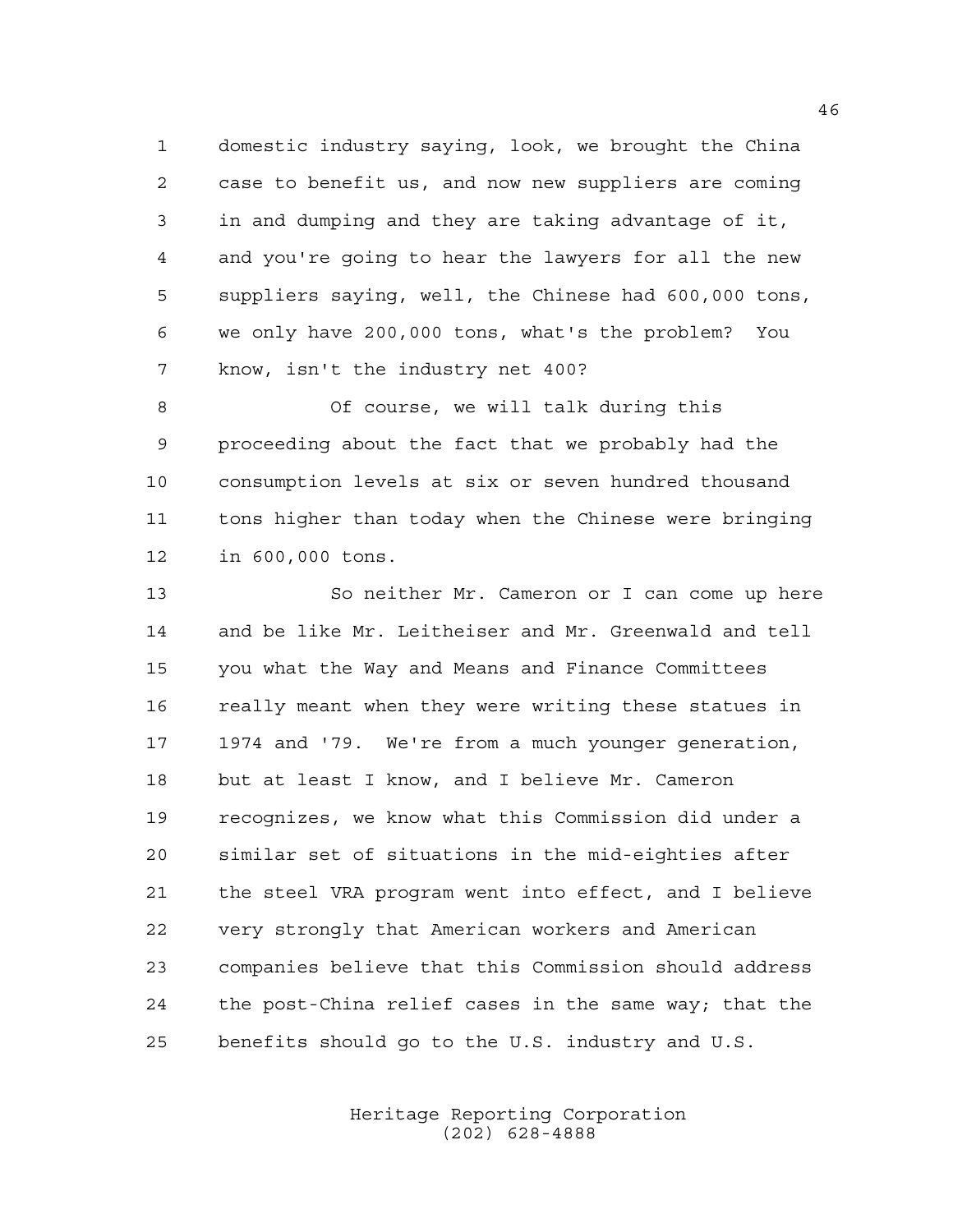domestic industry saying, look, we brought the China case to benefit us, and now new suppliers are coming in and dumping and they are taking advantage of it, and you're going to hear the lawyers for all the new suppliers saying, well, the Chinese had 600,000 tons, we only have 200,000 tons, what's the problem? You know, isn't the industry net 400?

Of course, we will talk during this proceeding about the fact that we probably had the consumption levels at six or seven hundred thousand tons higher than today when the Chinese were bringing in 600,000 tons.

So neither Mr. Cameron or I can come up here and be like Mr. Leitheiser and Mr. Greenwald and tell you what the Way and Means and Finance Committees really meant when they were writing these statues in 1974 and '79. We're from a much younger generation, but at least I know, and I believe Mr. Cameron recognizes, we know what this Commission did under a similar set of situations in the mid-eighties after the steel VRA program went into effect, and I believe very strongly that American workers and American companies believe that this Commission should address the post-China relief cases in the same way; that the benefits should go to the U.S. industry and U.S.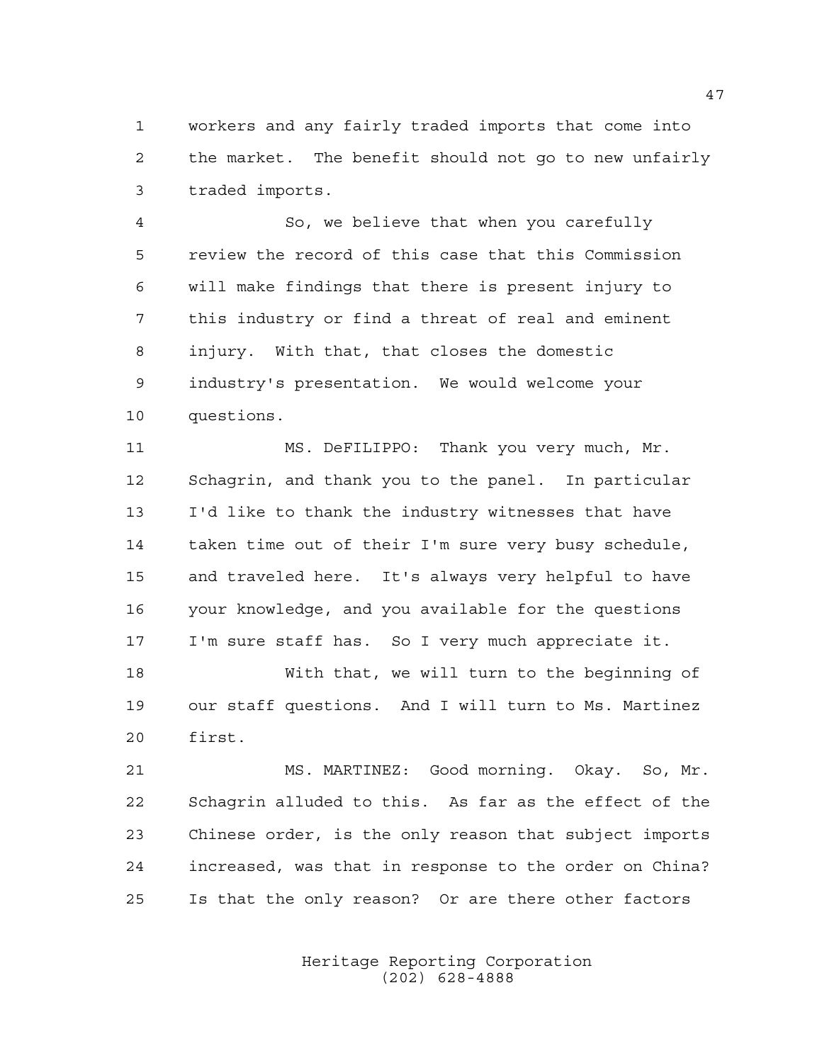workers and any fairly traded imports that come into the market. The benefit should not go to new unfairly traded imports.

So, we believe that when you carefully review the record of this case that this Commission will make findings that there is present injury to this industry or find a threat of real and eminent injury. With that, that closes the domestic industry's presentation. We would welcome your questions.

MS. DeFILIPPO: Thank you very much, Mr. Schagrin, and thank you to the panel. In particular I'd like to thank the industry witnesses that have taken time out of their I'm sure very busy schedule, and traveled here. It's always very helpful to have your knowledge, and you available for the questions I'm sure staff has. So I very much appreciate it.

With that, we will turn to the beginning of our staff questions. And I will turn to Ms. Martinez first.

MS. MARTINEZ: Good morning. Okay. So, Mr. Schagrin alluded to this. As far as the effect of the Chinese order, is the only reason that subject imports increased, was that in response to the order on China? Is that the only reason? Or are there other factors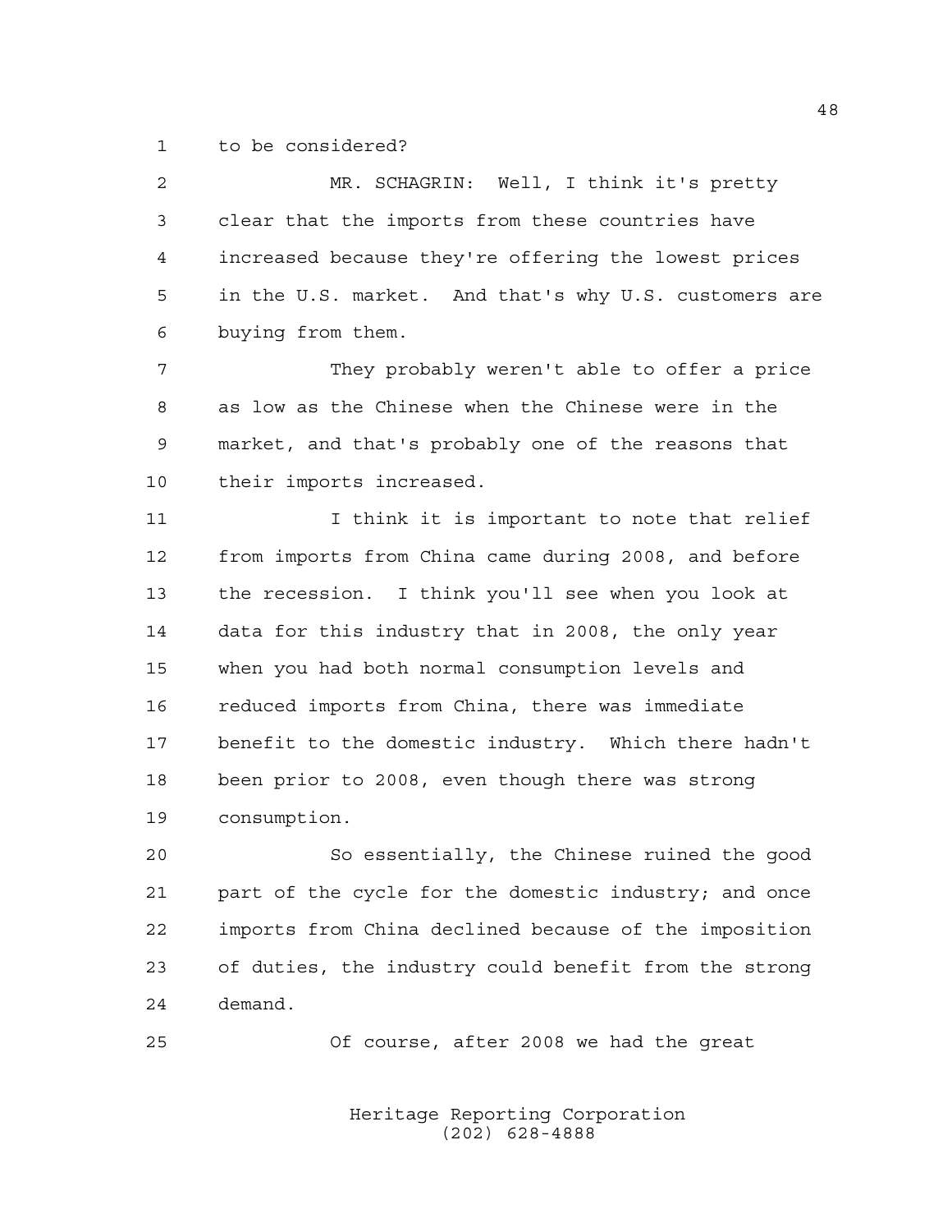to be considered?

MR. SCHAGRIN: Well, I think it's pretty clear that the imports from these countries have increased because they're offering the lowest prices in the U.S. market. And that's why U.S. customers are buying from them.

They probably weren't able to offer a price as low as the Chinese when the Chinese were in the market, and that's probably one of the reasons that their imports increased.

I think it is important to note that relief from imports from China came during 2008, and before the recession. I think you'll see when you look at data for this industry that in 2008, the only year when you had both normal consumption levels and reduced imports from China, there was immediate benefit to the domestic industry. Which there hadn't been prior to 2008, even though there was strong consumption.

So essentially, the Chinese ruined the good part of the cycle for the domestic industry; and once imports from China declined because of the imposition of duties, the industry could benefit from the strong demand.

Of course, after 2008 we had the great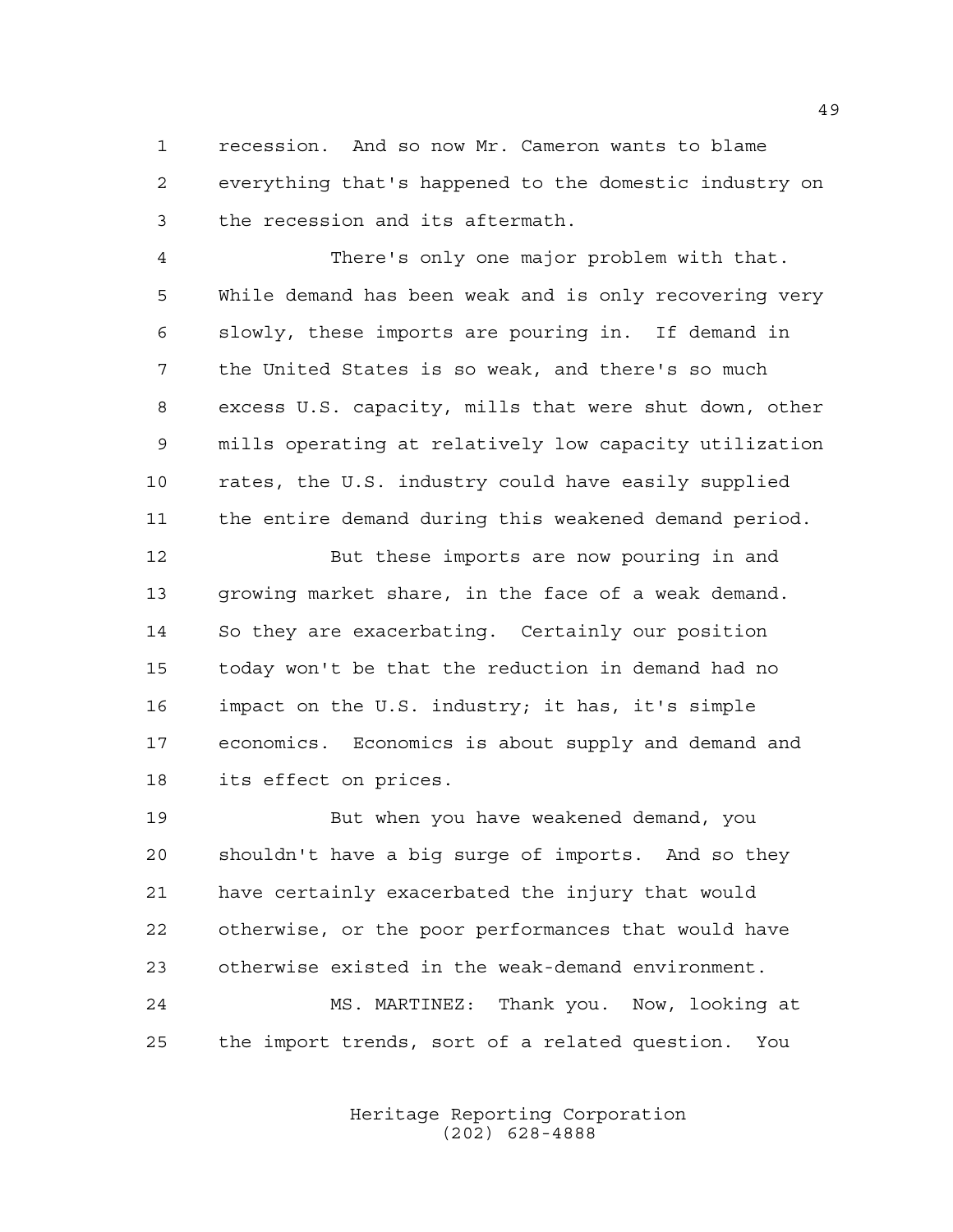recession. And so now Mr. Cameron wants to blame everything that's happened to the domestic industry on the recession and its aftermath.

There's only one major problem with that. While demand has been weak and is only recovering very slowly, these imports are pouring in. If demand in the United States is so weak, and there's so much excess U.S. capacity, mills that were shut down, other mills operating at relatively low capacity utilization rates, the U.S. industry could have easily supplied the entire demand during this weakened demand period.

But these imports are now pouring in and growing market share, in the face of a weak demand. So they are exacerbating. Certainly our position today won't be that the reduction in demand had no impact on the U.S. industry; it has, it's simple economics. Economics is about supply and demand and its effect on prices.

But when you have weakened demand, you shouldn't have a big surge of imports. And so they have certainly exacerbated the injury that would otherwise, or the poor performances that would have otherwise existed in the weak-demand environment.

MS. MARTINEZ: Thank you. Now, looking at the import trends, sort of a related question. You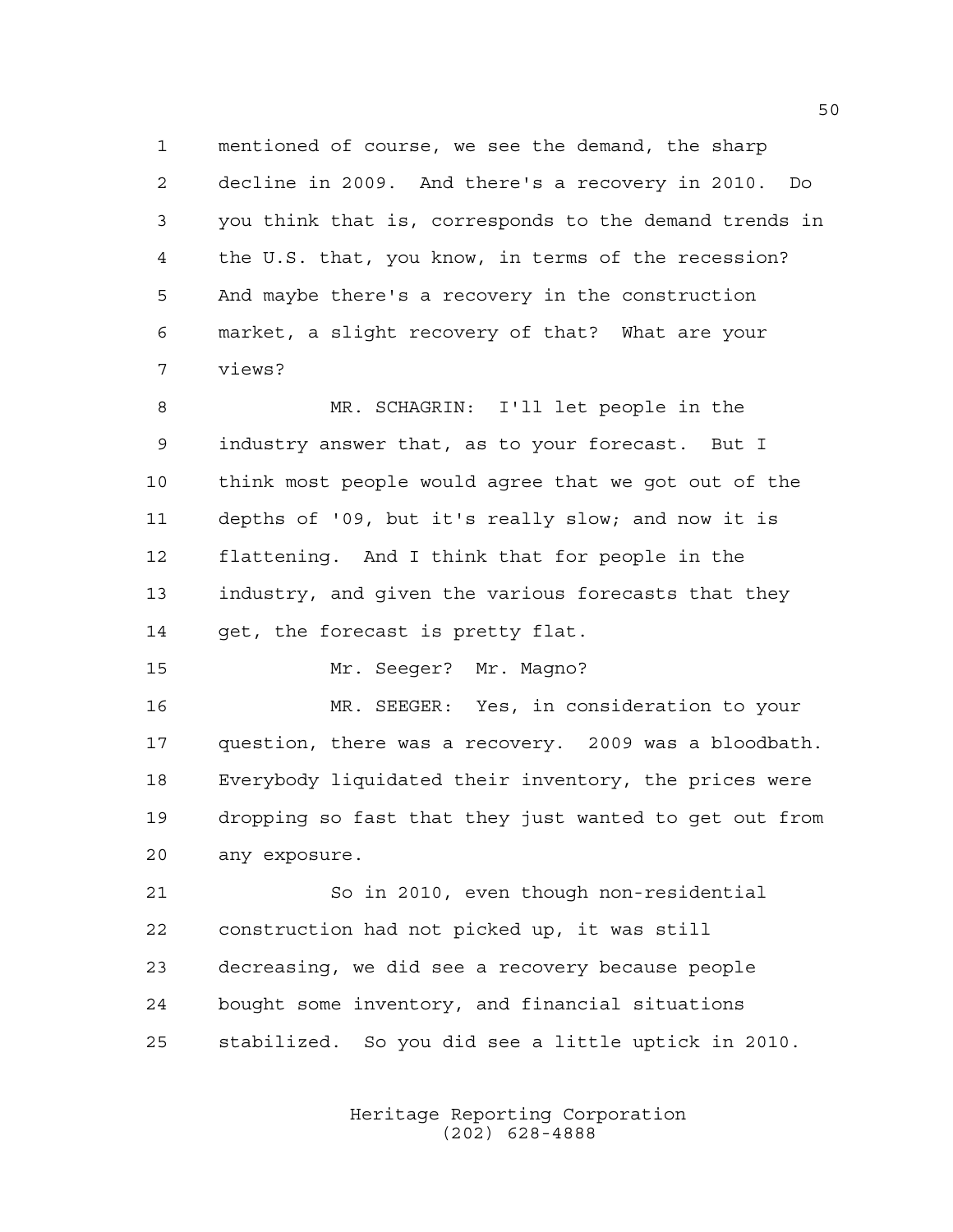1 mentioned of course, we see the demand, the sharp
2 decline in 2009. And there's a recovery in 2010. Do
3 you think that is, corresponds to the demand trends in
4 the U.S. that, you know, in terms of the recession?
5 And maybe there's a recovery in the construction
6 market, a slight recovery of that? What are your
7 views?

8 MR. SCHAGRIN: I'll let people in the
9 industry answer that, as to your forecast. But I
10 think most people would agree that we got out of the
11 depths of '09, but it's really slow; and now it is
12 flattening. And I think that for people in the
13 industry, and given the various forecasts that they
14 get, the forecast is pretty flat.

15 Mr. Seeger? Mr. Magno?

16 MR. SEEGER: Yes, in consideration to your
17 question, there was a recovery. 2009 was a bloodbath.
18 Everybody liquidated their inventory, the prices were
19 dropping so fast that they just wanted to get out from
20 any exposure.

21 So in 2010, even though non-residential
22 construction had not picked up, it was still
23 decreasing, we did see a recovery because people
24 bought some inventory, and financial situations
25 stabilized. So you did see a little uptick in 2010.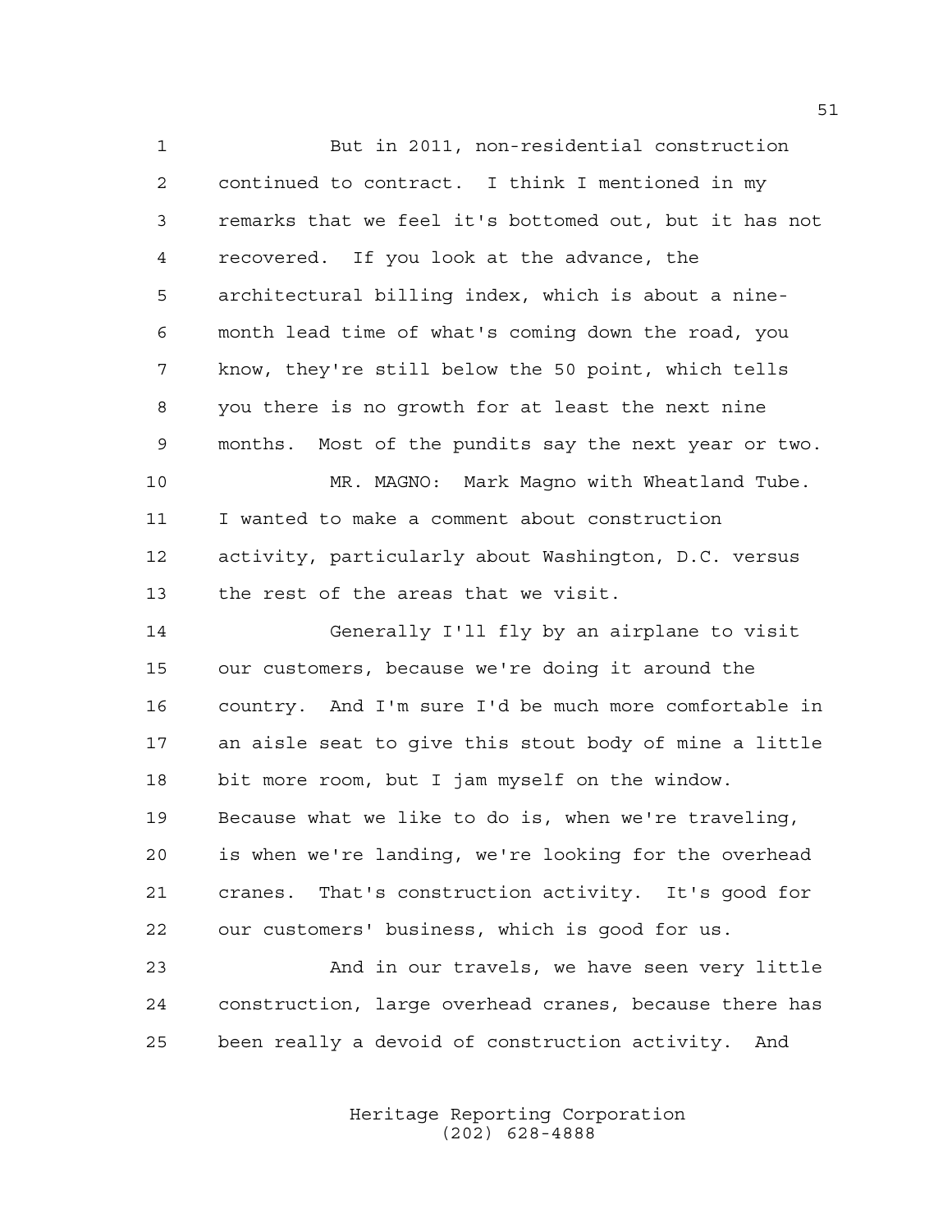But in 2011, non-residential construction continued to contract. I think I mentioned in my remarks that we feel it's bottomed out, but it has not recovered. If you look at the advance, the architectural billing index, which is about a nine-month lead time of what's coming down the road, you know, they're still below the 50 point, which tells you there is no growth for at least the next nine months. Most of the pundits say the next year or two.

MR. MAGNO: Mark Magno with Wheatland Tube. I wanted to make a comment about construction activity, particularly about Washington, D.C. versus the rest of the areas that we visit.

Generally I'll fly by an airplane to visit our customers, because we're doing it around the country. And I'm sure I'd be much more comfortable in an aisle seat to give this stout body of mine a little bit more room, but I jam myself on the window. Because what we like to do is, when we're traveling, is when we're landing, we're looking for the overhead cranes. That's construction activity. It's good for our customers' business, which is good for us.

And in our travels, we have seen very little construction, large overhead cranes, because there has been really a devoid of construction activity. And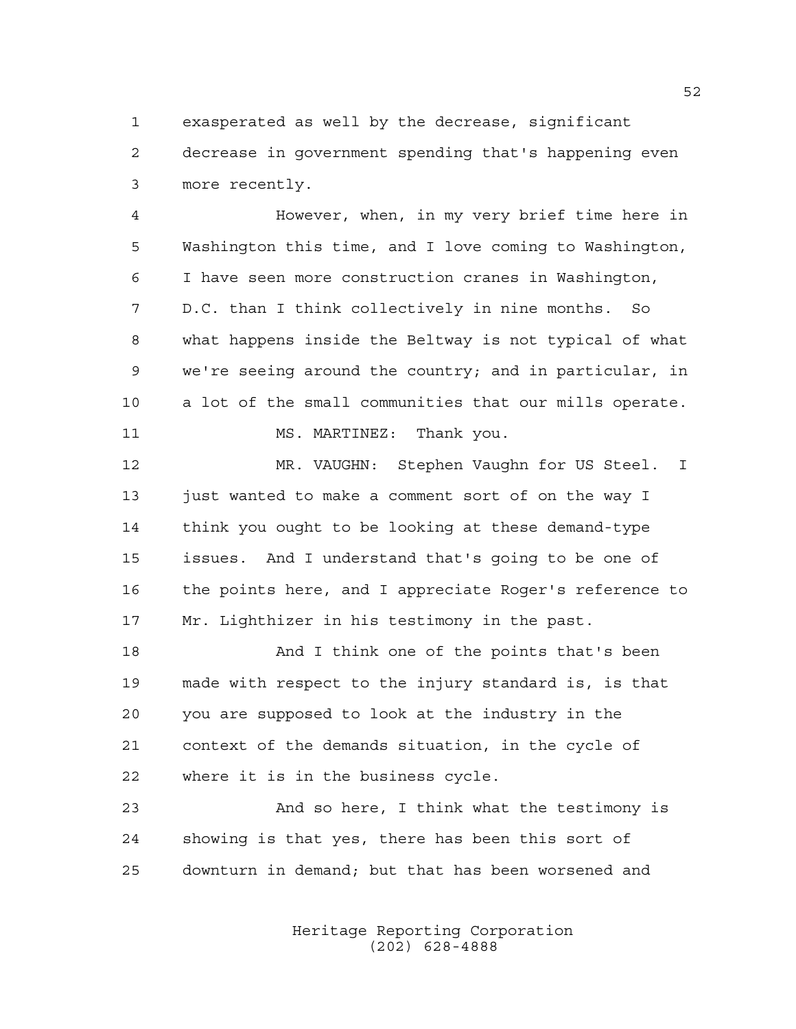exasperated as well by the decrease, significant decrease in government spending that's happening even more recently.

However, when, in my very brief time here in Washington this time, and I love coming to Washington, I have seen more construction cranes in Washington, D.C. than I think collectively in nine months. So what happens inside the Beltway is not typical of what we're seeing around the country; and in particular, in a lot of the small communities that our mills operate.

MS. MARTINEZ: Thank you.

MR. VAUGHN: Stephen Vaughn for US Steel. I just wanted to make a comment sort of on the way I think you ought to be looking at these demand-type issues. And I understand that's going to be one of the points here, and I appreciate Roger's reference to Mr. Lighthizer in his testimony in the past.

And I think one of the points that's been made with respect to the injury standard is, is that you are supposed to look at the industry in the context of the demands situation, in the cycle of where it is in the business cycle.

And so here, I think what the testimony is showing is that yes, there has been this sort of downturn in demand; but that has been worsened and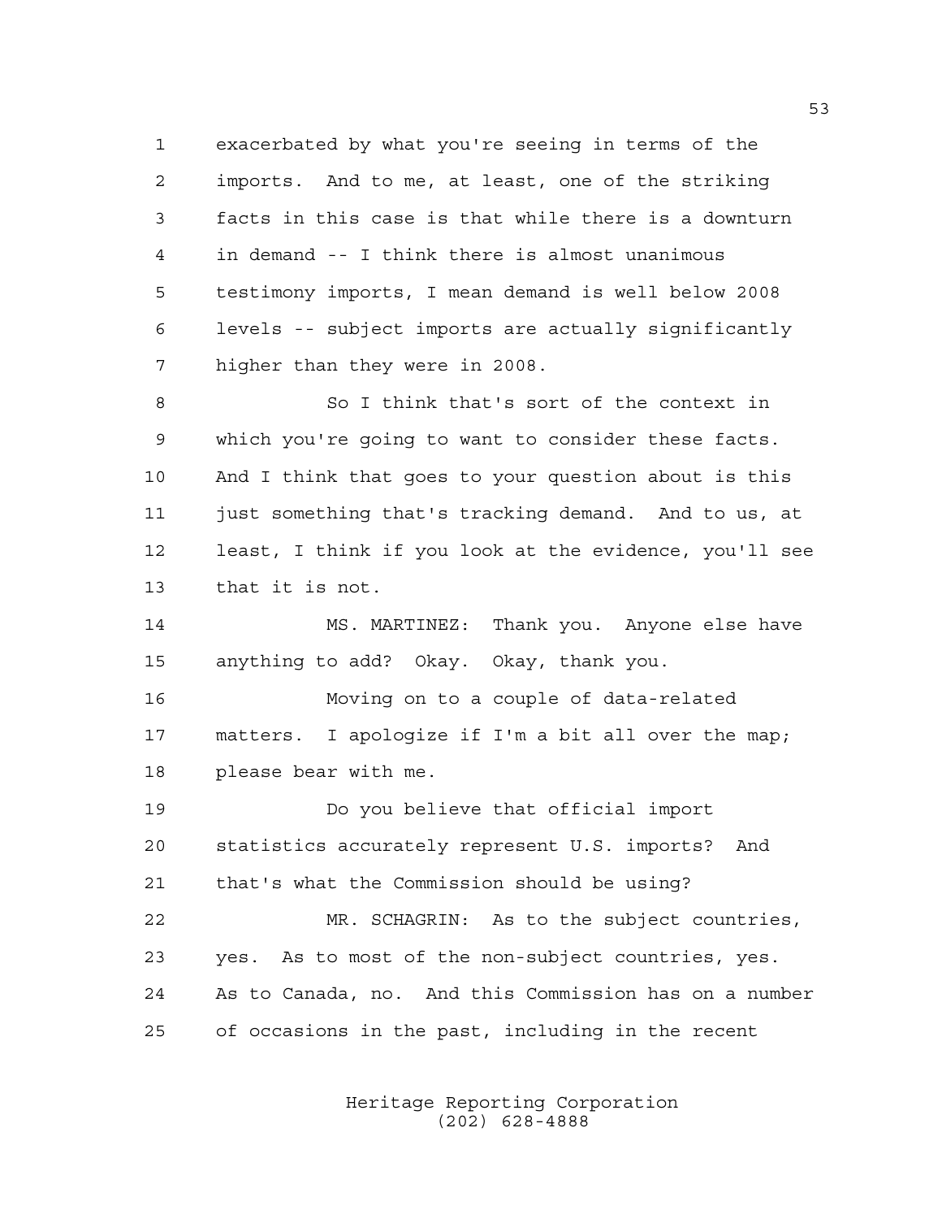exacerbated by what you're seeing in terms of the imports. And to me, at least, one of the striking facts in this case is that while there is a downturn in demand -- I think there is almost unanimous testimony imports, I mean demand is well below 2008 levels -- subject imports are actually significantly higher than they were in 2008.

So I think that's sort of the context in which you're going to want to consider these facts. And I think that goes to your question about is this just something that's tracking demand. And to us, at least, I think if you look at the evidence, you'll see that it is not.

MS. MARTINEZ: Thank you. Anyone else have anything to add? Okay. Okay, thank you.

Moving on to a couple of data-related matters. I apologize if I'm a bit all over the map; please bear with me.

Do you believe that official import statistics accurately represent U.S. imports? And that's what the Commission should be using?

MR. SCHAGRIN: As to the subject countries, yes. As to most of the non-subject countries, yes. As to Canada, no. And this Commission has on a number of occasions in the past, including in the recent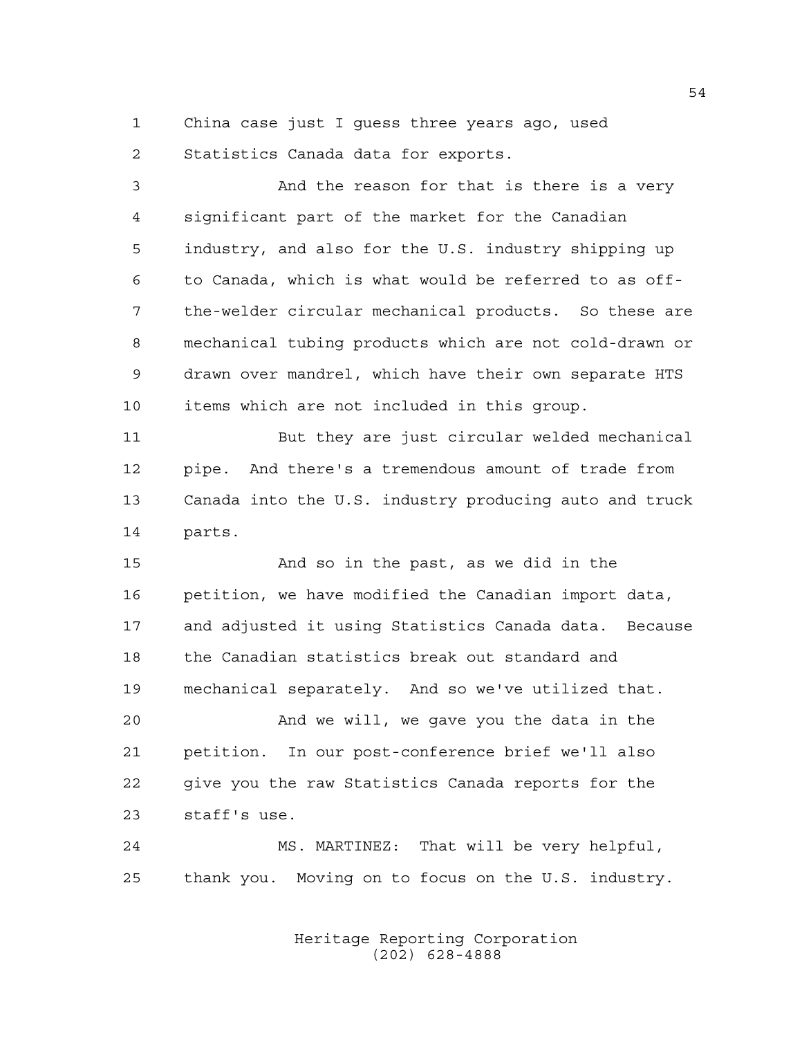China case just I guess three years ago, used Statistics Canada data for exports.

And the reason for that is there is a very significant part of the market for the Canadian industry, and also for the U.S. industry shipping up to Canada, which is what would be referred to as off-the-welder circular mechanical products. So these are mechanical tubing products which are not cold-drawn or drawn over mandrel, which have their own separate HTS items which are not included in this group.

But they are just circular welded mechanical pipe. And there's a tremendous amount of trade from Canada into the U.S. industry producing auto and truck parts.

And so in the past, as we did in the petition, we have modified the Canadian import data, and adjusted it using Statistics Canada data. Because the Canadian statistics break out standard and mechanical separately. And so we've utilized that.

And we will, we gave you the data in the petition. In our post-conference brief we'll also give you the raw Statistics Canada reports for the staff's use.

MS. MARTINEZ: That will be very helpful, thank you. Moving on to focus on the U.S. industry.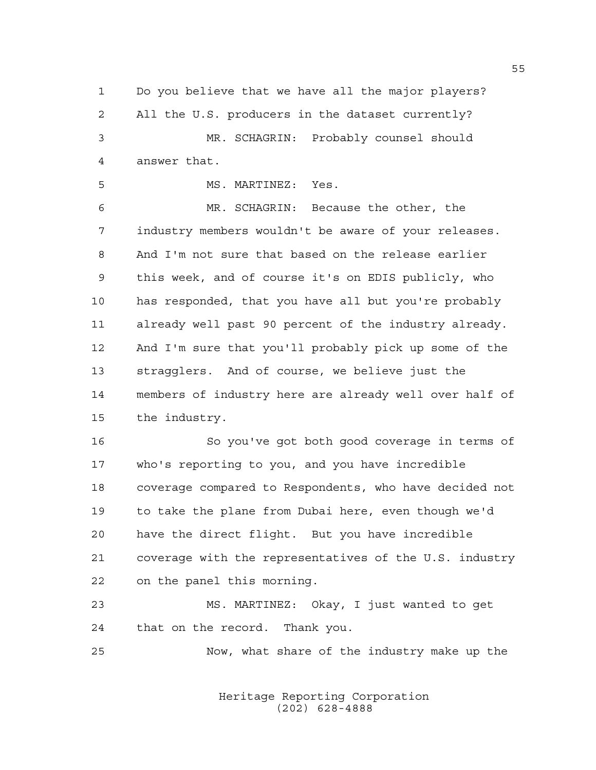Do you believe that we have all the major players? All the U.S. producers in the dataset currently?

MR. SCHAGRIN: Probably counsel should answer that.

MS. MARTINEZ: Yes.

MR. SCHAGRIN: Because the other, the industry members wouldn't be aware of your releases. And I'm not sure that based on the release earlier this week, and of course it's on EDIS publicly, who has responded, that you have all but you're probably already well past 90 percent of the industry already. And I'm sure that you'll probably pick up some of the stragglers. And of course, we believe just the members of industry here are already well over half of the industry.

So you've got both good coverage in terms of who's reporting to you, and you have incredible coverage compared to Respondents, who have decided not to take the plane from Dubai here, even though we'd have the direct flight. But you have incredible coverage with the representatives of the U.S. industry on the panel this morning.

MS. MARTINEZ: Okay, I just wanted to get that on the record. Thank you.

Now, what share of the industry make up the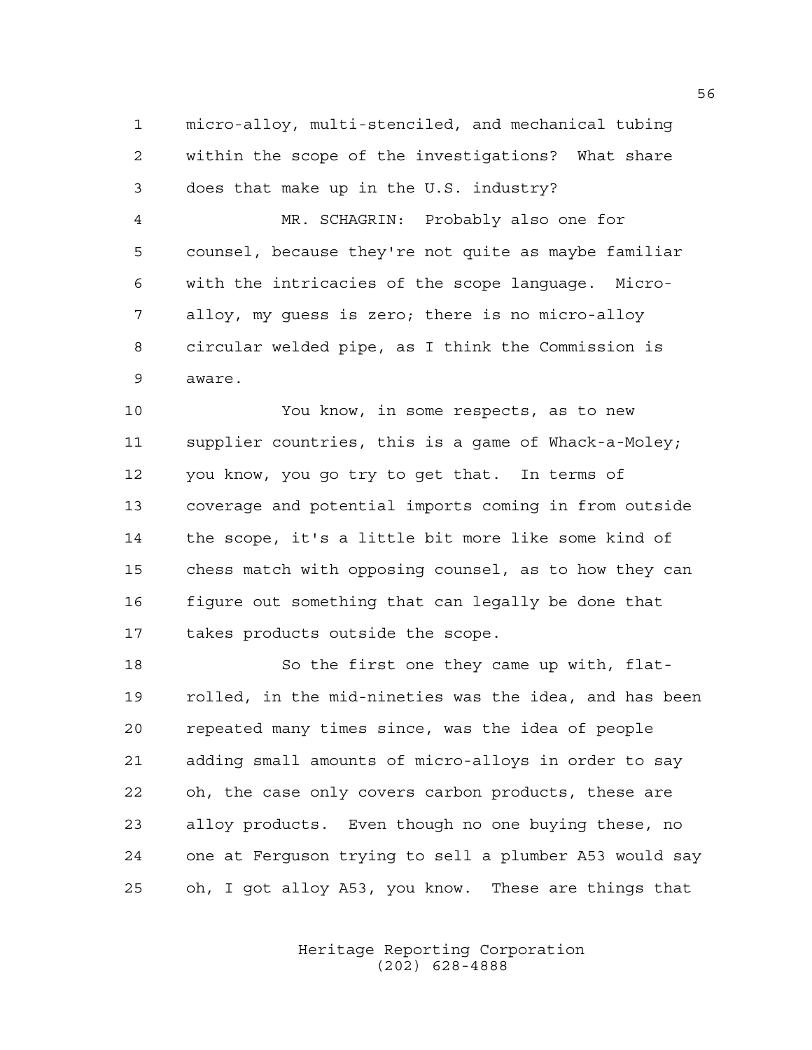micro-alloy, multi-stenciled, and mechanical tubing within the scope of the investigations? What share does that make up in the U.S. industry?

MR. SCHAGRIN: Probably also one for counsel, because they're not quite as maybe familiar with the intricacies of the scope language. Micro-alloy, my guess is zero; there is no micro-alloy circular welded pipe, as I think the Commission is aware.

You know, in some respects, as to new supplier countries, this is a game of Whack-a-Moley; you know, you go try to get that. In terms of coverage and potential imports coming in from outside the scope, it's a little bit more like some kind of chess match with opposing counsel, as to how they can figure out something that can legally be done that takes products outside the scope.

So the first one they came up with, flat-rolled, in the mid-nineties was the idea, and has been repeated many times since, was the idea of people adding small amounts of micro-alloys in order to say oh, the case only covers carbon products, these are alloy products. Even though no one buying these, no one at Ferguson trying to sell a plumber A53 would say oh, I got alloy A53, you know. These are things that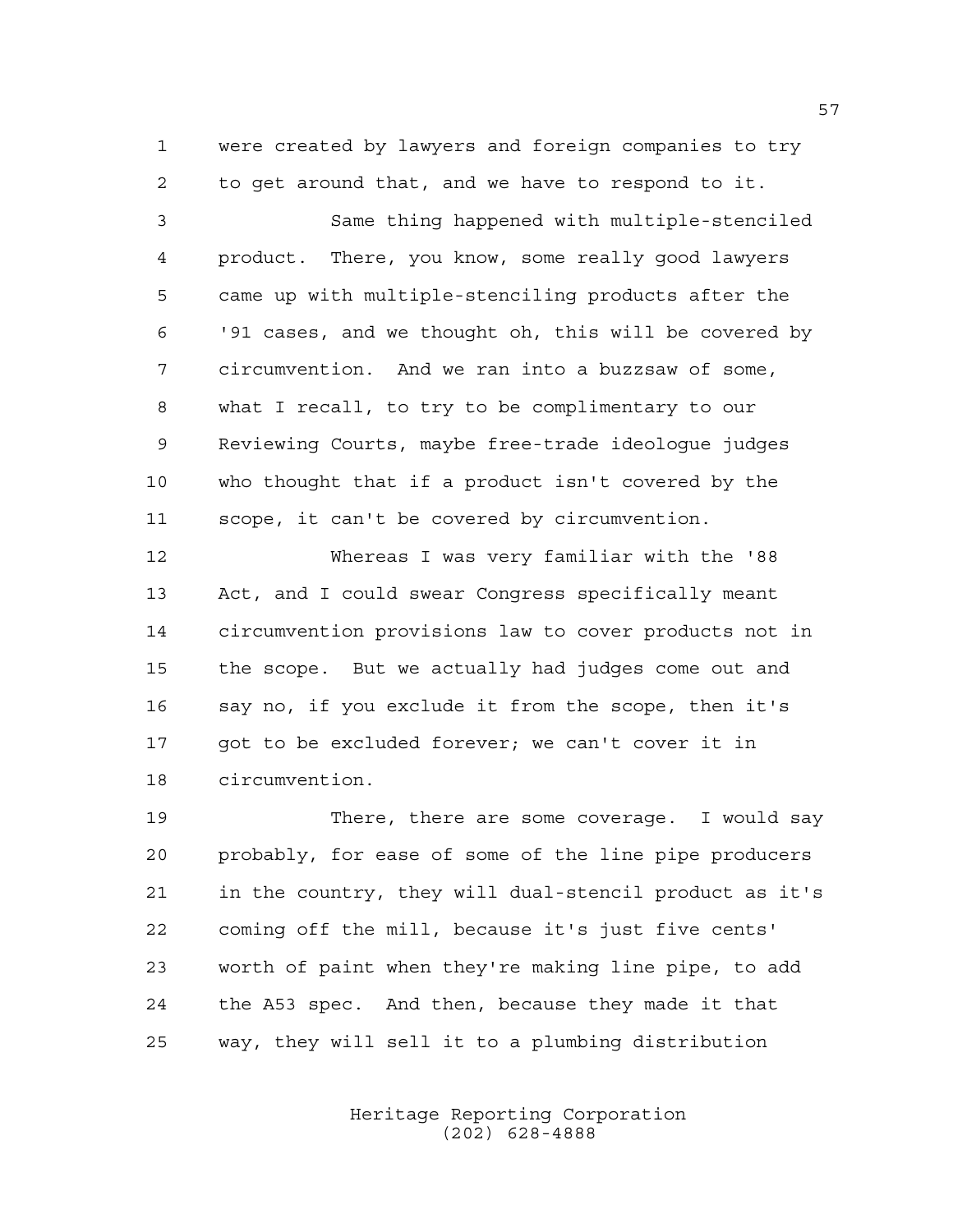were created by lawyers and foreign companies to try to get around that, and we have to respond to it.

Same thing happened with multiple-stenciled product. There, you know, some really good lawyers came up with multiple-stenciling products after the '91 cases, and we thought oh, this will be covered by circumvention. And we ran into a buzzsaw of some, what I recall, to try to be complimentary to our Reviewing Courts, maybe free-trade ideologue judges who thought that if a product isn't covered by the scope, it can't be covered by circumvention.

Whereas I was very familiar with the '88 Act, and I could swear Congress specifically meant circumvention provisions law to cover products not in the scope. But we actually had judges come out and say no, if you exclude it from the scope, then it's got to be excluded forever; we can't cover it in circumvention.

There, there are some coverage. I would say probably, for ease of some of the line pipe producers in the country, they will dual-stencil product as it's coming off the mill, because it's just five cents' worth of paint when they're making line pipe, to add the A53 spec. And then, because they made it that way, they will sell it to a plumbing distribution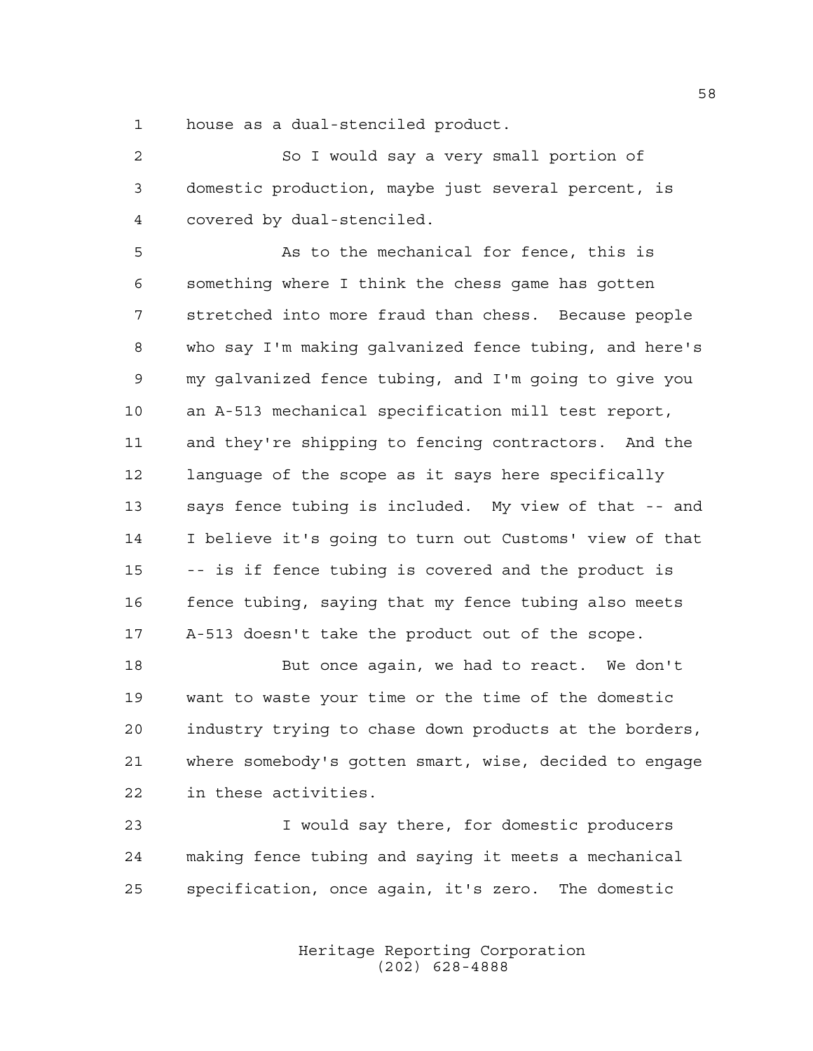house as a dual-stenciled product.

So I would say a very small portion of domestic production, maybe just several percent, is covered by dual-stenciled.

As to the mechanical for fence, this is something where I think the chess game has gotten stretched into more fraud than chess. Because people who say I'm making galvanized fence tubing, and here's my galvanized fence tubing, and I'm going to give you an A-513 mechanical specification mill test report, and they're shipping to fencing contractors. And the language of the scope as it says here specifically says fence tubing is included. My view of that -- and I believe it's going to turn out Customs' view of that -- is if fence tubing is covered and the product is fence tubing, saying that my fence tubing also meets A-513 doesn't take the product out of the scope.

But once again, we had to react. We don't want to waste your time or the time of the domestic industry trying to chase down products at the borders, where somebody's gotten smart, wise, decided to engage in these activities.

I would say there, for domestic producers making fence tubing and saying it meets a mechanical specification, once again, it's zero. The domestic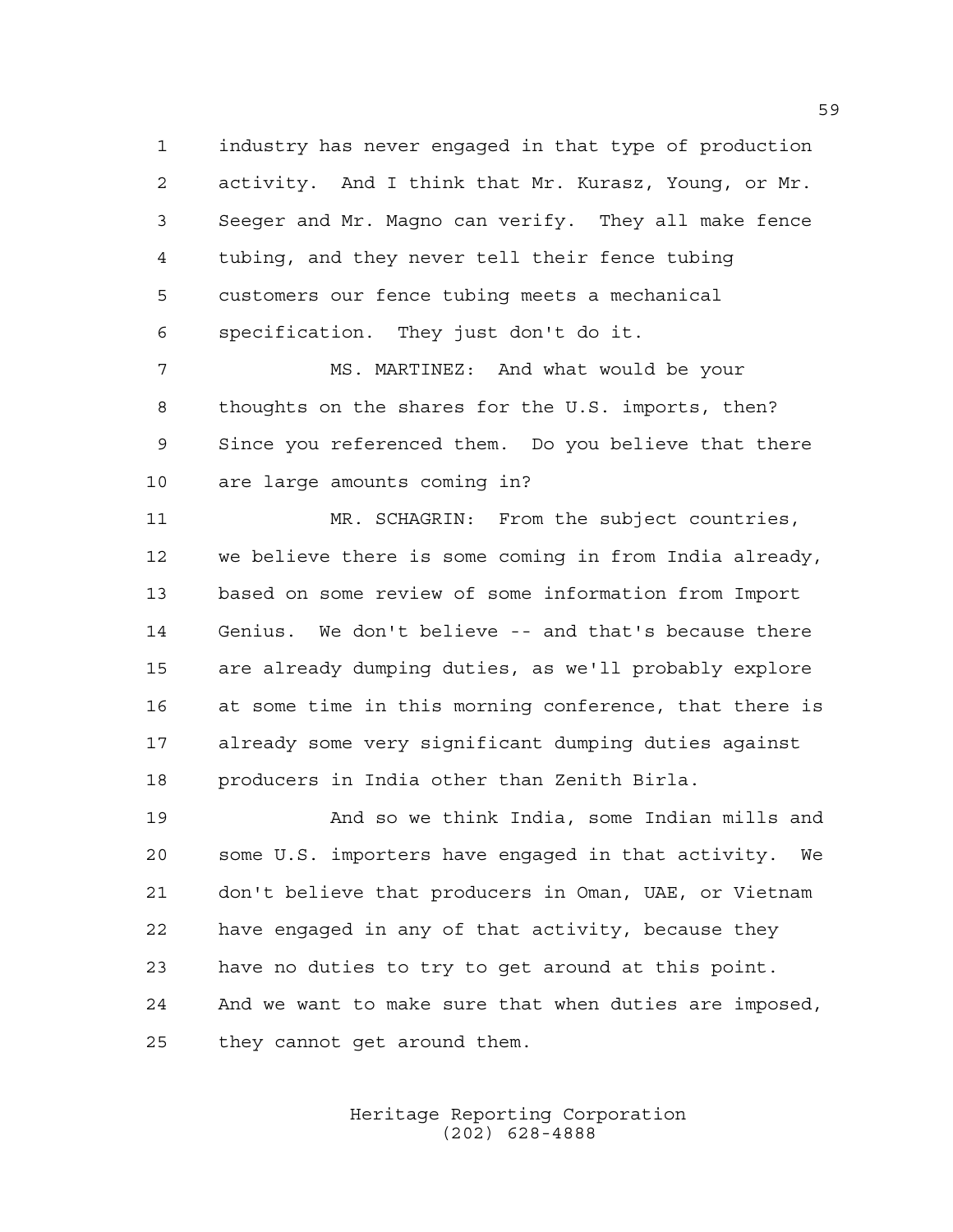industry has never engaged in that type of production activity. And I think that Mr. Kurasz, Young, or Mr. Seeger and Mr. Magno can verify. They all make fence tubing, and they never tell their fence tubing customers our fence tubing meets a mechanical specification. They just don't do it.

MS. MARTINEZ: And what would be your thoughts on the shares for the U.S. imports, then? Since you referenced them. Do you believe that there are large amounts coming in?

MR. SCHAGRIN: From the subject countries, we believe there is some coming in from India already, based on some review of some information from Import Genius. We don't believe -- and that's because there are already dumping duties, as we'll probably explore at some time in this morning conference, that there is already some very significant dumping duties against producers in India other than Zenith Birla.

And so we think India, some Indian mills and some U.S. importers have engaged in that activity. We don't believe that producers in Oman, UAE, or Vietnam have engaged in any of that activity, because they have no duties to try to get around at this point. And we want to make sure that when duties are imposed, they cannot get around them.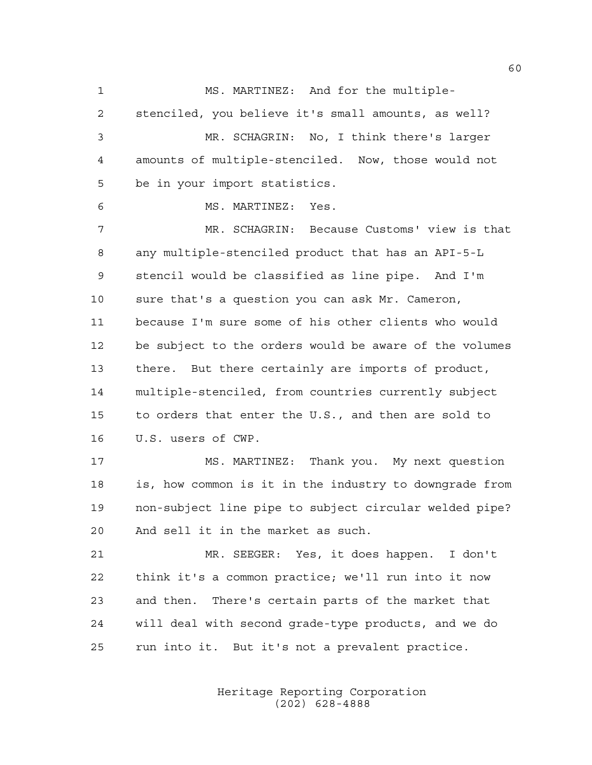MS. MARTINEZ: And for the multiple-stenciled, you believe it's small amounts, as well?

MR. SCHAGRIN: No, I think there's larger amounts of multiple-stenciled. Now, those would not be in your import statistics.

MS. MARTINEZ: Yes.

MR. SCHAGRIN: Because Customs' view is that any multiple-stenciled product that has an API-5-L stencil would be classified as line pipe. And I'm sure that's a question you can ask Mr. Cameron, because I'm sure some of his other clients who would be subject to the orders would be aware of the volumes there. But there certainly are imports of product, multiple-stenciled, from countries currently subject to orders that enter the U.S., and then are sold to U.S. users of CWP.

MS. MARTINEZ: Thank you. My next question is, how common is it in the industry to downgrade from non-subject line pipe to subject circular welded pipe? And sell it in the market as such.

MR. SEEGER: Yes, it does happen. I don't think it's a common practice; we'll run into it now and then. There's certain parts of the market that will deal with second grade-type products, and we do run into it. But it's not a prevalent practice.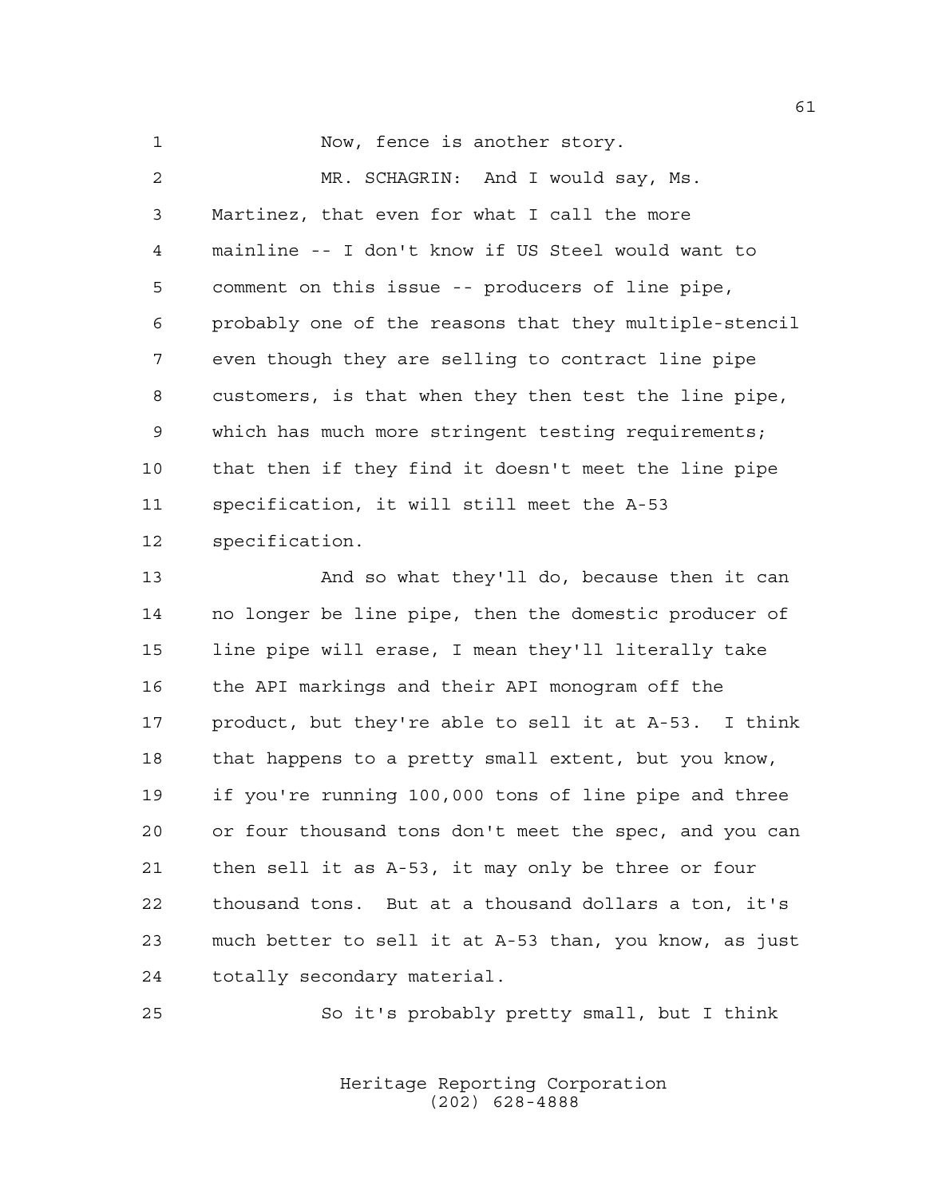Now, fence is another story.

MR. SCHAGRIN: And I would say, Ms. Martinez, that even for what I call the more mainline -- I don't know if US Steel would want to comment on this issue -- producers of line pipe, probably one of the reasons that they multiple-stencil even though they are selling to contract line pipe customers, is that when they then test the line pipe, which has much more stringent testing requirements; that then if they find it doesn't meet the line pipe specification, it will still meet the A-53 specification.

And so what they'll do, because then it can no longer be line pipe, then the domestic producer of line pipe will erase, I mean they'll literally take the API markings and their API monogram off the product, but they're able to sell it at A-53. I think that happens to a pretty small extent, but you know, if you're running 100,000 tons of line pipe and three or four thousand tons don't meet the spec, and you can then sell it as A-53, it may only be three or four thousand tons. But at a thousand dollars a ton, it's much better to sell it at A-53 than, you know, as just totally secondary material.

So it's probably pretty small, but I think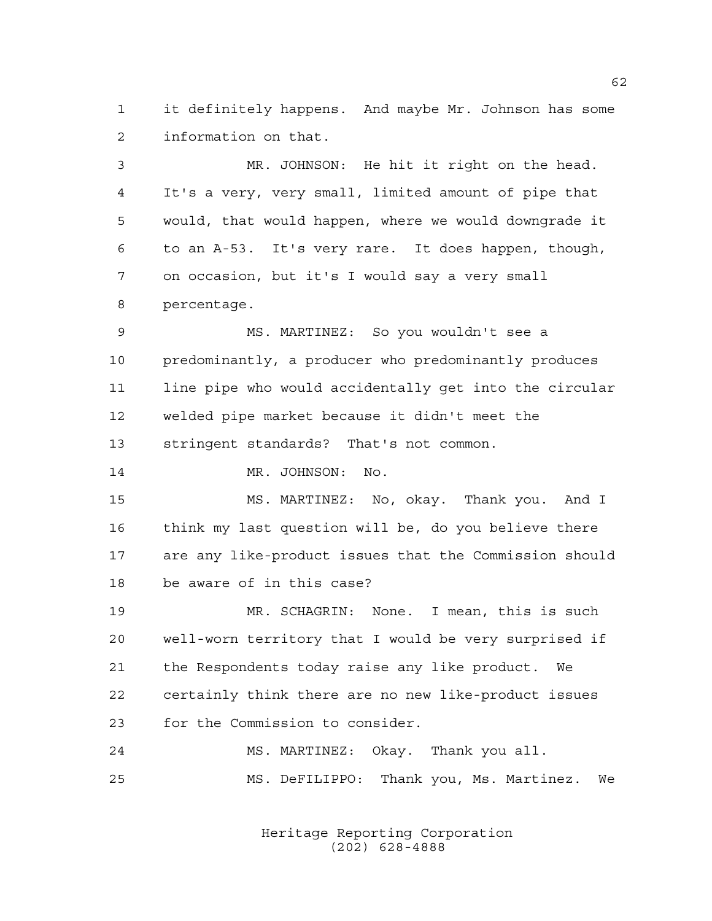it definitely happens. And maybe Mr. Johnson has some information on that.

MR. JOHNSON: He hit it right on the head. It's a very, very small, limited amount of pipe that would, that would happen, where we would downgrade it to an A-53. It's very rare. It does happen, though, on occasion, but it's I would say a very small percentage.

MS. MARTINEZ: So you wouldn't see a predominantly, a producer who predominantly produces line pipe who would accidentally get into the circular welded pipe market because it didn't meet the stringent standards? That's not common.

MR. JOHNSON: No.

MS. MARTINEZ: No, okay. Thank you. And I think my last question will be, do you believe there are any like-product issues that the Commission should be aware of in this case?

MR. SCHAGRIN: None. I mean, this is such well-worn territory that I would be very surprised if the Respondents today raise any like product. We certainly think there are no new like-product issues for the Commission to consider.

MS. MARTINEZ: Okay. Thank you all.

MS. DeFILIPPO: Thank you, Ms. Martinez. We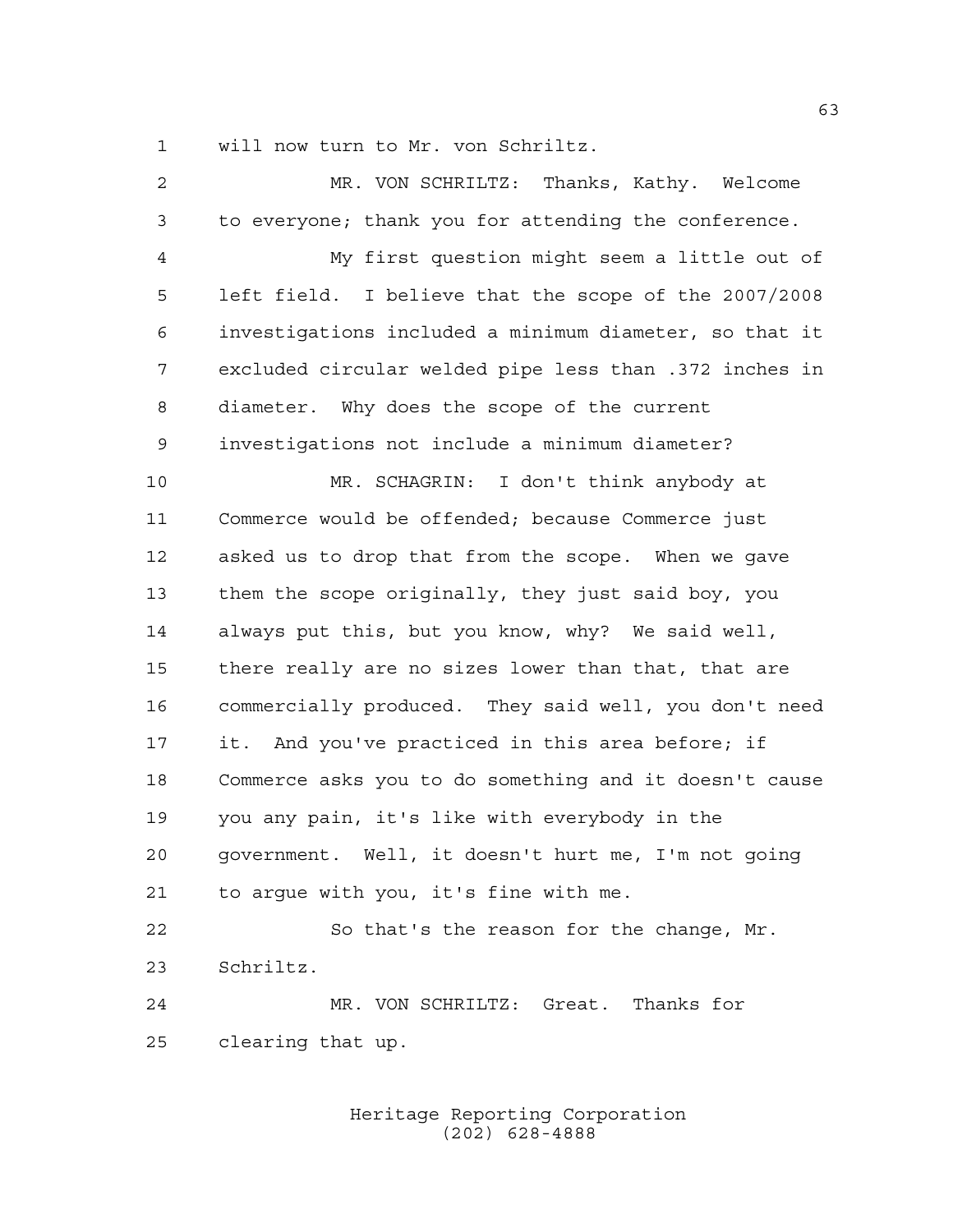will now turn to Mr. von Schriltz.

MR. VON SCHRILTZ: Thanks, Kathy. Welcome to everyone; thank you for attending the conference.

My first question might seem a little out of left field. I believe that the scope of the 2007/2008 investigations included a minimum diameter, so that it excluded circular welded pipe less than .372 inches in diameter. Why does the scope of the current investigations not include a minimum diameter?

MR. SCHAGRIN: I don't think anybody at Commerce would be offended; because Commerce just asked us to drop that from the scope. When we gave them the scope originally, they just said boy, you always put this, but you know, why? We said well, there really are no sizes lower than that, that are commercially produced. They said well, you don't need it. And you've practiced in this area before; if Commerce asks you to do something and it doesn't cause you any pain, it's like with everybody in the government. Well, it doesn't hurt me, I'm not going to argue with you, it's fine with me.

So that's the reason for the change, Mr. Schriltz.

MR. VON SCHRILTZ: Great. Thanks for clearing that up.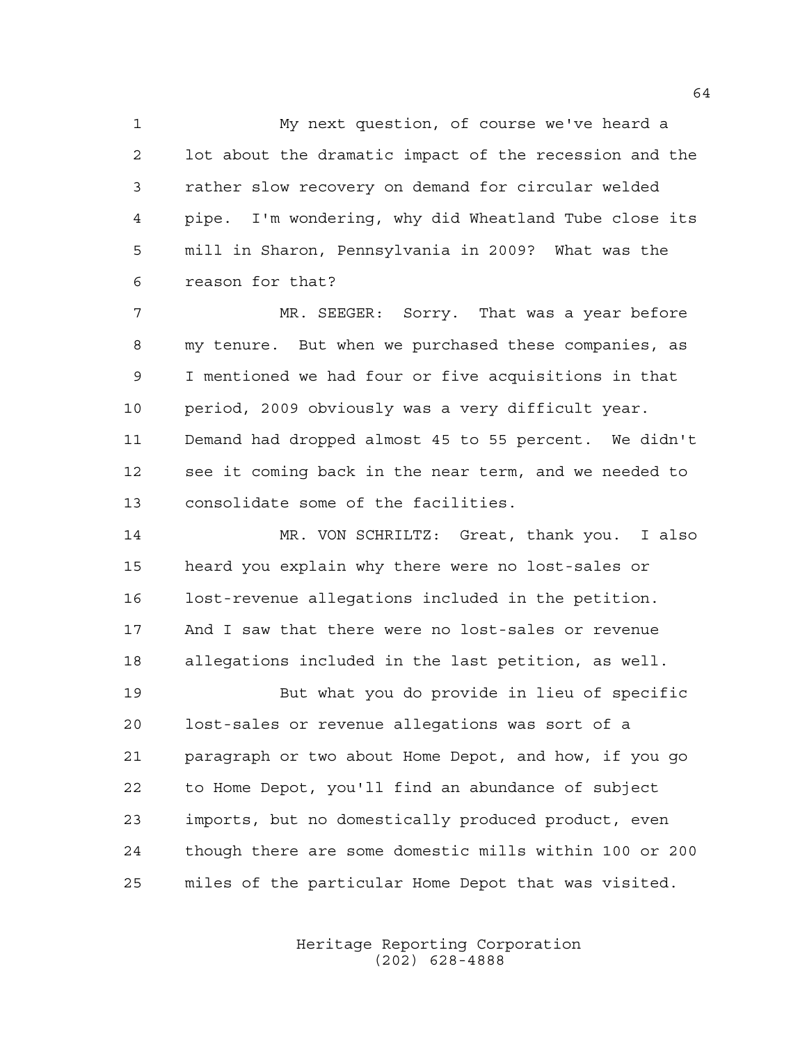My next question, of course we've heard a lot about the dramatic impact of the recession and the rather slow recovery on demand for circular welded pipe. I'm wondering, why did Wheatland Tube close its mill in Sharon, Pennsylvania in 2009? What was the reason for that?

MR. SEEGER: Sorry. That was a year before my tenure. But when we purchased these companies, as I mentioned we had four or five acquisitions in that period, 2009 obviously was a very difficult year. Demand had dropped almost 45 to 55 percent. We didn't see it coming back in the near term, and we needed to consolidate some of the facilities.

MR. VON SCHRILTZ: Great, thank you. I also heard you explain why there were no lost-sales or lost-revenue allegations included in the petition. And I saw that there were no lost-sales or revenue allegations included in the last petition, as well.

But what you do provide in lieu of specific lost-sales or revenue allegations was sort of a paragraph or two about Home Depot, and how, if you go to Home Depot, you'll find an abundance of subject imports, but no domestically produced product, even though there are some domestic mills within 100 or 200 miles of the particular Home Depot that was visited.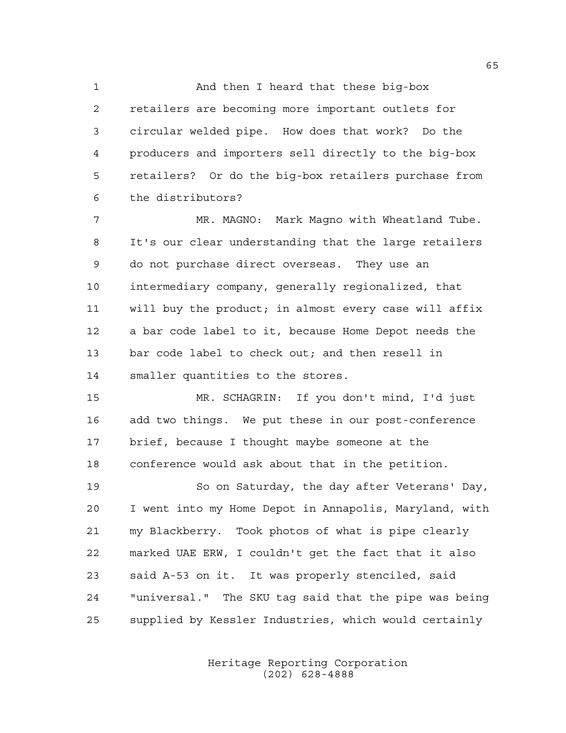And then I heard that these big-box retailers are becoming more important outlets for circular welded pipe. How does that work? Do the producers and importers sell directly to the big-box retailers? Or do the big-box retailers purchase from the distributors?

MR. MAGNO: Mark Magno with Wheatland Tube. It's our clear understanding that the large retailers do not purchase direct overseas. They use an intermediary company, generally regionalized, that will buy the product; in almost every case will affix a bar code label to it, because Home Depot needs the bar code label to check out; and then resell in smaller quantities to the stores.

MR. SCHAGRIN: If you don't mind, I'd just add two things. We put these in our post-conference brief, because I thought maybe someone at the conference would ask about that in the petition.

So on Saturday, the day after Veterans' Day, I went into my Home Depot in Annapolis, Maryland, with my Blackberry. Took photos of what is pipe clearly marked UAE ERW, I couldn't get the fact that it also said A-53 on it. It was properly stenciled, said "universal." The SKU tag said that the pipe was being supplied by Kessler Industries, which would certainly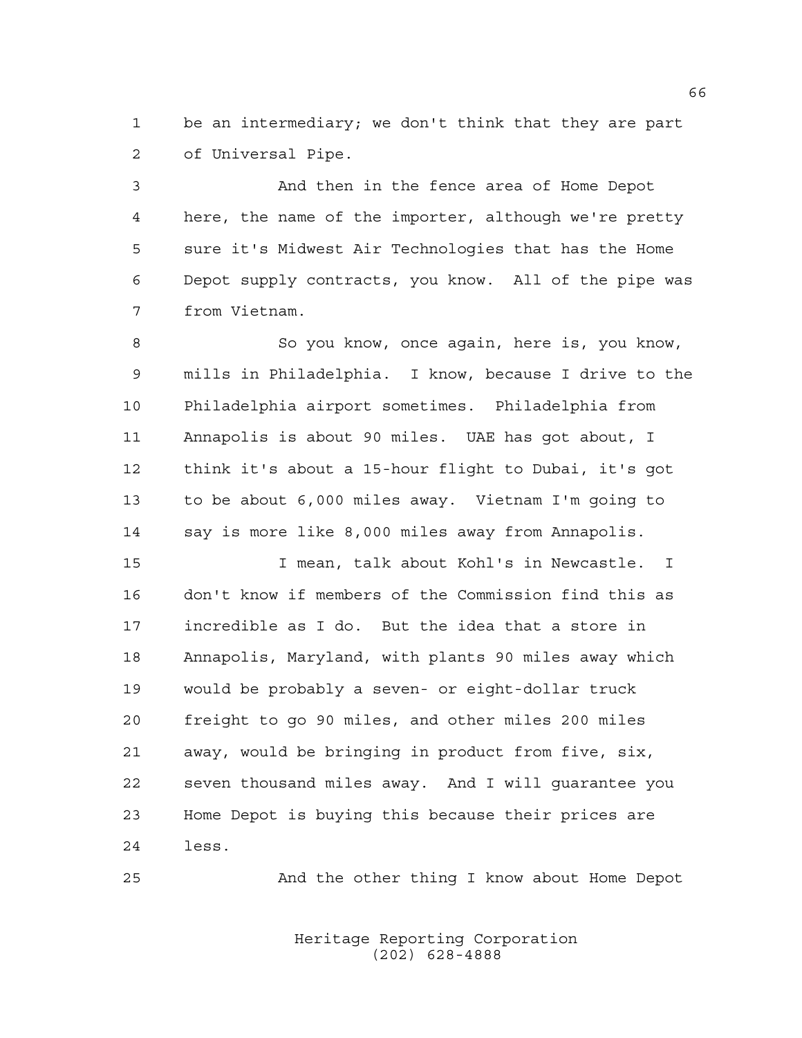be an intermediary; we don't think that they are part of Universal Pipe.

And then in the fence area of Home Depot here, the name of the importer, although we're pretty sure it's Midwest Air Technologies that has the Home Depot supply contracts, you know. All of the pipe was from Vietnam.

So you know, once again, here is, you know, mills in Philadelphia. I know, because I drive to the Philadelphia airport sometimes. Philadelphia from Annapolis is about 90 miles. UAE has got about, I think it's about a 15-hour flight to Dubai, it's got to be about 6,000 miles away. Vietnam I'm going to say is more like 8,000 miles away from Annapolis.

I mean, talk about Kohl's in Newcastle. I don't know if members of the Commission find this as incredible as I do. But the idea that a store in Annapolis, Maryland, with plants 90 miles away which would be probably a seven- or eight-dollar truck freight to go 90 miles, and other miles 200 miles away, would be bringing in product from five, six, seven thousand miles away. And I will guarantee you Home Depot is buying this because their prices are less.

And the other thing I know about Home Depot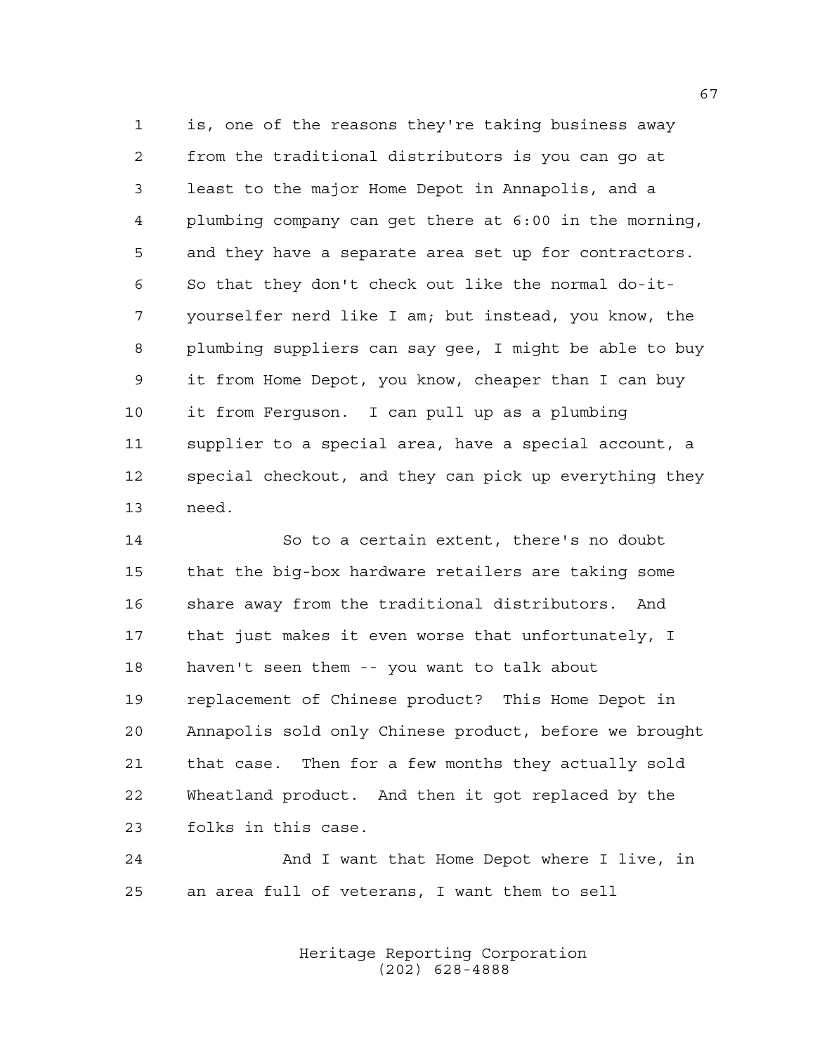is, one of the reasons they're taking business away from the traditional distributors is you can go at least to the major Home Depot in Annapolis, and a plumbing company can get there at 6:00 in the morning, and they have a separate area set up for contractors. So that they don't check out like the normal do-it-yourselfer nerd like I am; but instead, you know, the plumbing suppliers can say gee, I might be able to buy it from Home Depot, you know, cheaper than I can buy it from Ferguson. I can pull up as a plumbing supplier to a special area, have a special account, a special checkout, and they can pick up everything they need.

So to a certain extent, there's no doubt that the big-box hardware retailers are taking some share away from the traditional distributors. And that just makes it even worse that unfortunately, I haven't seen them -- you want to talk about replacement of Chinese product? This Home Depot in Annapolis sold only Chinese product, before we brought that case. Then for a few months they actually sold Wheatland product. And then it got replaced by the folks in this case.

And I want that Home Depot where I live, in an area full of veterans, I want them to sell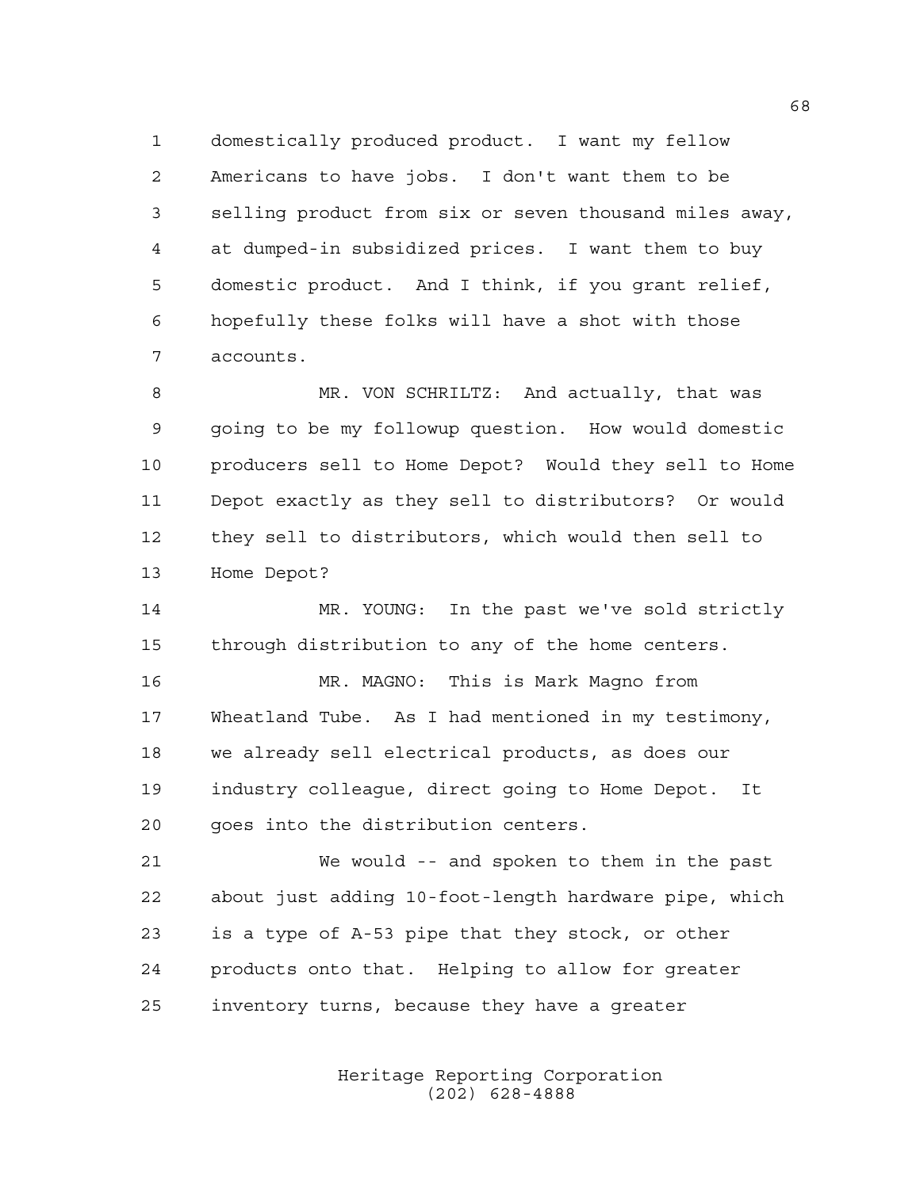domestically produced product. I want my fellow Americans to have jobs. I don't want them to be selling product from six or seven thousand miles away, at dumped-in subsidized prices. I want them to buy domestic product. And I think, if you grant relief, hopefully these folks will have a shot with those accounts.

MR. VON SCHRILTZ: And actually, that was going to be my followup question. How would domestic producers sell to Home Depot? Would they sell to Home Depot exactly as they sell to distributors? Or would they sell to distributors, which would then sell to Home Depot?

MR. YOUNG: In the past we've sold strictly through distribution to any of the home centers.

MR. MAGNO: This is Mark Magno from Wheatland Tube. As I had mentioned in my testimony, we already sell electrical products, as does our industry colleague, direct going to Home Depot. It goes into the distribution centers.

We would -- and spoken to them in the past about just adding 10-foot-length hardware pipe, which is a type of A-53 pipe that they stock, or other products onto that. Helping to allow for greater inventory turns, because they have a greater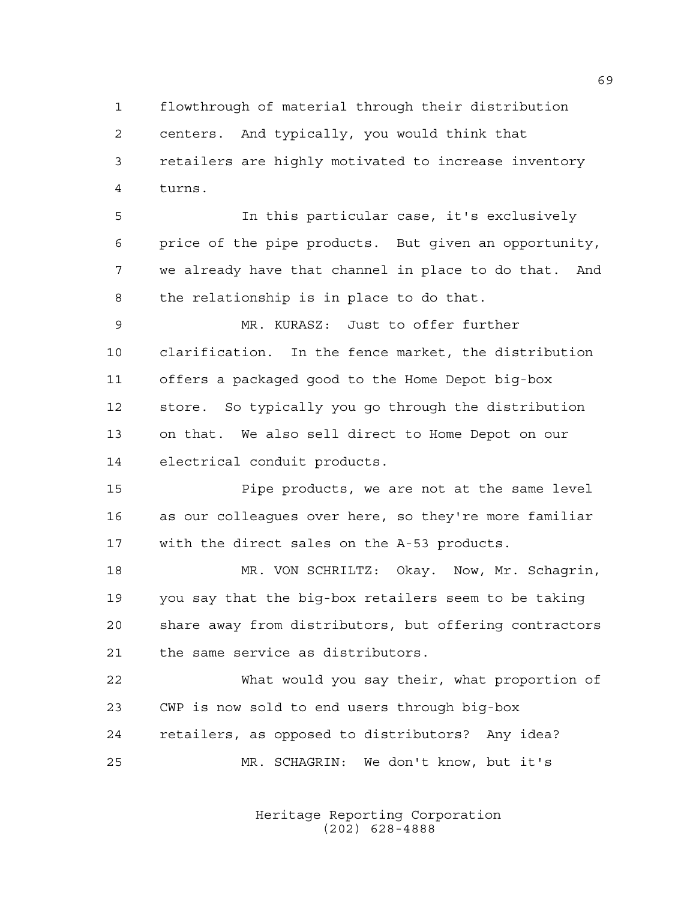flowthrough of material through their distribution centers. And typically, you would think that retailers are highly motivated to increase inventory turns.

In this particular case, it's exclusively price of the pipe products. But given an opportunity, we already have that channel in place to do that. And the relationship is in place to do that.

MR. KURASZ: Just to offer further clarification. In the fence market, the distribution offers a packaged good to the Home Depot big-box store. So typically you go through the distribution on that. We also sell direct to Home Depot on our electrical conduit products.

Pipe products, we are not at the same level as our colleagues over here, so they're more familiar with the direct sales on the A-53 products.

MR. VON SCHRILTZ: Okay. Now, Mr. Schagrin, you say that the big-box retailers seem to be taking share away from distributors, but offering contractors the same service as distributors.

What would you say their, what proportion of CWP is now sold to end users through big-box retailers, as opposed to distributors? Any idea?

MR. SCHAGRIN: We don't know, but it's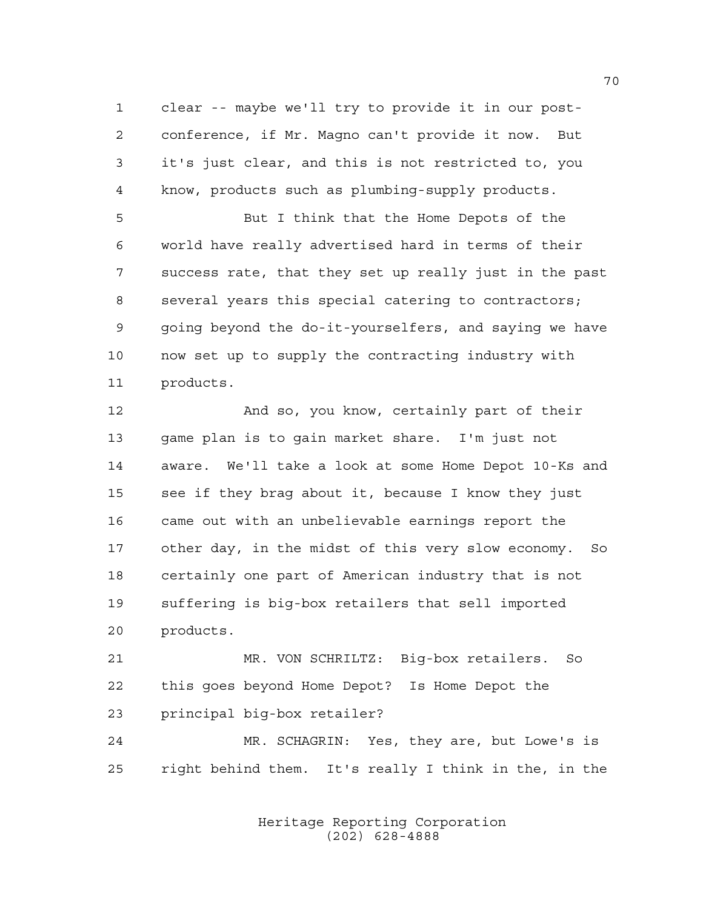clear -- maybe we'll try to provide it in our post-conference, if Mr. Magno can't provide it now. But it's just clear, and this is not restricted to, you know, products such as plumbing-supply products.

But I think that the Home Depots of the world have really advertised hard in terms of their success rate, that they set up really just in the past several years this special catering to contractors; going beyond the do-it-yourselfers, and saying we have now set up to supply the contracting industry with products.

And so, you know, certainly part of their game plan is to gain market share. I'm just not aware. We'll take a look at some Home Depot 10-Ks and see if they brag about it, because I know they just came out with an unbelievable earnings report the other day, in the midst of this very slow economy. So certainly one part of American industry that is not suffering is big-box retailers that sell imported products.

MR. VON SCHRILTZ: Big-box retailers. So this goes beyond Home Depot? Is Home Depot the principal big-box retailer?

MR. SCHAGRIN: Yes, they are, but Lowe's is right behind them. It's really I think in the, in the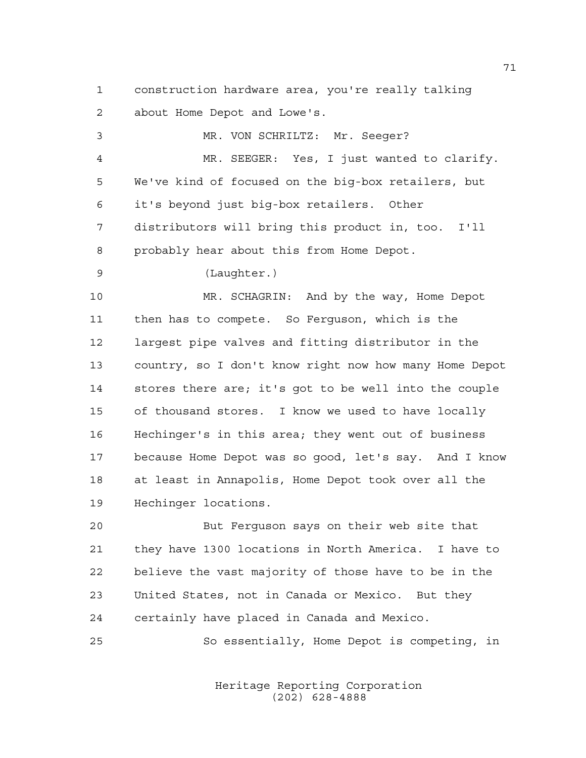construction hardware area, you're really talking about Home Depot and Lowe's.

MR. VON SCHRILTZ: Mr. Seeger?

MR. SEEGER: Yes, I just wanted to clarify. We've kind of focused on the big-box retailers, but it's beyond just big-box retailers. Other distributors will bring this product in, too. I'll probably hear about this from Home Depot.

(Laughter.)

MR. SCHAGRIN: And by the way, Home Depot then has to compete. So Ferguson, which is the largest pipe valves and fitting distributor in the country, so I don't know right now how many Home Depot stores there are; it's got to be well into the couple of thousand stores. I know we used to have locally Hechinger's in this area; they went out of business because Home Depot was so good, let's say. And I know at least in Annapolis, Home Depot took over all the Hechinger locations.

But Ferguson says on their web site that they have 1300 locations in North America. I have to believe the vast majority of those have to be in the United States, not in Canada or Mexico. But they certainly have placed in Canada and Mexico.

So essentially, Home Depot is competing, in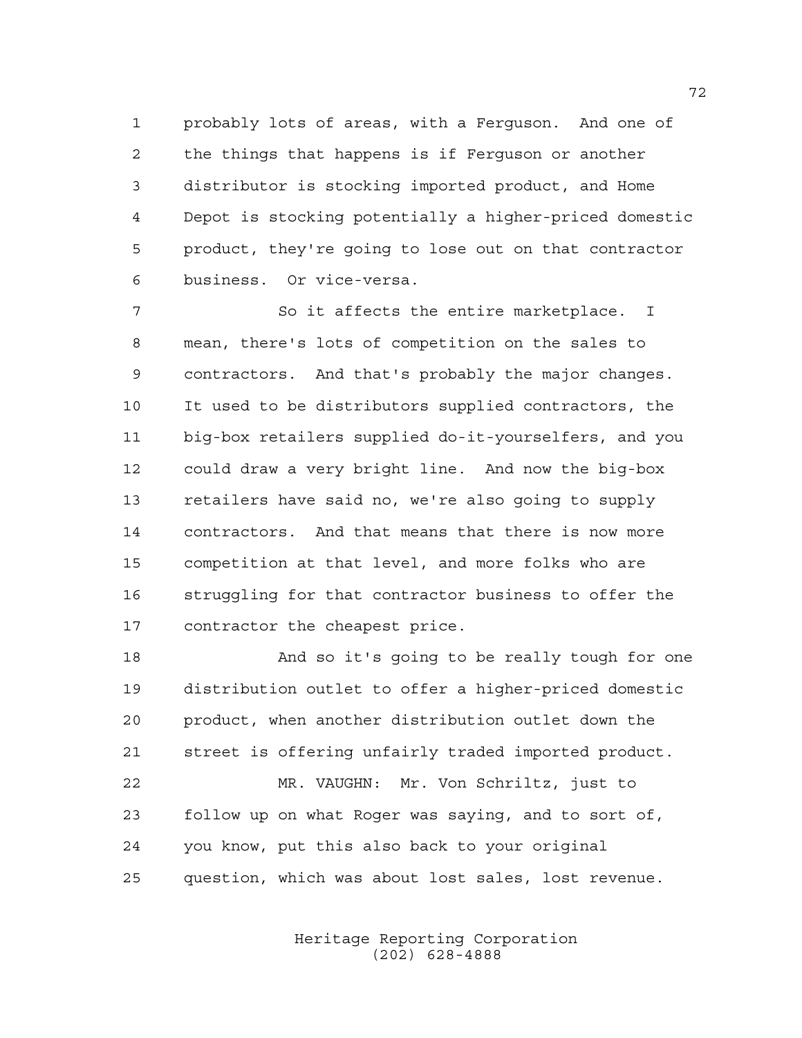probably lots of areas, with a Ferguson. And one of the things that happens is if Ferguson or another distributor is stocking imported product, and Home Depot is stocking potentially a higher-priced domestic product, they're going to lose out on that contractor business. Or vice-versa.

So it affects the entire marketplace. I mean, there's lots of competition on the sales to contractors. And that's probably the major changes. It used to be distributors supplied contractors, the big-box retailers supplied do-it-yourselfers, and you could draw a very bright line. And now the big-box retailers have said no, we're also going to supply contractors. And that means that there is now more competition at that level, and more folks who are struggling for that contractor business to offer the contractor the cheapest price.

And so it's going to be really tough for one distribution outlet to offer a higher-priced domestic product, when another distribution outlet down the street is offering unfairly traded imported product.

MR. VAUGHN: Mr. Von Schriltz, just to follow up on what Roger was saying, and to sort of, you know, put this also back to your original question, which was about lost sales, lost revenue.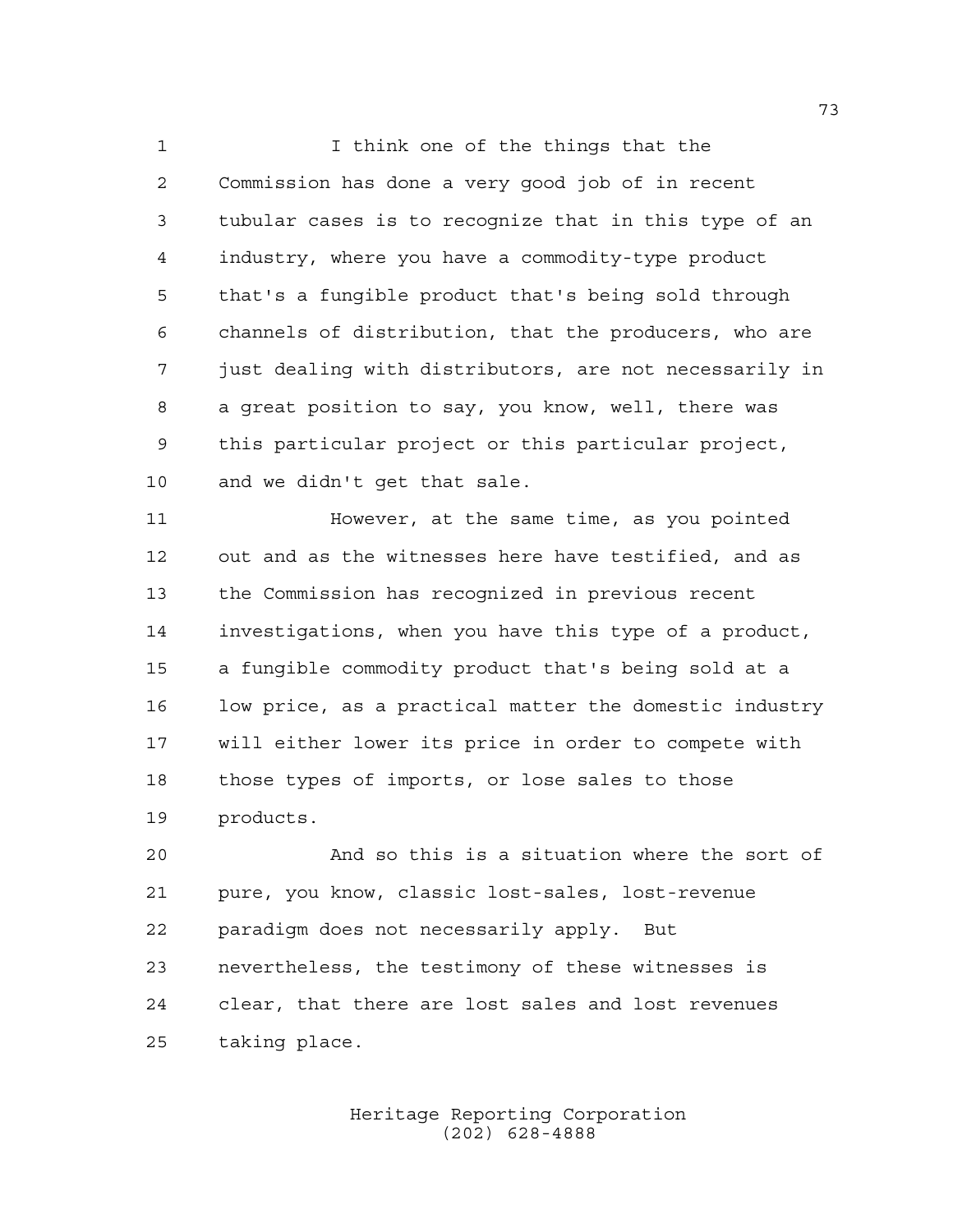I think one of the things that the Commission has done a very good job of in recent tubular cases is to recognize that in this type of an industry, where you have a commodity-type product that's a fungible product that's being sold through channels of distribution, that the producers, who are just dealing with distributors, are not necessarily in a great position to say, you know, well, there was this particular project or this particular project, and we didn't get that sale.

However, at the same time, as you pointed out and as the witnesses here have testified, and as the Commission has recognized in previous recent investigations, when you have this type of a product, a fungible commodity product that's being sold at a low price, as a practical matter the domestic industry will either lower its price in order to compete with those types of imports, or lose sales to those products.

And so this is a situation where the sort of pure, you know, classic lost-sales, lost-revenue paradigm does not necessarily apply. But nevertheless, the testimony of these witnesses is clear, that there are lost sales and lost revenues taking place.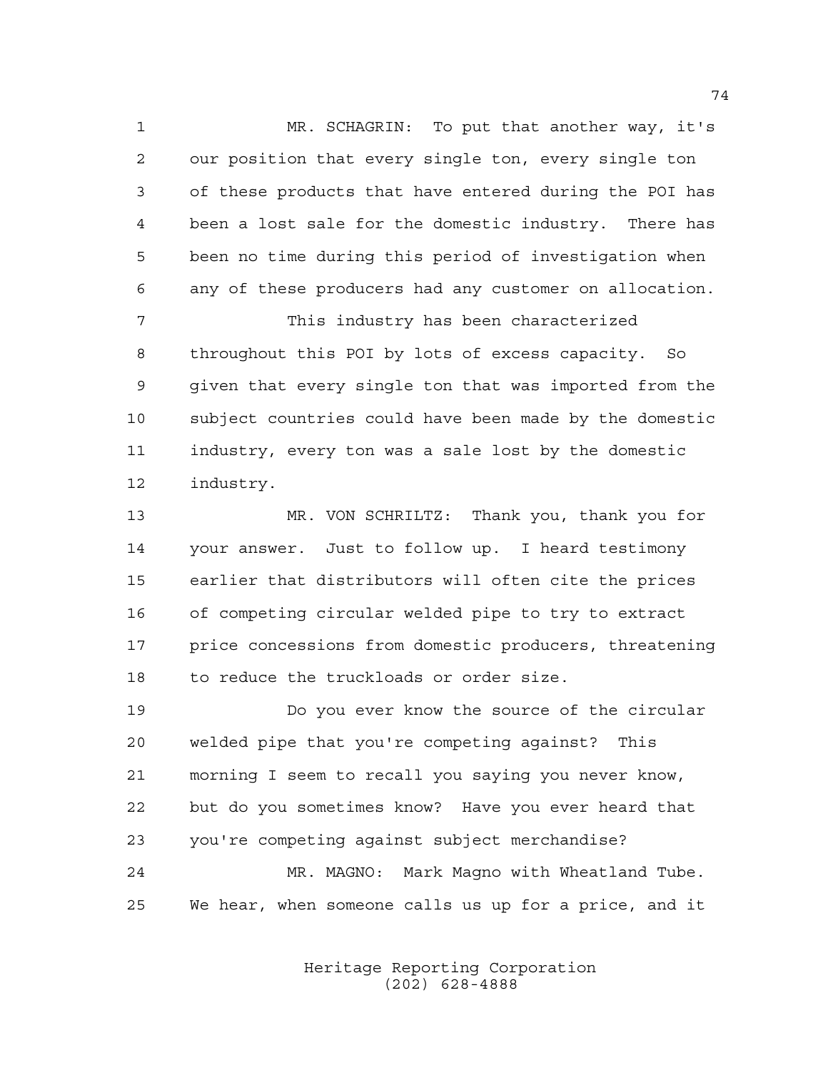MR. SCHAGRIN: To put that another way, it's our position that every single ton, every single ton of these products that have entered during the POI has been a lost sale for the domestic industry. There has been no time during this period of investigation when any of these producers had any customer on allocation.

This industry has been characterized throughout this POI by lots of excess capacity. So given that every single ton that was imported from the subject countries could have been made by the domestic industry, every ton was a sale lost by the domestic industry.

MR. VON SCHRILTZ: Thank you, thank you for your answer. Just to follow up. I heard testimony earlier that distributors will often cite the prices of competing circular welded pipe to try to extract price concessions from domestic producers, threatening to reduce the truckloads or order size.

Do you ever know the source of the circular welded pipe that you're competing against? This morning I seem to recall you saying you never know, but do you sometimes know? Have you ever heard that you're competing against subject merchandise?

MR. MAGNO: Mark Magno with Wheatland Tube. We hear, when someone calls us up for a price, and it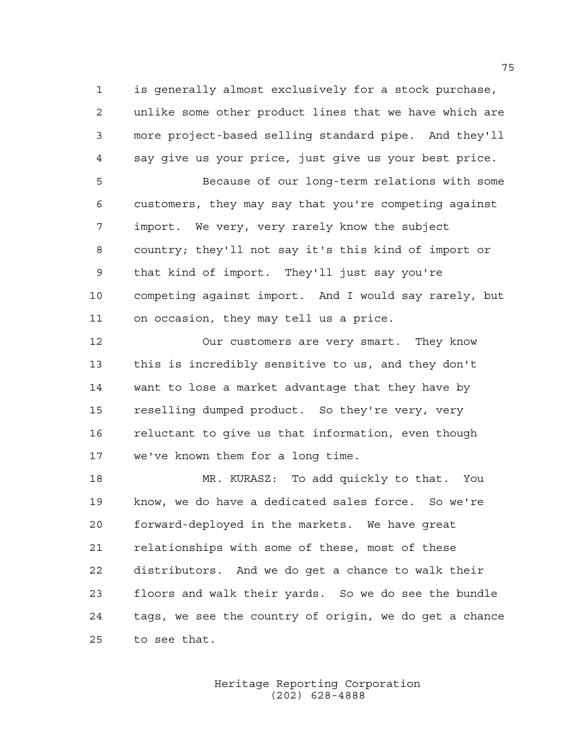is generally almost exclusively for a stock purchase, unlike some other product lines that we have which are more project-based selling standard pipe. And they'll say give us your price, just give us your best price.

Because of our long-term relations with some customers, they may say that you're competing against import. We very, very rarely know the subject country; they'll not say it's this kind of import or that kind of import. They'll just say you're competing against import. And I would say rarely, but on occasion, they may tell us a price.

Our customers are very smart. They know this is incredibly sensitive to us, and they don't want to lose a market advantage that they have by reselling dumped product. So they're very, very reluctant to give us that information, even though we've known them for a long time.

MR. KURASZ: To add quickly to that. You know, we do have a dedicated sales force. So we're forward-deployed in the markets. We have great relationships with some of these, most of these distributors. And we do get a chance to walk their floors and walk their yards. So we do see the bundle tags, we see the country of origin, we do get a chance to see that.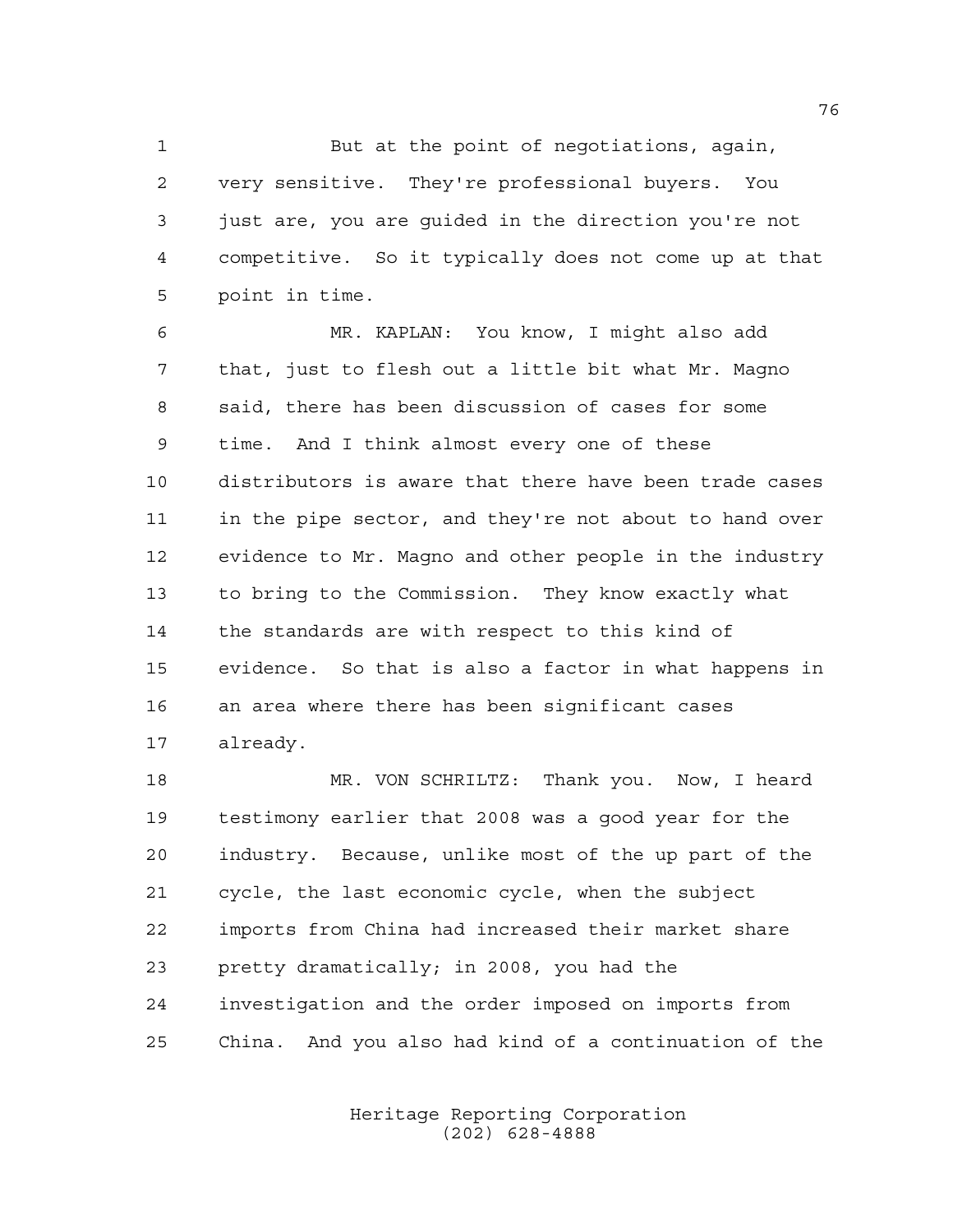But at the point of negotiations, again, very sensitive. They're professional buyers. You just are, you are guided in the direction you're not competitive. So it typically does not come up at that point in time.

MR. KAPLAN: You know, I might also add that, just to flesh out a little bit what Mr. Magno said, there has been discussion of cases for some time. And I think almost every one of these distributors is aware that there have been trade cases in the pipe sector, and they're not about to hand over evidence to Mr. Magno and other people in the industry to bring to the Commission. They know exactly what the standards are with respect to this kind of evidence. So that is also a factor in what happens in an area where there has been significant cases already.

MR. VON SCHRILTZ: Thank you. Now, I heard testimony earlier that 2008 was a good year for the industry. Because, unlike most of the up part of the cycle, the last economic cycle, when the subject imports from China had increased their market share pretty dramatically; in 2008, you had the investigation and the order imposed on imports from China. And you also had kind of a continuation of the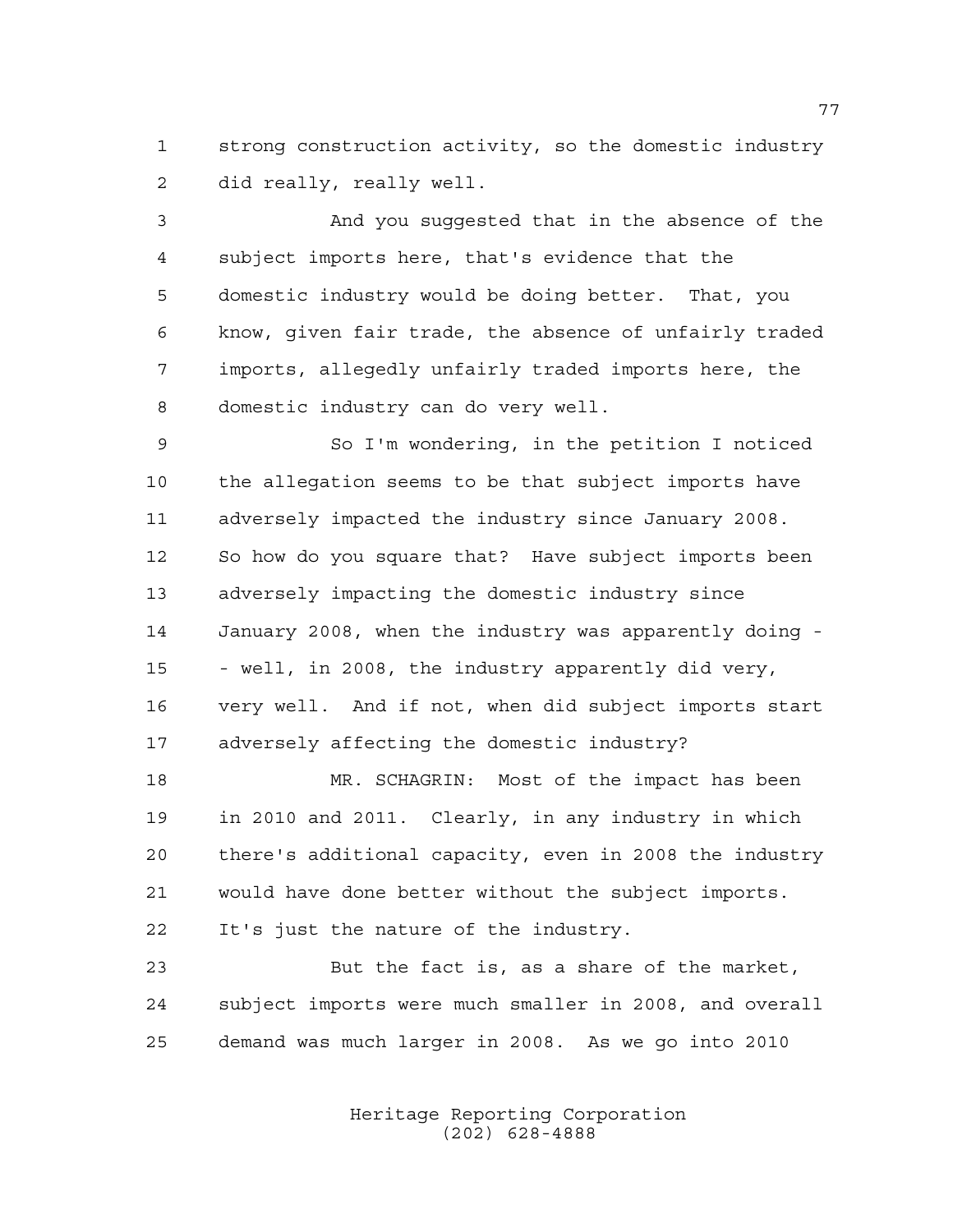strong construction activity, so the domestic industry did really, really well.

And you suggested that in the absence of the subject imports here, that's evidence that the domestic industry would be doing better. That, you know, given fair trade, the absence of unfairly traded imports, allegedly unfairly traded imports here, the domestic industry can do very well.

So I'm wondering, in the petition I noticed the allegation seems to be that subject imports have adversely impacted the industry since January 2008. So how do you square that? Have subject imports been adversely impacting the domestic industry since January 2008, when the industry was apparently doing -- well, in 2008, the industry apparently did very, very well. And if not, when did subject imports start adversely affecting the domestic industry?

MR. SCHAGRIN: Most of the impact has been in 2010 and 2011. Clearly, in any industry in which there's additional capacity, even in 2008 the industry would have done better without the subject imports. It's just the nature of the industry.

But the fact is, as a share of the market, subject imports were much smaller in 2008, and overall demand was much larger in 2008. As we go into 2010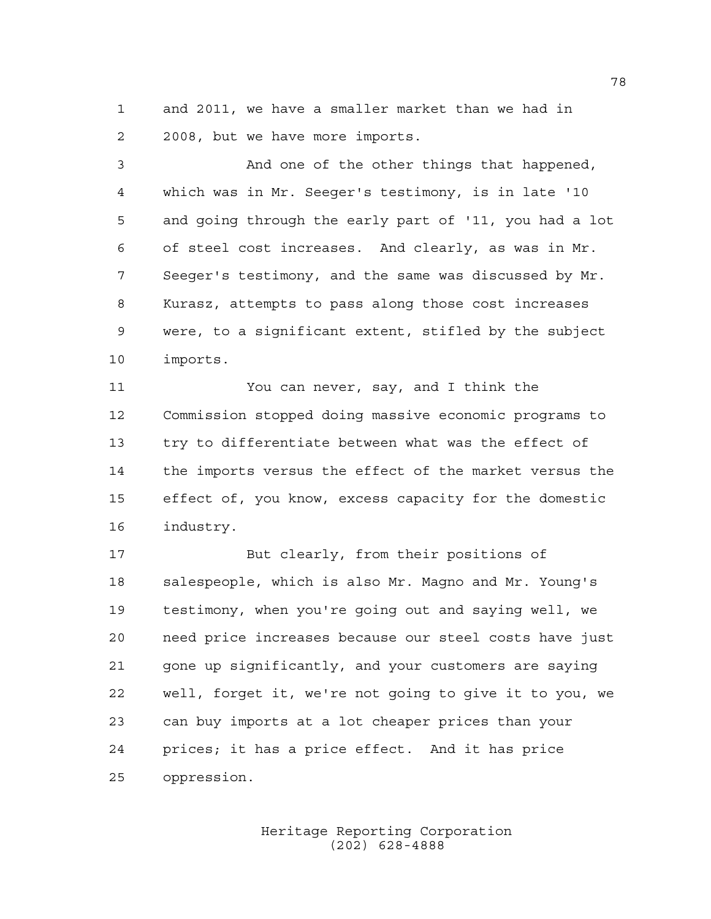and 2011, we have a smaller market than we had in 2008, but we have more imports.

And one of the other things that happened, which was in Mr. Seeger's testimony, is in late '10 and going through the early part of '11, you had a lot of steel cost increases. And clearly, as was in Mr. Seeger's testimony, and the same was discussed by Mr. Kurasz, attempts to pass along those cost increases were, to a significant extent, stifled by the subject imports.

You can never, say, and I think the Commission stopped doing massive economic programs to try to differentiate between what was the effect of the imports versus the effect of the market versus the effect of, you know, excess capacity for the domestic industry.

But clearly, from their positions of salespeople, which is also Mr. Magno and Mr. Young's testimony, when you're going out and saying well, we need price increases because our steel costs have just gone up significantly, and your customers are saying well, forget it, we're not going to give it to you, we can buy imports at a lot cheaper prices than your prices; it has a price effect. And it has price oppression.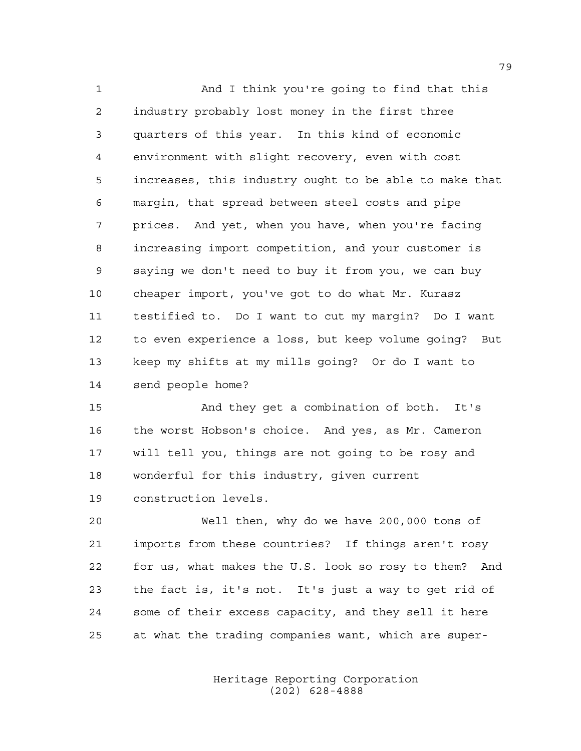And I think you're going to find that this industry probably lost money in the first three quarters of this year. In this kind of economic environment with slight recovery, even with cost increases, this industry ought to be able to make that margin, that spread between steel costs and pipe prices. And yet, when you have, when you're facing increasing import competition, and your customer is saying we don't need to buy it from you, we can buy cheaper import, you've got to do what Mr. Kurasz testified to. Do I want to cut my margin? Do I want to even experience a loss, but keep volume going? But keep my shifts at my mills going? Or do I want to send people home?

And they get a combination of both. It's the worst Hobson's choice. And yes, as Mr. Cameron will tell you, things are not going to be rosy and wonderful for this industry, given current construction levels.

Well then, why do we have 200,000 tons of imports from these countries? If things aren't rosy for us, what makes the U.S. look so rosy to them? And the fact is, it's not. It's just a way to get rid of some of their excess capacity, and they sell it here at what the trading companies want, which are super-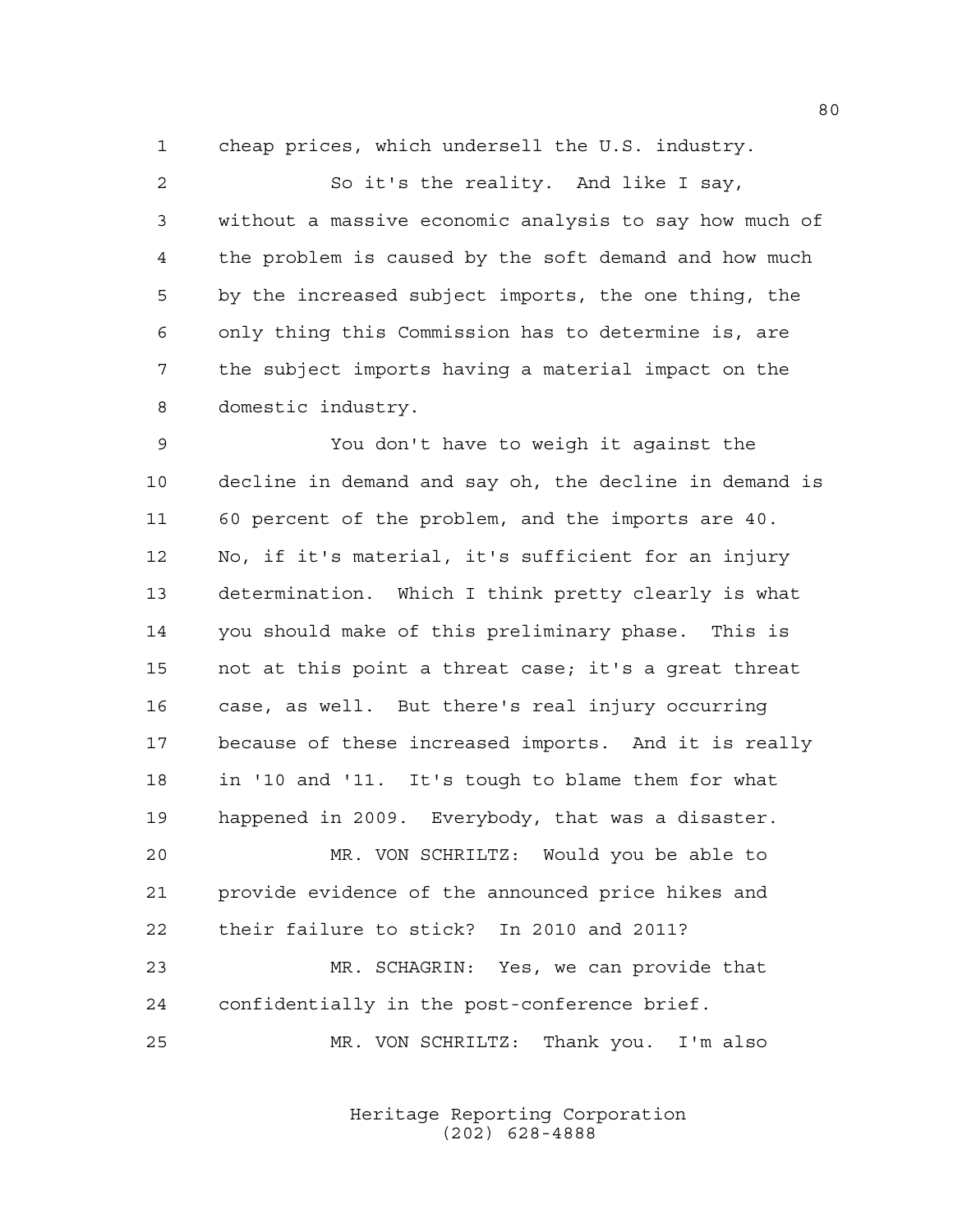cheap prices, which undersell the U.S. industry.

So it's the reality. And like I say, without a massive economic analysis to say how much of the problem is caused by the soft demand and how much by the increased subject imports, the one thing, the only thing this Commission has to determine is, are the subject imports having a material impact on the domestic industry.

You don't have to weigh it against the decline in demand and say oh, the decline in demand is 60 percent of the problem, and the imports are 40. No, if it's material, it's sufficient for an injury determination. Which I think pretty clearly is what you should make of this preliminary phase. This is not at this point a threat case; it's a great threat case, as well. But there's real injury occurring because of these increased imports. And it is really in '10 and '11. It's tough to blame them for what happened in 2009. Everybody, that was a disaster.

MR. VON SCHRILTZ: Would you be able to provide evidence of the announced price hikes and their failure to stick? In 2010 and 2011?

MR. SCHAGRIN: Yes, we can provide that confidentially in the post-conference brief.

MR. VON SCHRILTZ: Thank you. I'm also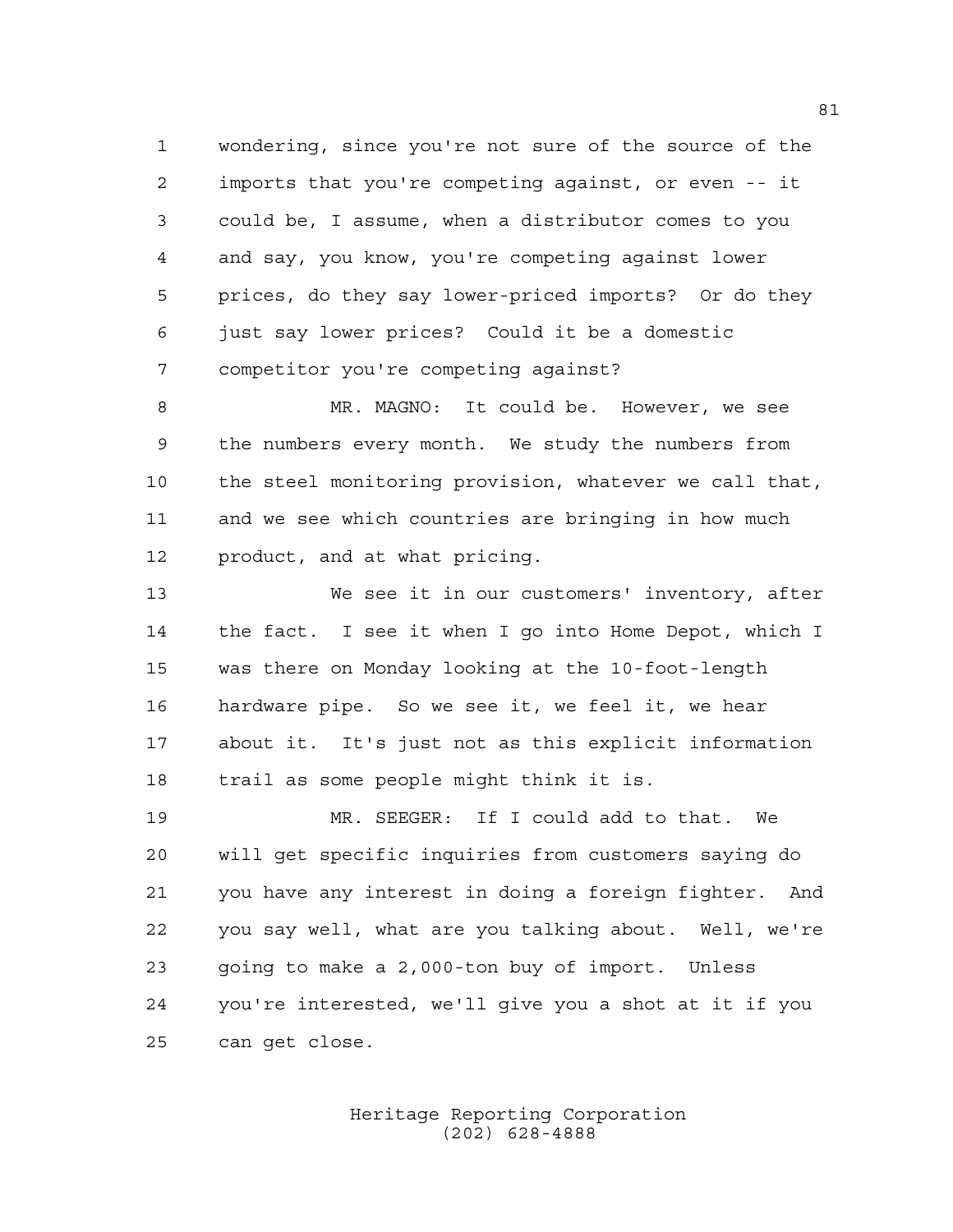wondering, since you're not sure of the source of the imports that you're competing against, or even -- it could be, I assume, when a distributor comes to you and say, you know, you're competing against lower prices, do they say lower-priced imports? Or do they just say lower prices? Could it be a domestic competitor you're competing against?

MR. MAGNO: It could be. However, we see the numbers every month. We study the numbers from the steel monitoring provision, whatever we call that, and we see which countries are bringing in how much product, and at what pricing.

We see it in our customers' inventory, after the fact. I see it when I go into Home Depot, which I was there on Monday looking at the 10-foot-length hardware pipe. So we see it, we feel it, we hear about it. It's just not as this explicit information trail as some people might think it is.

MR. SEEGER: If I could add to that. We will get specific inquiries from customers saying do you have any interest in doing a foreign fighter. And you say well, what are you talking about. Well, we're going to make a 2,000-ton buy of import. Unless you're interested, we'll give you a shot at it if you can get close.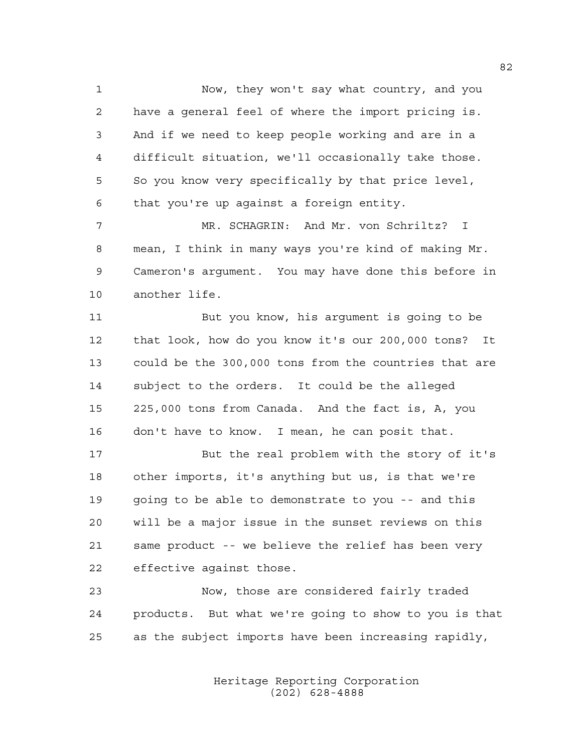Now, they won't say what country, and you have a general feel of where the import pricing is. And if we need to keep people working and are in a difficult situation, we'll occasionally take those. So you know very specifically by that price level, that you're up against a foreign entity.

MR. SCHAGRIN: And Mr. von Schriltz? I mean, I think in many ways you're kind of making Mr. Cameron's argument. You may have done this before in another life.

But you know, his argument is going to be that look, how do you know it's our 200,000 tons? It could be the 300,000 tons from the countries that are subject to the orders. It could be the alleged 225,000 tons from Canada. And the fact is, A, you don't have to know. I mean, he can posit that.

But the real problem with the story of it's other imports, it's anything but us, is that we're going to be able to demonstrate to you -- and this will be a major issue in the sunset reviews on this same product -- we believe the relief has been very effective against those.

Now, those are considered fairly traded products. But what we're going to show to you is that as the subject imports have been increasing rapidly,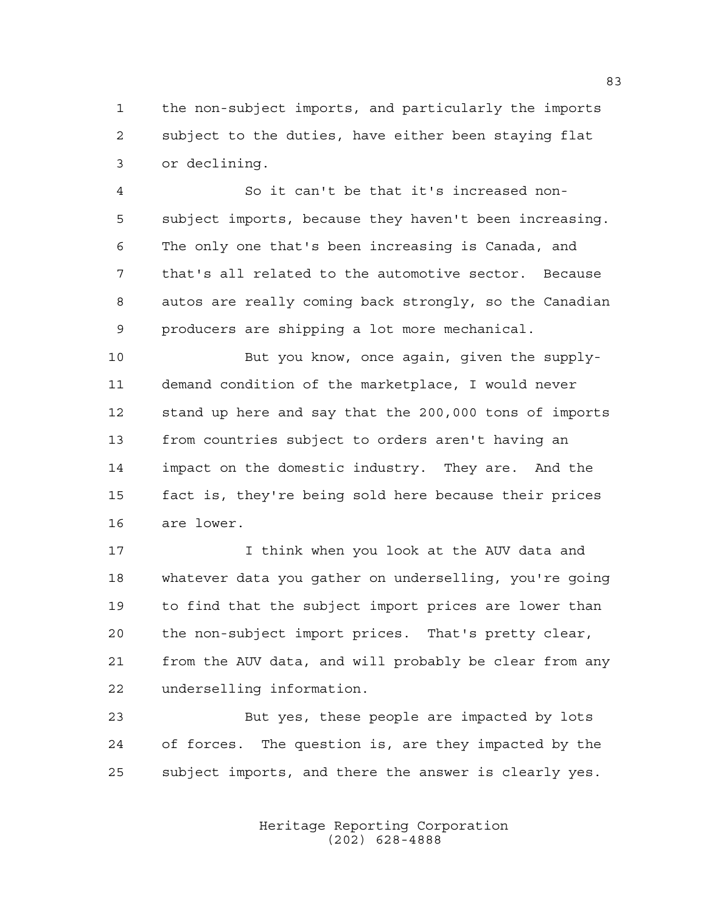the non-subject imports, and particularly the imports subject to the duties, have either been staying flat or declining.

So it can't be that it's increased non-subject imports, because they haven't been increasing. The only one that's been increasing is Canada, and that's all related to the automotive sector. Because autos are really coming back strongly, so the Canadian producers are shipping a lot more mechanical.

But you know, once again, given the supply-demand condition of the marketplace, I would never stand up here and say that the 200,000 tons of imports from countries subject to orders aren't having an impact on the domestic industry. They are. And the fact is, they're being sold here because their prices are lower.

I think when you look at the AUV data and whatever data you gather on underselling, you're going to find that the subject import prices are lower than the non-subject import prices. That's pretty clear, from the AUV data, and will probably be clear from any underselling information.

But yes, these people are impacted by lots of forces. The question is, are they impacted by the subject imports, and there the answer is clearly yes.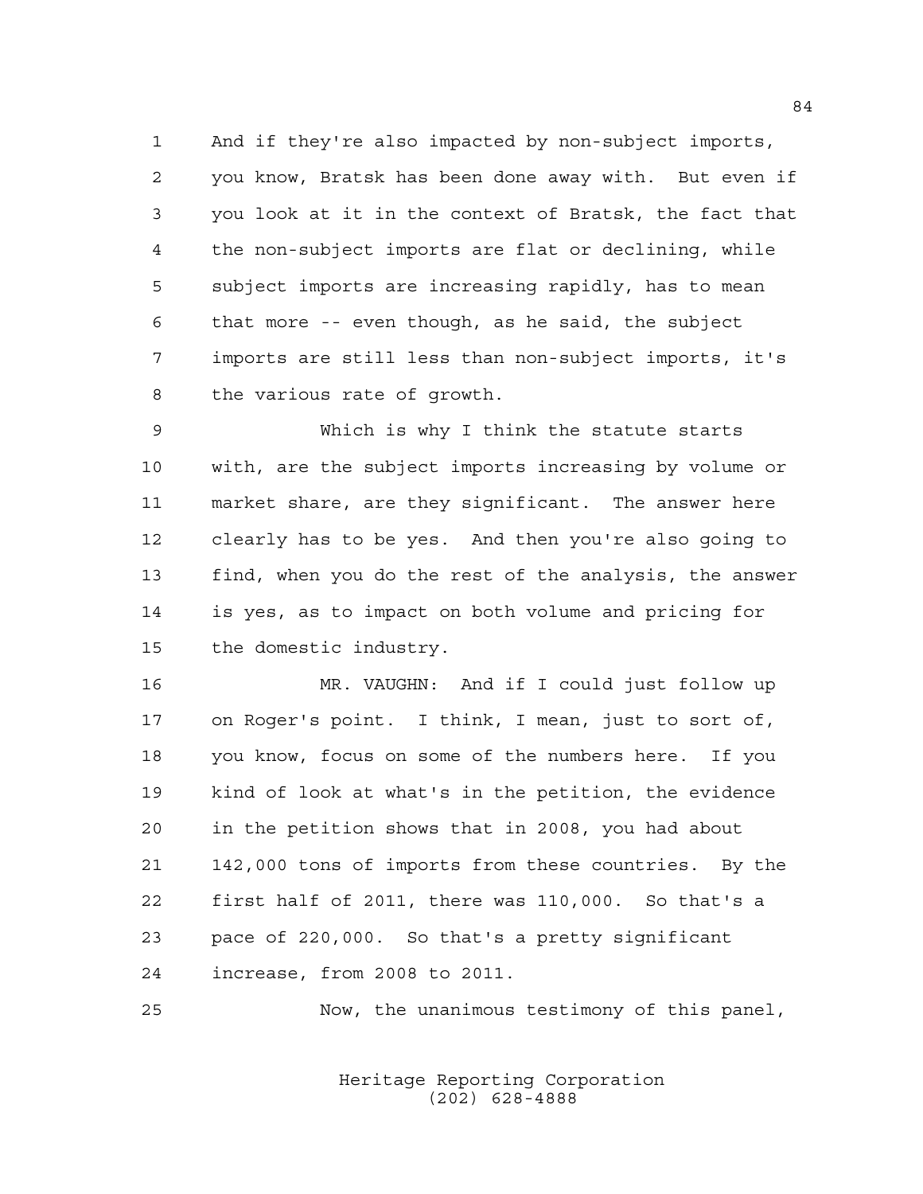And if they're also impacted by non-subject imports, you know, Bratsk has been done away with. But even if you look at it in the context of Bratsk, the fact that the non-subject imports are flat or declining, while subject imports are increasing rapidly, has to mean that more -- even though, as he said, the subject imports are still less than non-subject imports, it's the various rate of growth.

Which is why I think the statute starts with, are the subject imports increasing by volume or market share, are they significant. The answer here clearly has to be yes. And then you're also going to find, when you do the rest of the analysis, the answer is yes, as to impact on both volume and pricing for the domestic industry.

MR. VAUGHN: And if I could just follow up on Roger's point. I think, I mean, just to sort of, you know, focus on some of the numbers here. If you kind of look at what's in the petition, the evidence in the petition shows that in 2008, you had about 142,000 tons of imports from these countries. By the first half of 2011, there was 110,000. So that's a pace of 220,000. So that's a pretty significant increase, from 2008 to 2011.

Now, the unanimous testimony of this panel,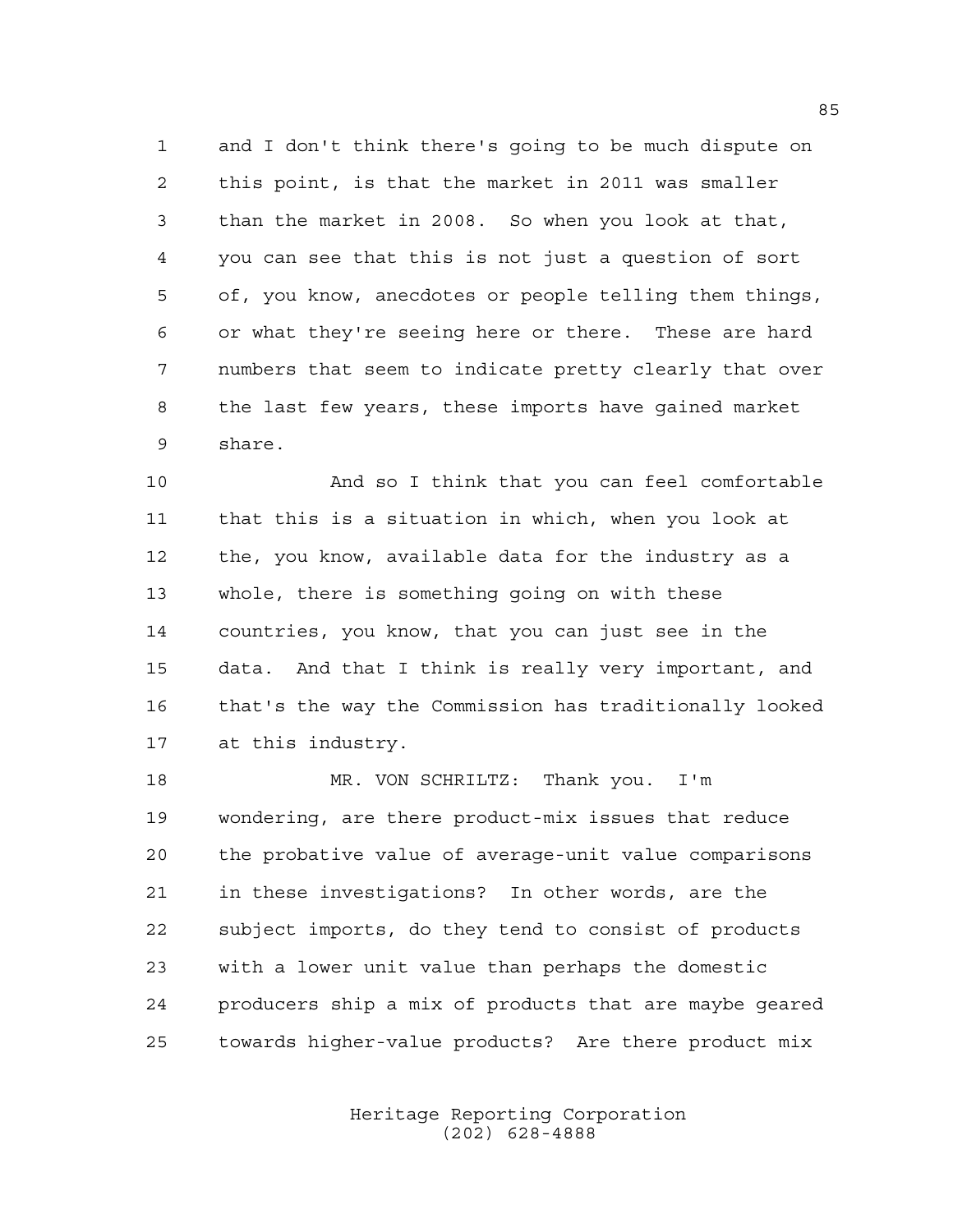and I don't think there's going to be much dispute on this point, is that the market in 2011 was smaller than the market in 2008. So when you look at that, you can see that this is not just a question of sort of, you know, anecdotes or people telling them things, or what they're seeing here or there. These are hard numbers that seem to indicate pretty clearly that over the last few years, these imports have gained market share.

And so I think that you can feel comfortable that this is a situation in which, when you look at the, you know, available data for the industry as a whole, there is something going on with these countries, you know, that you can just see in the data. And that I think is really very important, and that's the way the Commission has traditionally looked at this industry.

MR. VON SCHRILTZ: Thank you. I'm wondering, are there product-mix issues that reduce the probative value of average-unit value comparisons in these investigations? In other words, are the subject imports, do they tend to consist of products with a lower unit value than perhaps the domestic producers ship a mix of products that are maybe geared towards higher-value products? Are there product mix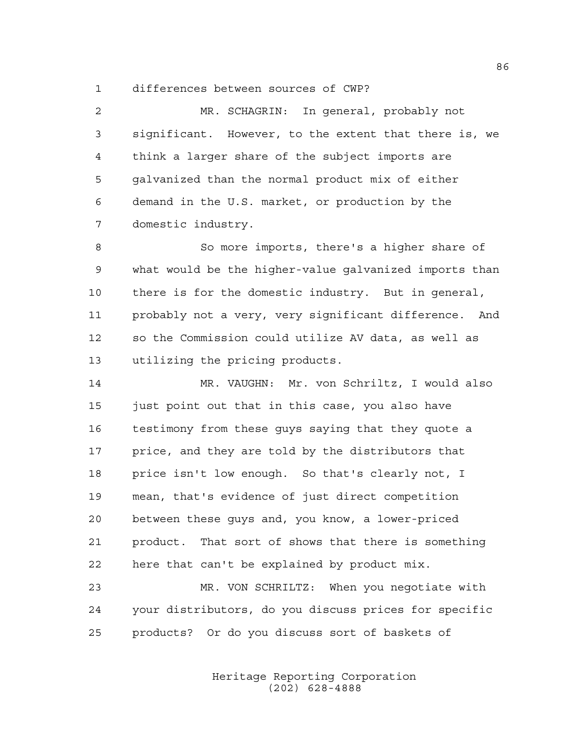differences between sources of CWP?

MR. SCHAGRIN: In general, probably not significant. However, to the extent that there is, we think a larger share of the subject imports are galvanized than the normal product mix of either demand in the U.S. market, or production by the domestic industry.

So more imports, there's a higher share of what would be the higher-value galvanized imports than there is for the domestic industry. But in general, probably not a very, very significant difference. And so the Commission could utilize AV data, as well as utilizing the pricing products.

MR. VAUGHN: Mr. von Schriltz, I would also just point out that in this case, you also have testimony from these guys saying that they quote a price, and they are told by the distributors that price isn't low enough. So that's clearly not, I mean, that's evidence of just direct competition between these guys and, you know, a lower-priced product. That sort of shows that there is something here that can't be explained by product mix.

MR. VON SCHRILTZ: When you negotiate with your distributors, do you discuss prices for specific products? Or do you discuss sort of baskets of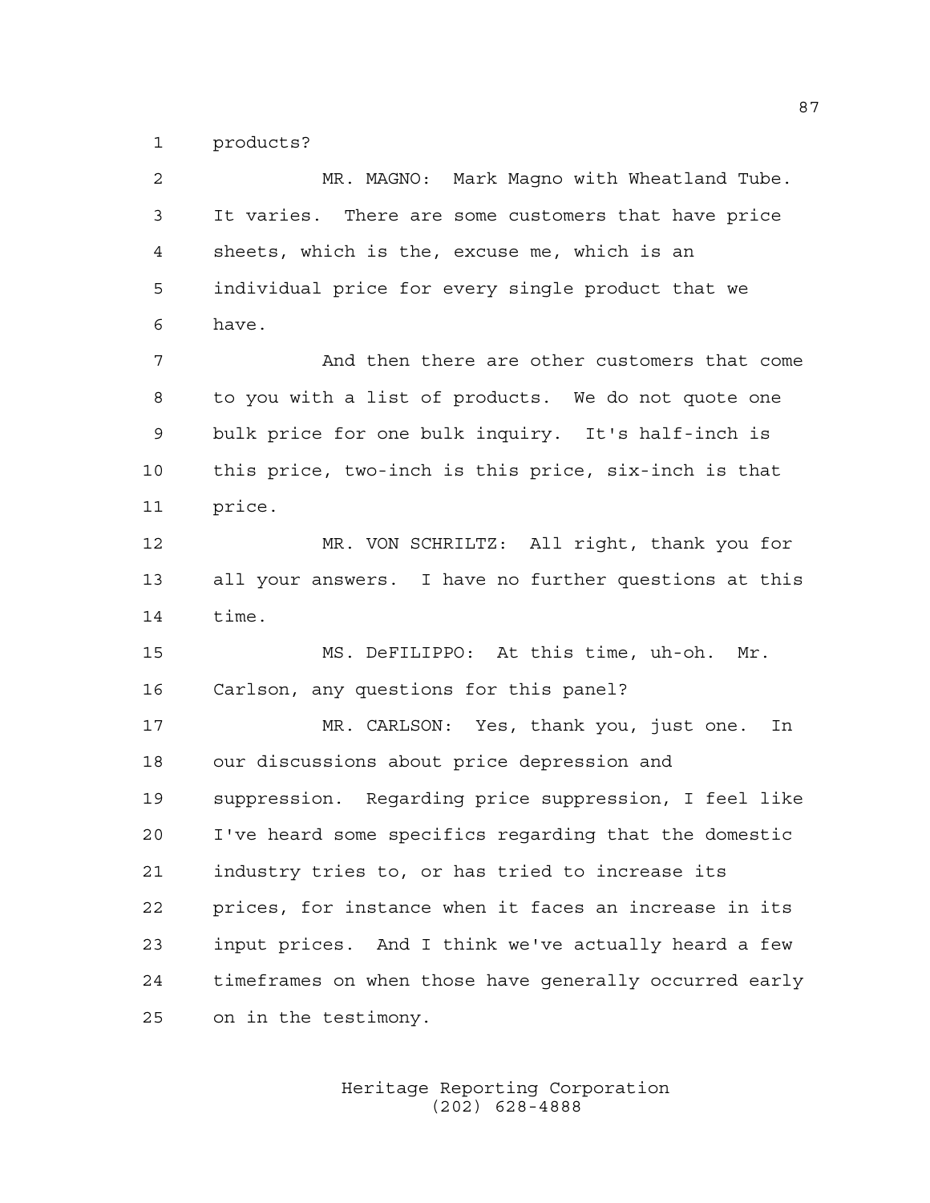products?

MR. MAGNO: Mark Magno with Wheatland Tube. It varies. There are some customers that have price sheets, which is the, excuse me, which is an individual price for every single product that we have.

And then there are other customers that come to you with a list of products. We do not quote one bulk price for one bulk inquiry. It's half-inch is this price, two-inch is this price, six-inch is that price.

MR. VON SCHRILTZ: All right, thank you for all your answers. I have no further questions at this time.

MS. DeFILIPPO: At this time, uh-oh. Mr. Carlson, any questions for this panel?

MR. CARLSON: Yes, thank you, just one. In our discussions about price depression and suppression. Regarding price suppression, I feel like I've heard some specifics regarding that the domestic industry tries to, or has tried to increase its prices, for instance when it faces an increase in its input prices. And I think we've actually heard a few timeframes on when those have generally occurred early on in the testimony.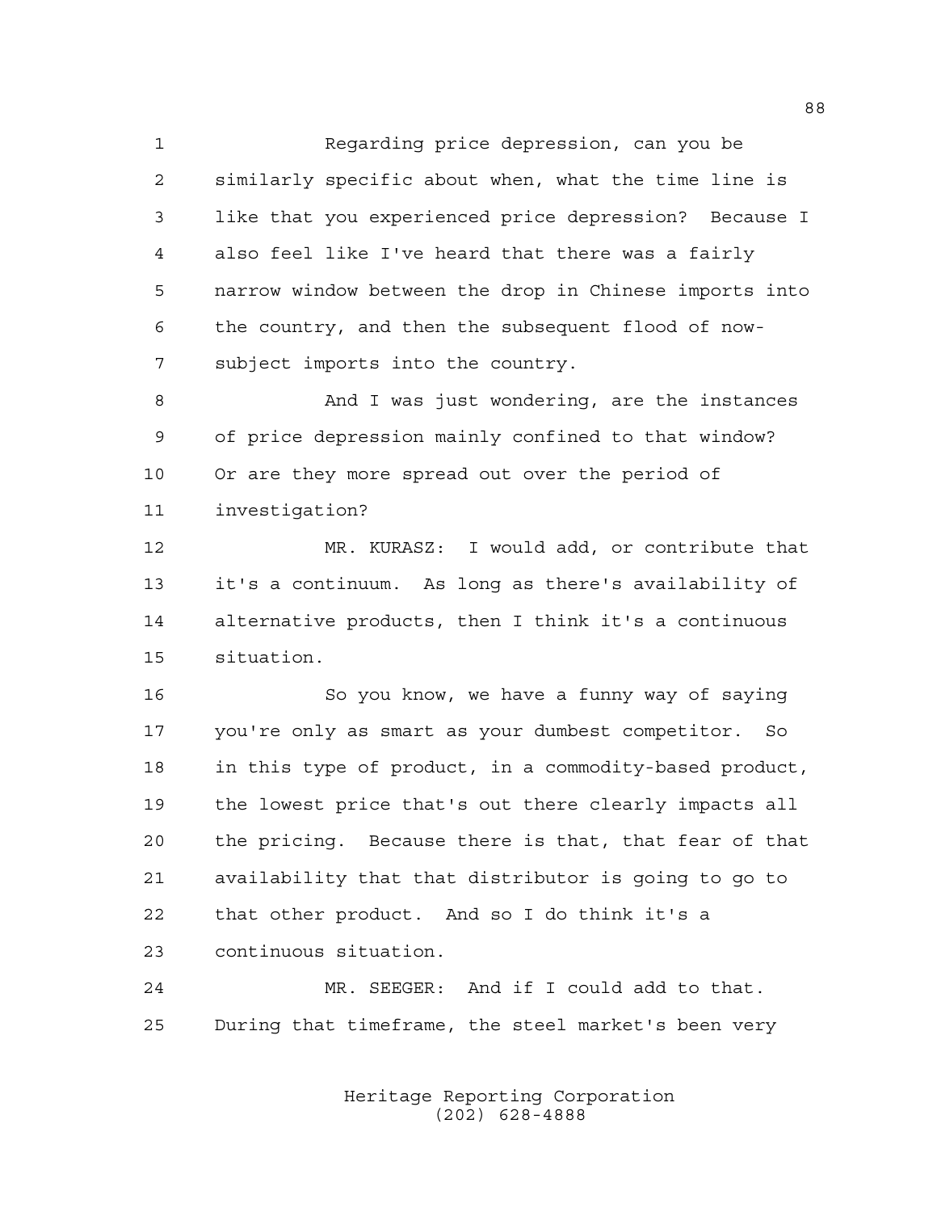Regarding price depression, can you be similarly specific about when, what the time line is like that you experienced price depression? Because I also feel like I've heard that there was a fairly narrow window between the drop in Chinese imports into the country, and then the subsequent flood of now-subject imports into the country.

And I was just wondering, are the instances of price depression mainly confined to that window? Or are they more spread out over the period of investigation?

MR. KURASZ: I would add, or contribute that it's a continuum. As long as there's availability of alternative products, then I think it's a continuous situation.

So you know, we have a funny way of saying you're only as smart as your dumbest competitor. So in this type of product, in a commodity-based product, the lowest price that's out there clearly impacts all the pricing. Because there is that, that fear of that availability that that distributor is going to go to that other product. And so I do think it's a continuous situation.

MR. SEEGER: And if I could add to that. During that timeframe, the steel market's been very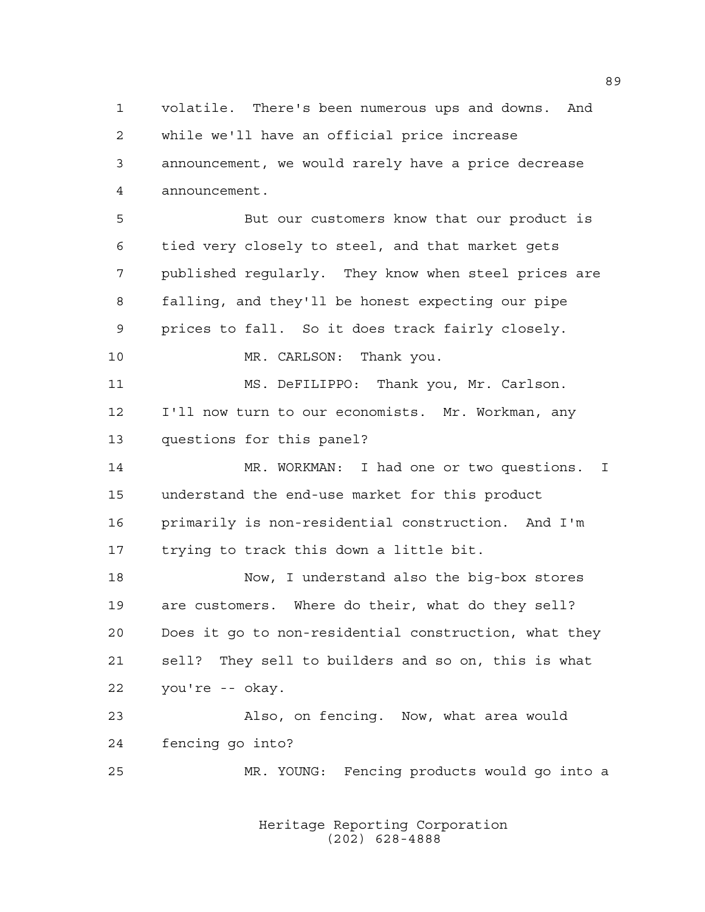volatile. There's been numerous ups and downs. And while we'll have an official price increase announcement, we would rarely have a price decrease announcement.

But our customers know that our product is tied very closely to steel, and that market gets published regularly. They know when steel prices are falling, and they'll be honest expecting our pipe prices to fall. So it does track fairly closely.

MR. CARLSON: Thank you.

MS. DeFILIPPO: Thank you, Mr. Carlson. I'll now turn to our economists. Mr. Workman, any questions for this panel?

MR. WORKMAN: I had one or two questions. I understand the end-use market for this product primarily is non-residential construction. And I'm trying to track this down a little bit.

Now, I understand also the big-box stores are customers. Where do their, what do they sell? Does it go to non-residential construction, what they sell? They sell to builders and so on, this is what you're -- okay.

Also, on fencing. Now, what area would fencing go into?

MR. YOUNG: Fencing products would go into a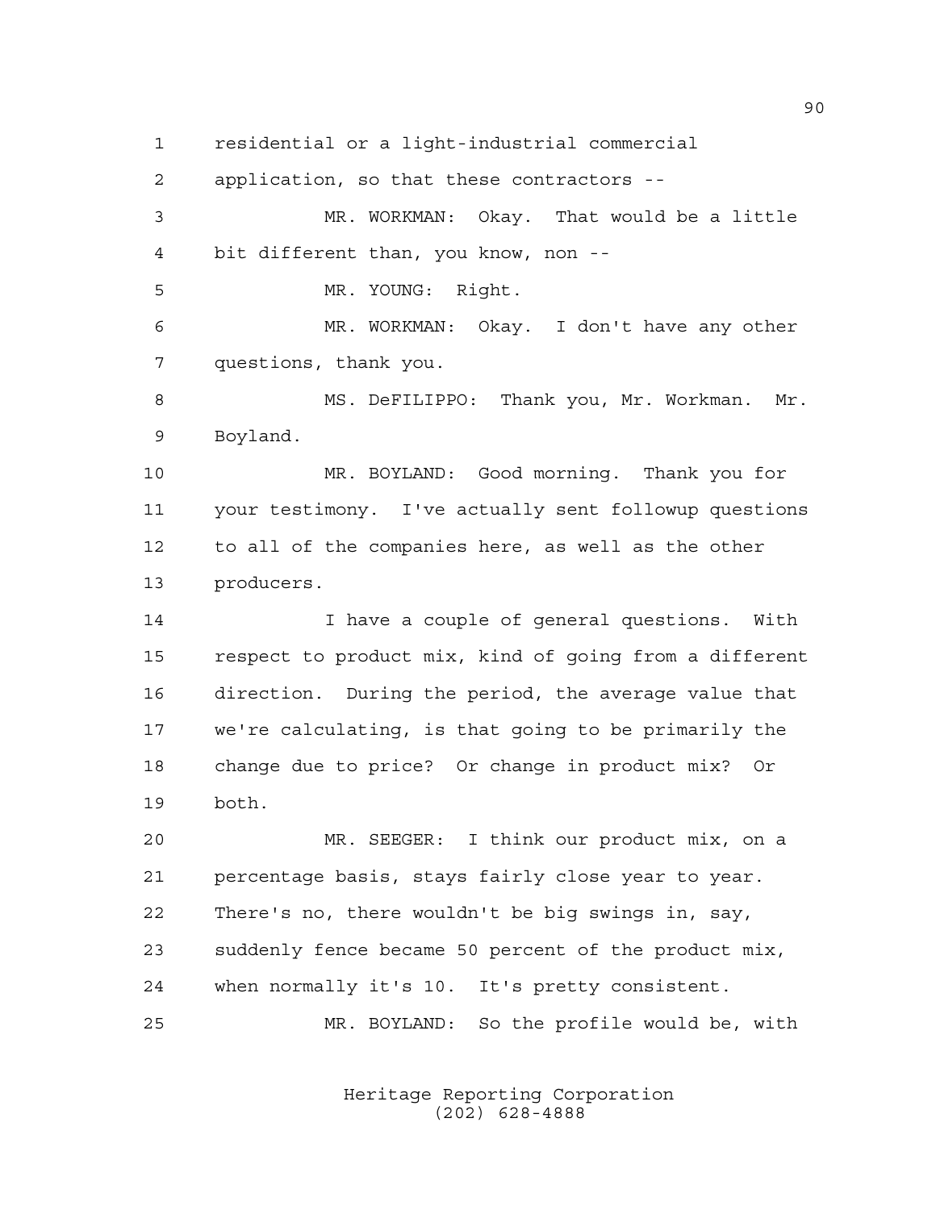residential or a light-industrial commercial application, so that these contractors --

MR. WORKMAN: Okay. That would be a little bit different than, you know, non --

MR. YOUNG: Right.

MR. WORKMAN: Okay. I don't have any other questions, thank you.

MS. DeFILIPPO: Thank you, Mr. Workman. Mr. Boyland.

MR. BOYLAND: Good morning. Thank you for your testimony. I've actually sent followup questions to all of the companies here, as well as the other producers.

I have a couple of general questions. With respect to product mix, kind of going from a different direction. During the period, the average value that we're calculating, is that going to be primarily the change due to price? Or change in product mix? Or both.

MR. SEEGER: I think our product mix, on a percentage basis, stays fairly close year to year. There's no, there wouldn't be big swings in, say, suddenly fence became 50 percent of the product mix, when normally it's 10. It's pretty consistent.

MR. BOYLAND: So the profile would be, with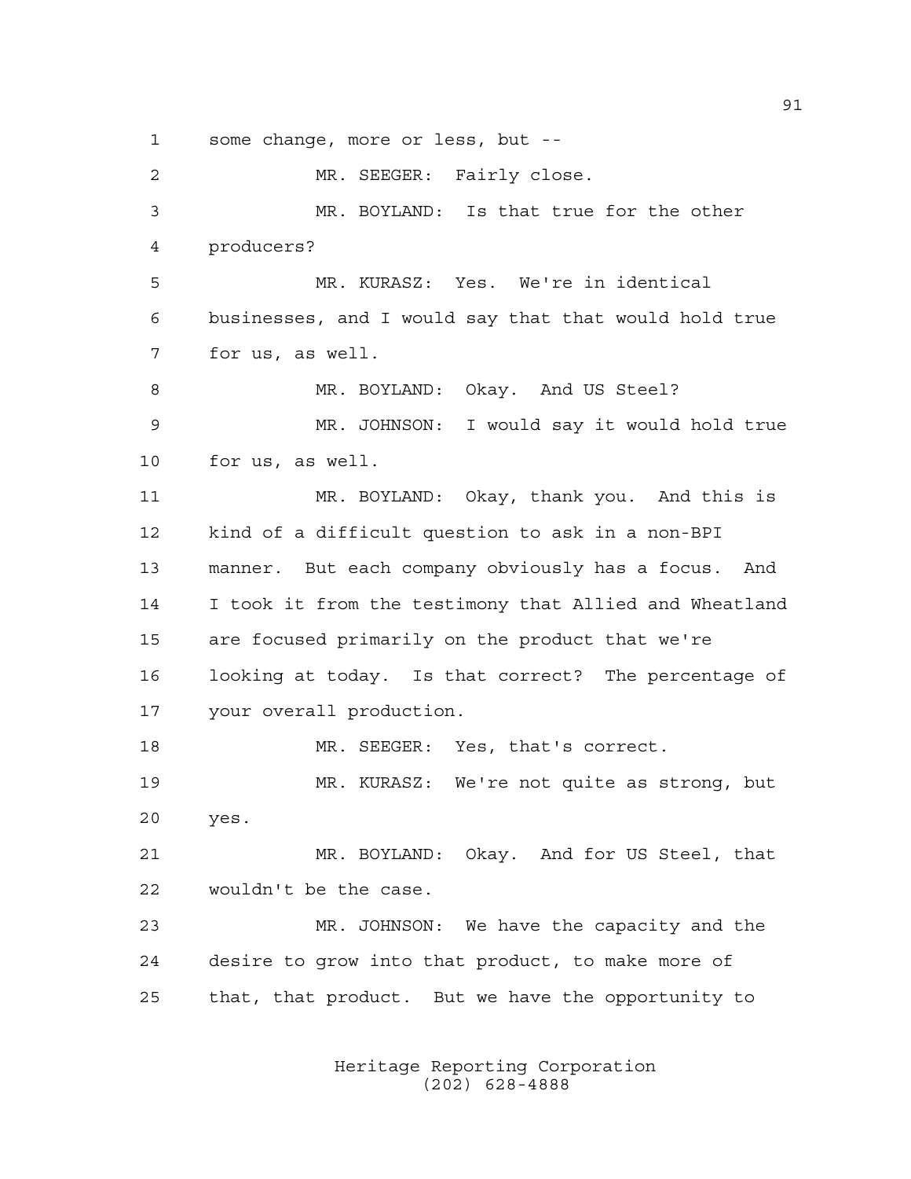some change, more or less, but --

MR. SEEGER: Fairly close.

MR. BOYLAND: Is that true for the other producers?

MR. KURASZ: Yes. We're in identical businesses, and I would say that that would hold true for us, as well.

MR. BOYLAND: Okay. And US Steel?

MR. JOHNSON: I would say it would hold true for us, as well.

MR. BOYLAND: Okay, thank you. And this is kind of a difficult question to ask in a non-BPI manner. But each company obviously has a focus. And I took it from the testimony that Allied and Wheatland are focused primarily on the product that we're looking at today. Is that correct? The percentage of your overall production.

MR. SEEGER: Yes, that's correct.

MR. KURASZ: We're not quite as strong, but yes.

MR. BOYLAND: Okay. And for US Steel, that wouldn't be the case.

MR. JOHNSON: We have the capacity and the desire to grow into that product, to make more of that, that product. But we have the opportunity to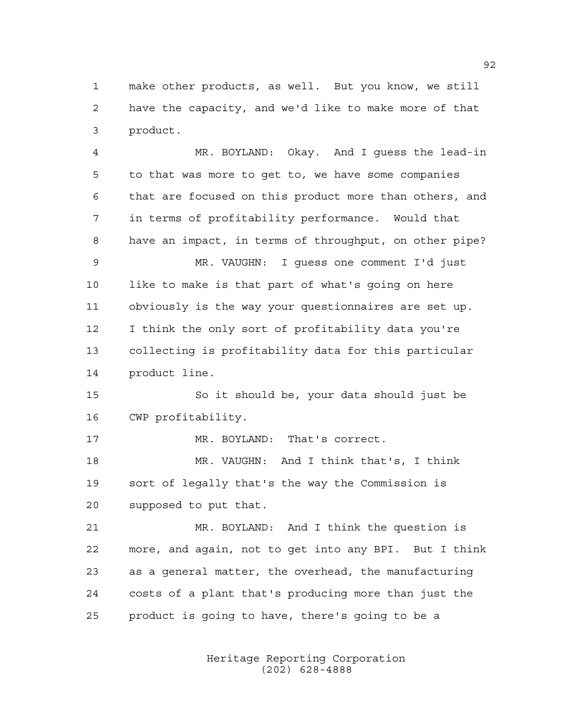make other products, as well. But you know, we still have the capacity, and we'd like to make more of that product.

MR. BOYLAND: Okay. And I guess the lead-in to that was more to get to, we have some companies that are focused on this product more than others, and in terms of profitability performance. Would that have an impact, in terms of throughput, on other pipe?

MR. VAUGHN: I guess one comment I'd just like to make is that part of what's going on here obviously is the way your questionnaires are set up. I think the only sort of profitability data you're collecting is profitability data for this particular product line.

So it should be, your data should just be CWP profitability.

MR. BOYLAND: That's correct.

MR. VAUGHN: And I think that's, I think sort of legally that's the way the Commission is supposed to put that.

MR. BOYLAND: And I think the question is more, and again, not to get into any BPI. But I think as a general matter, the overhead, the manufacturing costs of a plant that's producing more than just the product is going to have, there's going to be a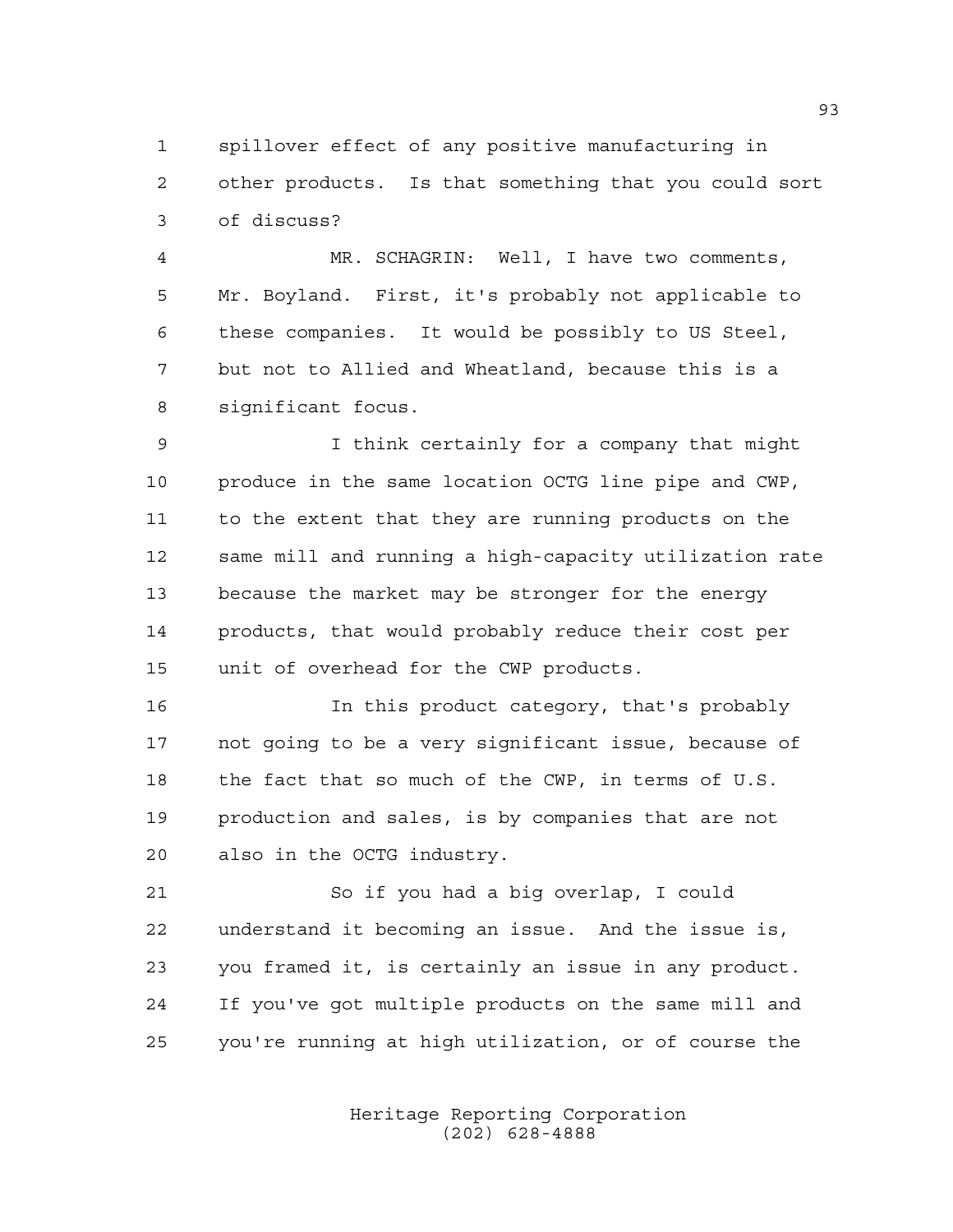spillover effect of any positive manufacturing in other products. Is that something that you could sort of discuss?

MR. SCHAGRIN: Well, I have two comments, Mr. Boyland. First, it's probably not applicable to these companies. It would be possibly to US Steel, but not to Allied and Wheatland, because this is a significant focus.

I think certainly for a company that might produce in the same location OCTG line pipe and CWP, to the extent that they are running products on the same mill and running a high-capacity utilization rate because the market may be stronger for the energy products, that would probably reduce their cost per unit of overhead for the CWP products.

In this product category, that's probably not going to be a very significant issue, because of the fact that so much of the CWP, in terms of U.S. production and sales, is by companies that are not also in the OCTG industry.

So if you had a big overlap, I could understand it becoming an issue. And the issue is, you framed it, is certainly an issue in any product. If you've got multiple products on the same mill and you're running at high utilization, or of course the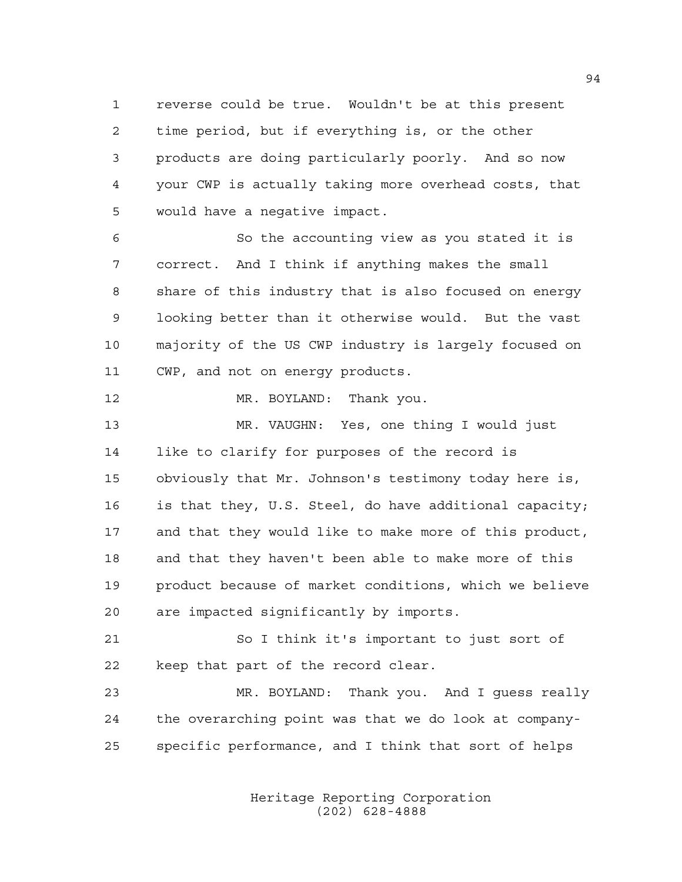reverse could be true. Wouldn't be at this present time period, but if everything is, or the other products are doing particularly poorly. And so now your CWP is actually taking more overhead costs, that would have a negative impact.

So the accounting view as you stated it is correct. And I think if anything makes the small share of this industry that is also focused on energy looking better than it otherwise would. But the vast majority of the US CWP industry is largely focused on CWP, and not on energy products.

MR. BOYLAND: Thank you.

MR. VAUGHN: Yes, one thing I would just like to clarify for purposes of the record is obviously that Mr. Johnson's testimony today here is, is that they, U.S. Steel, do have additional capacity; and that they would like to make more of this product, and that they haven't been able to make more of this product because of market conditions, which we believe are impacted significantly by imports.

So I think it's important to just sort of keep that part of the record clear.

MR. BOYLAND: Thank you. And I guess really the overarching point was that we do look at company-specific performance, and I think that sort of helps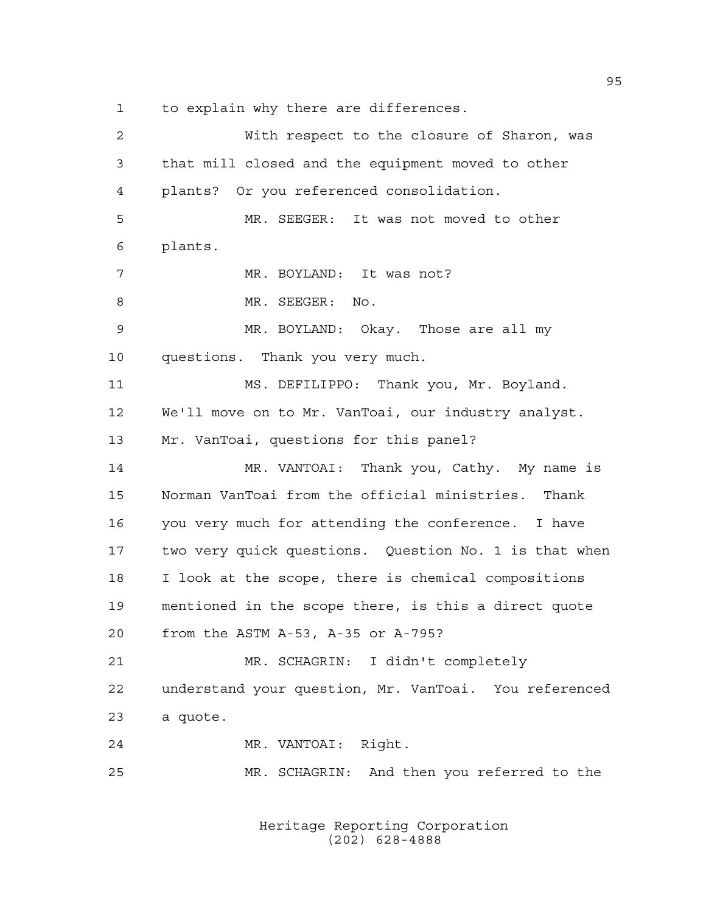to explain why there are differences.

With respect to the closure of Sharon, was that mill closed and the equipment moved to other plants? Or you referenced consolidation.

MR. SEEGER: It was not moved to other plants.

MR. BOYLAND: It was not?

MR. SEEGER: No.

MR. BOYLAND: Okay. Those are all my questions. Thank you very much.

MS. DEFILIPPO: Thank you, Mr. Boyland. We'll move on to Mr. VanToai, our industry analyst. Mr. VanToai, questions for this panel?

MR. VANTOAI: Thank you, Cathy. My name is Norman VanToai from the official ministries. Thank you very much for attending the conference. I have two very quick questions. Question No. 1 is that when I look at the scope, there is chemical compositions mentioned in the scope there, is this a direct quote from the ASTM A-53, A-35 or A-795?

MR. SCHAGRIN: I didn't completely understand your question, Mr. VanToai. You referenced a quote.

MR. VANTOAI: Right.

MR. SCHAGRIN: And then you referred to the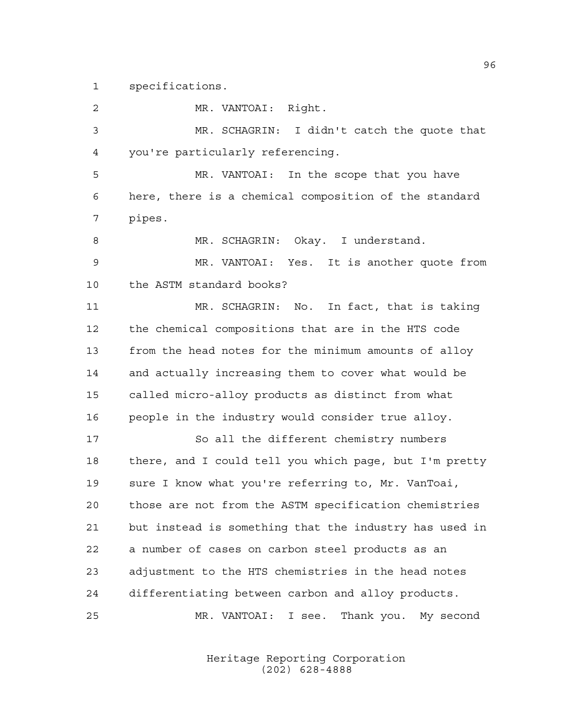specifications.

MR. VANTOAI: Right.

MR. SCHAGRIN: I didn't catch the quote that you're particularly referencing.

MR. VANTOAI: In the scope that you have here, there is a chemical composition of the standard pipes.

MR. SCHAGRIN: Okay. I understand.

MR. VANTOAI: Yes. It is another quote from the ASTM standard books?

MR. SCHAGRIN: No. In fact, that is taking the chemical compositions that are in the HTS code from the head notes for the minimum amounts of alloy and actually increasing them to cover what would be called micro-alloy products as distinct from what people in the industry would consider true alloy.

So all the different chemistry numbers there, and I could tell you which page, but I'm pretty sure I know what you're referring to, Mr. VanToai, those are not from the ASTM specification chemistries but instead is something that the industry has used in a number of cases on carbon steel products as an adjustment to the HTS chemistries in the head notes differentiating between carbon and alloy products.

MR. VANTOAI: I see. Thank you. My second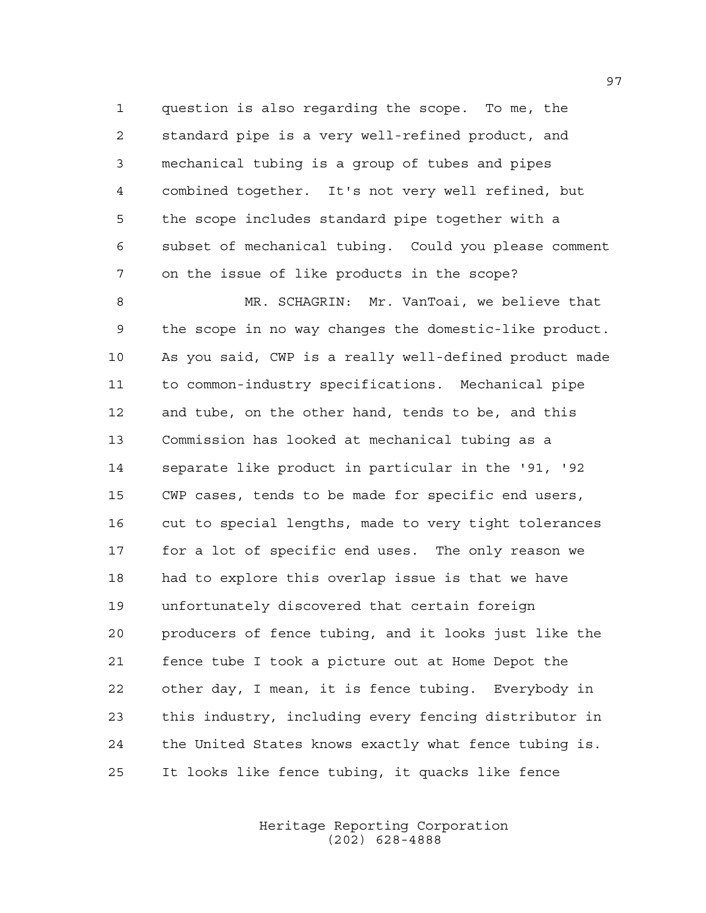question is also regarding the scope. To me, the standard pipe is a very well-refined product, and mechanical tubing is a group of tubes and pipes combined together. It's not very well refined, but the scope includes standard pipe together with a subset of mechanical tubing. Could you please comment on the issue of like products in the scope?

MR. SCHAGRIN: Mr. VanToai, we believe that the scope in no way changes the domestic-like product. As you said, CWP is a really well-defined product made to common-industry specifications. Mechanical pipe and tube, on the other hand, tends to be, and this Commission has looked at mechanical tubing as a separate like product in particular in the '91, '92 CWP cases, tends to be made for specific end users, cut to special lengths, made to very tight tolerances for a lot of specific end uses. The only reason we had to explore this overlap issue is that we have unfortunately discovered that certain foreign producers of fence tubing, and it looks just like the fence tube I took a picture out at Home Depot the other day, I mean, it is fence tubing. Everybody in this industry, including every fencing distributor in the United States knows exactly what fence tubing is. It looks like fence tubing, it quacks like fence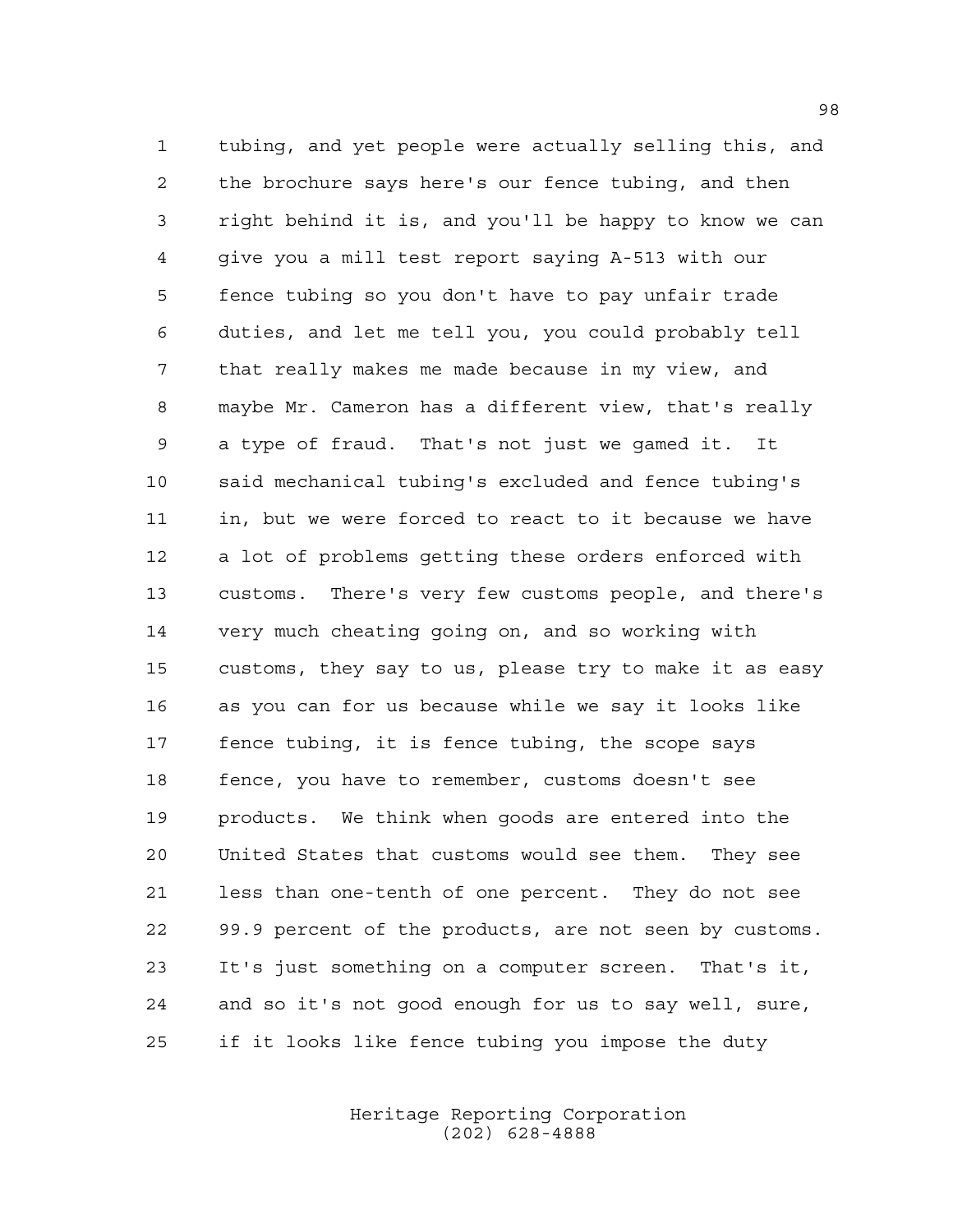1 tubing, and yet people were actually selling this, and
2 the brochure says here's our fence tubing, and then
3 right behind it is, and you'll be happy to know we can
4 give you a mill test report saying A-513 with our
5 fence tubing so you don't have to pay unfair trade
6 duties, and let me tell you, you could probably tell
7 that really makes me made because in my view, and
8 maybe Mr. Cameron has a different view, that's really
9 a type of fraud. That's not just we gamed it. It
10 said mechanical tubing's excluded and fence tubing's
11 in, but we were forced to react to it because we have
12 a lot of problems getting these orders enforced with
13 customs. There's very few customs people, and there's
14 very much cheating going on, and so working with
15 customs, they say to us, please try to make it as easy
16 as you can for us because while we say it looks like
17 fence tubing, it is fence tubing, the scope says
18 fence, you have to remember, customs doesn't see
19 products. We think when goods are entered into the
20 United States that customs would see them. They see
21 less than one-tenth of one percent. They do not see
22 99.9 percent of the products, are not seen by customs.
23 It's just something on a computer screen. That's it,
24 and so it's not good enough for us to say well, sure,
25 if it looks like fence tubing you impose the duty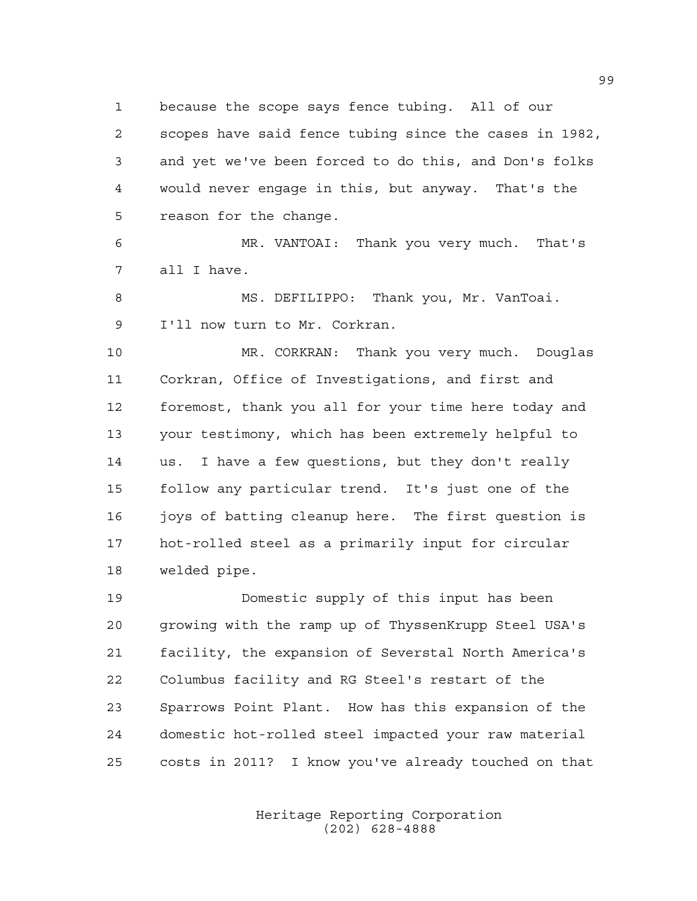because the scope says fence tubing. All of our scopes have said fence tubing since the cases in 1982, and yet we've been forced to do this, and Don's folks would never engage in this, but anyway. That's the reason for the change.

MR. VANTOAI: Thank you very much. That's all I have.

MS. DEFILIPPO: Thank you, Mr. VanToai. I'll now turn to Mr. Corkran.

MR. CORKRAN: Thank you very much. Douglas Corkran, Office of Investigations, and first and foremost, thank you all for your time here today and your testimony, which has been extremely helpful to us. I have a few questions, but they don't really follow any particular trend. It's just one of the joys of batting cleanup here. The first question is hot-rolled steel as a primarily input for circular welded pipe.

Domestic supply of this input has been growing with the ramp up of ThyssenKrupp Steel USA's facility, the expansion of Severstal North America's Columbus facility and RG Steel's restart of the Sparrows Point Plant. How has this expansion of the domestic hot-rolled steel impacted your raw material costs in 2011? I know you've already touched on that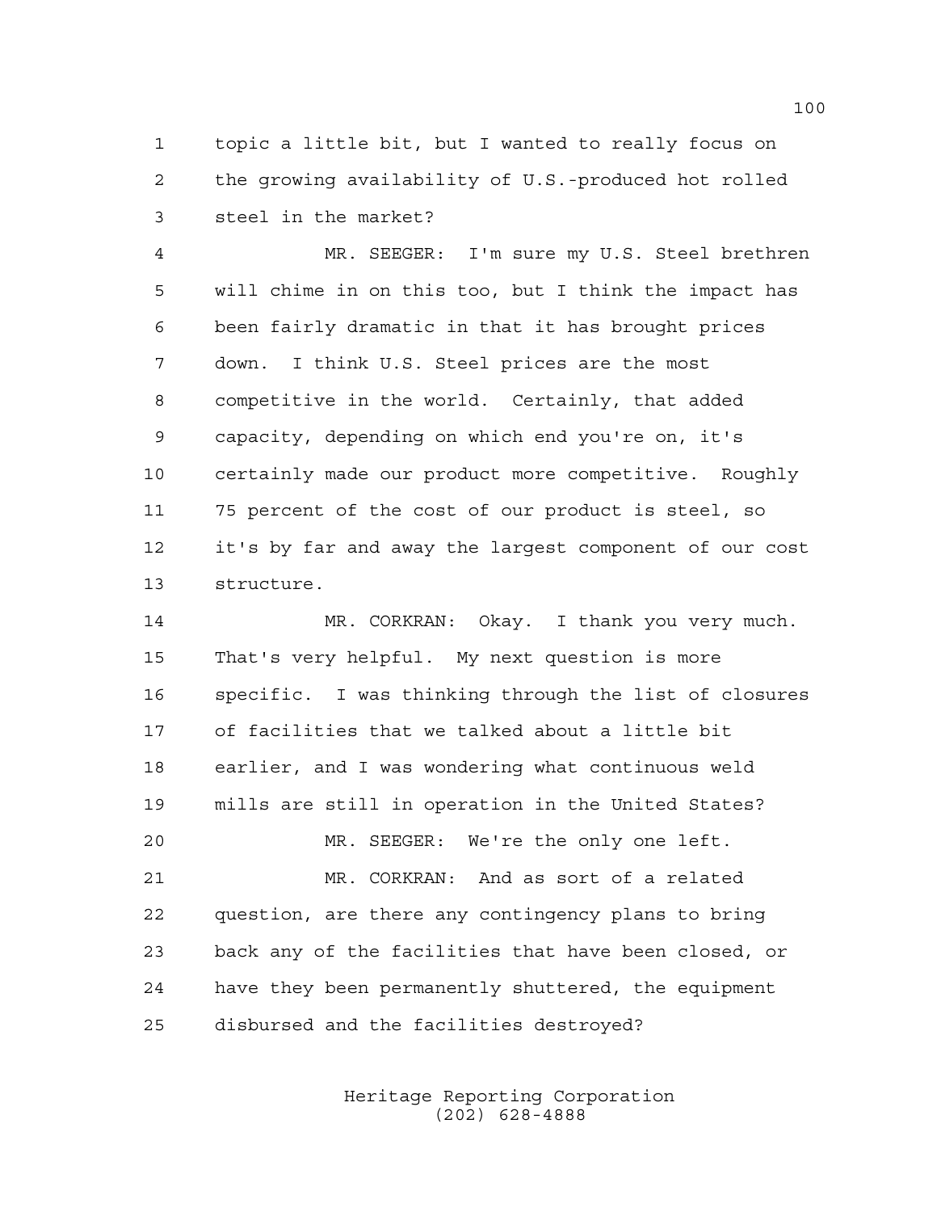topic a little bit, but I wanted to really focus on the growing availability of U.S.-produced hot rolled steel in the market?

MR. SEEGER: I'm sure my U.S. Steel brethren will chime in on this too, but I think the impact has been fairly dramatic in that it has brought prices down. I think U.S. Steel prices are the most competitive in the world. Certainly, that added capacity, depending on which end you're on, it's certainly made our product more competitive. Roughly 75 percent of the cost of our product is steel, so it's by far and away the largest component of our cost structure.

MR. CORKRAN: Okay. I thank you very much. That's very helpful. My next question is more specific. I was thinking through the list of closures of facilities that we talked about a little bit earlier, and I was wondering what continuous weld mills are still in operation in the United States?

MR. SEEGER: We're the only one left.

MR. CORKRAN: And as sort of a related question, are there any contingency plans to bring back any of the facilities that have been closed, or have they been permanently shuttered, the equipment disbursed and the facilities destroyed?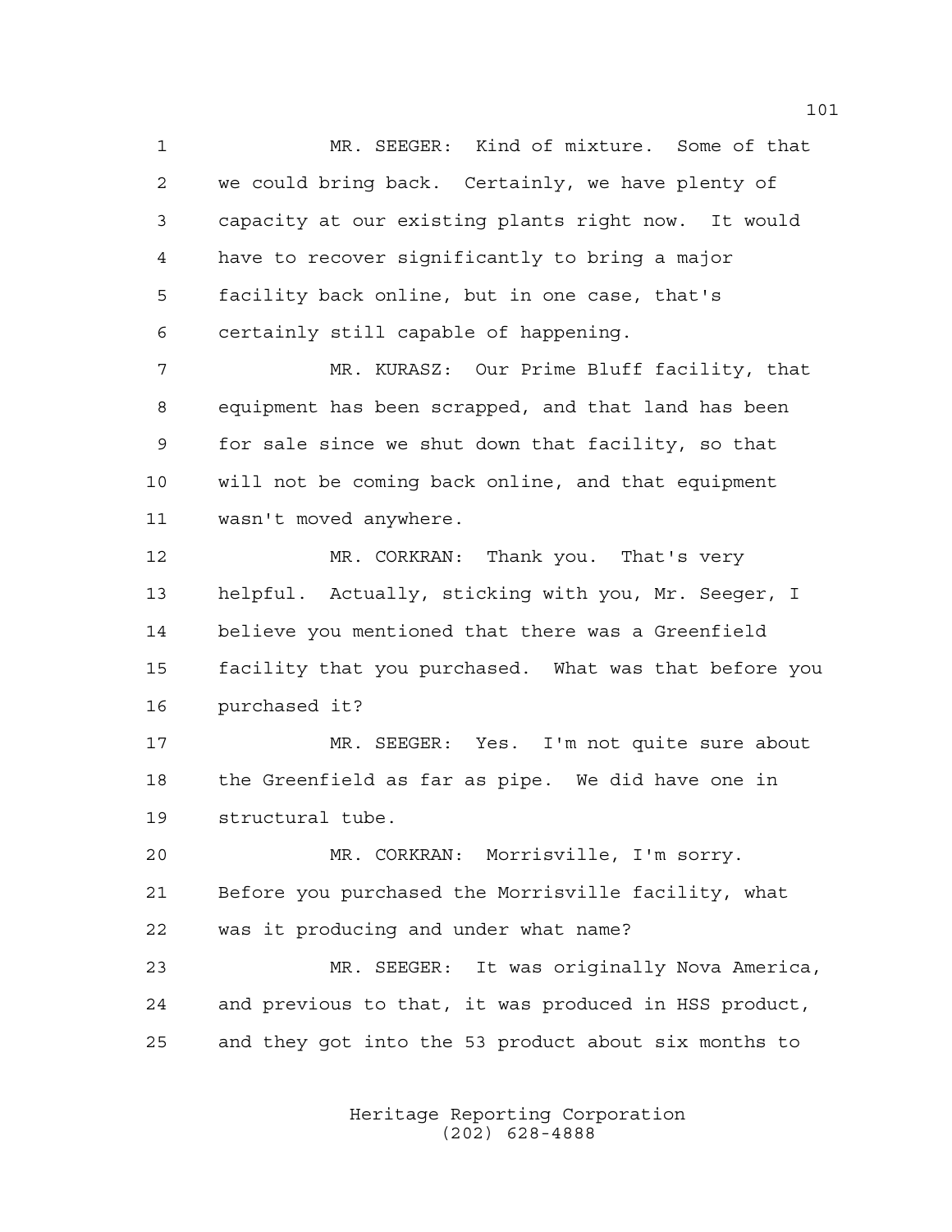1 MR. SEEGER: Kind of mixture. Some of that
2 we could bring back. Certainly, we have plenty of
3 capacity at our existing plants right now. It would
4 have to recover significantly to bring a major
5 facility back online, but in one case, that's
6 certainly still capable of happening.

7 MR. KURASZ: Our Prime Bluff facility, that
8 equipment has been scrapped, and that land has been
9 for sale since we shut down that facility, so that
10 will not be coming back online, and that equipment
11 wasn't moved anywhere.

12 MR. CORKRAN: Thank you. That's very
13 helpful. Actually, sticking with you, Mr. Seeger, I
14 believe you mentioned that there was a Greenfield
15 facility that you purchased. What was that before you
16 purchased it?

17 MR. SEEGER: Yes. I'm not quite sure about
18 the Greenfield as far as pipe. We did have one in
19 structural tube.

20 MR. CORKRAN: Morrisville, I'm sorry.
21 Before you purchased the Morrisville facility, what
22 was it producing and under what name?

23 MR. SEEGER: It was originally Nova America,
24 and previous to that, it was produced in HSS product,
25 and they got into the 53 product about six months to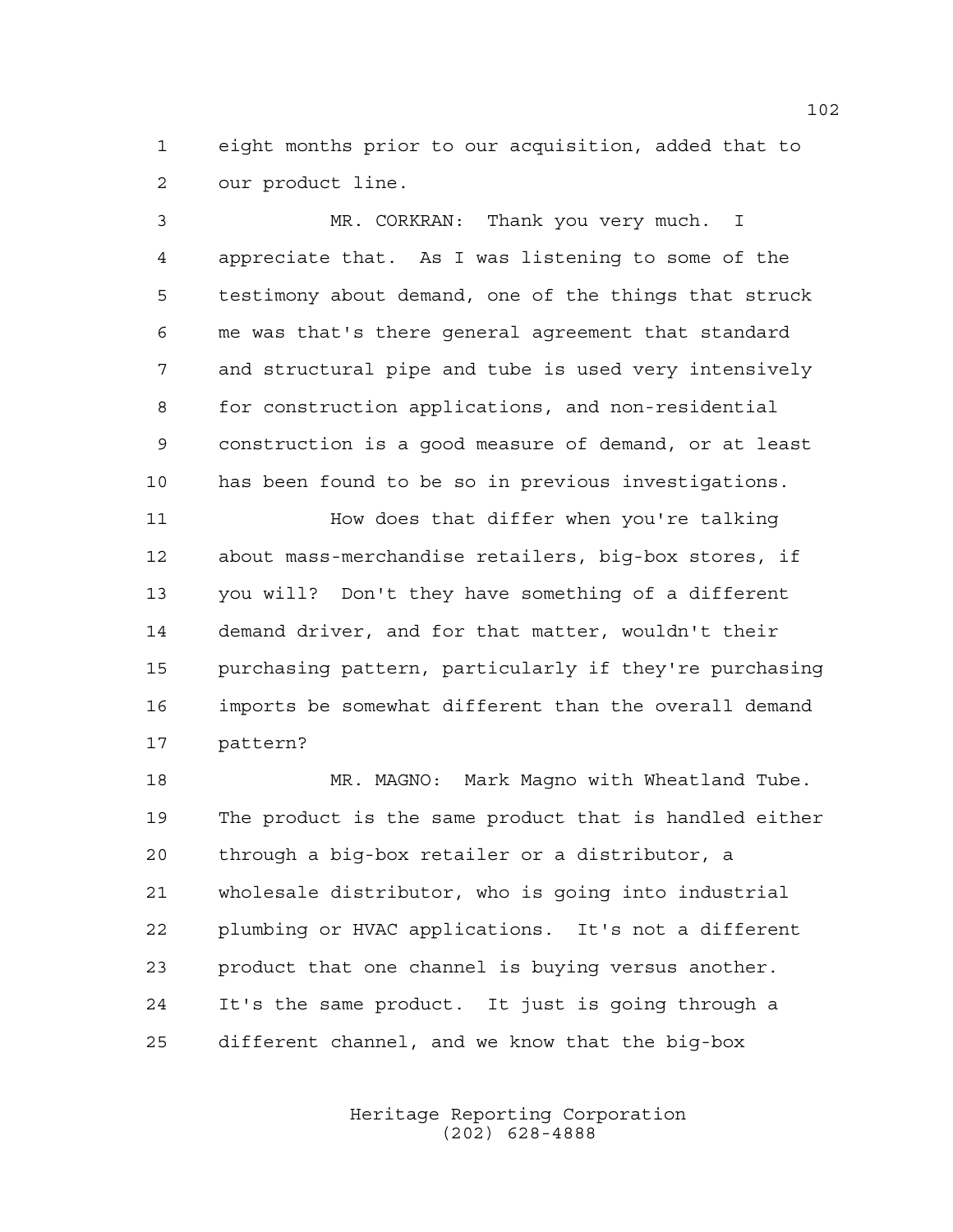eight months prior to our acquisition, added that to our product line.

MR. CORKRAN: Thank you very much. I appreciate that. As I was listening to some of the testimony about demand, one of the things that struck me was that's there general agreement that standard and structural pipe and tube is used very intensively for construction applications, and non-residential construction is a good measure of demand, or at least has been found to be so in previous investigations.

How does that differ when you're talking about mass-merchandise retailers, big-box stores, if you will? Don't they have something of a different demand driver, and for that matter, wouldn't their purchasing pattern, particularly if they're purchasing imports be somewhat different than the overall demand pattern?

MR. MAGNO: Mark Magno with Wheatland Tube. The product is the same product that is handled either through a big-box retailer or a distributor, a wholesale distributor, who is going into industrial plumbing or HVAC applications. It's not a different product that one channel is buying versus another. It's the same product. It just is going through a different channel, and we know that the big-box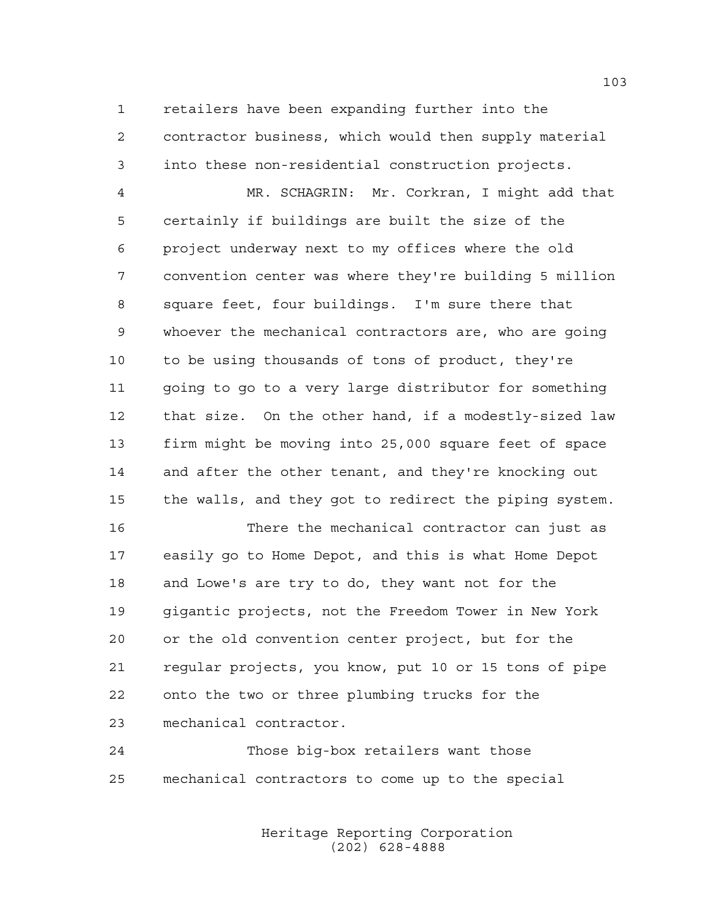retailers have been expanding further into the contractor business, which would then supply material into these non-residential construction projects.

MR. SCHAGRIN: Mr. Corkran, I might add that certainly if buildings are built the size of the project underway next to my offices where the old convention center was where they're building 5 million square feet, four buildings. I'm sure there that whoever the mechanical contractors are, who are going to be using thousands of tons of product, they're going to go to a very large distributor for something that size. On the other hand, if a modestly-sized law firm might be moving into 25,000 square feet of space and after the other tenant, and they're knocking out the walls, and they got to redirect the piping system.

There the mechanical contractor can just as easily go to Home Depot, and this is what Home Depot and Lowe's are try to do, they want not for the gigantic projects, not the Freedom Tower in New York or the old convention center project, but for the regular projects, you know, put 10 or 15 tons of pipe onto the two or three plumbing trucks for the mechanical contractor.

Those big-box retailers want those mechanical contractors to come up to the special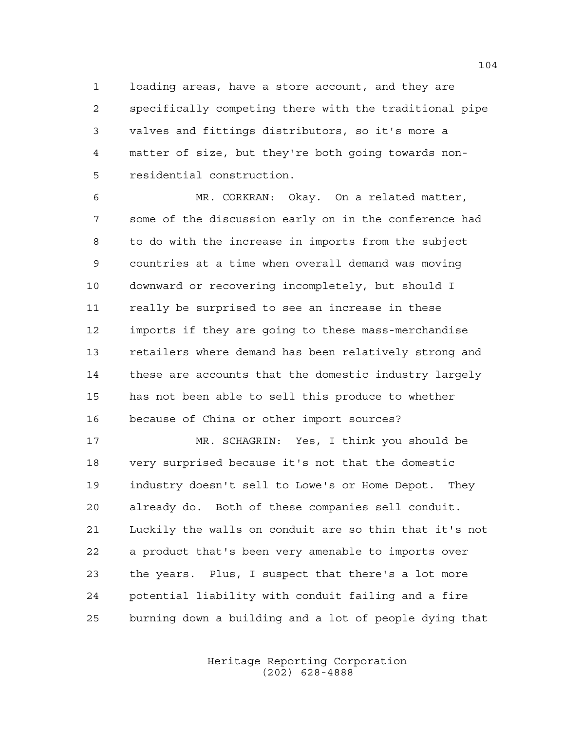loading areas, have a store account, and they are specifically competing there with the traditional pipe valves and fittings distributors, so it's more a matter of size, but they're both going towards non-residential construction.

MR. CORKRAN: Okay. On a related matter, some of the discussion early on in the conference had to do with the increase in imports from the subject countries at a time when overall demand was moving downward or recovering incompletely, but should I really be surprised to see an increase in these imports if they are going to these mass-merchandise retailers where demand has been relatively strong and these are accounts that the domestic industry largely has not been able to sell this produce to whether because of China or other import sources?

MR. SCHAGRIN: Yes, I think you should be very surprised because it's not that the domestic industry doesn't sell to Lowe's or Home Depot. They already do. Both of these companies sell conduit. Luckily the walls on conduit are so thin that it's not a product that's been very amenable to imports over the years. Plus, I suspect that there's a lot more potential liability with conduit failing and a fire burning down a building and a lot of people dying that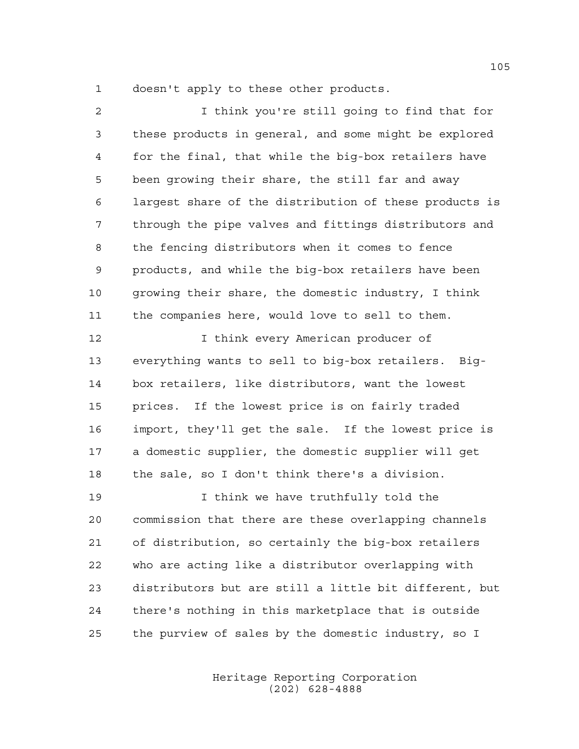doesn't apply to these other products.

I think you're still going to find that for these products in general, and some might be explored for the final, that while the big-box retailers have been growing their share, the still far and away largest share of the distribution of these products is through the pipe valves and fittings distributors and the fencing distributors when it comes to fence products, and while the big-box retailers have been growing their share, the domestic industry, I think the companies here, would love to sell to them.

I think every American producer of everything wants to sell to big-box retailers. Big-box retailers, like distributors, want the lowest prices. If the lowest price is on fairly traded import, they'll get the sale. If the lowest price is a domestic supplier, the domestic supplier will get the sale, so I don't think there's a division.

I think we have truthfully told the commission that there are these overlapping channels of distribution, so certainly the big-box retailers who are acting like a distributor overlapping with distributors but are still a little bit different, but there's nothing in this marketplace that is outside the purview of sales by the domestic industry, so I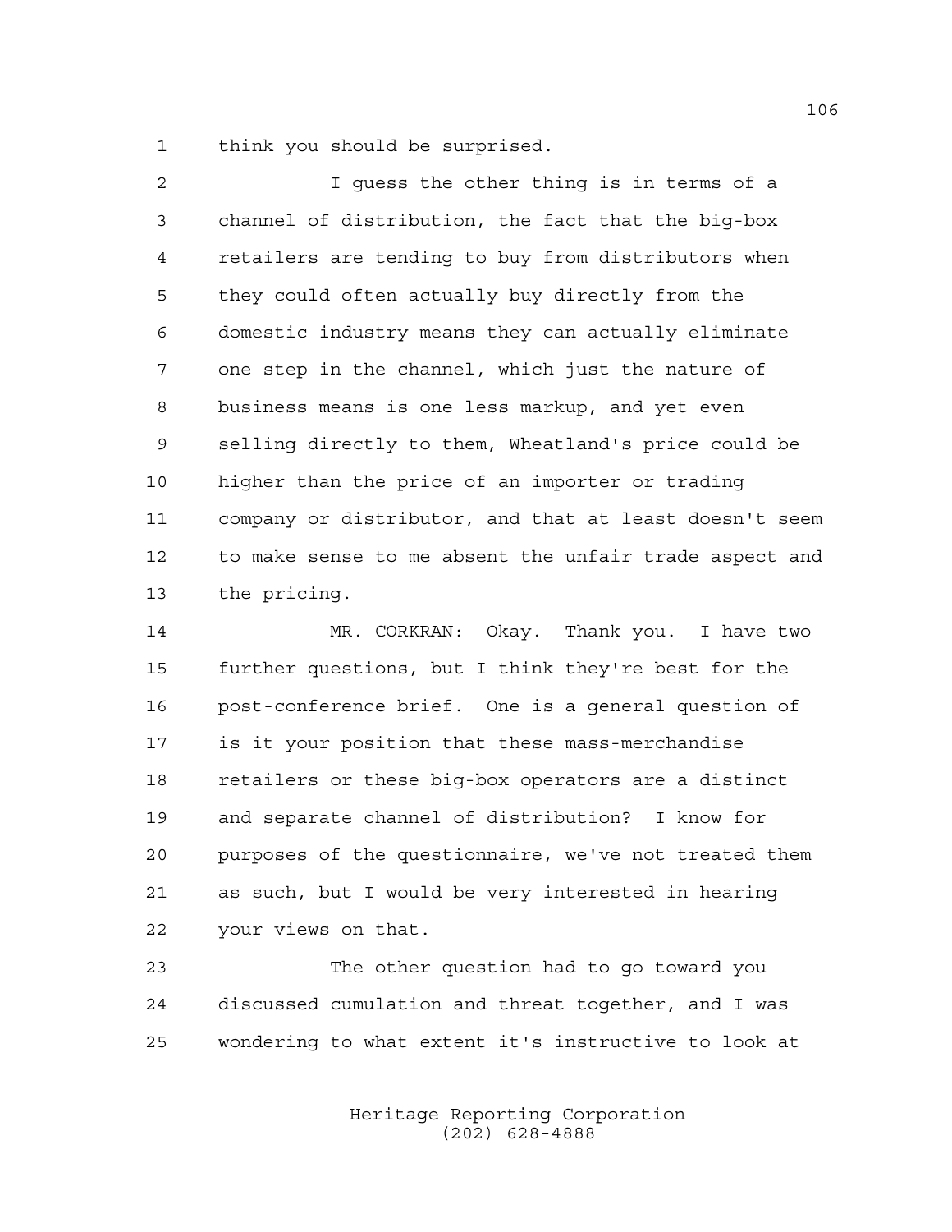think you should be surprised.

I guess the other thing is in terms of a channel of distribution, the fact that the big-box retailers are tending to buy from distributors when they could often actually buy directly from the domestic industry means they can actually eliminate one step in the channel, which just the nature of business means is one less markup, and yet even selling directly to them, Wheatland's price could be higher than the price of an importer or trading company or distributor, and that at least doesn't seem to make sense to me absent the unfair trade aspect and the pricing.

MR. CORKRAN: Okay. Thank you. I have two further questions, but I think they're best for the post-conference brief. One is a general question of is it your position that these mass-merchandise retailers or these big-box operators are a distinct and separate channel of distribution? I know for purposes of the questionnaire, we've not treated them as such, but I would be very interested in hearing your views on that.

The other question had to go toward you discussed cumulation and threat together, and I was wondering to what extent it's instructive to look at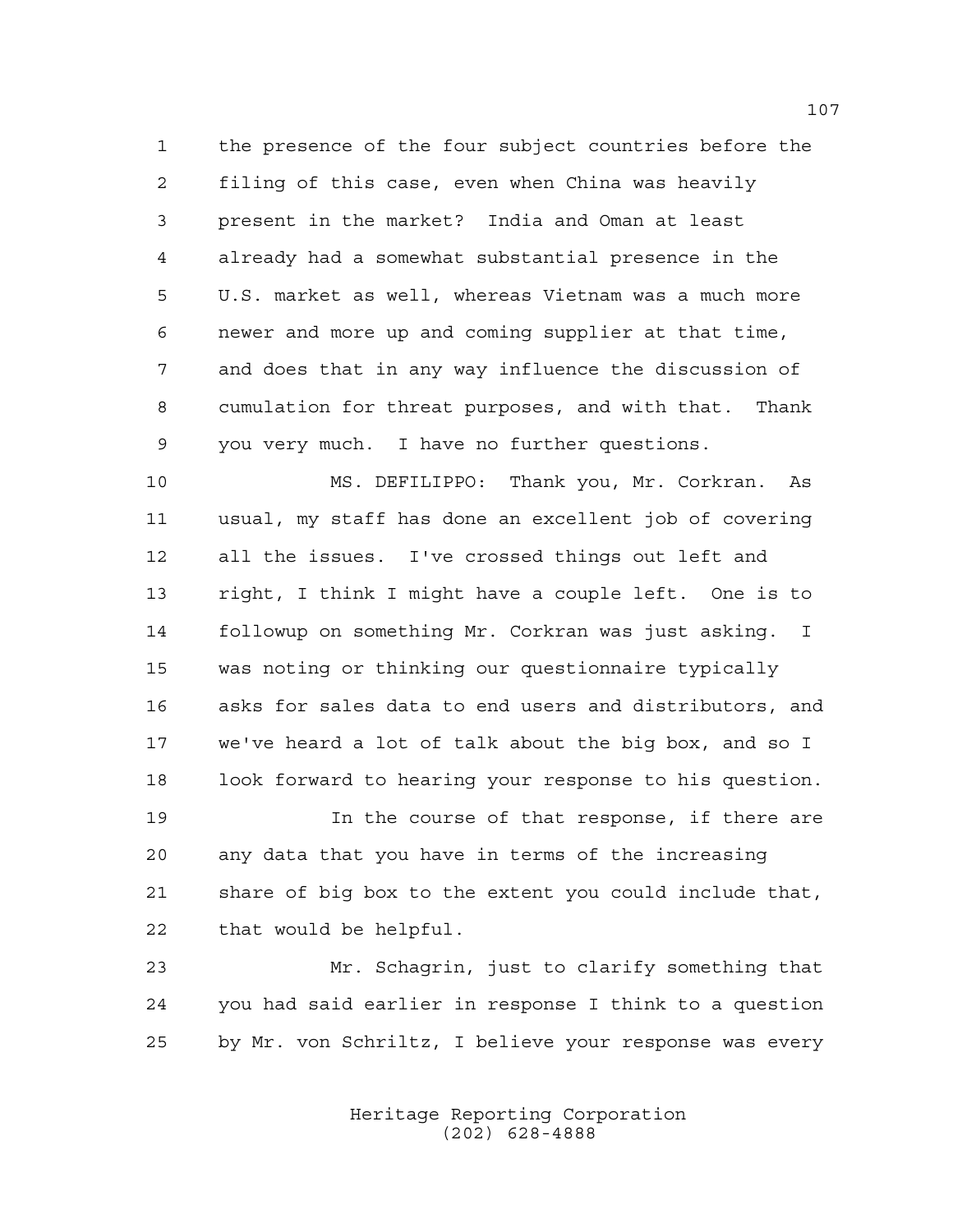1 the presence of the four subject countries before the
2 filing of this case, even when China was heavily
3 present in the market? India and Oman at least
4 already had a somewhat substantial presence in the
5 U.S. market as well, whereas Vietnam was a much more
6 newer and more up and coming supplier at that time,
7 and does that in any way influence the discussion of
8 cumulation for threat purposes, and with that. Thank
9 you very much. I have no further questions.

10 MS. DEFILIPPO: Thank you, Mr. Corkran. As
11 usual, my staff has done an excellent job of covering
12 all the issues. I've crossed things out left and
13 right, I think I might have a couple left. One is to
14 followup on something Mr. Corkran was just asking. I
15 was noting or thinking our questionnaire typically
16 asks for sales data to end users and distributors, and
17 we've heard a lot of talk about the big box, and so I
18 look forward to hearing your response to his question.

19 In the course of that response, if there are
20 any data that you have in terms of the increasing
21 share of big box to the extent you could include that,
22 that would be helpful.

23 Mr. Schagrin, just to clarify something that
24 you had said earlier in response I think to a question
25 by Mr. von Schriltz, I believe your response was every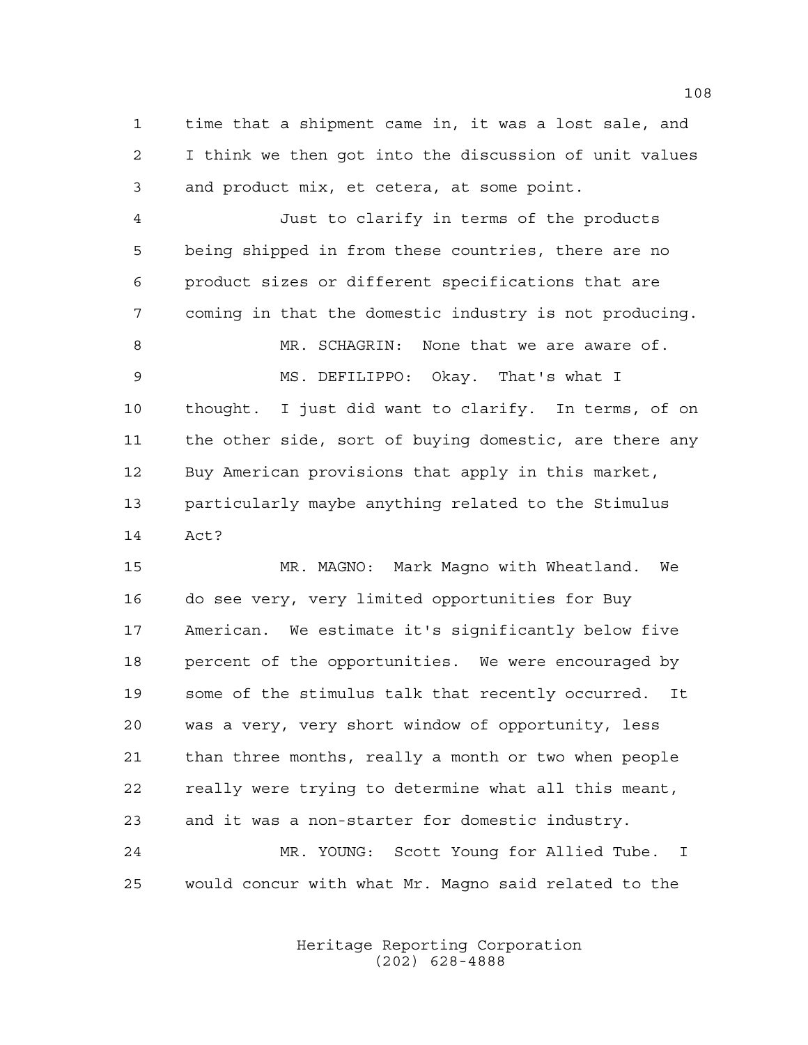time that a shipment came in, it was a lost sale, and I think we then got into the discussion of unit values and product mix, et cetera, at some point.

Just to clarify in terms of the products being shipped in from these countries, there are no product sizes or different specifications that are coming in that the domestic industry is not producing.

MR. SCHAGRIN: None that we are aware of.

MS. DEFILIPPO: Okay. That's what I thought. I just did want to clarify. In terms, of on the other side, sort of buying domestic, are there any Buy American provisions that apply in this market, particularly maybe anything related to the Stimulus Act?

MR. MAGNO: Mark Magno with Wheatland. We do see very, very limited opportunities for Buy American. We estimate it's significantly below five percent of the opportunities. We were encouraged by some of the stimulus talk that recently occurred. It was a very, very short window of opportunity, less than three months, really a month or two when people really were trying to determine what all this meant, and it was a non-starter for domestic industry.

MR. YOUNG: Scott Young for Allied Tube. I would concur with what Mr. Magno said related to the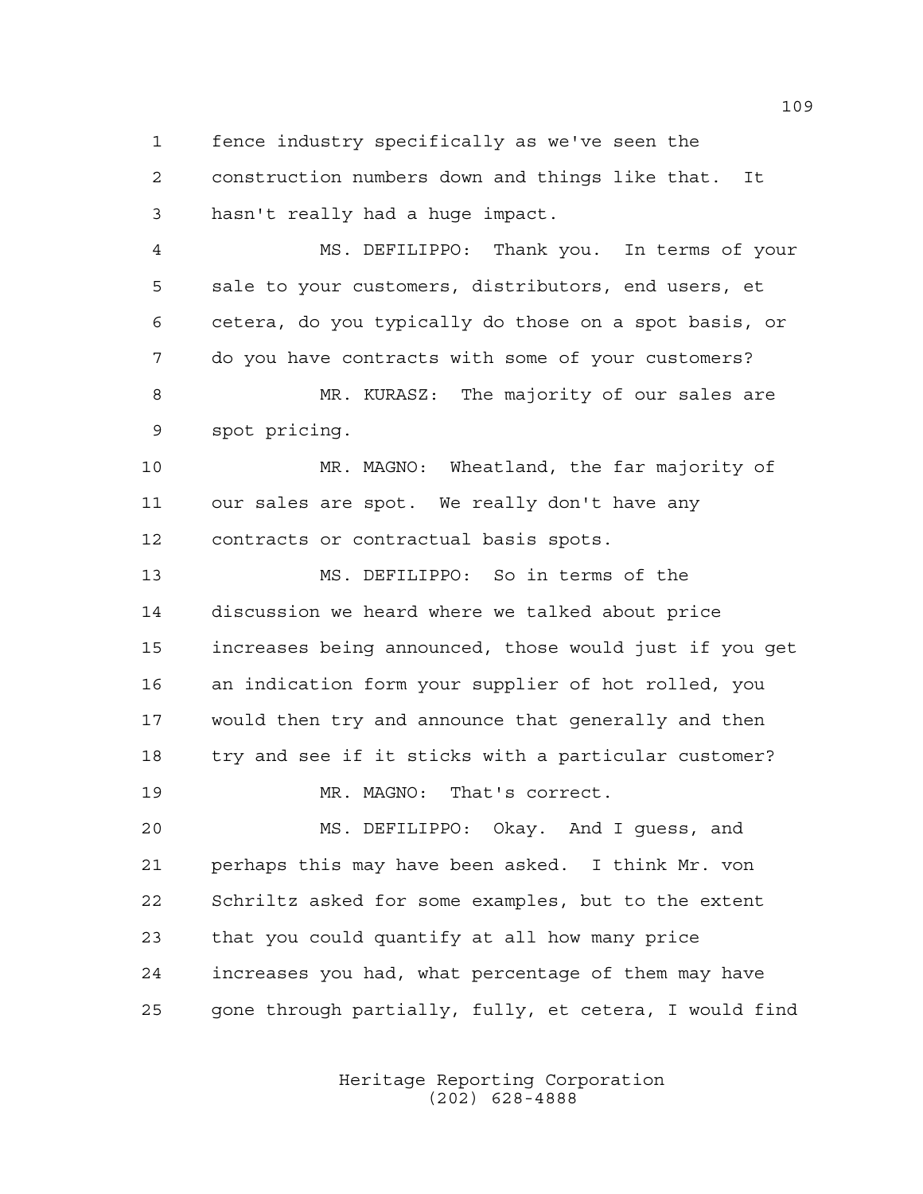1 fence industry specifically as we've seen the
2 construction numbers down and things like that. It
3 hasn't really had a huge impact.

4 MS. DEFILIPPO: Thank you. In terms of your
5 sale to your customers, distributors, end users, et
6 cetera, do you typically do those on a spot basis, or
7 do you have contracts with some of your customers?

8 MR. KURASZ: The majority of our sales are
9 spot pricing.

10 MR. MAGNO: Wheatland, the far majority of
11 our sales are spot. We really don't have any
12 contracts or contractual basis spots.

13 MS. DEFILIPPO: So in terms of the
14 discussion we heard where we talked about price
15 increases being announced, those would just if you get
16 an indication form your supplier of hot rolled, you
17 would then try and announce that generally and then
18 try and see if it sticks with a particular customer?

19 MR. MAGNO: That's correct.

20 MS. DEFILIPPO: Okay. And I guess, and
21 perhaps this may have been asked. I think Mr. von
22 Schriltz asked for some examples, but to the extent
23 that you could quantify at all how many price
24 increases you had, what percentage of them may have
25 gone through partially, fully, et cetera, I would find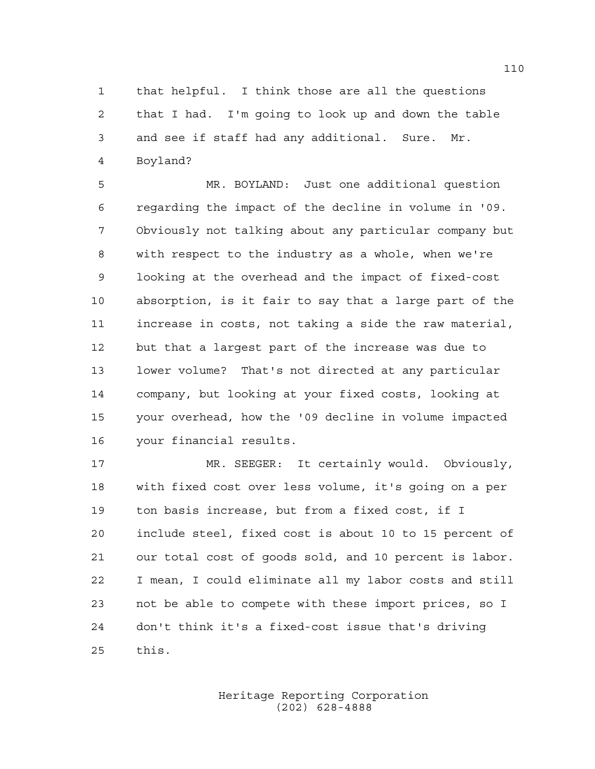that helpful. I think those are all the questions that I had. I'm going to look up and down the table and see if staff had any additional. Sure. Mr. Boyland?

MR. BOYLAND: Just one additional question regarding the impact of the decline in volume in '09. Obviously not talking about any particular company but with respect to the industry as a whole, when we're looking at the overhead and the impact of fixed-cost absorption, is it fair to say that a large part of the increase in costs, not taking a side the raw material, but that a largest part of the increase was due to lower volume? That's not directed at any particular company, but looking at your fixed costs, looking at your overhead, how the '09 decline in volume impacted your financial results.

MR. SEEGER: It certainly would. Obviously, with fixed cost over less volume, it's going on a per ton basis increase, but from a fixed cost, if I include steel, fixed cost is about 10 to 15 percent of our total cost of goods sold, and 10 percent is labor. I mean, I could eliminate all my labor costs and still not be able to compete with these import prices, so I don't think it's a fixed-cost issue that's driving this.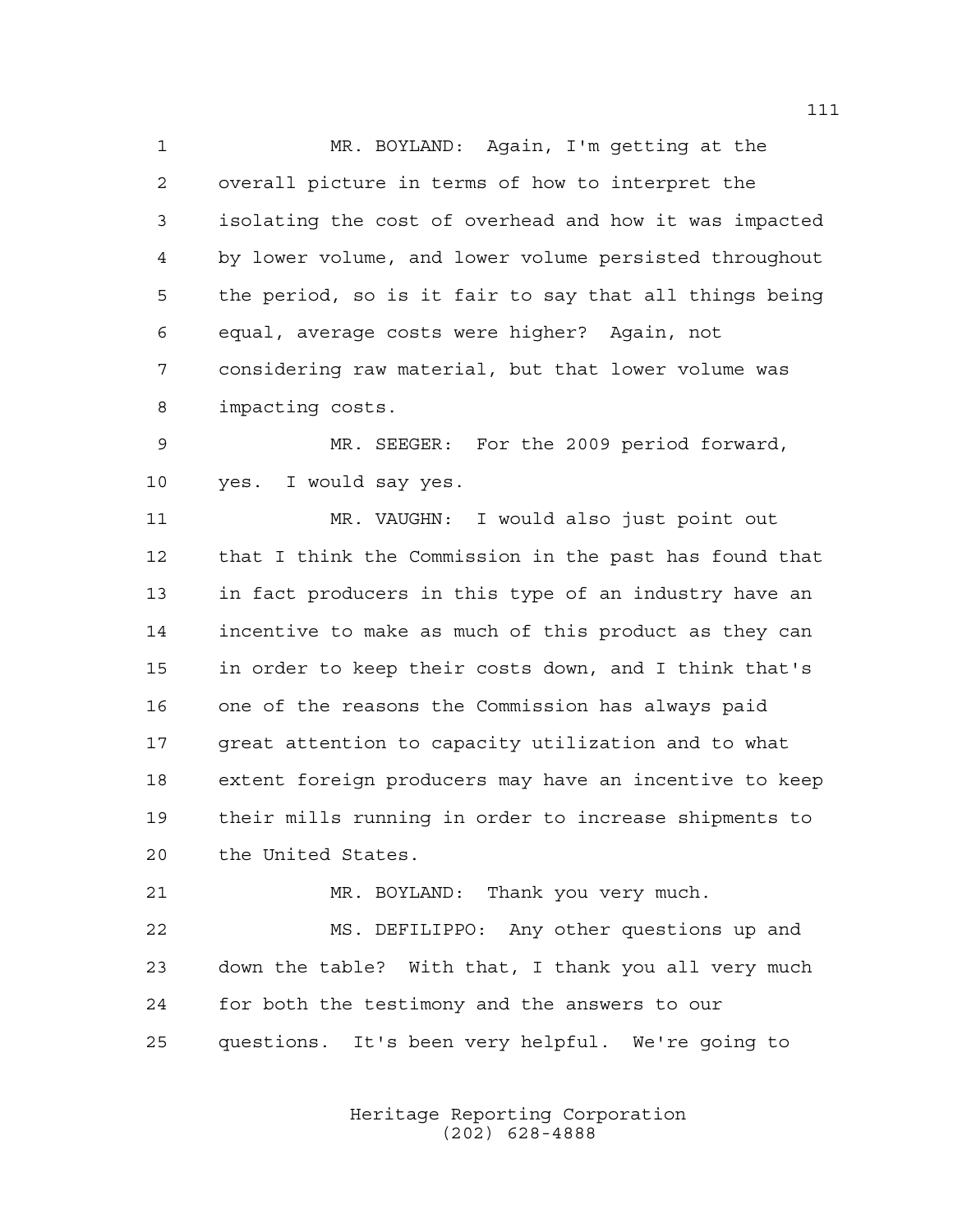MR. BOYLAND: Again, I'm getting at the overall picture in terms of how to interpret the isolating the cost of overhead and how it was impacted by lower volume, and lower volume persisted throughout the period, so is it fair to say that all things being equal, average costs were higher? Again, not considering raw material, but that lower volume was impacting costs.

MR. SEEGER: For the 2009 period forward, yes. I would say yes.

MR. VAUGHN: I would also just point out that I think the Commission in the past has found that in fact producers in this type of an industry have an incentive to make as much of this product as they can in order to keep their costs down, and I think that's one of the reasons the Commission has always paid great attention to capacity utilization and to what extent foreign producers may have an incentive to keep their mills running in order to increase shipments to the United States.

MR. BOYLAND: Thank you very much.

MS. DEFILIPPO: Any other questions up and down the table? With that, I thank you all very much for both the testimony and the answers to our questions. It's been very helpful. We're going to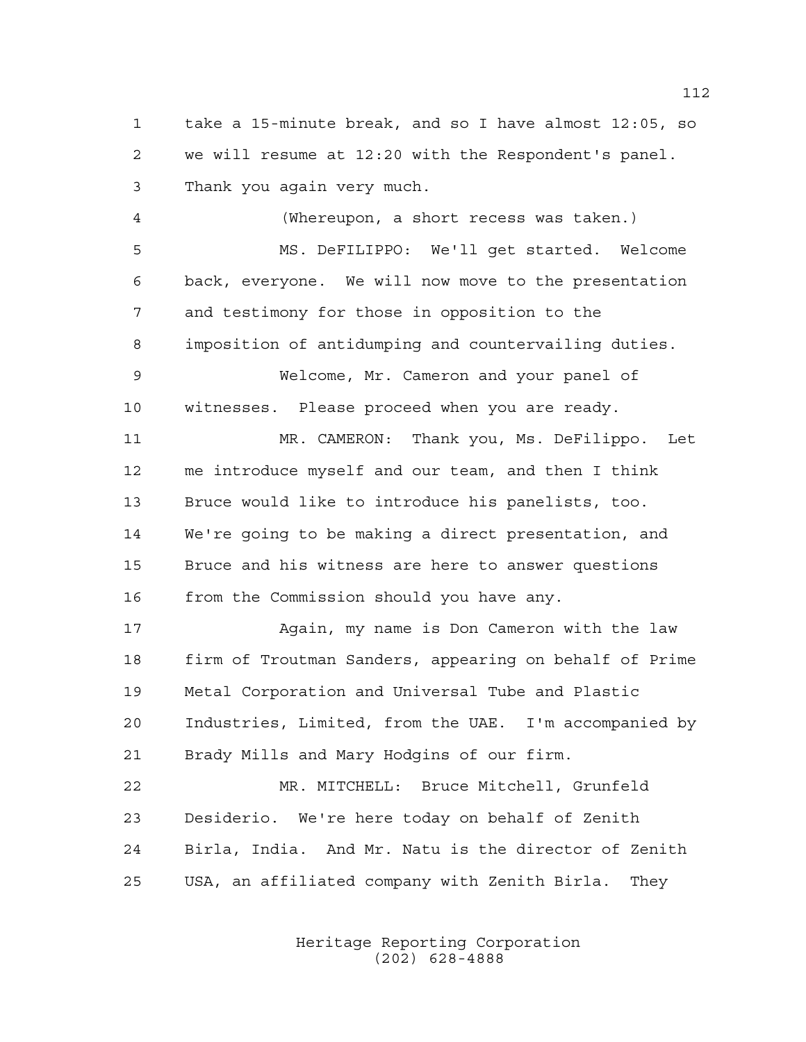take a 15-minute break, and so I have almost 12:05, so we will resume at 12:20 with the Respondent's panel. Thank you again very much.

(Whereupon, a short recess was taken.)

MS. DeFILIPPO: We'll get started. Welcome back, everyone. We will now move to the presentation and testimony for those in opposition to the imposition of antidumping and countervailing duties.

Welcome, Mr. Cameron and your panel of witnesses. Please proceed when you are ready.

MR. CAMERON: Thank you, Ms. DeFilippo. Let me introduce myself and our team, and then I think Bruce would like to introduce his panelists, too. We're going to be making a direct presentation, and Bruce and his witness are here to answer questions from the Commission should you have any.

Again, my name is Don Cameron with the law firm of Troutman Sanders, appearing on behalf of Prime Metal Corporation and Universal Tube and Plastic Industries, Limited, from the UAE. I'm accompanied by Brady Mills and Mary Hodgins of our firm.

MR. MITCHELL: Bruce Mitchell, Grunfeld Desiderio. We're here today on behalf of Zenith Birla, India. And Mr. Natu is the director of Zenith USA, an affiliated company with Zenith Birla. They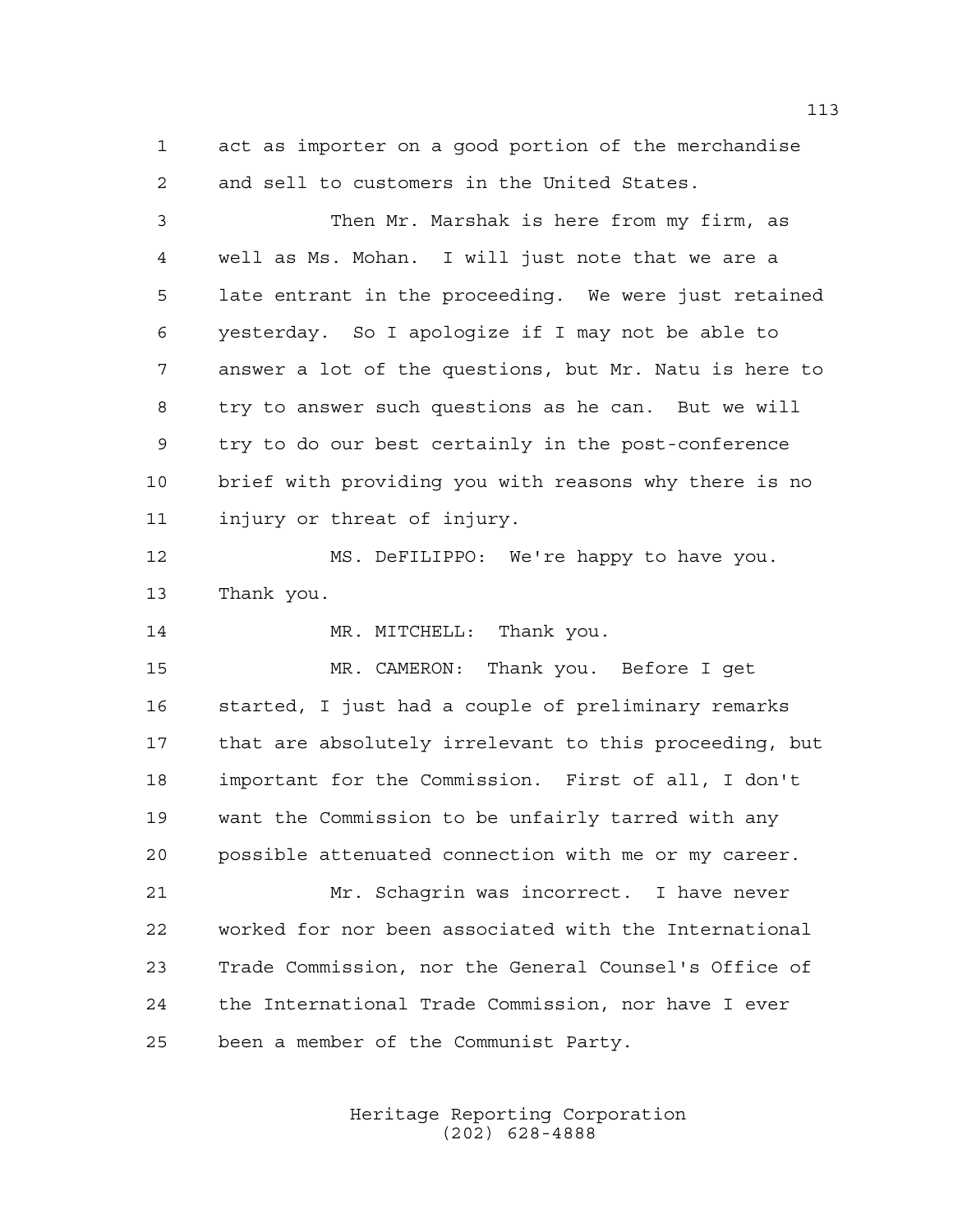act as importer on a good portion of the merchandise and sell to customers in the United States.

Then Mr. Marshak is here from my firm, as well as Ms. Mohan. I will just note that we are a late entrant in the proceeding. We were just retained yesterday. So I apologize if I may not be able to answer a lot of the questions, but Mr. Natu is here to try to answer such questions as he can. But we will try to do our best certainly in the post-conference brief with providing you with reasons why there is no injury or threat of injury.

MS. DeFILIPPO: We're happy to have you. Thank you.

MR. MITCHELL: Thank you.

MR. CAMERON: Thank you. Before I get started, I just had a couple of preliminary remarks that are absolutely irrelevant to this proceeding, but important for the Commission. First of all, I don't want the Commission to be unfairly tarred with any possible attenuated connection with me or my career.

Mr. Schagrin was incorrect. I have never worked for nor been associated with the International Trade Commission, nor the General Counsel's Office of the International Trade Commission, nor have I ever been a member of the Communist Party.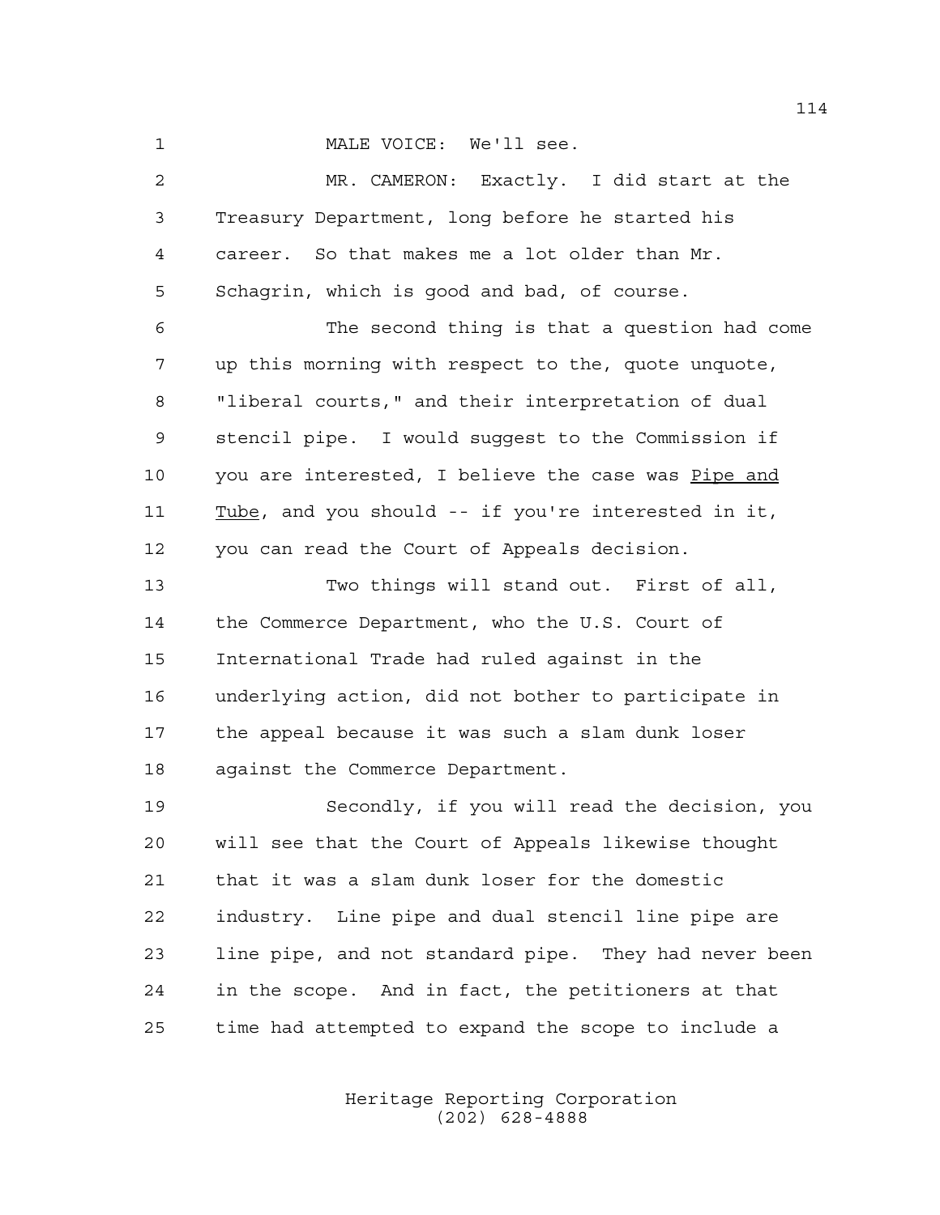MALE VOICE: We'll see.

MR. CAMERON: Exactly. I did start at the Treasury Department, long before he started his career. So that makes me a lot older than Mr. Schagrin, which is good and bad, of course.

The second thing is that a question had come up this morning with respect to the, quote unquote, "liberal courts," and their interpretation of dual stencil pipe. I would suggest to the Commission if you are interested, I believe the case was _Pipe and Tube_, and you should -- if you're interested in it, you can read the Court of Appeals decision.

Two things will stand out. First of all, the Commerce Department, who the U.S. Court of International Trade had ruled against in the underlying action, did not bother to participate in the appeal because it was such a slam dunk loser against the Commerce Department.

Secondly, if you will read the decision, you will see that the Court of Appeals likewise thought that it was a slam dunk loser for the domestic industry. Line pipe and dual stencil line pipe are line pipe, and not standard pipe. They had never been in the scope. And in fact, the petitioners at that time had attempted to expand the scope to include a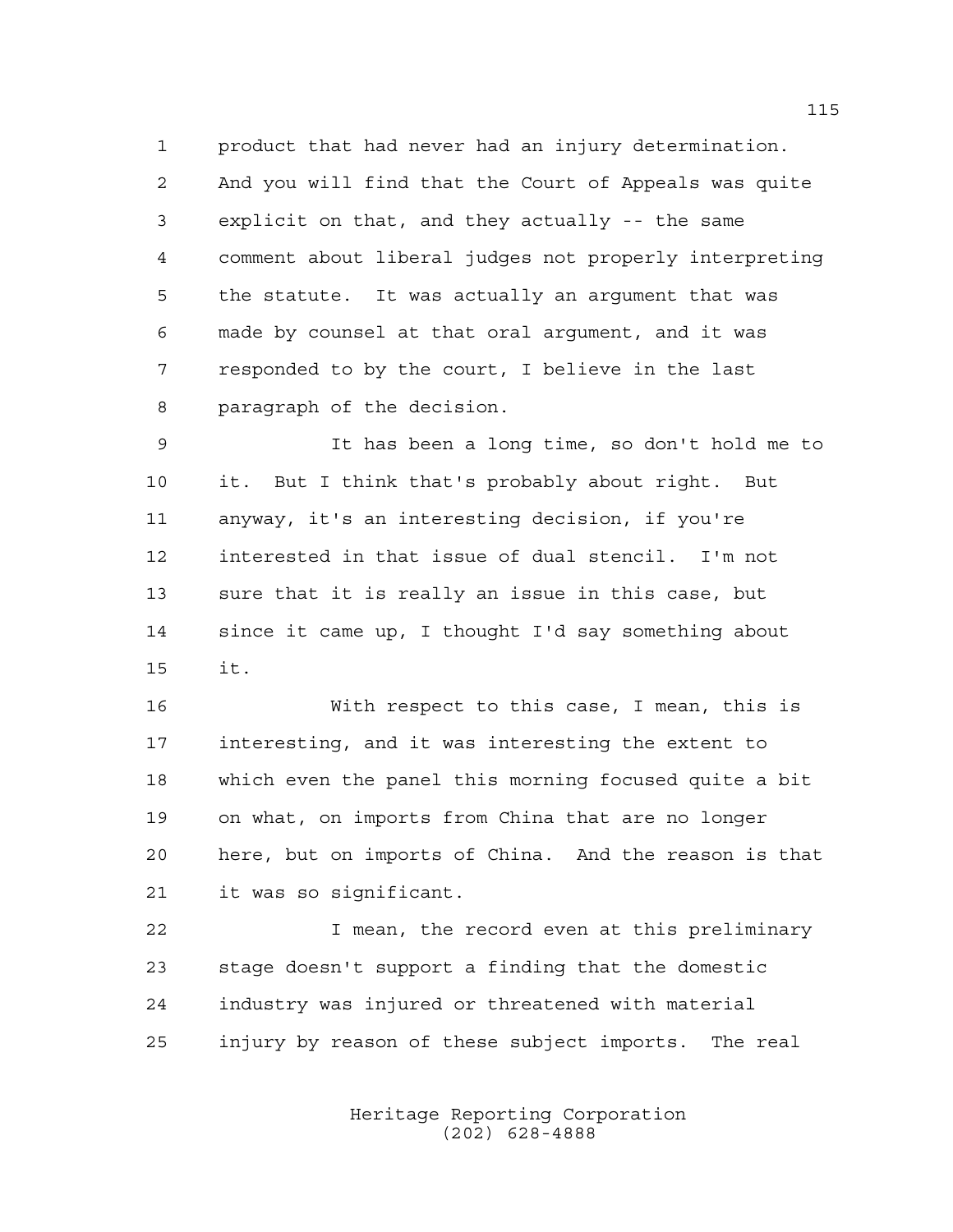product that had never had an injury determination. And you will find that the Court of Appeals was quite explicit on that, and they actually -- the same comment about liberal judges not properly interpreting the statute. It was actually an argument that was made by counsel at that oral argument, and it was responded to by the court, I believe in the last paragraph of the decision.

It has been a long time, so don't hold me to it. But I think that's probably about right. But anyway, it's an interesting decision, if you're interested in that issue of dual stencil. I'm not sure that it is really an issue in this case, but since it came up, I thought I'd say something about it.

With respect to this case, I mean, this is interesting, and it was interesting the extent to which even the panel this morning focused quite a bit on what, on imports from China that are no longer here, but on imports of China. And the reason is that it was so significant.

I mean, the record even at this preliminary stage doesn't support a finding that the domestic industry was injured or threatened with material injury by reason of these subject imports. The real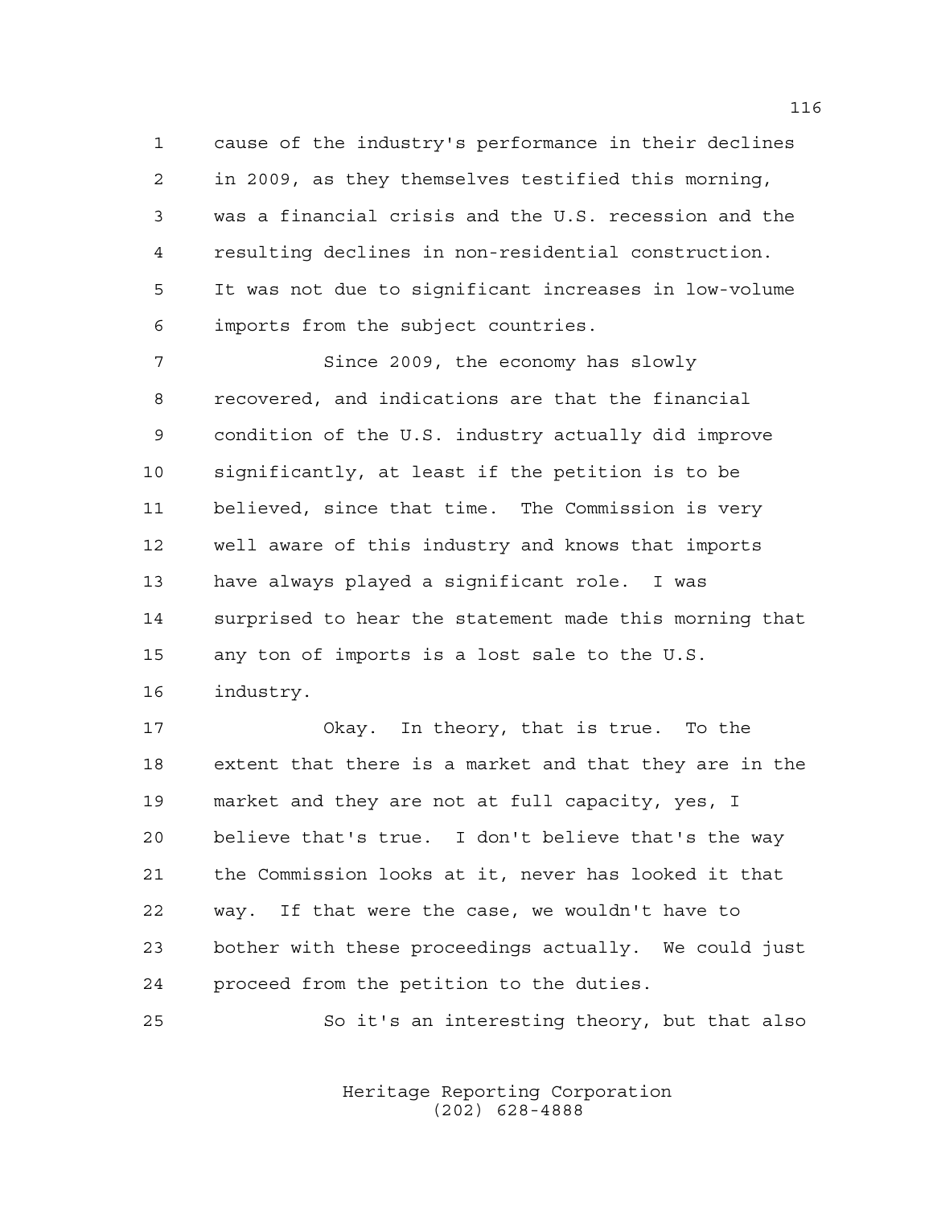cause of the industry's performance in their declines in 2009, as they themselves testified this morning, was a financial crisis and the U.S. recession and the resulting declines in non-residential construction. It was not due to significant increases in low-volume imports from the subject countries.

Since 2009, the economy has slowly recovered, and indications are that the financial condition of the U.S. industry actually did improve significantly, at least if the petition is to be believed, since that time. The Commission is very well aware of this industry and knows that imports have always played a significant role. I was surprised to hear the statement made this morning that any ton of imports is a lost sale to the U.S. industry.

Okay. In theory, that is true. To the extent that there is a market and that they are in the market and they are not at full capacity, yes, I believe that's true. I don't believe that's the way the Commission looks at it, never has looked it that way. If that were the case, we wouldn't have to bother with these proceedings actually. We could just proceed from the petition to the duties.

So it's an interesting theory, but that also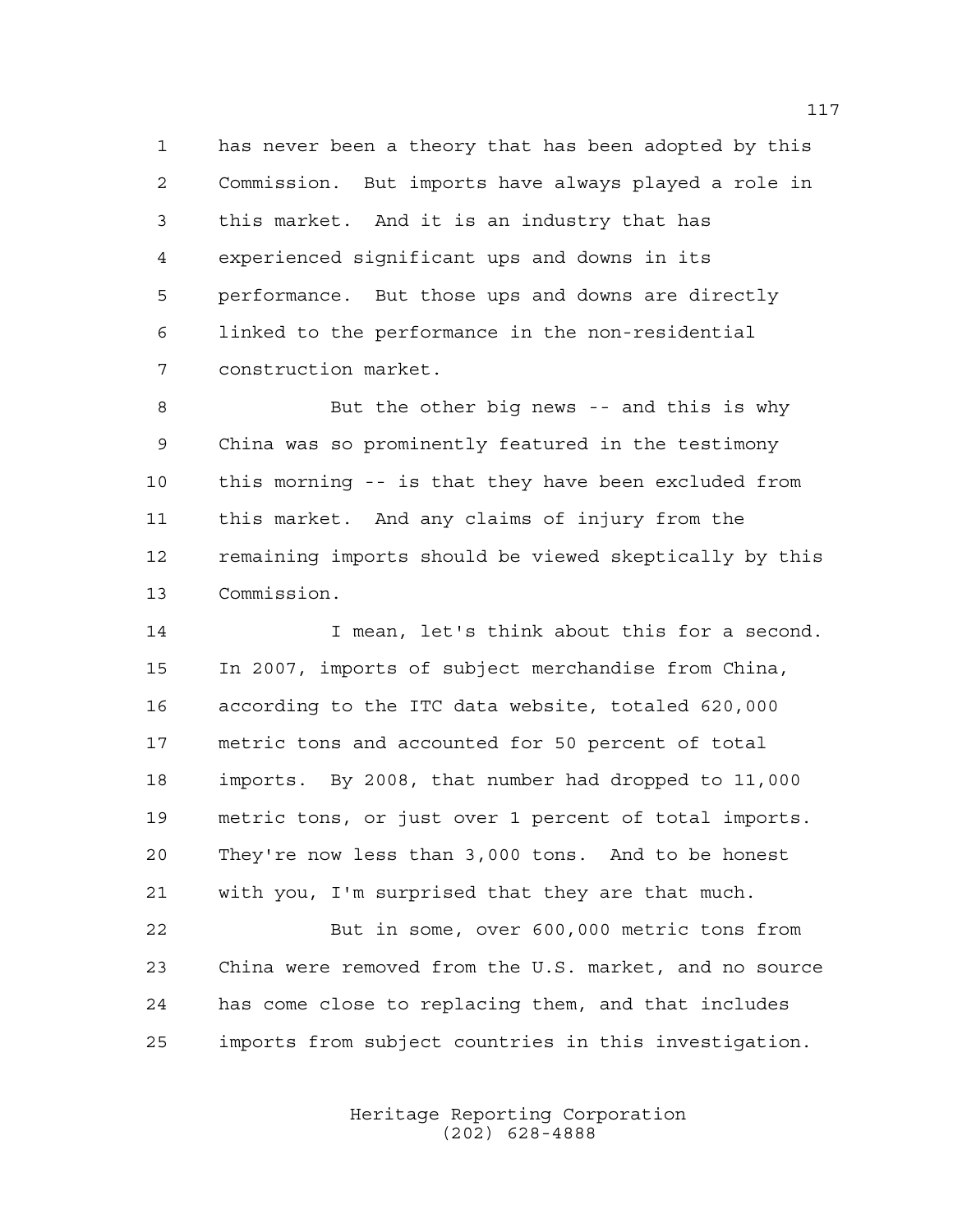has never been a theory that has been adopted by this Commission. But imports have always played a role in this market. And it is an industry that has experienced significant ups and downs in its performance. But those ups and downs are directly linked to the performance in the non-residential construction market.

But the other big news -- and this is why China was so prominently featured in the testimony this morning -- is that they have been excluded from this market. And any claims of injury from the remaining imports should be viewed skeptically by this Commission.

I mean, let's think about this for a second. In 2007, imports of subject merchandise from China, according to the ITC data website, totaled 620,000 metric tons and accounted for 50 percent of total imports. By 2008, that number had dropped to 11,000 metric tons, or just over 1 percent of total imports. They're now less than 3,000 tons. And to be honest with you, I'm surprised that they are that much.

But in some, over 600,000 metric tons from China were removed from the U.S. market, and no source has come close to replacing them, and that includes imports from subject countries in this investigation.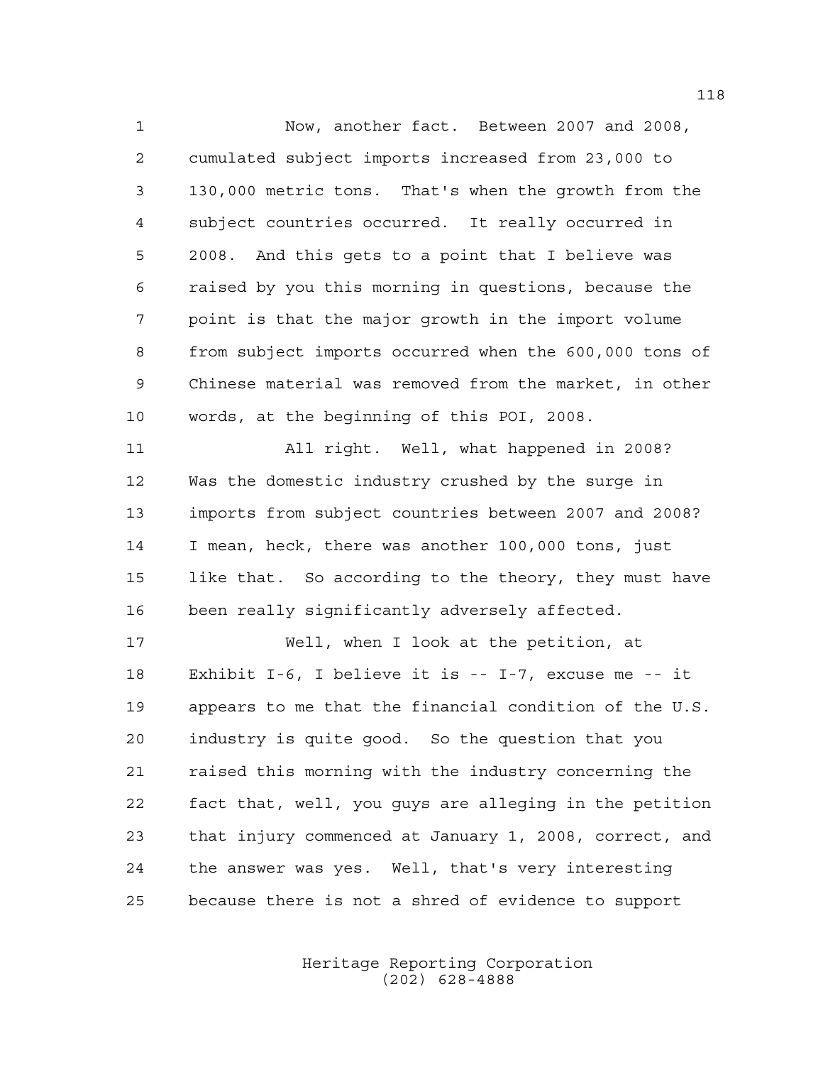Now, another fact. Between 2007 and 2008, cumulated subject imports increased from 23,000 to 130,000 metric tons. That's when the growth from the subject countries occurred. It really occurred in 2008. And this gets to a point that I believe was raised by you this morning in questions, because the point is that the major growth in the import volume from subject imports occurred when the 600,000 tons of Chinese material was removed from the market, in other words, at the beginning of this POI, 2008.

All right. Well, what happened in 2008? Was the domestic industry crushed by the surge in imports from subject countries between 2007 and 2008? I mean, heck, there was another 100,000 tons, just like that. So according to the theory, they must have been really significantly adversely affected.

Well, when I look at the petition, at Exhibit I-6, I believe it is -- I-7, excuse me -- it appears to me that the financial condition of the U.S. industry is quite good. So the question that you raised this morning with the industry concerning the fact that, well, you guys are alleging in the petition that injury commenced at January 1, 2008, correct, and the answer was yes. Well, that's very interesting because there is not a shred of evidence to support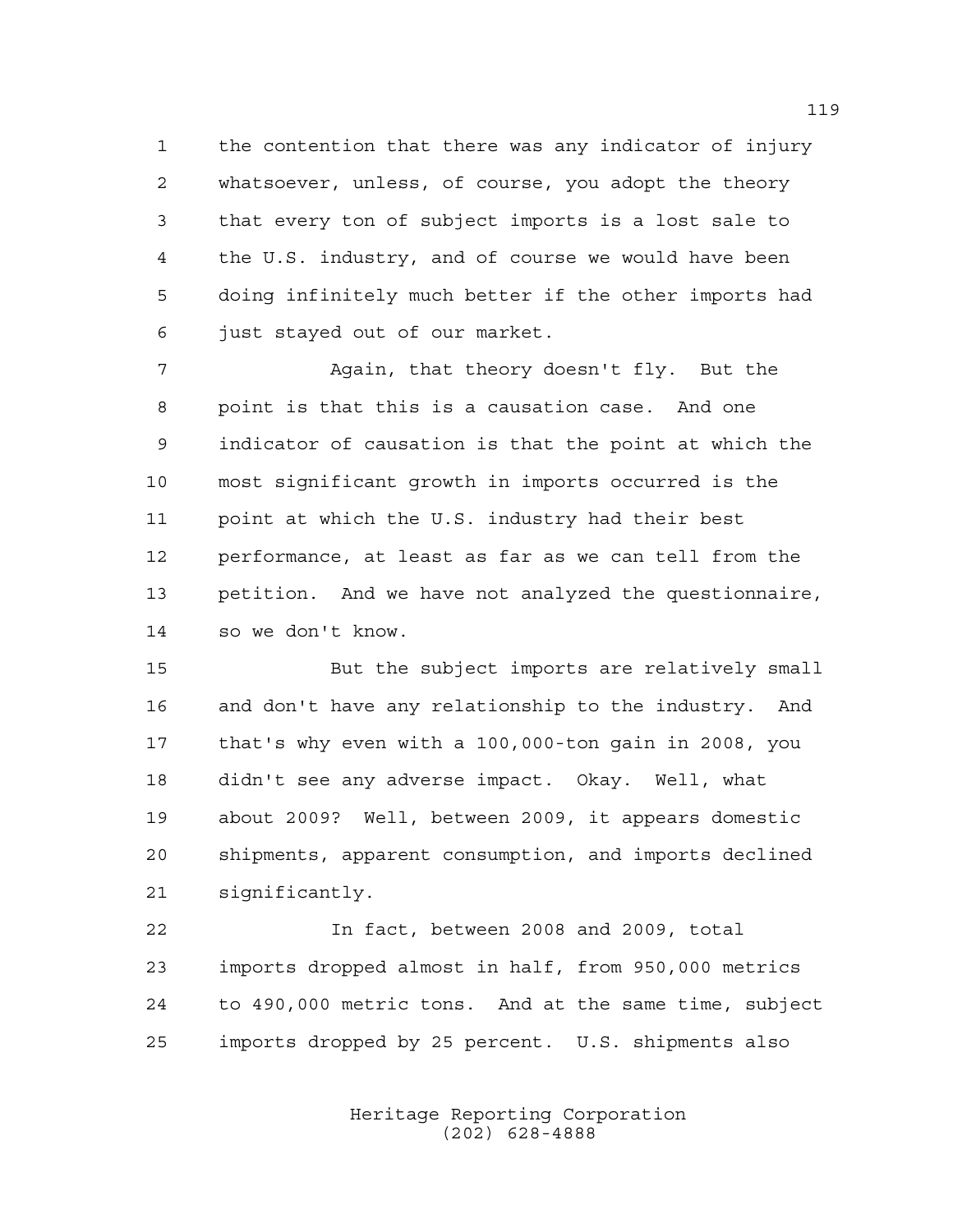the contention that there was any indicator of injury whatsoever, unless, of course, you adopt the theory that every ton of subject imports is a lost sale to the U.S. industry, and of course we would have been doing infinitely much better if the other imports had just stayed out of our market.

Again, that theory doesn't fly. But the point is that this is a causation case. And one indicator of causation is that the point at which the most significant growth in imports occurred is the point at which the U.S. industry had their best performance, at least as far as we can tell from the petition. And we have not analyzed the questionnaire, so we don't know.

But the subject imports are relatively small and don't have any relationship to the industry. And that's why even with a 100,000-ton gain in 2008, you didn't see any adverse impact. Okay. Well, what about 2009? Well, between 2009, it appears domestic shipments, apparent consumption, and imports declined significantly.

In fact, between 2008 and 2009, total imports dropped almost in half, from 950,000 metrics to 490,000 metric tons. And at the same time, subject imports dropped by 25 percent. U.S. shipments also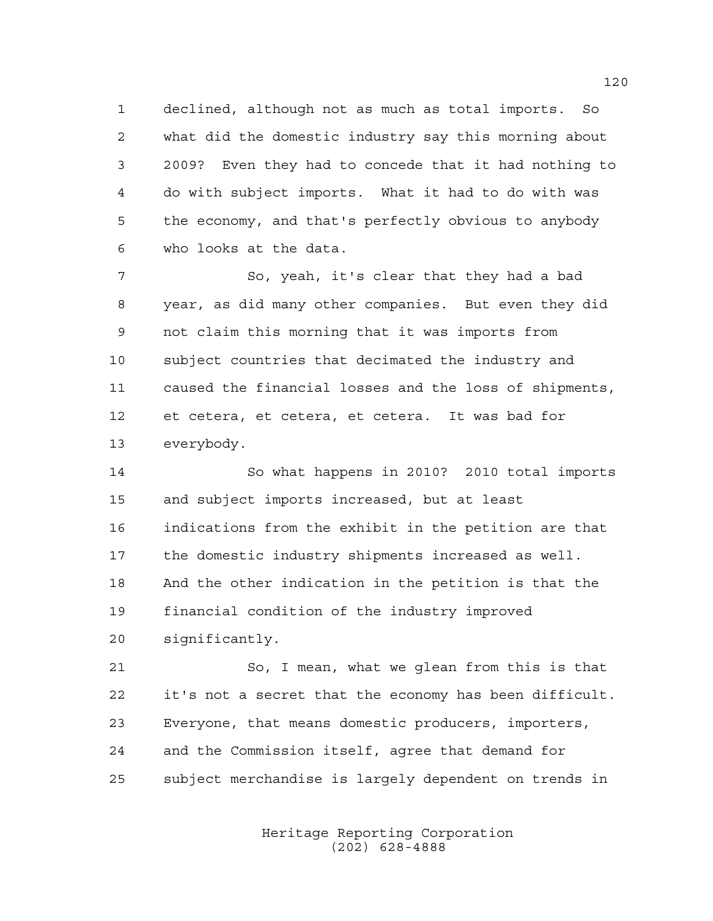declined, although not as much as total imports. So what did the domestic industry say this morning about 2009? Even they had to concede that it had nothing to do with subject imports. What it had to do with was the economy, and that's perfectly obvious to anybody who looks at the data.

So, yeah, it's clear that they had a bad year, as did many other companies. But even they did not claim this morning that it was imports from subject countries that decimated the industry and caused the financial losses and the loss of shipments, et cetera, et cetera, et cetera. It was bad for everybody.

So what happens in 2010? 2010 total imports and subject imports increased, but at least indications from the exhibit in the petition are that the domestic industry shipments increased as well. And the other indication in the petition is that the financial condition of the industry improved significantly.

So, I mean, what we glean from this is that it's not a secret that the economy has been difficult. Everyone, that means domestic producers, importers, and the Commission itself, agree that demand for subject merchandise is largely dependent on trends in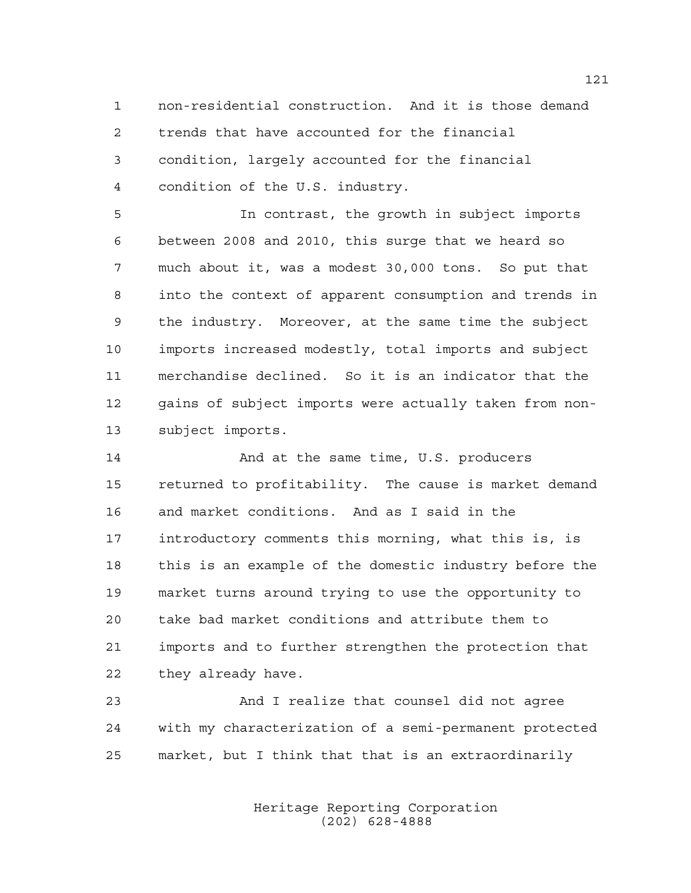non-residential construction. And it is those demand trends that have accounted for the financial condition, largely accounted for the financial condition of the U.S. industry.

In contrast, the growth in subject imports between 2008 and 2010, this surge that we heard so much about it, was a modest 30,000 tons. So put that into the context of apparent consumption and trends in the industry. Moreover, at the same time the subject imports increased modestly, total imports and subject merchandise declined. So it is an indicator that the gains of subject imports were actually taken from non-subject imports.

And at the same time, U.S. producers returned to profitability. The cause is market demand and market conditions. And as I said in the introductory comments this morning, what this is, is this is an example of the domestic industry before the market turns around trying to use the opportunity to take bad market conditions and attribute them to imports and to further strengthen the protection that they already have.

And I realize that counsel did not agree with my characterization of a semi-permanent protected market, but I think that that is an extraordinarily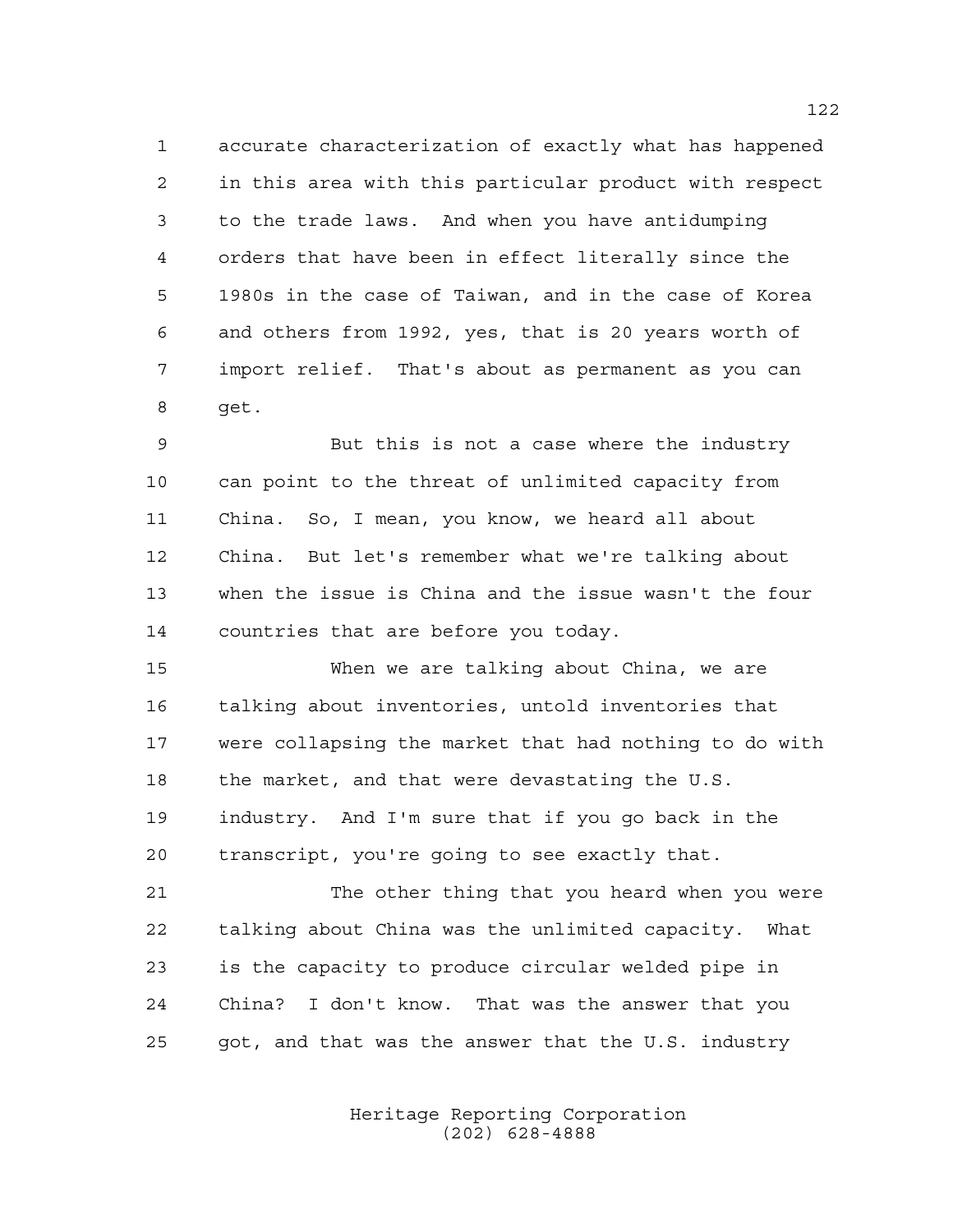accurate characterization of exactly what has happened in this area with this particular product with respect to the trade laws. And when you have antidumping orders that have been in effect literally since the 1980s in the case of Taiwan, and in the case of Korea and others from 1992, yes, that is 20 years worth of import relief. That's about as permanent as you can get.

But this is not a case where the industry can point to the threat of unlimited capacity from China. So, I mean, you know, we heard all about China. But let's remember what we're talking about when the issue is China and the issue wasn't the four countries that are before you today.

When we are talking about China, we are talking about inventories, untold inventories that were collapsing the market that had nothing to do with the market, and that were devastating the U.S. industry. And I'm sure that if you go back in the transcript, you're going to see exactly that.

The other thing that you heard when you were talking about China was the unlimited capacity. What is the capacity to produce circular welded pipe in China? I don't know. That was the answer that you got, and that was the answer that the U.S. industry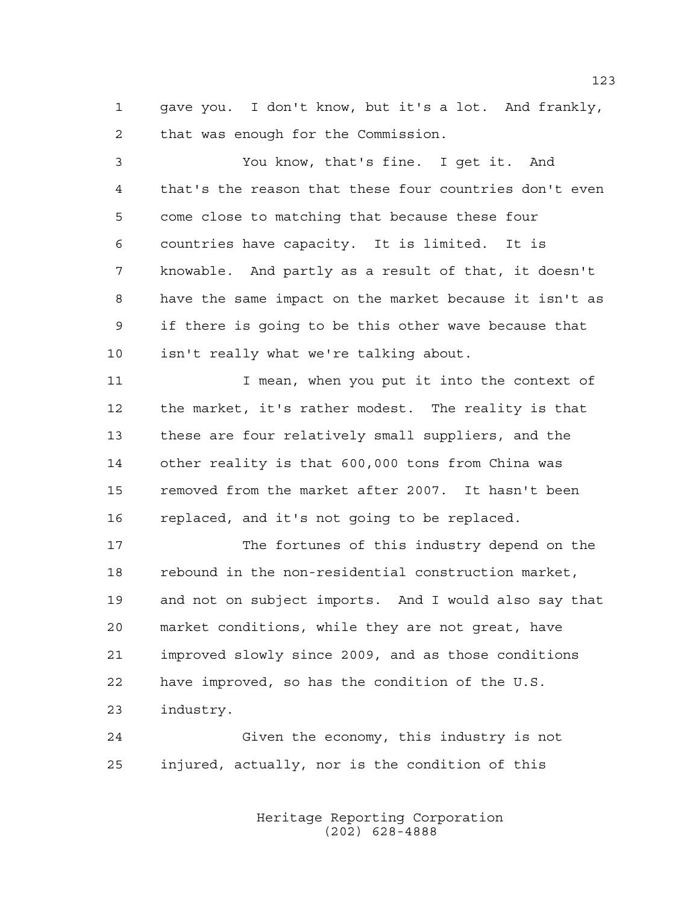gave you. I don't know, but it's a lot. And frankly, that was enough for the Commission.

You know, that's fine. I get it. And that's the reason that these four countries don't even come close to matching that because these four countries have capacity. It is limited. It is knowable. And partly as a result of that, it doesn't have the same impact on the market because it isn't as if there is going to be this other wave because that isn't really what we're talking about.

I mean, when you put it into the context of the market, it's rather modest. The reality is that these are four relatively small suppliers, and the other reality is that 600,000 tons from China was removed from the market after 2007. It hasn't been replaced, and it's not going to be replaced.

The fortunes of this industry depend on the rebound in the non-residential construction market, and not on subject imports. And I would also say that market conditions, while they are not great, have improved slowly since 2009, and as those conditions have improved, so has the condition of the U.S. industry.

Given the economy, this industry is not injured, actually, nor is the condition of this

Heritage Reporting Corporation
(202) 628-4888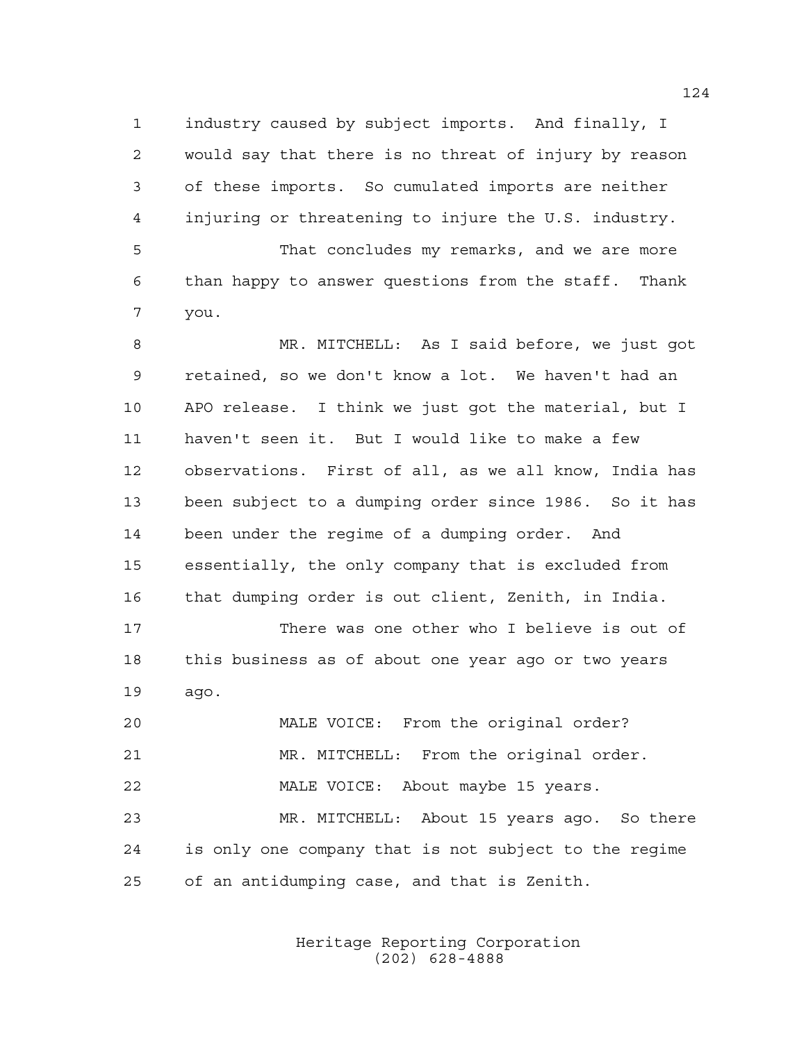1 industry caused by subject imports. And finally, I
2 would say that there is no threat of injury by reason
3 of these imports. So cumulated imports are neither
4 injuring or threatening to injure the U.S. industry.
5 That concludes my remarks, and we are more
6 than happy to answer questions from the staff. Thank
7 you.
8 MR. MITCHELL: As I said before, we just got
9 retained, so we don't know a lot. We haven't had an
10 APO release. I think we just got the material, but I
11 haven't seen it. But I would like to make a few
12 observations. First of all, as we all know, India has
13 been subject to a dumping order since 1986. So it has
14 been under the regime of a dumping order. And
15 essentially, the only company that is excluded from
16 that dumping order is out client, Zenith, in India.
17 There was one other who I believe is out of
18 this business as of about one year ago or two years
19 ago.
20 MALE VOICE: From the original order?
21 MR. MITCHELL: From the original order.
22 MALE VOICE: About maybe 15 years.
23 MR. MITCHELL: About 15 years ago. So there
24 is only one company that is not subject to the regime
25 of an antidumping case, and that is Zenith.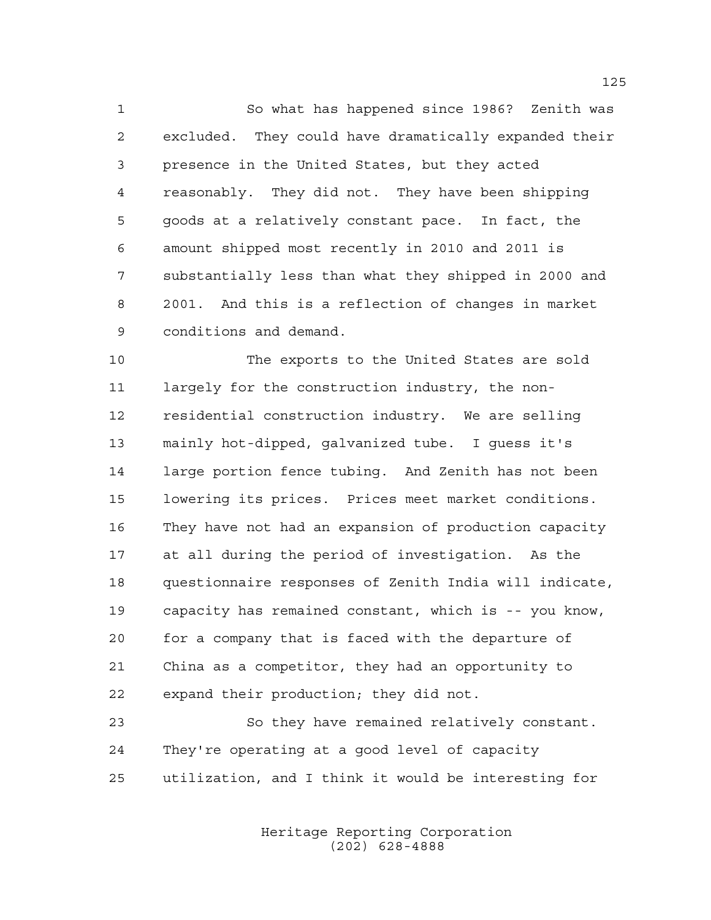So what has happened since 1986? Zenith was excluded. They could have dramatically expanded their presence in the United States, but they acted reasonably. They did not. They have been shipping goods at a relatively constant pace. In fact, the amount shipped most recently in 2010 and 2011 is substantially less than what they shipped in 2000 and 2001. And this is a reflection of changes in market conditions and demand.

The exports to the United States are sold largely for the construction industry, the non-residential construction industry. We are selling mainly hot-dipped, galvanized tube. I guess it's large portion fence tubing. And Zenith has not been lowering its prices. Prices meet market conditions. They have not had an expansion of production capacity at all during the period of investigation. As the questionnaire responses of Zenith India will indicate, capacity has remained constant, which is -- you know, for a company that is faced with the departure of China as a competitor, they had an opportunity to expand their production; they did not.

So they have remained relatively constant. They're operating at a good level of capacity utilization, and I think it would be interesting for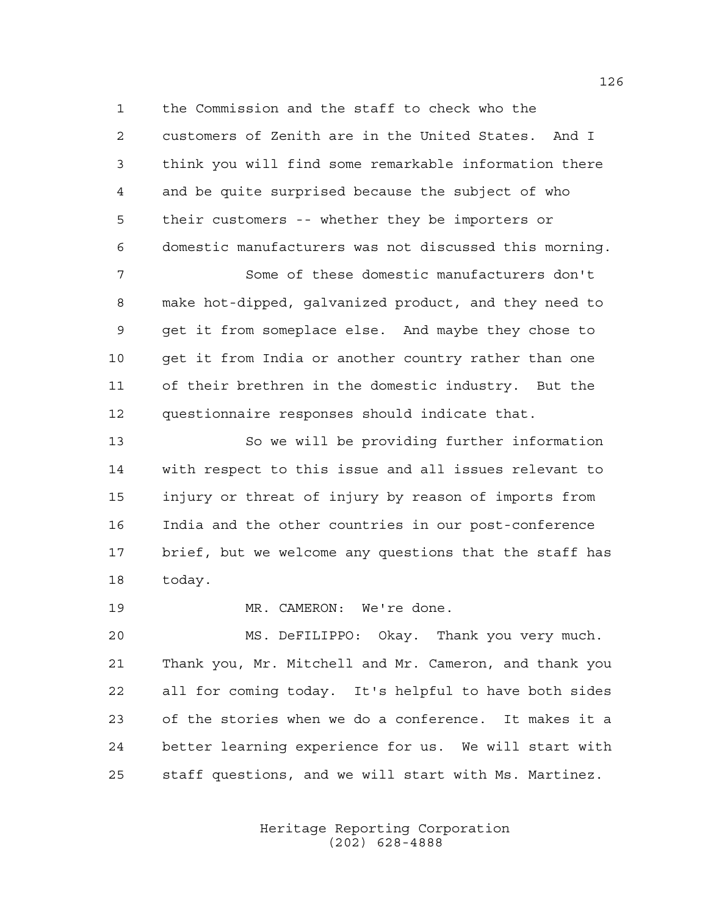the Commission and the staff to check who the customers of Zenith are in the United States. And I think you will find some remarkable information there and be quite surprised because the subject of who their customers -- whether they be importers or domestic manufacturers was not discussed this morning.

Some of these domestic manufacturers don't make hot-dipped, galvanized product, and they need to get it from someplace else. And maybe they chose to get it from India or another country rather than one of their brethren in the domestic industry. But the questionnaire responses should indicate that.

So we will be providing further information with respect to this issue and all issues relevant to injury or threat of injury by reason of imports from India and the other countries in our post-conference brief, but we welcome any questions that the staff has today.

MR. CAMERON: We're done.

MS. DeFILIPPO: Okay. Thank you very much. Thank you, Mr. Mitchell and Mr. Cameron, and thank you all for coming today. It's helpful to have both sides of the stories when we do a conference. It makes it a better learning experience for us. We will start with staff questions, and we will start with Ms. Martinez.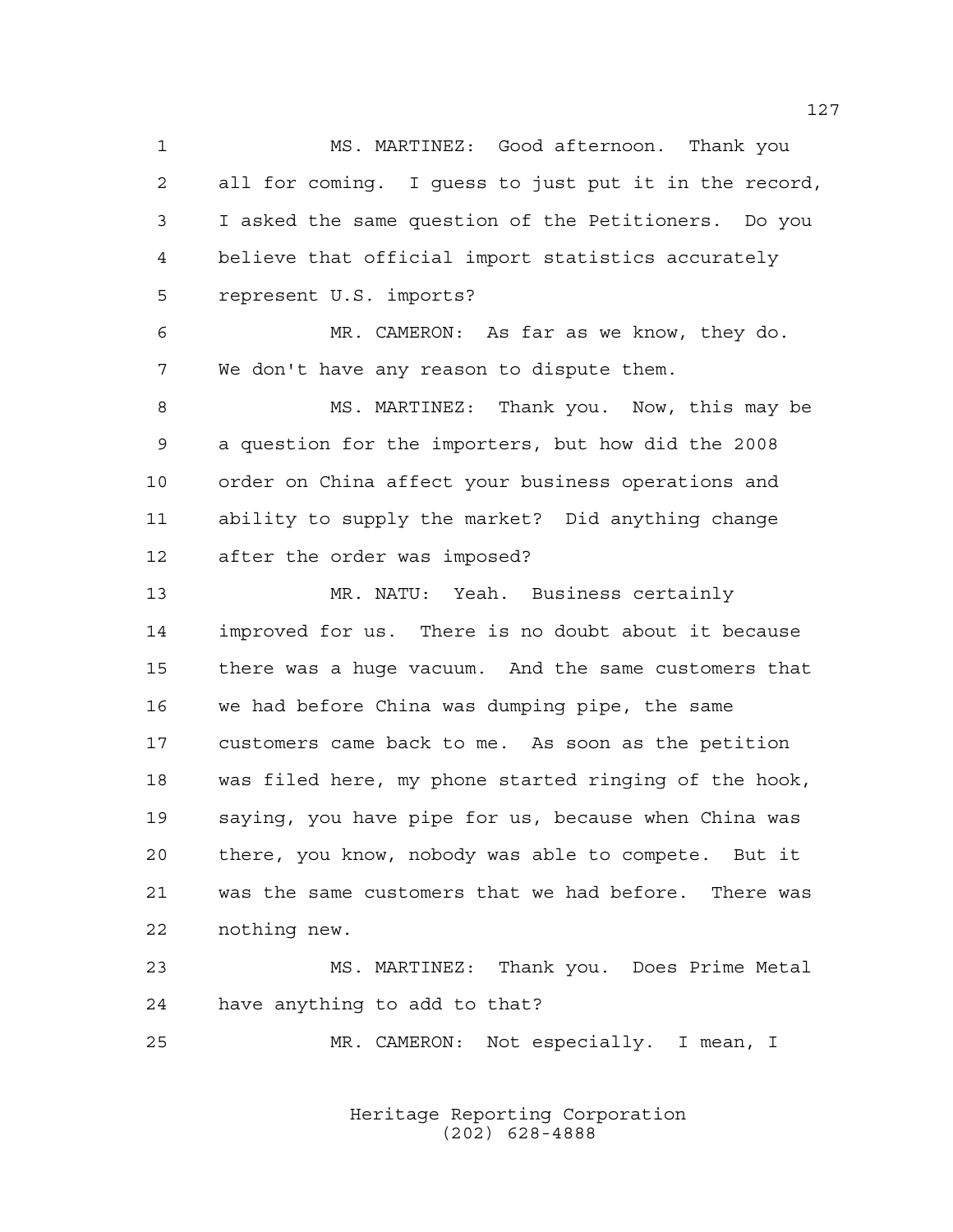MS. MARTINEZ: Good afternoon. Thank you all for coming. I guess to just put it in the record, I asked the same question of the Petitioners. Do you believe that official import statistics accurately represent U.S. imports?

MR. CAMERON: As far as we know, they do. We don't have any reason to dispute them.

MS. MARTINEZ: Thank you. Now, this may be a question for the importers, but how did the 2008 order on China affect your business operations and ability to supply the market? Did anything change after the order was imposed?

MR. NATU: Yeah. Business certainly improved for us. There is no doubt about it because there was a huge vacuum. And the same customers that we had before China was dumping pipe, the same customers came back to me. As soon as the petition was filed here, my phone started ringing of the hook, saying, you have pipe for us, because when China was there, you know, nobody was able to compete. But it was the same customers that we had before. There was nothing new.

MS. MARTINEZ: Thank you. Does Prime Metal have anything to add to that?

MR. CAMERON: Not especially. I mean, I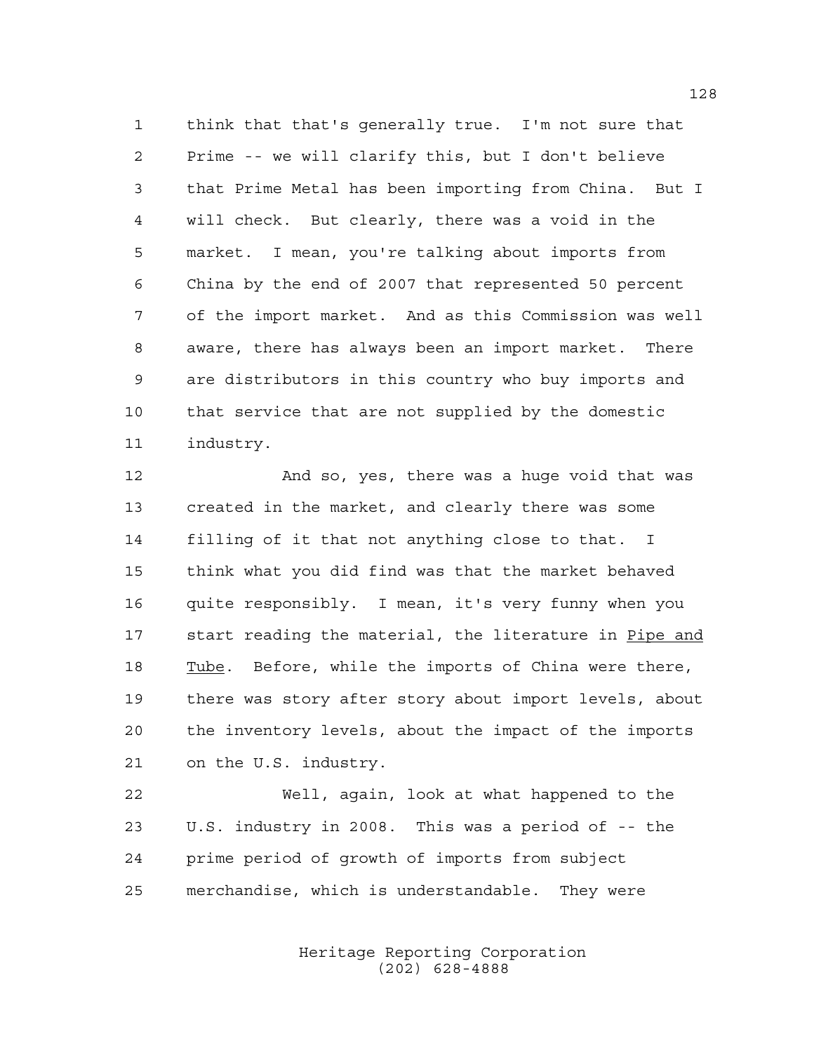think that that's generally true. I'm not sure that Prime -- we will clarify this, but I don't believe that Prime Metal has been importing from China. But I will check. But clearly, there was a void in the market. I mean, you're talking about imports from China by the end of 2007 that represented 50 percent of the import market. And as this Commission was well aware, there has always been an import market. There are distributors in this country who buy imports and that service that are not supplied by the domestic industry.

And so, yes, there was a huge void that was created in the market, and clearly there was some filling of it that not anything close to that. I think what you did find was that the market behaved quite responsibly. I mean, it's very funny when you start reading the material, the literature in Pipe and Tube. Before, while the imports of China were there, there was story after story about import levels, about the inventory levels, about the impact of the imports on the U.S. industry.

Well, again, look at what happened to the U.S. industry in 2008. This was a period of -- the prime period of growth of imports from subject merchandise, which is understandable. They were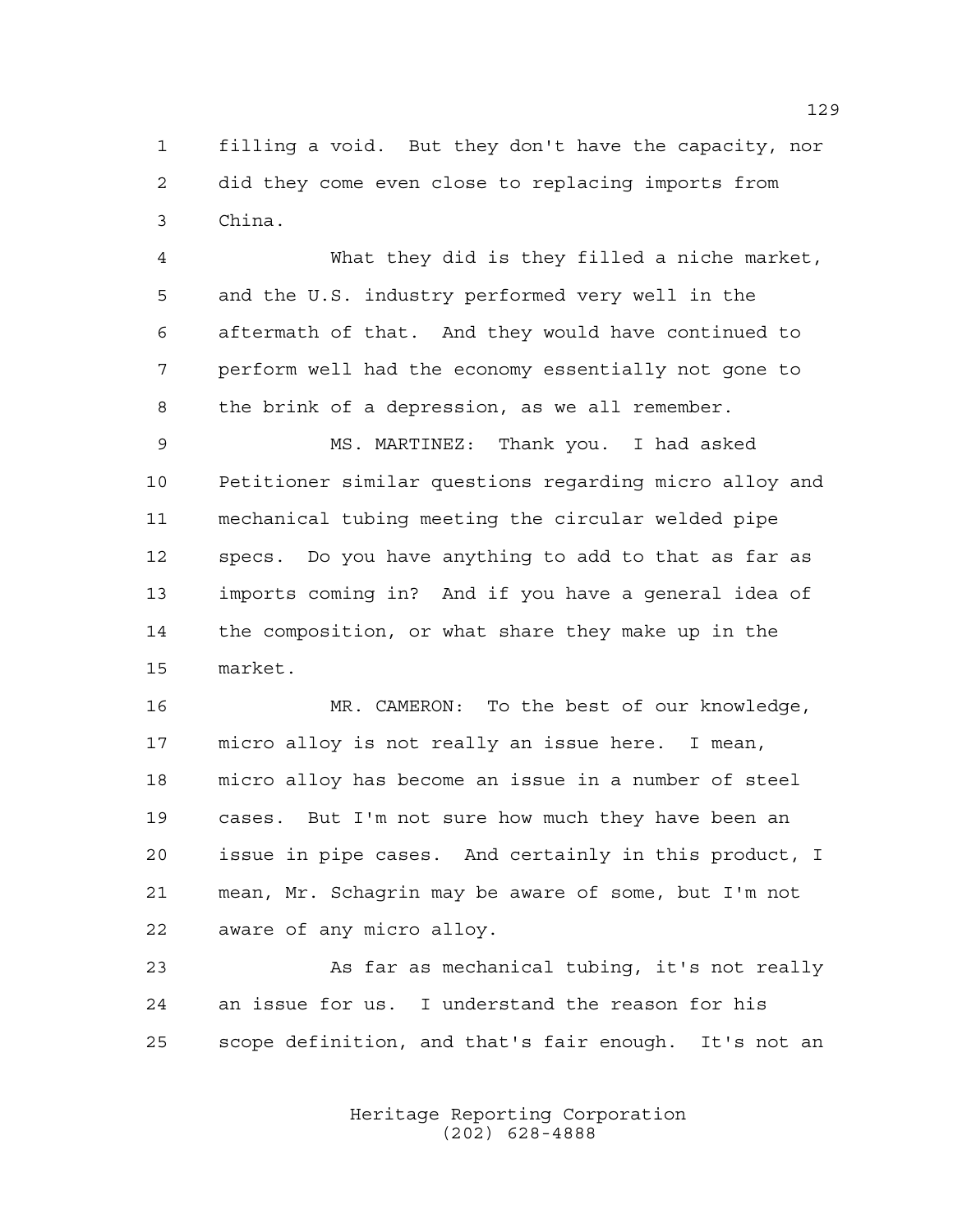filling a void. But they don't have the capacity, nor did they come even close to replacing imports from China.

What they did is they filled a niche market, and the U.S. industry performed very well in the aftermath of that. And they would have continued to perform well had the economy essentially not gone to the brink of a depression, as we all remember.

MS. MARTINEZ: Thank you. I had asked Petitioner similar questions regarding micro alloy and mechanical tubing meeting the circular welded pipe specs. Do you have anything to add to that as far as imports coming in? And if you have a general idea of the composition, or what share they make up in the market.

MR. CAMERON: To the best of our knowledge, micro alloy is not really an issue here. I mean, micro alloy has become an issue in a number of steel cases. But I'm not sure how much they have been an issue in pipe cases. And certainly in this product, I mean, Mr. Schagrin may be aware of some, but I'm not aware of any micro alloy.

As far as mechanical tubing, it's not really an issue for us. I understand the reason for his scope definition, and that's fair enough. It's not an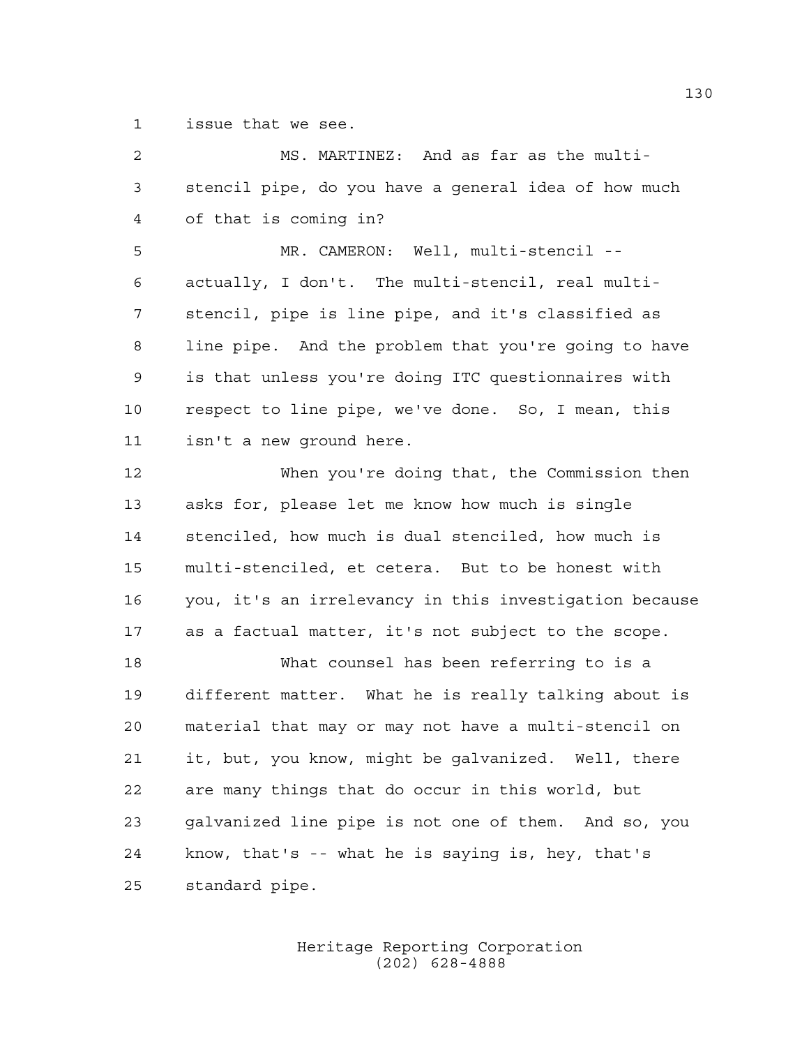issue that we see.

MS. MARTINEZ: And as far as the multi-stencil pipe, do you have a general idea of how much of that is coming in?

MR. CAMERON: Well, multi-stencil -- actually, I don't. The multi-stencil, real multi-stencil, pipe is line pipe, and it's classified as line pipe. And the problem that you're going to have is that unless you're doing ITC questionnaires with respect to line pipe, we've done. So, I mean, this isn't a new ground here.

When you're doing that, the Commission then asks for, please let me know how much is single stenciled, how much is dual stenciled, how much is multi-stenciled, et cetera. But to be honest with you, it's an irrelevancy in this investigation because as a factual matter, it's not subject to the scope.

What counsel has been referring to is a different matter. What he is really talking about is material that may or may not have a multi-stencil on it, but, you know, might be galvanized. Well, there are many things that do occur in this world, but galvanized line pipe is not one of them. And so, you know, that's -- what he is saying is, hey, that's standard pipe.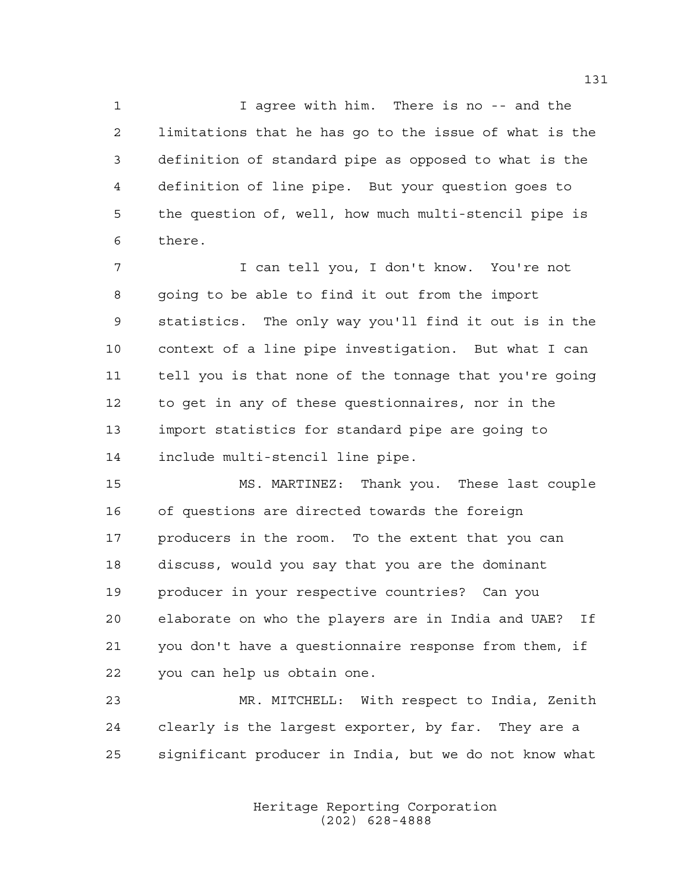I agree with him. There is no -- and the limitations that he has go to the issue of what is the definition of standard pipe as opposed to what is the definition of line pipe. But your question goes to the question of, well, how much multi-stencil pipe is there.

I can tell you, I don't know. You're not going to be able to find it out from the import statistics. The only way you'll find it out is in the context of a line pipe investigation. But what I can tell you is that none of the tonnage that you're going to get in any of these questionnaires, nor in the import statistics for standard pipe are going to include multi-stencil line pipe.

MS. MARTINEZ: Thank you. These last couple of questions are directed towards the foreign producers in the room. To the extent that you can discuss, would you say that you are the dominant producer in your respective countries? Can you elaborate on who the players are in India and UAE? If you don't have a questionnaire response from them, if you can help us obtain one.

MR. MITCHELL: With respect to India, Zenith clearly is the largest exporter, by far. They are a significant producer in India, but we do not know what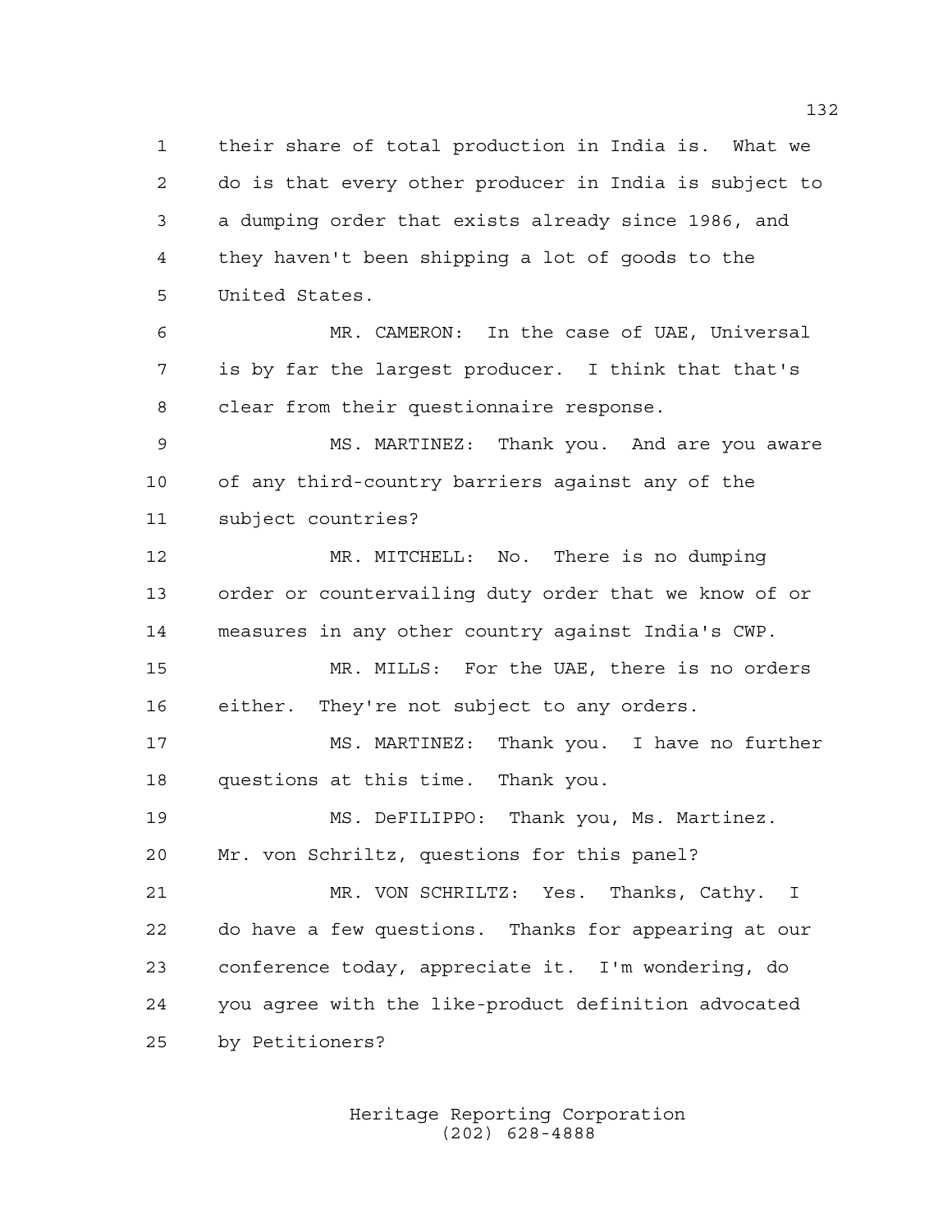their share of total production in India is. What we do is that every other producer in India is subject to a dumping order that exists already since 1986, and they haven't been shipping a lot of goods to the United States.

MR. CAMERON: In the case of UAE, Universal is by far the largest producer. I think that that's clear from their questionnaire response.

MS. MARTINEZ: Thank you. And are you aware of any third-country barriers against any of the subject countries?

MR. MITCHELL: No. There is no dumping order or countervailing duty order that we know of or measures in any other country against India's CWP.

MR. MILLS: For the UAE, there is no orders either. They're not subject to any orders.

MS. MARTINEZ: Thank you. I have no further questions at this time. Thank you.

MS. DeFILIPPO: Thank you, Ms. Martinez. Mr. von Schriltz, questions for this panel?

MR. VON SCHRILTZ: Yes. Thanks, Cathy. I do have a few questions. Thanks for appearing at our conference today, appreciate it. I'm wondering, do you agree with the like-product definition advocated by Petitioners?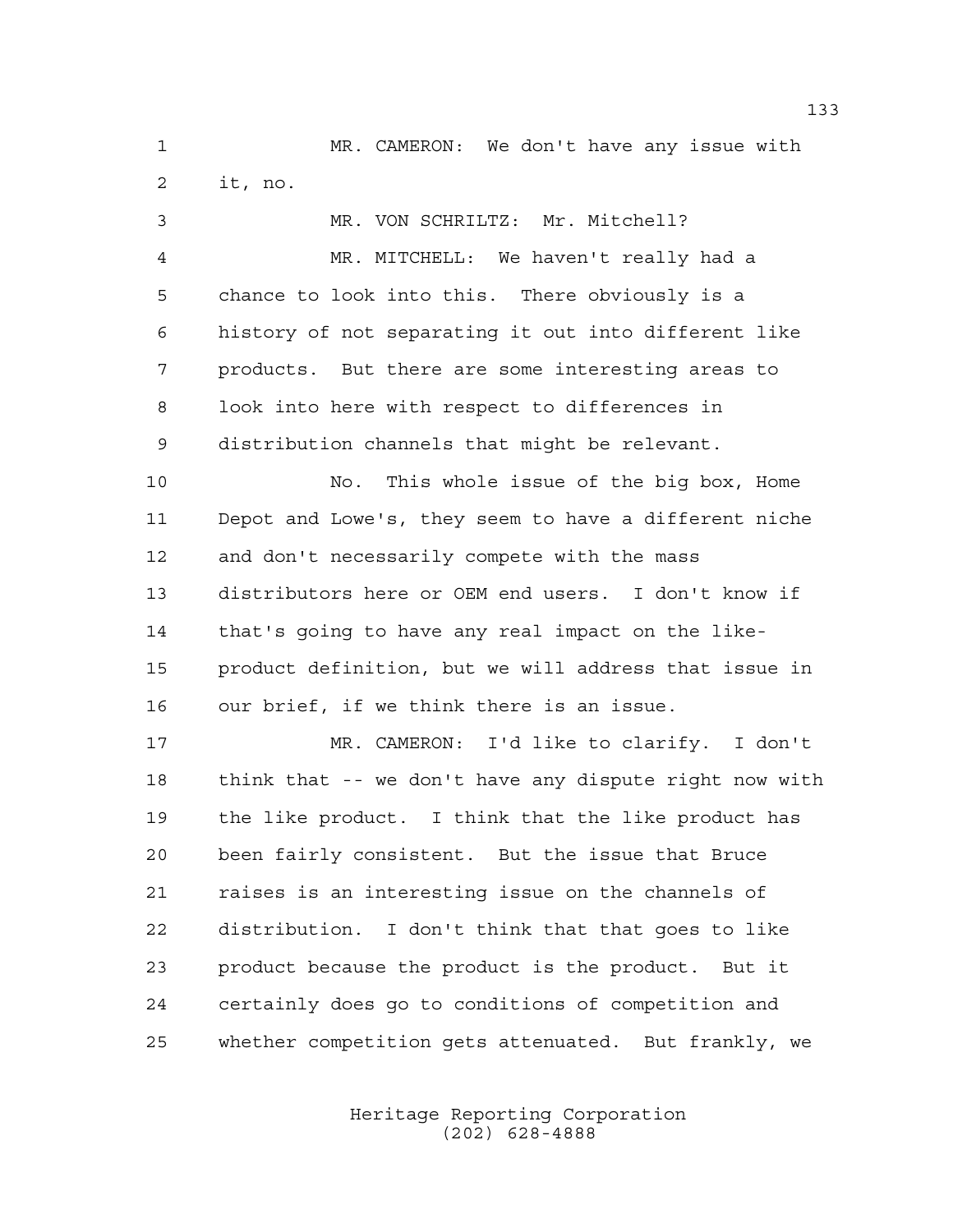MR. CAMERON: We don't have any issue with it, no.

MR. VON SCHRILTZ: Mr. Mitchell?

MR. MITCHELL: We haven't really had a chance to look into this. There obviously is a history of not separating it out into different like products. But there are some interesting areas to look into here with respect to differences in distribution channels that might be relevant.

No. This whole issue of the big box, Home Depot and Lowe's, they seem to have a different niche and don't necessarily compete with the mass distributors here or OEM end users. I don't know if that's going to have any real impact on the like-product definition, but we will address that issue in our brief, if we think there is an issue.

MR. CAMERON: I'd like to clarify. I don't think that -- we don't have any dispute right now with the like product. I think that the like product has been fairly consistent. But the issue that Bruce raises is an interesting issue on the channels of distribution. I don't think that that goes to like product because the product is the product. But it certainly does go to conditions of competition and whether competition gets attenuated. But frankly, we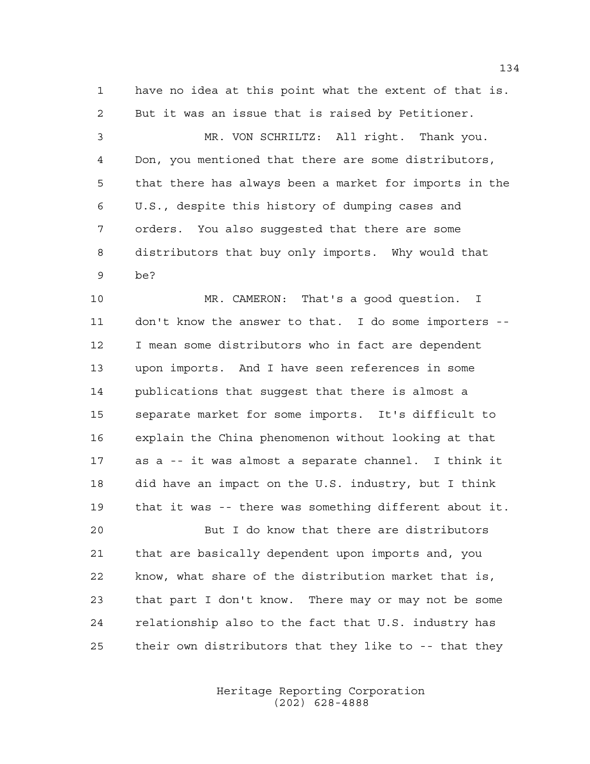have no idea at this point what the extent of that is. But it was an issue that is raised by Petitioner.

MR. VON SCHRILTZ: All right. Thank you. Don, you mentioned that there are some distributors, that there has always been a market for imports in the U.S., despite this history of dumping cases and orders. You also suggested that there are some distributors that buy only imports. Why would that be?

MR. CAMERON: That's a good question. I don't know the answer to that. I do some importers -- I mean some distributors who in fact are dependent upon imports. And I have seen references in some publications that suggest that there is almost a separate market for some imports. It's difficult to explain the China phenomenon without looking at that as a -- it was almost a separate channel. I think it did have an impact on the U.S. industry, but I think that it was -- there was something different about it.

But I do know that there are distributors that are basically dependent upon imports and, you know, what share of the distribution market that is, that part I don't know. There may or may not be some relationship also to the fact that U.S. industry has their own distributors that they like to -- that they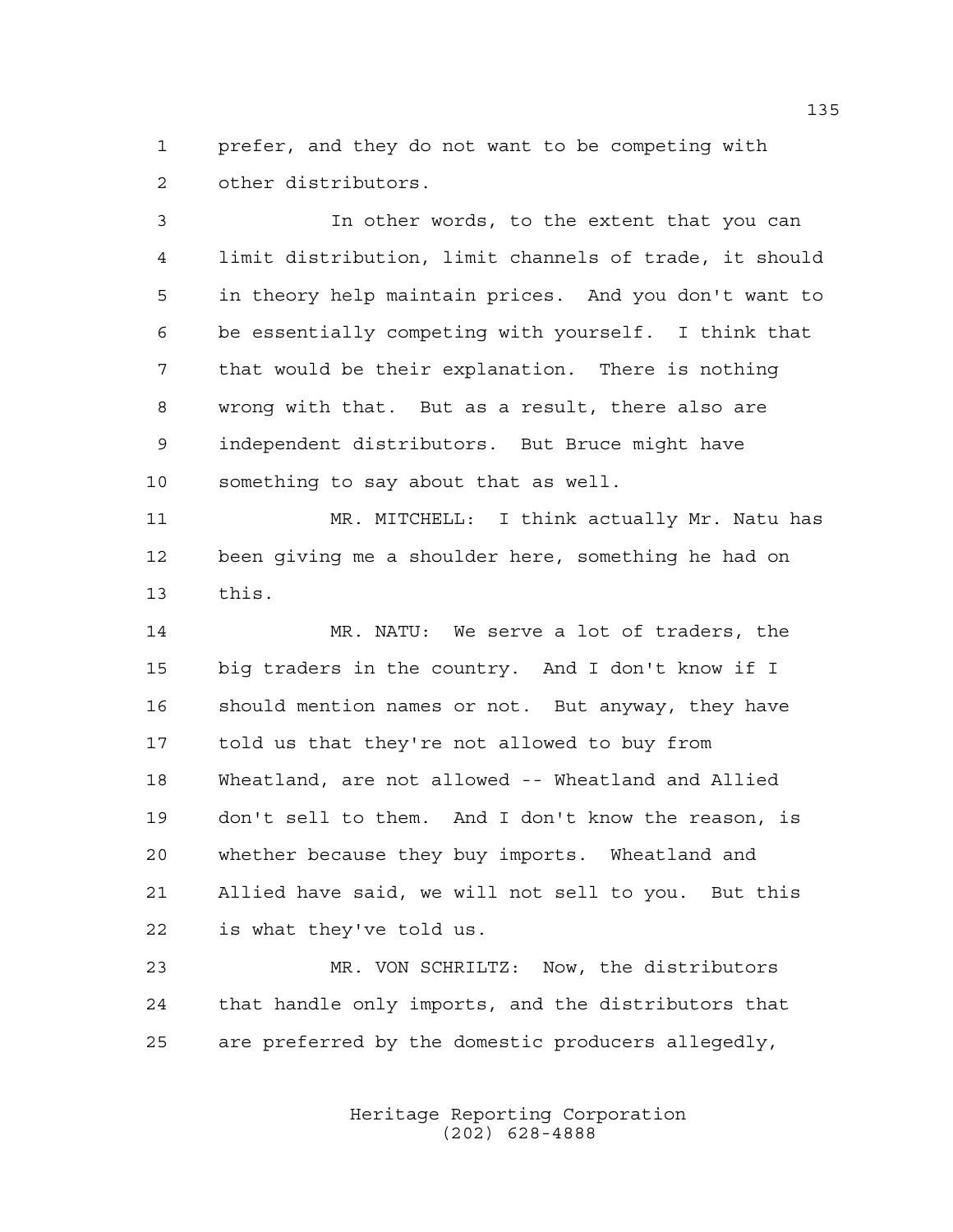prefer, and they do not want to be competing with other distributors.

In other words, to the extent that you can limit distribution, limit channels of trade, it should in theory help maintain prices. And you don't want to be essentially competing with yourself. I think that that would be their explanation. There is nothing wrong with that. But as a result, there also are independent distributors. But Bruce might have something to say about that as well.

MR. MITCHELL: I think actually Mr. Natu has been giving me a shoulder here, something he had on this.

MR. NATU: We serve a lot of traders, the big traders in the country. And I don't know if I should mention names or not. But anyway, they have told us that they're not allowed to buy from Wheatland, are not allowed -- Wheatland and Allied don't sell to them. And I don't know the reason, is whether because they buy imports. Wheatland and Allied have said, we will not sell to you. But this is what they've told us.

MR. VON SCHRILTZ: Now, the distributors that handle only imports, and the distributors that are preferred by the domestic producers allegedly,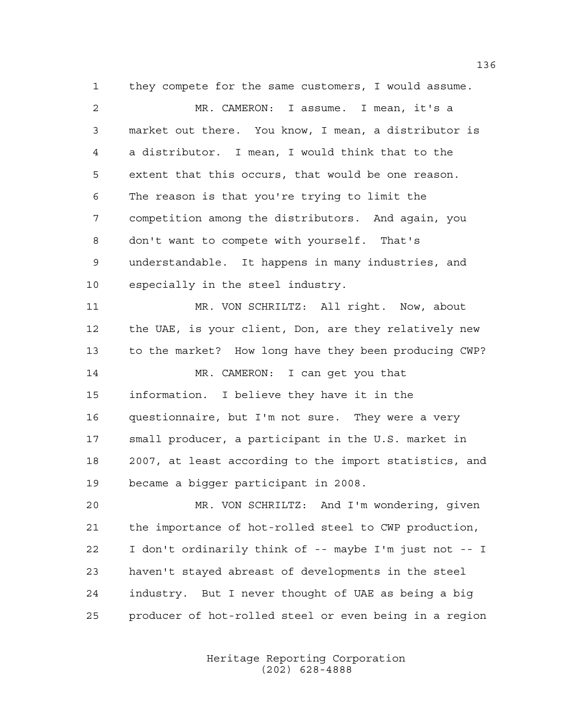1 they compete for the same customers, I would assume.

2 MR. CAMERON: I assume. I mean, it's a

3 market out there. You know, I mean, a distributor is

4 a distributor. I mean, I would think that to the

5 extent that this occurs, that would be one reason.

6 The reason is that you're trying to limit the

7 competition among the distributors. And again, you

8 don't want to compete with yourself. That's

9 understandable. It happens in many industries, and

10 especially in the steel industry.

11 MR. VON SCHRILTZ: All right. Now, about

12 the UAE, is your client, Don, are they relatively new

13 to the market? How long have they been producing CWP?

14 MR. CAMERON: I can get you that

15 information. I believe they have it in the

16 questionnaire, but I'm not sure. They were a very

17 small producer, a participant in the U.S. market in

18 2007, at least according to the import statistics, and

19 became a bigger participant in 2008.

20 MR. VON SCHRILTZ: And I'm wondering, given

21 the importance of hot-rolled steel to CWP production,

22 I don't ordinarily think of -- maybe I'm just not -- I

23 haven't stayed abreast of developments in the steel

24 industry. But I never thought of UAE as being a big

25 producer of hot-rolled steel or even being in a region

Heritage Reporting Corporation
(202) 628-4888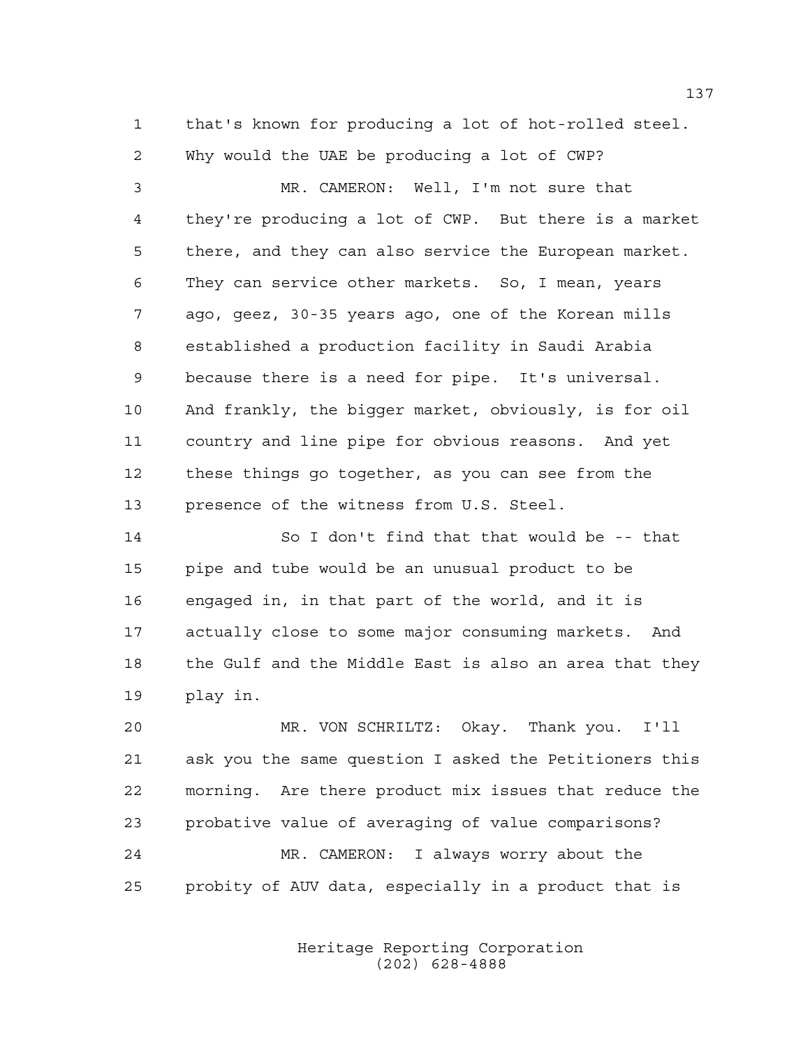1 that's known for producing a lot of hot-rolled steel.
2 Why would the UAE be producing a lot of CWP?

3 MR. CAMERON: Well, I'm not sure that
4 they're producing a lot of CWP. But there is a market
5 there, and they can also service the European market.
6 They can service other markets. So, I mean, years
7 ago, geez, 30-35 years ago, one of the Korean mills
8 established a production facility in Saudi Arabia
9 because there is a need for pipe. It's universal.
10 And frankly, the bigger market, obviously, is for oil
11 country and line pipe for obvious reasons. And yet
12 these things go together, as you can see from the
13 presence of the witness from U.S. Steel.

14 So I don't find that that would be -- that
15 pipe and tube would be an unusual product to be
16 engaged in, in that part of the world, and it is
17 actually close to some major consuming markets. And
18 the Gulf and the Middle East is also an area that they
19 play in.

20 MR. VON SCHRILTZ: Okay. Thank you. I'll
21 ask you the same question I asked the Petitioners this
22 morning. Are there product mix issues that reduce the
23 probative value of averaging of value comparisons?

24 MR. CAMERON: I always worry about the
25 probity of AUV data, especially in a product that is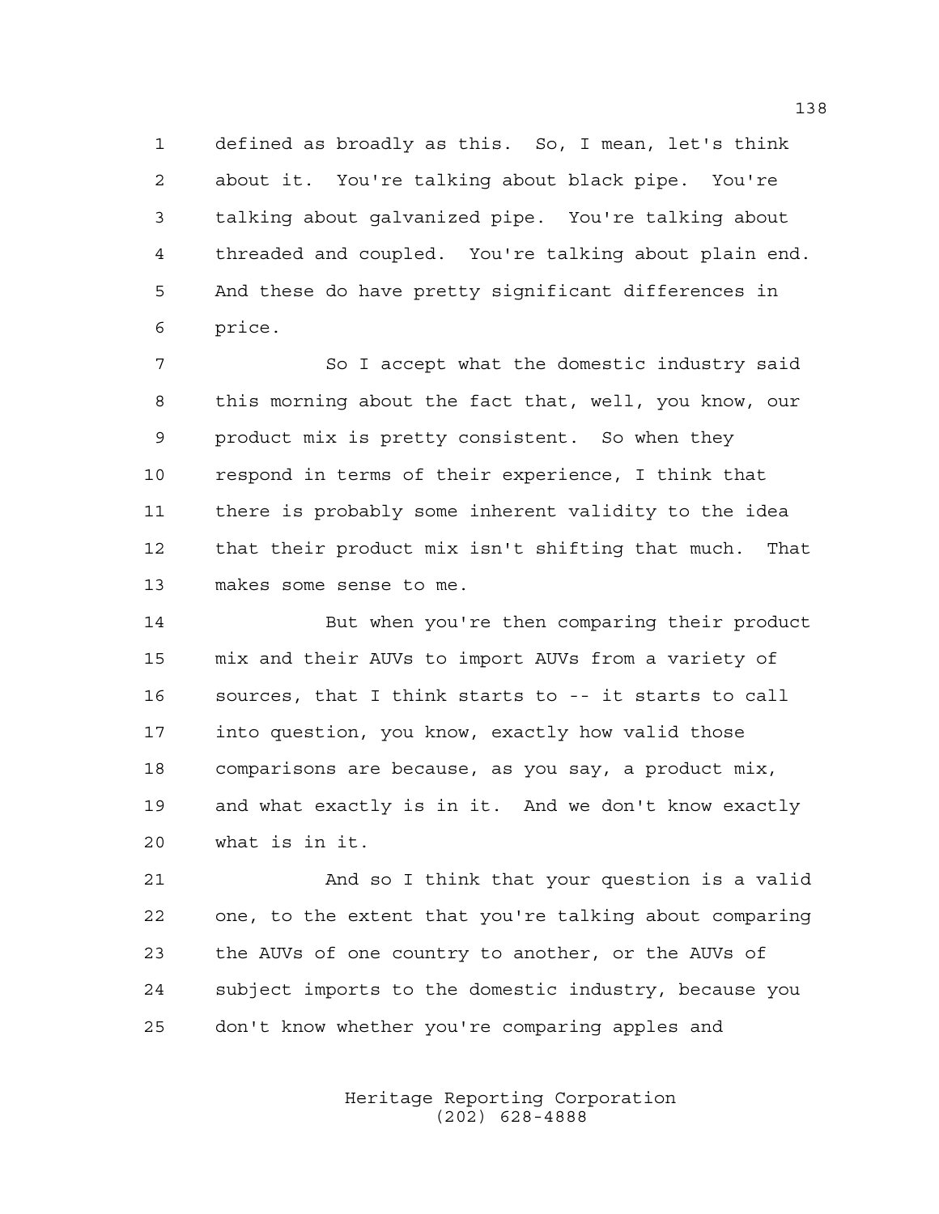defined as broadly as this. So, I mean, let's think about it. You're talking about black pipe. You're talking about galvanized pipe. You're talking about threaded and coupled. You're talking about plain end. And these do have pretty significant differences in price.

So I accept what the domestic industry said this morning about the fact that, well, you know, our product mix is pretty consistent. So when they respond in terms of their experience, I think that there is probably some inherent validity to the idea that their product mix isn't shifting that much. That makes some sense to me.

But when you're then comparing their product mix and their AUVs to import AUVs from a variety of sources, that I think starts to -- it starts to call into question, you know, exactly how valid those comparisons are because, as you say, a product mix, and what exactly is in it. And we don't know exactly what is in it.

And so I think that your question is a valid one, to the extent that you're talking about comparing the AUVs of one country to another, or the AUVs of subject imports to the domestic industry, because you don't know whether you're comparing apples and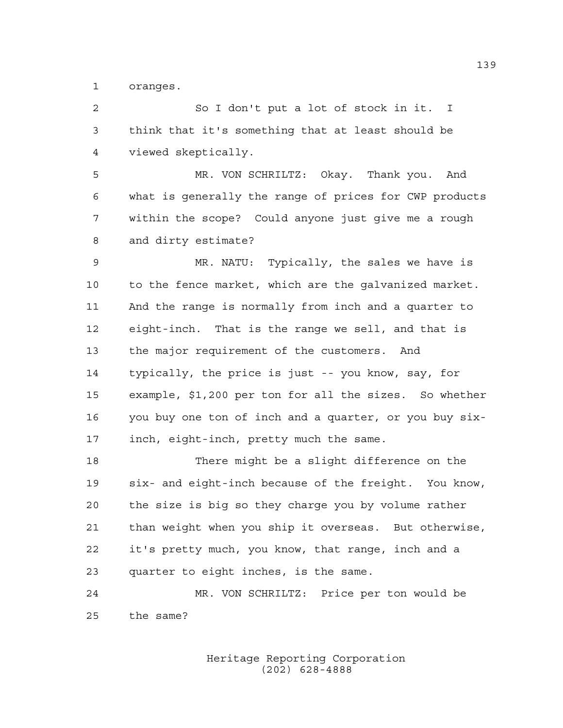oranges.

So I don't put a lot of stock in it. I think that it's something that at least should be viewed skeptically.

MR. VON SCHRILTZ: Okay. Thank you. And what is generally the range of prices for CWP products within the scope? Could anyone just give me a rough and dirty estimate?

MR. NATU: Typically, the sales we have is to the fence market, which are the galvanized market. And the range is normally from inch and a quarter to eight-inch. That is the range we sell, and that is the major requirement of the customers. And typically, the price is just -- you know, say, for example, $1,200 per ton for all the sizes. So whether you buy one ton of inch and a quarter, or you buy six-inch, eight-inch, pretty much the same.

There might be a slight difference on the six- and eight-inch because of the freight. You know, the size is big so they charge you by volume rather than weight when you ship it overseas. But otherwise, it's pretty much, you know, that range, inch and a quarter to eight inches, is the same.

MR. VON SCHRILTZ: Price per ton would be the same?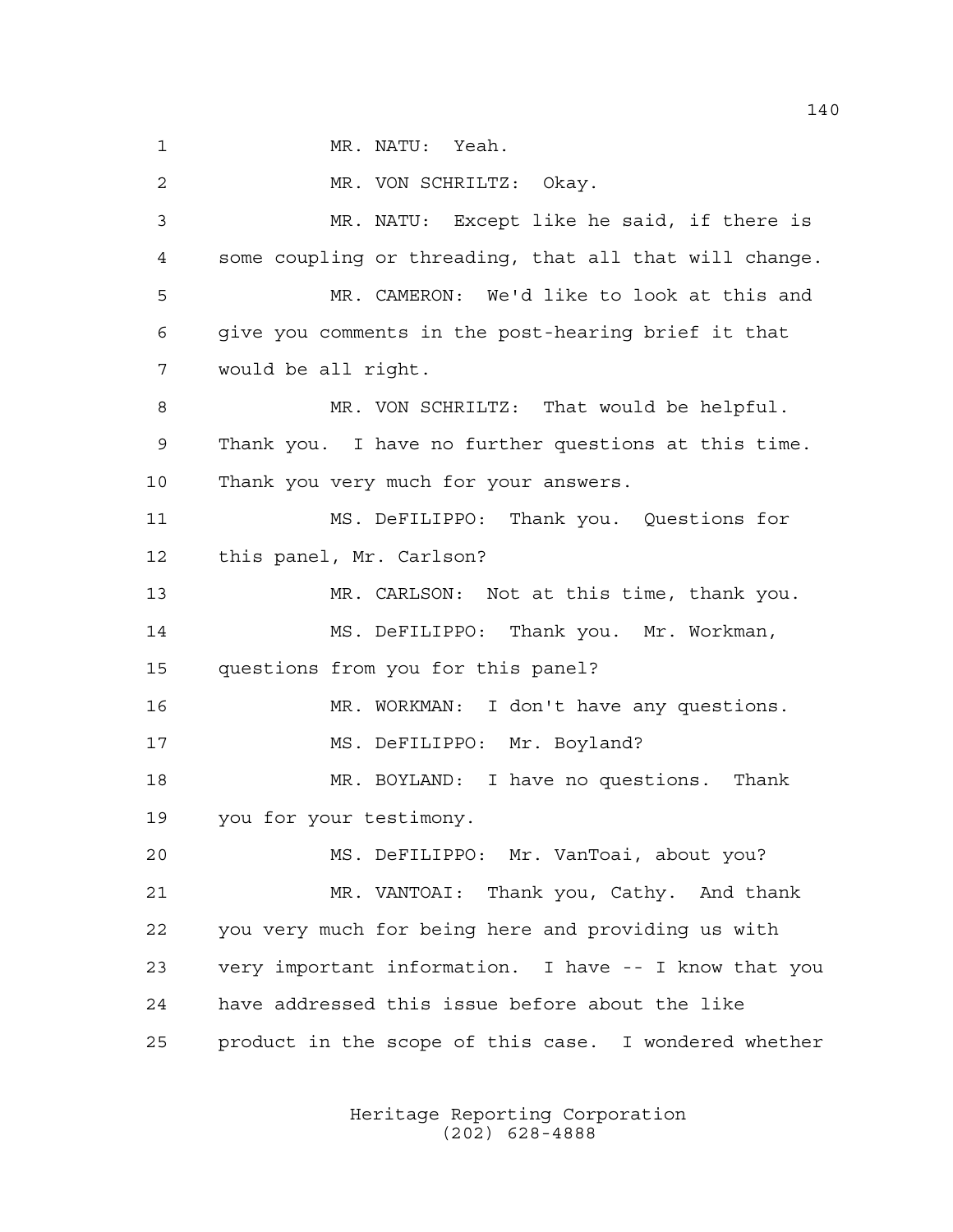1 MR. NATU: Yeah.

2 MR. VON SCHRILTZ: Okay.

3 MR. NATU: Except like he said, if there is
4 some coupling or threading, that all that will change.

5 MR. CAMERON: We'd like to look at this and
6 give you comments in the post-hearing brief it that
7 would be all right.

8 MR. VON SCHRILTZ: That would be helpful.
9 Thank you. I have no further questions at this time.
10 Thank you very much for your answers.

11 MS. DeFILIPPO: Thank you. Questions for
12 this panel, Mr. Carlson?

13 MR. CARLSON: Not at this time, thank you.

14 MS. DeFILIPPO: Thank you. Mr. Workman,
15 questions from you for this panel?

16 MR. WORKMAN: I don't have any questions.

17 MS. DeFILIPPO: Mr. Boyland?

18 MR. BOYLAND: I have no questions. Thank
19 you for your testimony.

20 MS. DeFILIPPO: Mr. VanToai, about you?

21 MR. VANTOAI: Thank you, Cathy. And thank
22 you very much for being here and providing us with
23 very important information. I have -- I know that you
24 have addressed this issue before about the like
25 product in the scope of this case. I wondered whether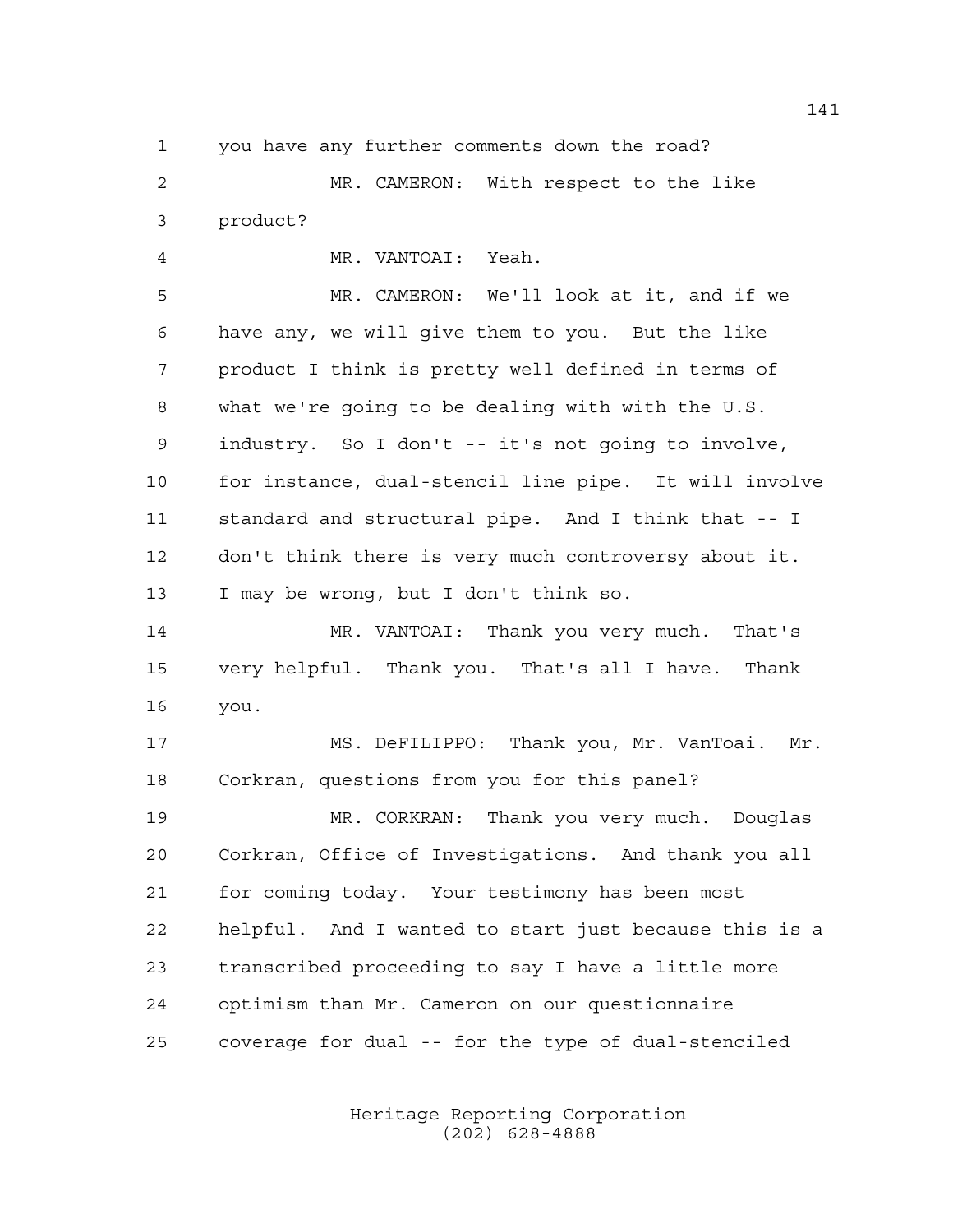1 you have any further comments down the road?

2 MR. CAMERON: With respect to the like

3 product?

4 MR. VANTOAI: Yeah.

5 MR. CAMERON: We'll look at it, and if we

6 have any, we will give them to you. But the like

7 product I think is pretty well defined in terms of

8 what we're going to be dealing with with the U.S.

9 industry. So I don't -- it's not going to involve,

10 for instance, dual-stencil line pipe. It will involve

11 standard and structural pipe. And I think that -- I

12 don't think there is very much controversy about it.

13 I may be wrong, but I don't think so.

14 MR. VANTOAI: Thank you very much. That's

15 very helpful. Thank you. That's all I have. Thank

16 you.

17 MS. DeFILIPPO: Thank you, Mr. VanToai. Mr.

18 Corkran, questions from you for this panel?

19 MR. CORKRAN: Thank you very much. Douglas

20 Corkran, Office of Investigations. And thank you all

21 for coming today. Your testimony has been most

22 helpful. And I wanted to start just because this is a

23 transcribed proceeding to say I have a little more

24 optimism than Mr. Cameron on our questionnaire

25 coverage for dual -- for the type of dual-stenciled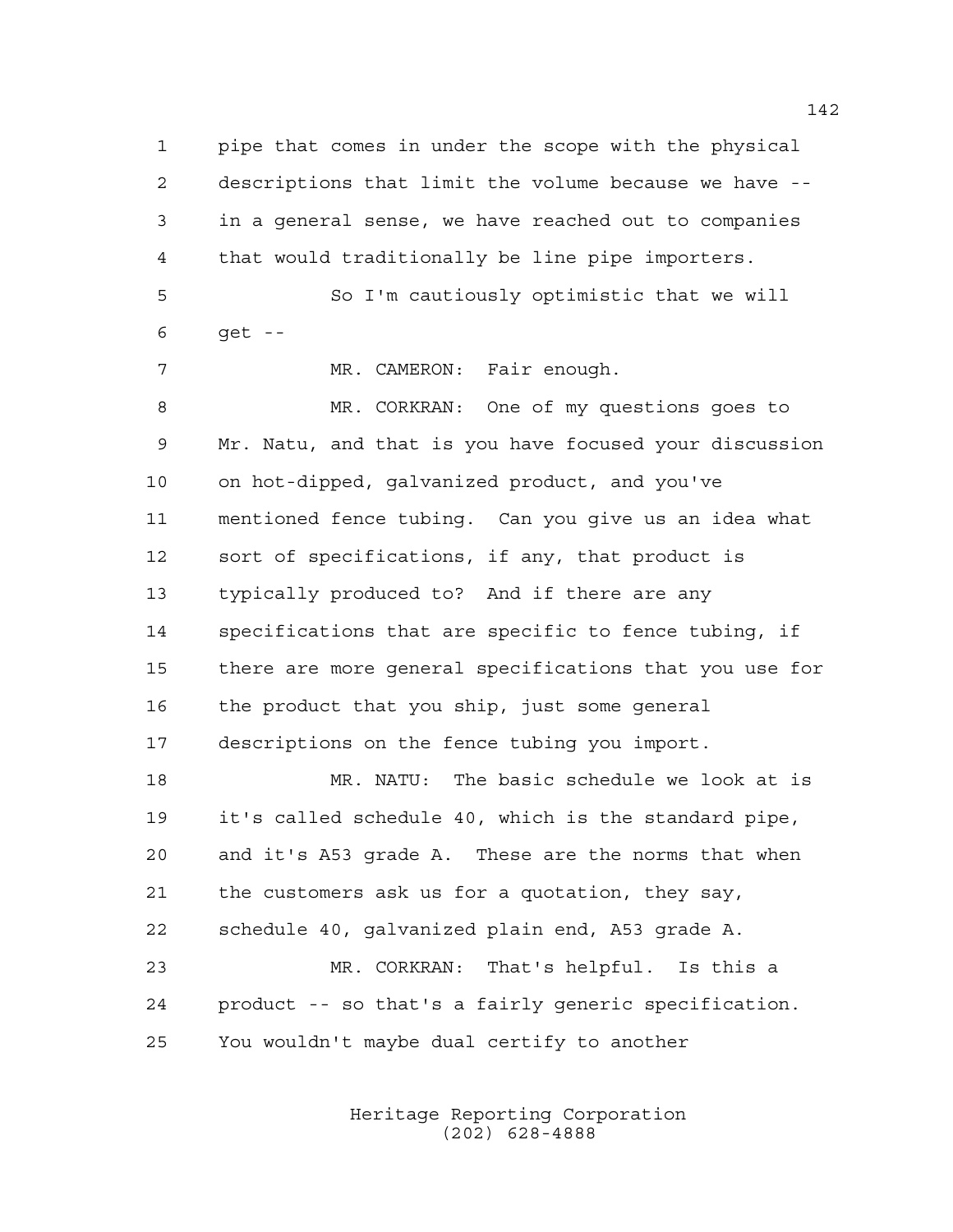pipe that comes in under the scope with the physical descriptions that limit the volume because we have -- in a general sense, we have reached out to companies that would traditionally be line pipe importers.

So I'm cautiously optimistic that we will get --

MR. CAMERON: Fair enough.

MR. CORKRAN: One of my questions goes to Mr. Natu, and that is you have focused your discussion on hot-dipped, galvanized product, and you've mentioned fence tubing. Can you give us an idea what sort of specifications, if any, that product is typically produced to? And if there are any specifications that are specific to fence tubing, if there are more general specifications that you use for the product that you ship, just some general descriptions on the fence tubing you import.

MR. NATU: The basic schedule we look at is it's called schedule 40, which is the standard pipe, and it's A53 grade A. These are the norms that when the customers ask us for a quotation, they say, schedule 40, galvanized plain end, A53 grade A.

MR. CORKRAN: That's helpful. Is this a product -- so that's a fairly generic specification. You wouldn't maybe dual certify to another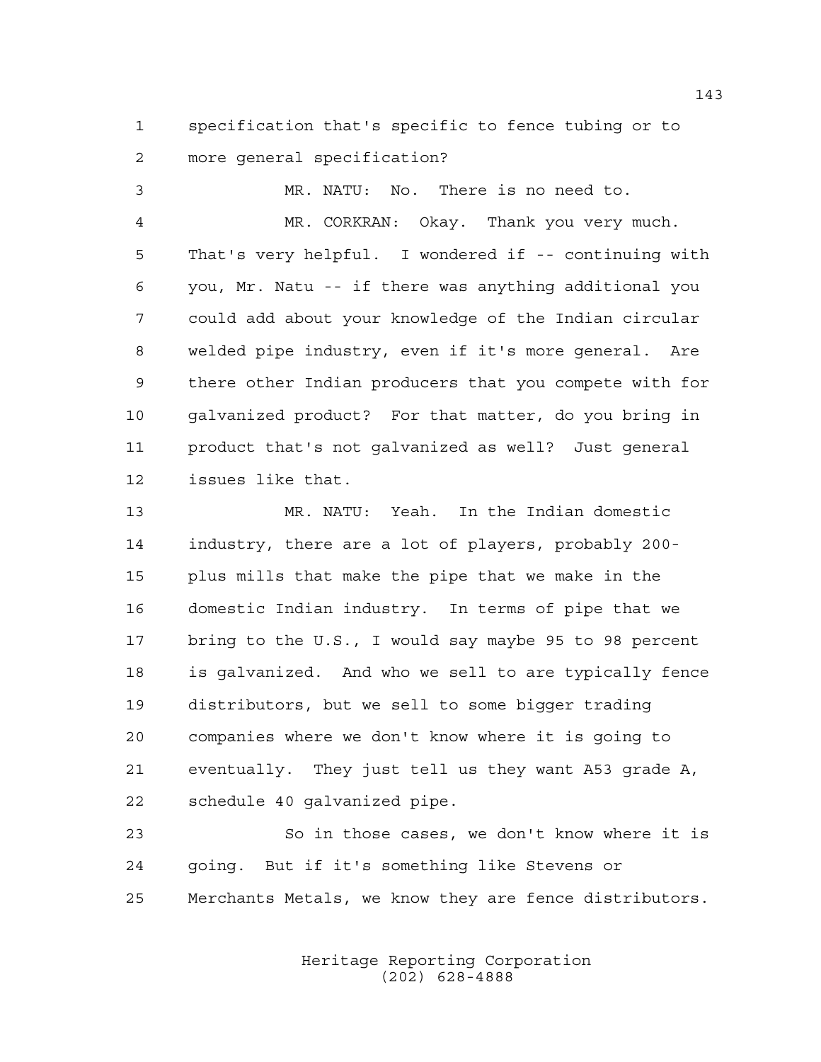specification that's specific to fence tubing or to more general specification?

MR. NATU: No. There is no need to.

MR. CORKRAN: Okay. Thank you very much. That's very helpful. I wondered if -- continuing with you, Mr. Natu -- if there was anything additional you could add about your knowledge of the Indian circular welded pipe industry, even if it's more general. Are there other Indian producers that you compete with for galvanized product? For that matter, do you bring in product that's not galvanized as well? Just general issues like that.

MR. NATU: Yeah. In the Indian domestic industry, there are a lot of players, probably 200-plus mills that make the pipe that we make in the domestic Indian industry. In terms of pipe that we bring to the U.S., I would say maybe 95 to 98 percent is galvanized. And who we sell to are typically fence distributors, but we sell to some bigger trading companies where we don't know where it is going to eventually. They just tell us they want A53 grade A, schedule 40 galvanized pipe.

So in those cases, we don't know where it is going. But if it's something like Stevens or Merchants Metals, we know they are fence distributors.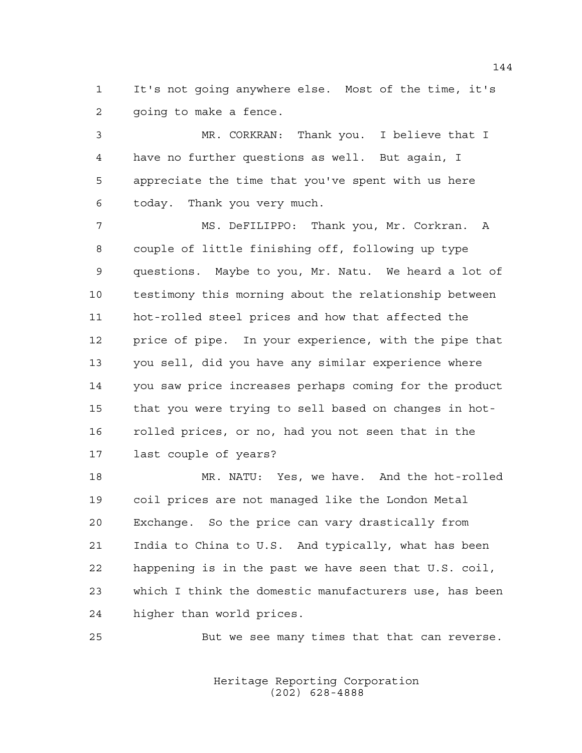It's not going anywhere else. Most of the time, it's going to make a fence.

MR. CORKRAN: Thank you. I believe that I have no further questions as well. But again, I appreciate the time that you've spent with us here today. Thank you very much.

MS. DeFILIPPO: Thank you, Mr. Corkran. A couple of little finishing off, following up type questions. Maybe to you, Mr. Natu. We heard a lot of testimony this morning about the relationship between hot-rolled steel prices and how that affected the price of pipe. In your experience, with the pipe that you sell, did you have any similar experience where you saw price increases perhaps coming for the product that you were trying to sell based on changes in hot-rolled prices, or no, had you not seen that in the last couple of years?

MR. NATU: Yes, we have. And the hot-rolled coil prices are not managed like the London Metal Exchange. So the price can vary drastically from India to China to U.S. And typically, what has been happening is in the past we have seen that U.S. coil, which I think the domestic manufacturers use, has been higher than world prices.

But we see many times that that can reverse.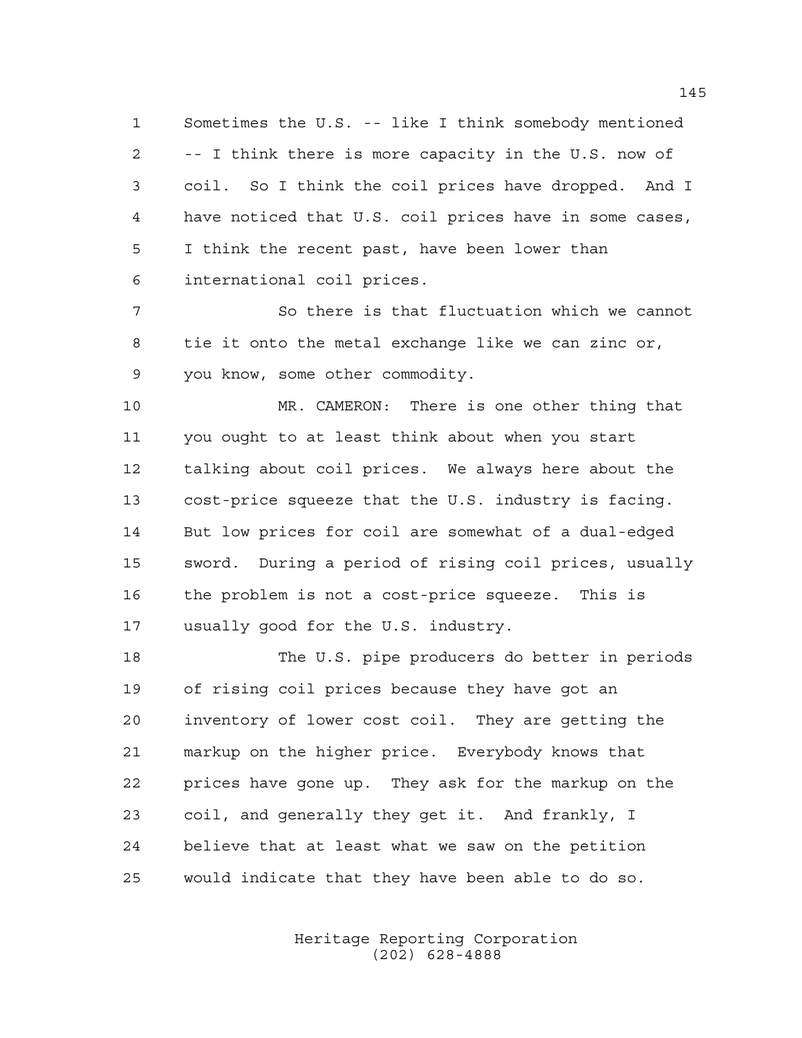Sometimes the U.S. -- like I think somebody mentioned -- I think there is more capacity in the U.S. now of coil. So I think the coil prices have dropped. And I have noticed that U.S. coil prices have in some cases, I think the recent past, have been lower than international coil prices.

So there is that fluctuation which we cannot tie it onto the metal exchange like we can zinc or, you know, some other commodity.

MR. CAMERON: There is one other thing that you ought to at least think about when you start talking about coil prices. We always here about the cost-price squeeze that the U.S. industry is facing. But low prices for coil are somewhat of a dual-edged sword. During a period of rising coil prices, usually the problem is not a cost-price squeeze. This is usually good for the U.S. industry.

The U.S. pipe producers do better in periods of rising coil prices because they have got an inventory of lower cost coil. They are getting the markup on the higher price. Everybody knows that prices have gone up. They ask for the markup on the coil, and generally they get it. And frankly, I believe that at least what we saw on the petition would indicate that they have been able to do so.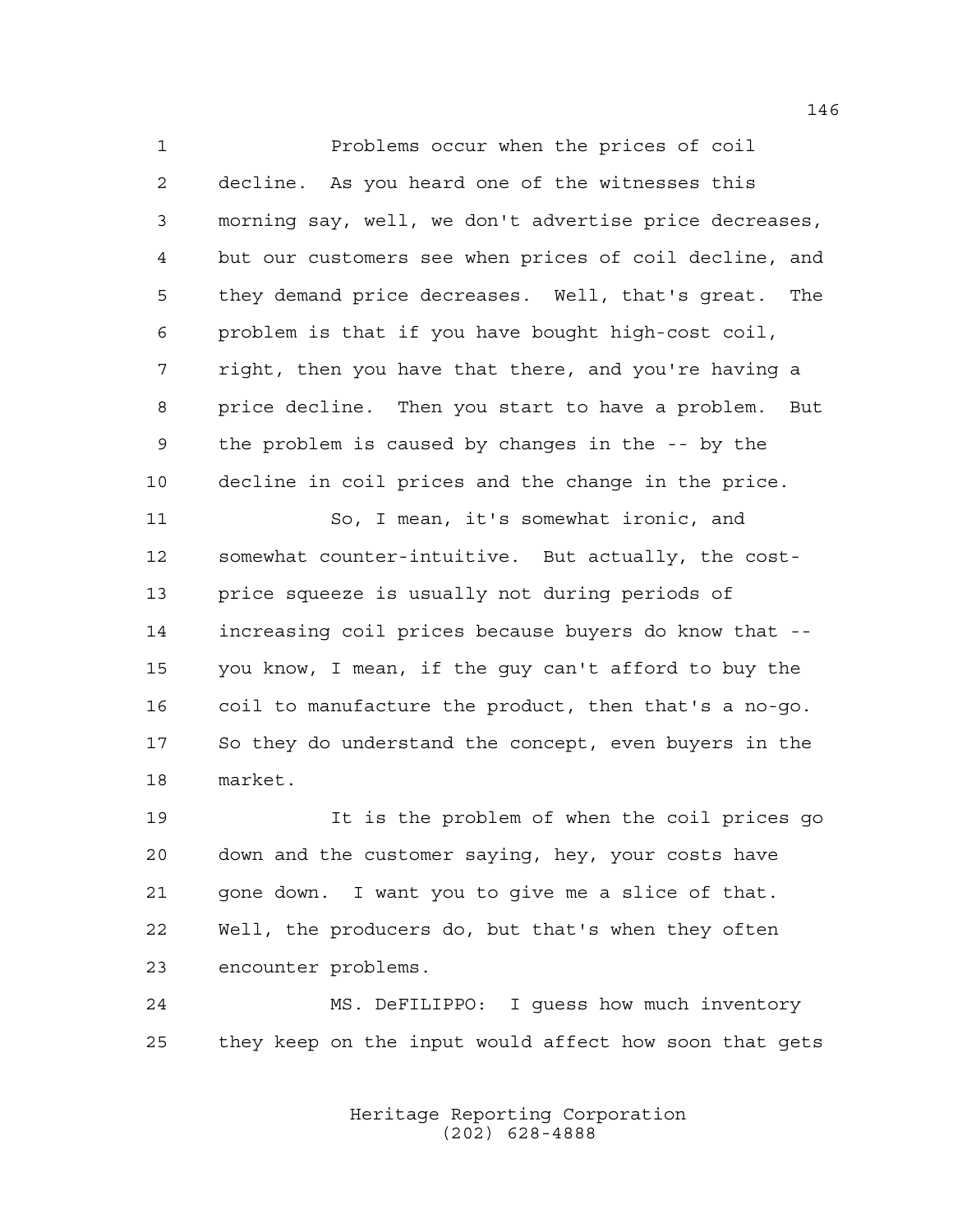Problems occur when the prices of coil decline. As you heard one of the witnesses this morning say, well, we don't advertise price decreases, but our customers see when prices of coil decline, and they demand price decreases. Well, that's great. The problem is that if you have bought high-cost coil, right, then you have that there, and you're having a price decline. Then you start to have a problem. But the problem is caused by changes in the -- by the decline in coil prices and the change in the price.

So, I mean, it's somewhat ironic, and somewhat counter-intuitive. But actually, the cost-price squeeze is usually not during periods of increasing coil prices because buyers do know that -- you know, I mean, if the guy can't afford to buy the coil to manufacture the product, then that's a no-go. So they do understand the concept, even buyers in the market.

It is the problem of when the coil prices go down and the customer saying, hey, your costs have gone down. I want you to give me a slice of that. Well, the producers do, but that's when they often encounter problems.

MS. DeFILIPPO: I guess how much inventory they keep on the input would affect how soon that gets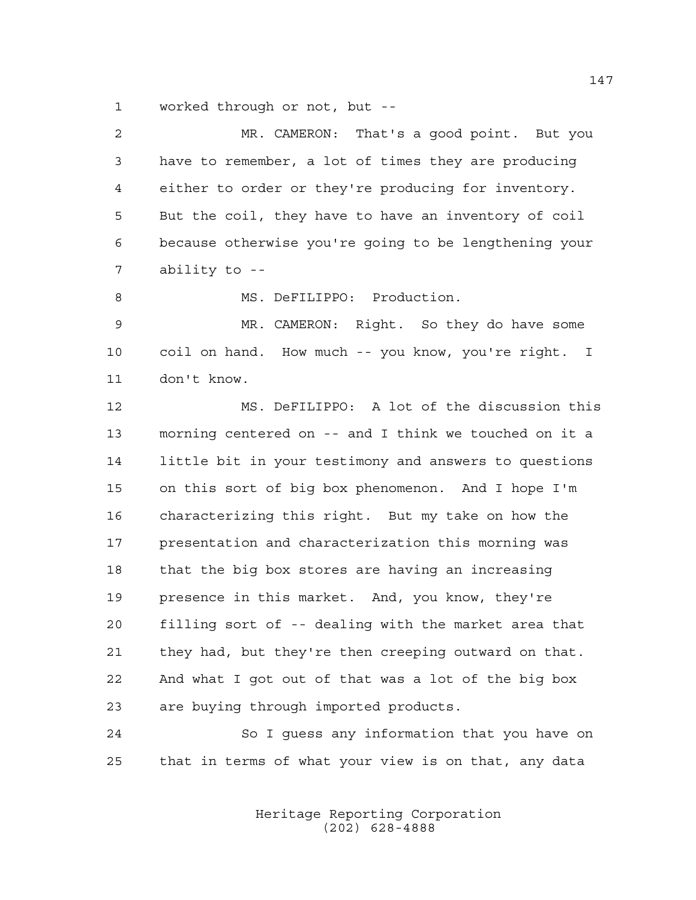worked through or not, but --

MR. CAMERON: That's a good point. But you have to remember, a lot of times they are producing either to order or they're producing for inventory. But the coil, they have to have an inventory of coil because otherwise you're going to be lengthening your ability to --

MS. DeFILIPPO: Production.

MR. CAMERON: Right. So they do have some coil on hand. How much -- you know, you're right. I don't know.

MS. DeFILIPPO: A lot of the discussion this morning centered on -- and I think we touched on it a little bit in your testimony and answers to questions on this sort of big box phenomenon. And I hope I'm characterizing this right. But my take on how the presentation and characterization this morning was that the big box stores are having an increasing presence in this market. And, you know, they're filling sort of -- dealing with the market area that they had, but they're then creeping outward on that. And what I got out of that was a lot of the big box are buying through imported products.

So I guess any information that you have on that in terms of what your view is on that, any data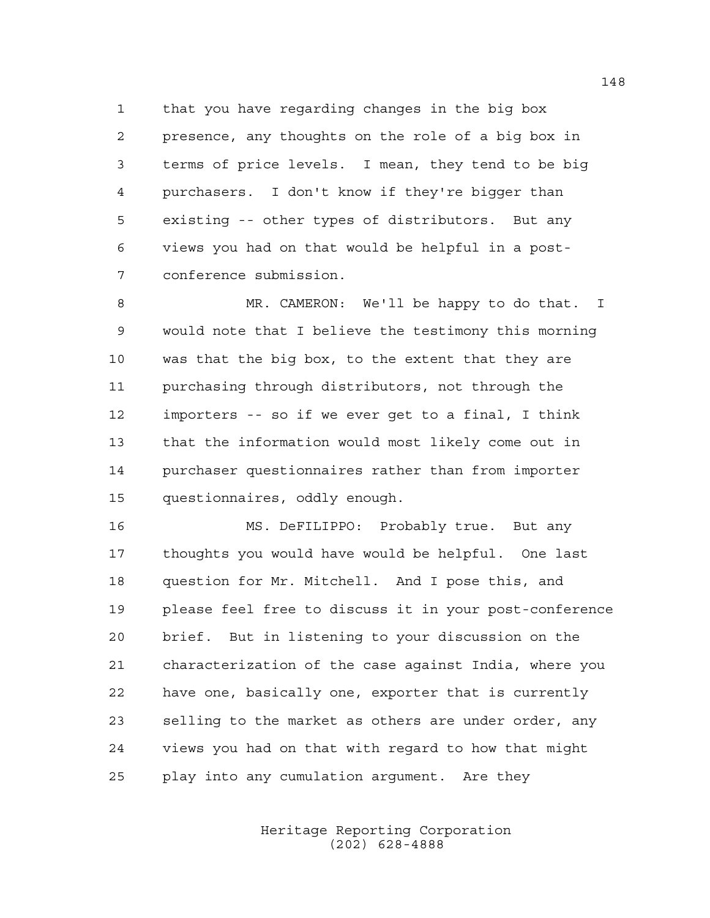1 that you have regarding changes in the big box
2 presence, any thoughts on the role of a big box in
3 terms of price levels. I mean, they tend to be big
4 purchasers. I don't know if they're bigger than
5 existing -- other types of distributors. But any
6 views you had on that would be helpful in a post-
7 conference submission.

8 MR. CAMERON: We'll be happy to do that. I
9 would note that I believe the testimony this morning
10 was that the big box, to the extent that they are
11 purchasing through distributors, not through the
12 importers -- so if we ever get to a final, I think
13 that the information would most likely come out in
14 purchaser questionnaires rather than from importer
15 questionnaires, oddly enough.

16 MS. DeFILIPPO: Probably true. But any
17 thoughts you would have would be helpful. One last
18 question for Mr. Mitchell. And I pose this, and
19 please feel free to discuss it in your post-conference
20 brief. But in listening to your discussion on the
21 characterization of the case against India, where you
22 have one, basically one, exporter that is currently
23 selling to the market as others are under order, any
24 views you had on that with regard to how that might
25 play into any cumulation argument. Are they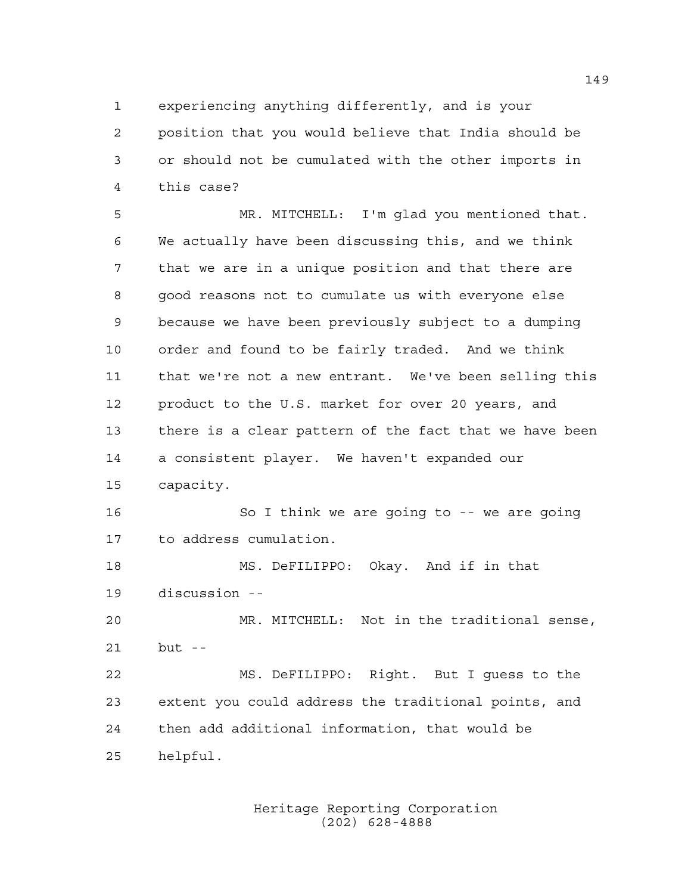experiencing anything differently, and is your position that you would believe that India should be or should not be cumulated with the other imports in this case?

MR. MITCHELL: I'm glad you mentioned that. We actually have been discussing this, and we think that we are in a unique position and that there are good reasons not to cumulate us with everyone else because we have been previously subject to a dumping order and found to be fairly traded. And we think that we're not a new entrant. We've been selling this product to the U.S. market for over 20 years, and there is a clear pattern of the fact that we have been a consistent player. We haven't expanded our capacity.

So I think we are going to -- we are going to address cumulation.

MS. DeFILIPPO: Okay. And if in that discussion --

MR. MITCHELL: Not in the traditional sense, but --

MS. DeFILIPPO: Right. But I guess to the extent you could address the traditional points, and then add additional information, that would be helpful.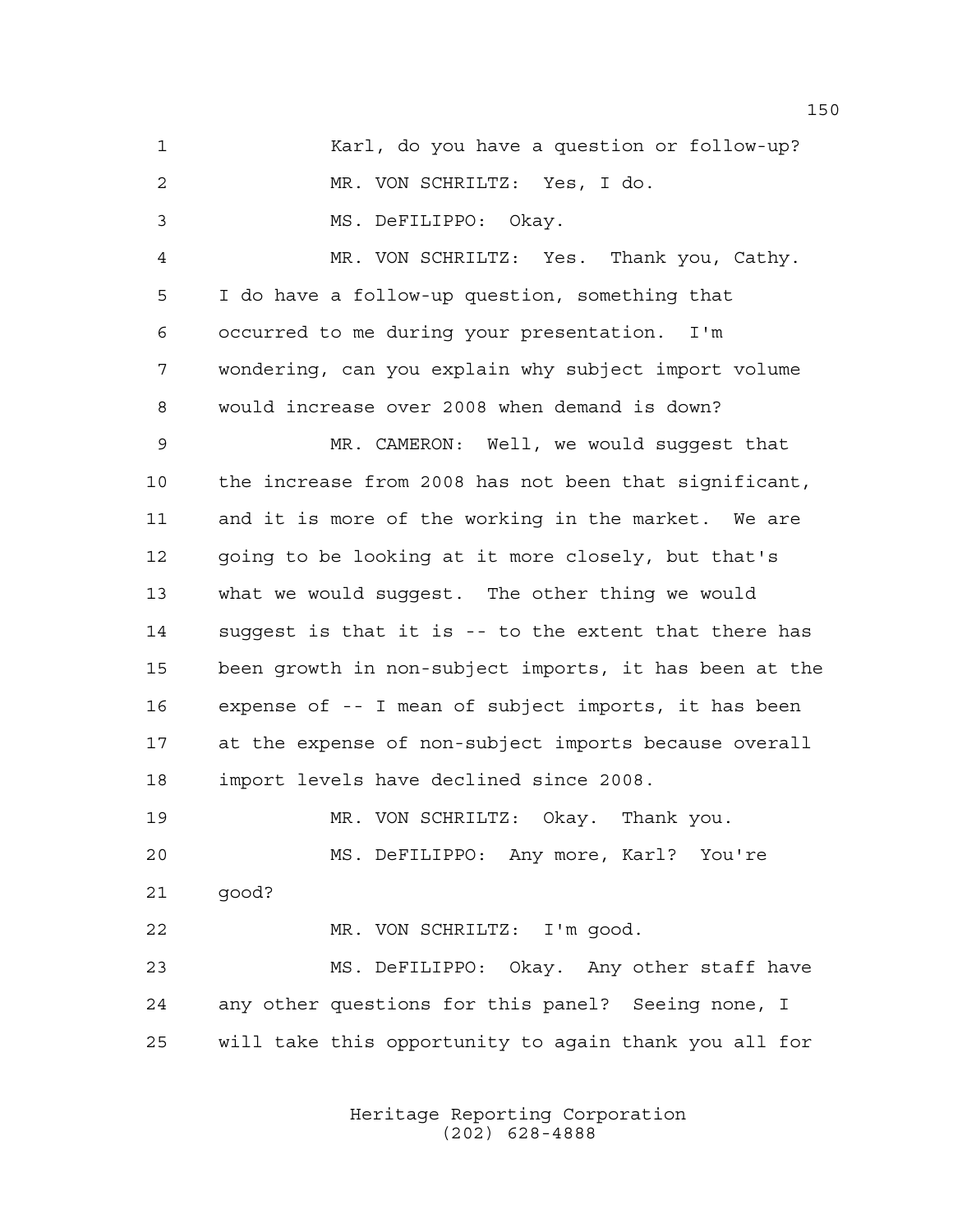1 Karl, do you have a question or follow-up?

2 MR. VON SCHRILTZ: Yes, I do.

3 MS. DeFILIPPO: Okay.

4 MR. VON SCHRILTZ: Yes. Thank you, Cathy.

5 I do have a follow-up question, something that

6 occurred to me during your presentation. I'm

7 wondering, can you explain why subject import volume

8 would increase over 2008 when demand is down?

9 MR. CAMERON: Well, we would suggest that

10 the increase from 2008 has not been that significant,

11 and it is more of the working in the market. We are

12 going to be looking at it more closely, but that's

13 what we would suggest. The other thing we would

14 suggest is that it is -- to the extent that there has

15 been growth in non-subject imports, it has been at the

16 expense of -- I mean of subject imports, it has been

17 at the expense of non-subject imports because overall

18 import levels have declined since 2008.

19 MR. VON SCHRILTZ: Okay. Thank you.

20 MS. DeFILIPPO: Any more, Karl? You're

21 good?

22 MR. VON SCHRILTZ: I'm good.

23 MS. DeFILIPPO: Okay. Any other staff have

24 any other questions for this panel? Seeing none, I

25 will take this opportunity to again thank you all for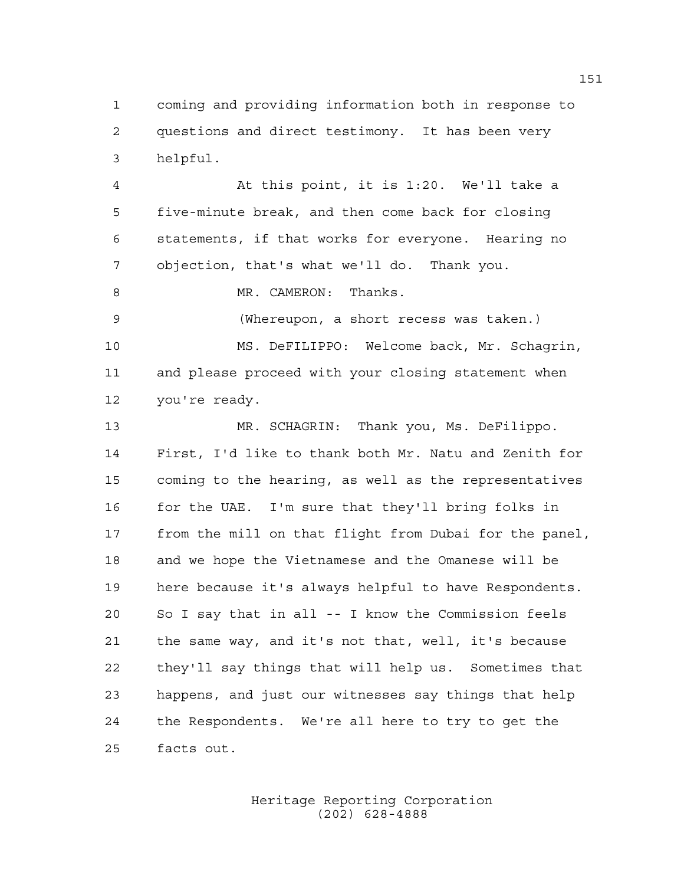coming and providing information both in response to questions and direct testimony. It has been very helpful.

At this point, it is 1:20. We'll take a five-minute break, and then come back for closing statements, if that works for everyone. Hearing no objection, that's what we'll do. Thank you.

MR. CAMERON: Thanks.

(Whereupon, a short recess was taken.)

MS. DeFILIPPO: Welcome back, Mr. Schagrin, and please proceed with your closing statement when you're ready.

MR. SCHAGRIN: Thank you, Ms. DeFilippo. First, I'd like to thank both Mr. Natu and Zenith for coming to the hearing, as well as the representatives for the UAE. I'm sure that they'll bring folks in from the mill on that flight from Dubai for the panel, and we hope the Vietnamese and the Omanese will be here because it's always helpful to have Respondents. So I say that in all -- I know the Commission feels the same way, and it's not that, well, it's because they'll say things that will help us. Sometimes that happens, and just our witnesses say things that help the Respondents. We're all here to try to get the facts out.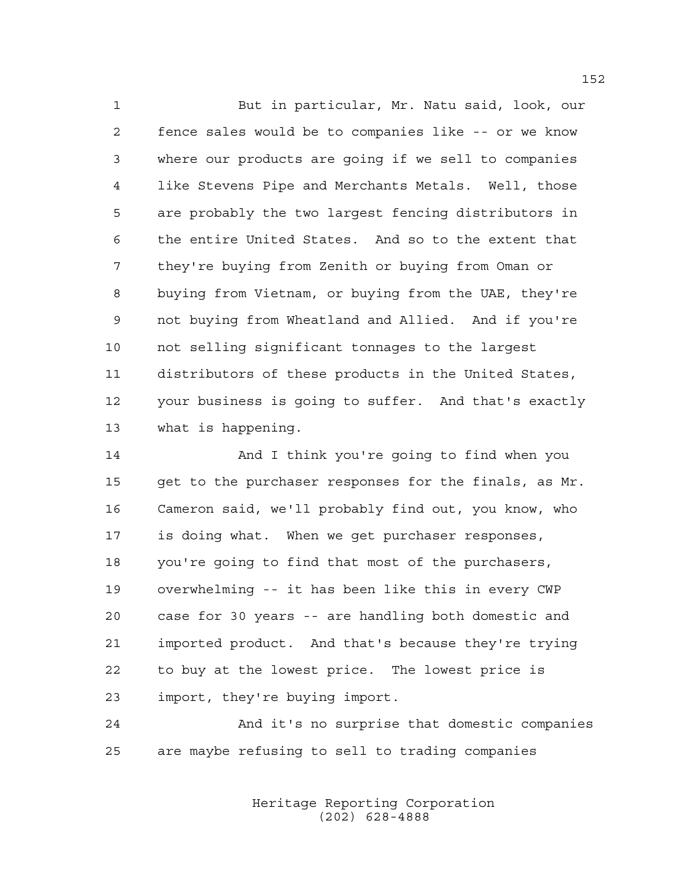But in particular, Mr. Natu said, look, our fence sales would be to companies like -- or we know where our products are going if we sell to companies like Stevens Pipe and Merchants Metals. Well, those are probably the two largest fencing distributors in the entire United States. And so to the extent that they're buying from Zenith or buying from Oman or buying from Vietnam, or buying from the UAE, they're not buying from Wheatland and Allied. And if you're not selling significant tonnages to the largest distributors of these products in the United States, your business is going to suffer. And that's exactly what is happening.

And I think you're going to find when you get to the purchaser responses for the finals, as Mr. Cameron said, we'll probably find out, you know, who is doing what. When we get purchaser responses, you're going to find that most of the purchasers, overwhelming -- it has been like this in every CWP case for 30 years -- are handling both domestic and imported product. And that's because they're trying to buy at the lowest price. The lowest price is import, they're buying import.

And it's no surprise that domestic companies are maybe refusing to sell to trading companies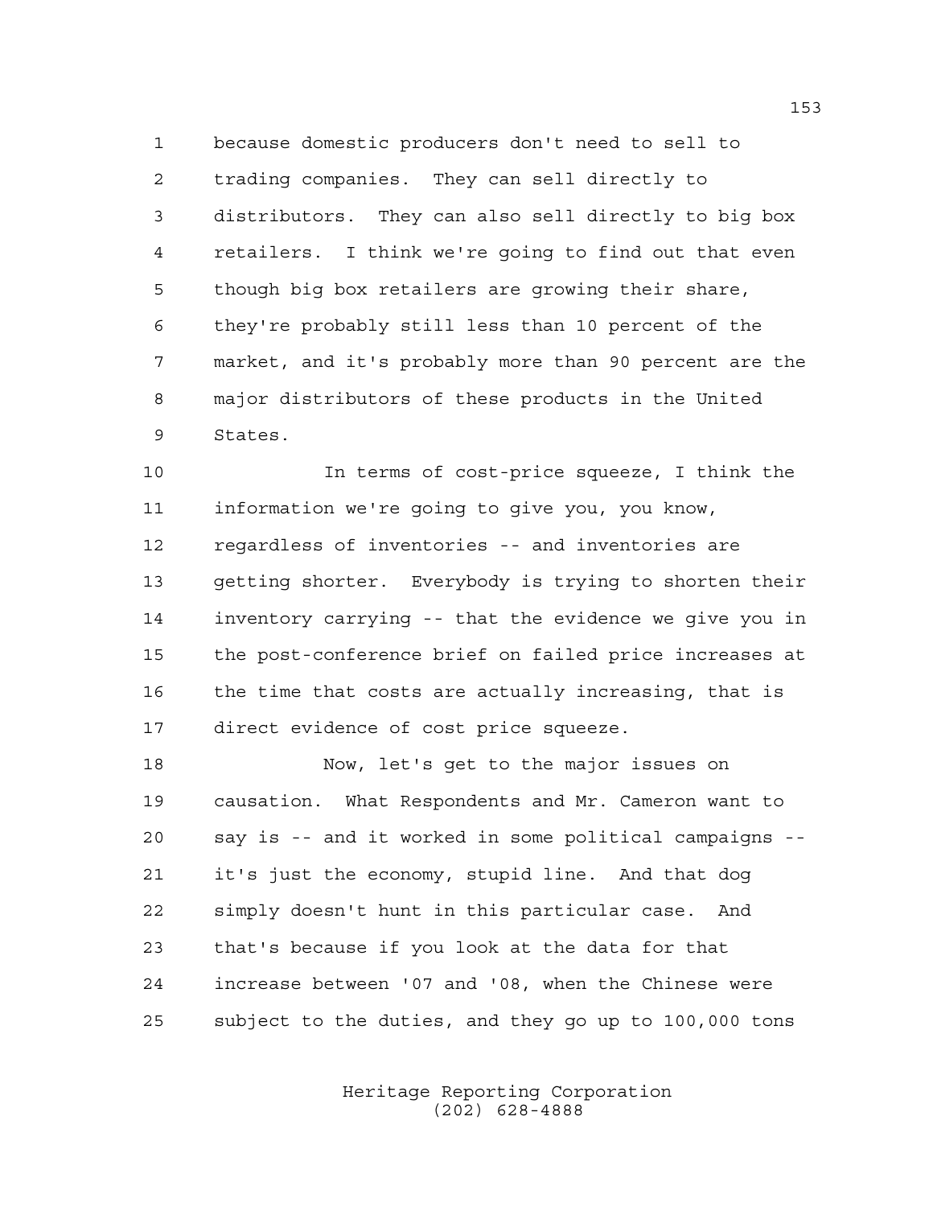because domestic producers don't need to sell to trading companies. They can sell directly to distributors. They can also sell directly to big box retailers. I think we're going to find out that even though big box retailers are growing their share, they're probably still less than 10 percent of the market, and it's probably more than 90 percent are the major distributors of these products in the United States.

In terms of cost-price squeeze, I think the information we're going to give you, you know, regardless of inventories -- and inventories are getting shorter. Everybody is trying to shorten their inventory carrying -- that the evidence we give you in the post-conference brief on failed price increases at the time that costs are actually increasing, that is direct evidence of cost price squeeze.

Now, let's get to the major issues on causation. What Respondents and Mr. Cameron want to say is -- and it worked in some political campaigns -- it's just the economy, stupid line. And that dog simply doesn't hunt in this particular case. And that's because if you look at the data for that increase between '07 and '08, when the Chinese were subject to the duties, and they go up to 100,000 tons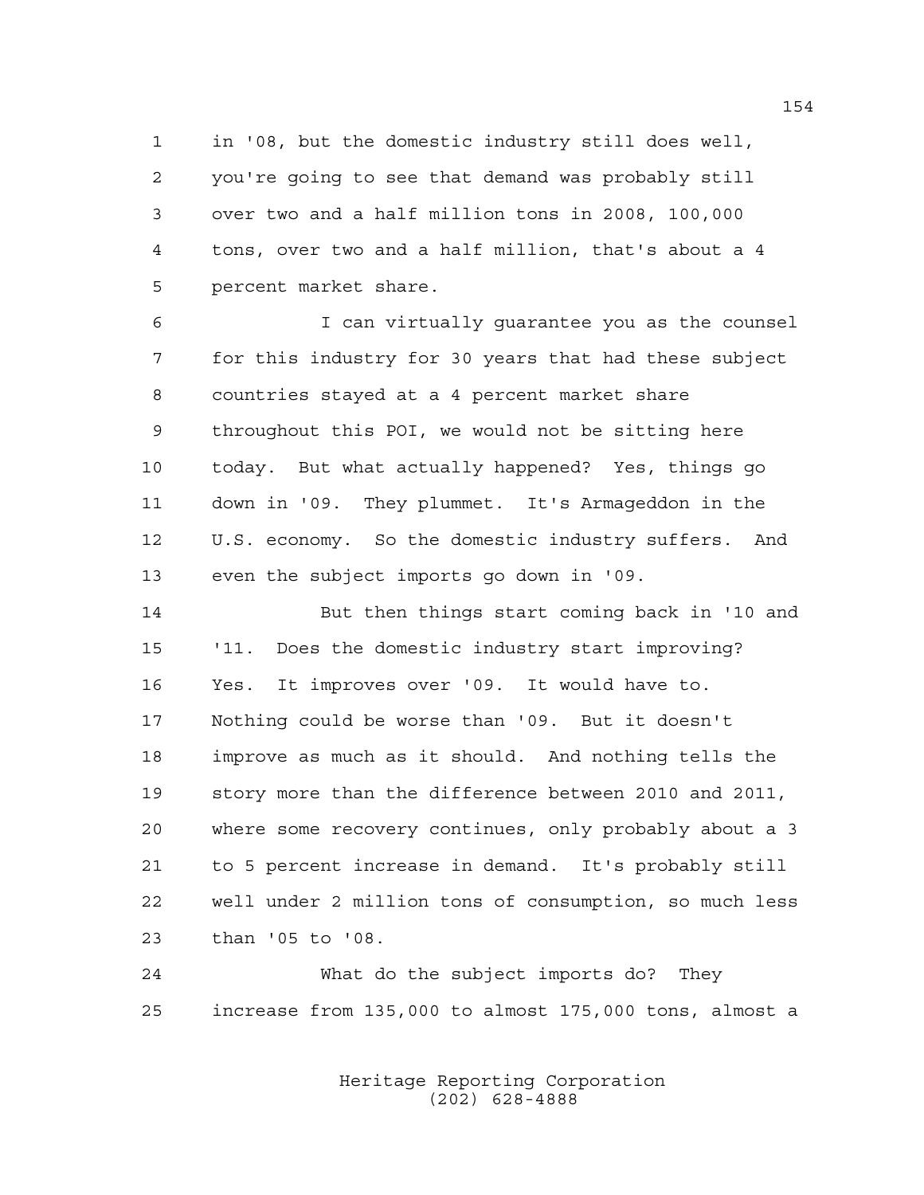in '08, but the domestic industry still does well, you're going to see that demand was probably still over two and a half million tons in 2008, 100,000 tons, over two and a half million, that's about a 4 percent market share.

I can virtually guarantee you as the counsel for this industry for 30 years that had these subject countries stayed at a 4 percent market share throughout this POI, we would not be sitting here today. But what actually happened? Yes, things go down in '09. They plummet. It's Armageddon in the U.S. economy. So the domestic industry suffers. And even the subject imports go down in '09.

But then things start coming back in '10 and '11. Does the domestic industry start improving? Yes. It improves over '09. It would have to. Nothing could be worse than '09. But it doesn't improve as much as it should. And nothing tells the story more than the difference between 2010 and 2011, where some recovery continues, only probably about a 3 to 5 percent increase in demand. It's probably still well under 2 million tons of consumption, so much less than '05 to '08.

What do the subject imports do? They increase from 135,000 to almost 175,000 tons, almost a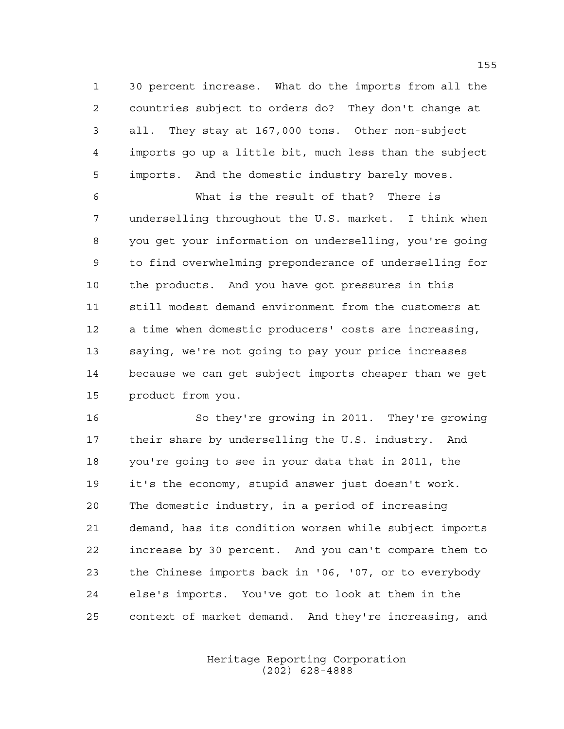30 percent increase. What do the imports from all the countries subject to orders do? They don't change at all. They stay at 167,000 tons. Other non-subject imports go up a little bit, much less than the subject imports. And the domestic industry barely moves.

What is the result of that? There is underselling throughout the U.S. market. I think when you get your information on underselling, you're going to find overwhelming preponderance of underselling for the products. And you have got pressures in this still modest demand environment from the customers at a time when domestic producers' costs are increasing, saying, we're not going to pay your price increases because we can get subject imports cheaper than we get product from you.

So they're growing in 2011. They're growing their share by underselling the U.S. industry. And you're going to see in your data that in 2011, the it's the economy, stupid answer just doesn't work. The domestic industry, in a period of increasing demand, has its condition worsen while subject imports increase by 30 percent. And you can't compare them to the Chinese imports back in '06, '07, or to everybody else's imports. You've got to look at them in the context of market demand. And they're increasing, and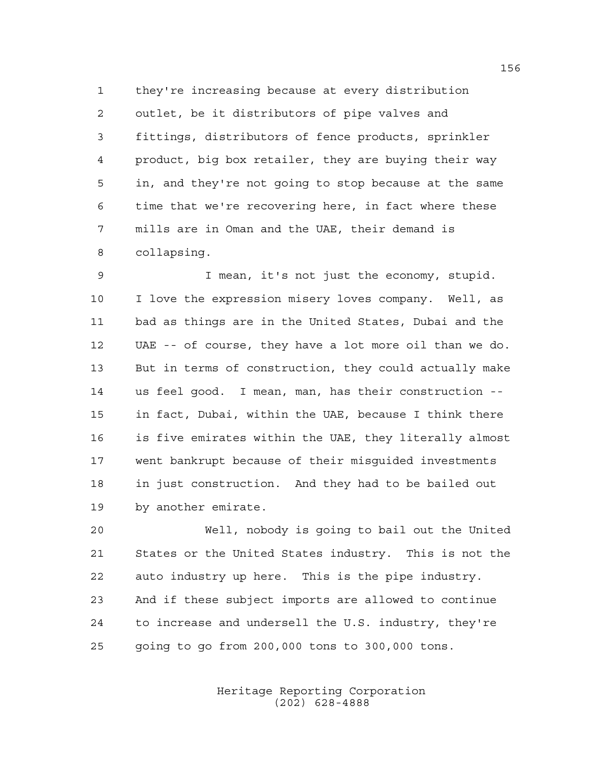they're increasing because at every distribution outlet, be it distributors of pipe valves and fittings, distributors of fence products, sprinkler product, big box retailer, they are buying their way in, and they're not going to stop because at the same time that we're recovering here, in fact where these mills are in Oman and the UAE, their demand is collapsing.

I mean, it's not just the economy, stupid. I love the expression misery loves company. Well, as bad as things are in the United States, Dubai and the UAE -- of course, they have a lot more oil than we do. But in terms of construction, they could actually make us feel good. I mean, man, has their construction -- in fact, Dubai, within the UAE, because I think there is five emirates within the UAE, they literally almost went bankrupt because of their misguided investments in just construction. And they had to be bailed out by another emirate.

Well, nobody is going to bail out the United States or the United States industry. This is not the auto industry up here. This is the pipe industry. And if these subject imports are allowed to continue to increase and undersell the U.S. industry, they're going to go from 200,000 tons to 300,000 tons.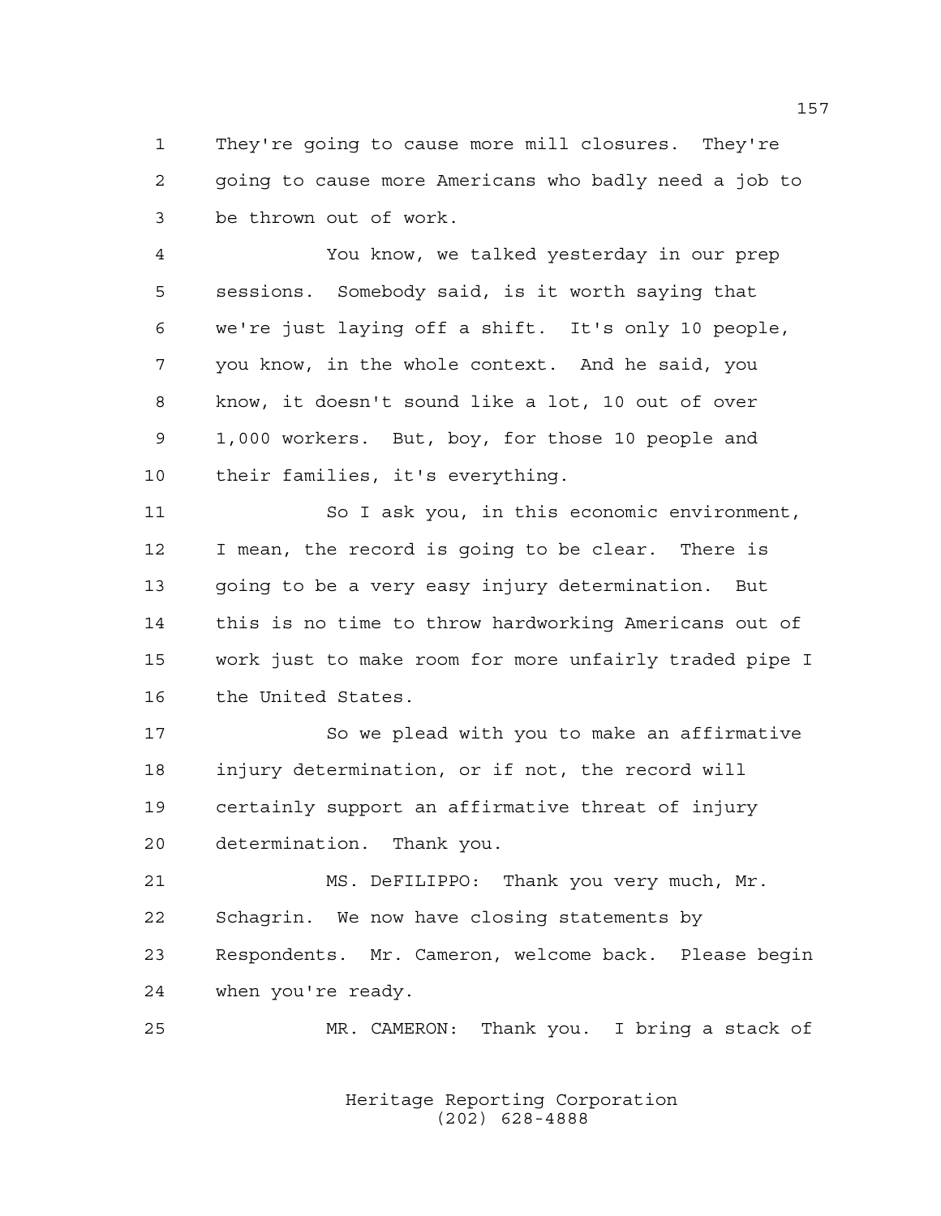They're going to cause more mill closures. They're going to cause more Americans who badly need a job to be thrown out of work.

You know, we talked yesterday in our prep sessions. Somebody said, is it worth saying that we're just laying off a shift. It's only 10 people, you know, in the whole context. And he said, you know, it doesn't sound like a lot, 10 out of over 1,000 workers. But, boy, for those 10 people and their families, it's everything.

So I ask you, in this economic environment, I mean, the record is going to be clear. There is going to be a very easy injury determination. But this is no time to throw hardworking Americans out of work just to make room for more unfairly traded pipe I the United States.

So we plead with you to make an affirmative injury determination, or if not, the record will certainly support an affirmative threat of injury determination. Thank you.

MS. DeFILIPPO: Thank you very much, Mr. Schagrin. We now have closing statements by Respondents. Mr. Cameron, welcome back. Please begin when you're ready.

MR. CAMERON: Thank you. I bring a stack of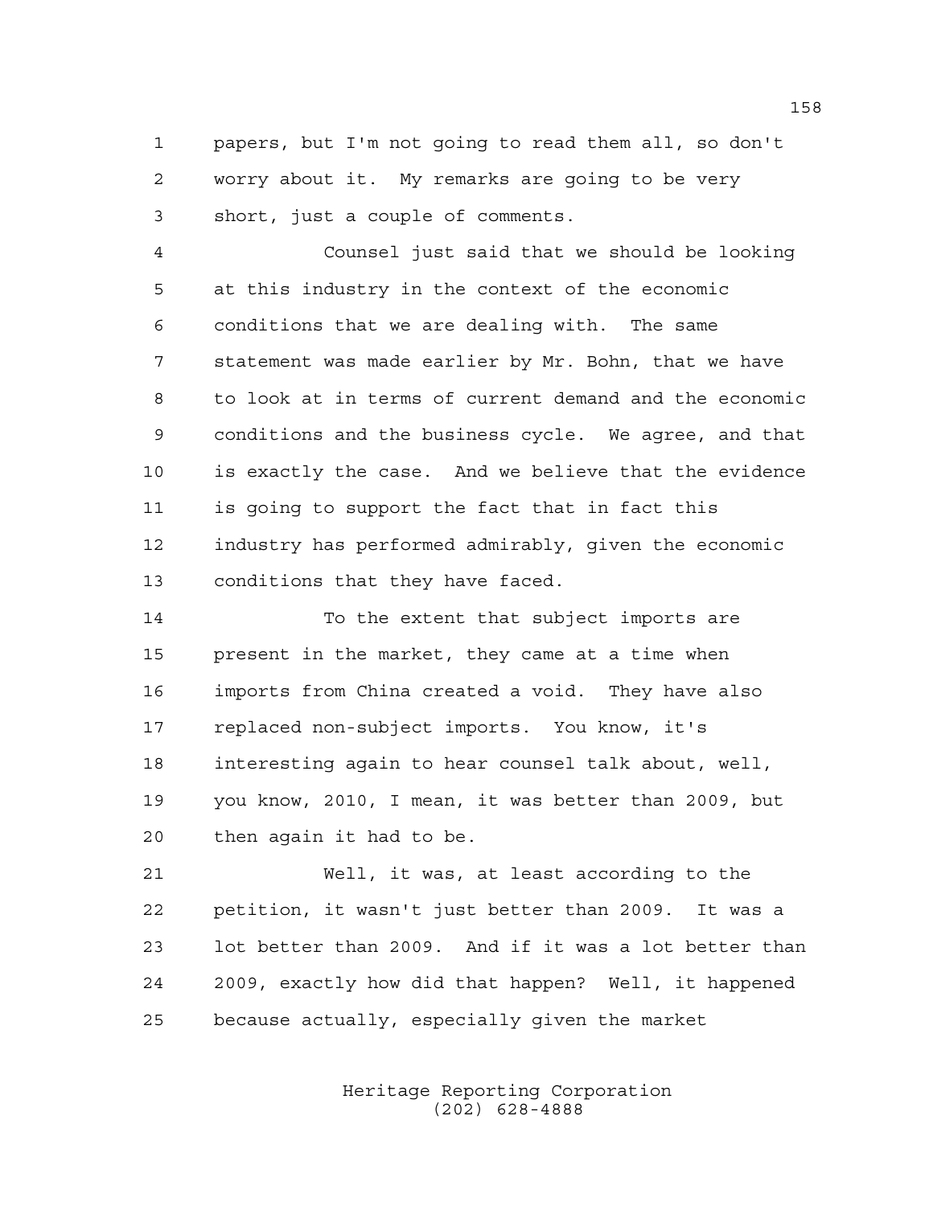papers, but I'm not going to read them all, so don't worry about it. My remarks are going to be very short, just a couple of comments.

Counsel just said that we should be looking at this industry in the context of the economic conditions that we are dealing with. The same statement was made earlier by Mr. Bohn, that we have to look at in terms of current demand and the economic conditions and the business cycle. We agree, and that is exactly the case. And we believe that the evidence is going to support the fact that in fact this industry has performed admirably, given the economic conditions that they have faced.

To the extent that subject imports are present in the market, they came at a time when imports from China created a void. They have also replaced non-subject imports. You know, it's interesting again to hear counsel talk about, well, you know, 2010, I mean, it was better than 2009, but then again it had to be.

Well, it was, at least according to the petition, it wasn't just better than 2009. It was a lot better than 2009. And if it was a lot better than 2009, exactly how did that happen? Well, it happened because actually, especially given the market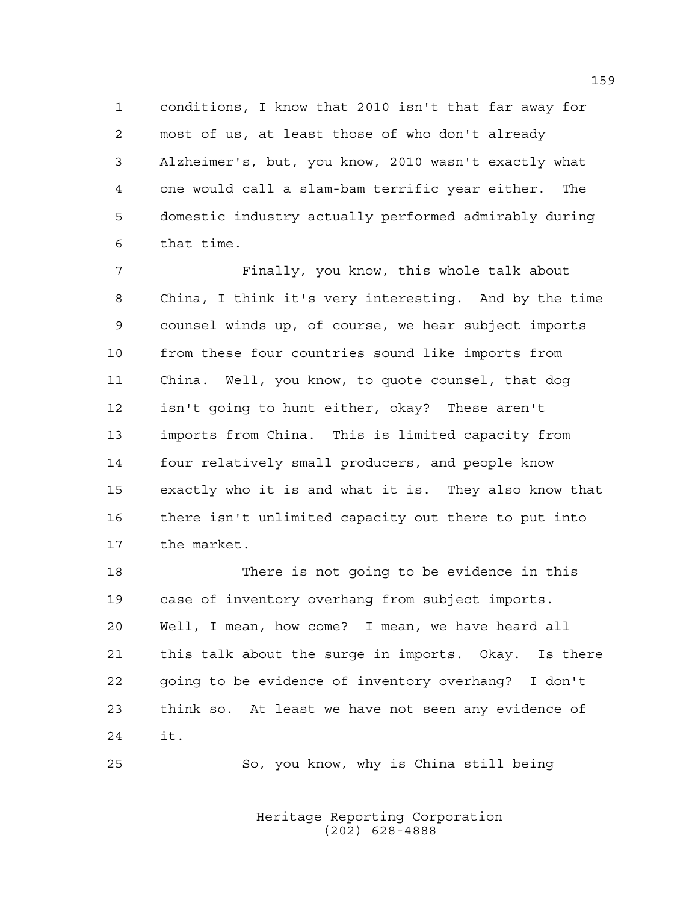conditions, I know that 2010 isn't that far away for most of us, at least those of who don't already Alzheimer's, but, you know, 2010 wasn't exactly what one would call a slam-bam terrific year either. The domestic industry actually performed admirably during that time.

Finally, you know, this whole talk about China, I think it's very interesting. And by the time counsel winds up, of course, we hear subject imports from these four countries sound like imports from China. Well, you know, to quote counsel, that dog isn't going to hunt either, okay? These aren't imports from China. This is limited capacity from four relatively small producers, and people know exactly who it is and what it is. They also know that there isn't unlimited capacity out there to put into the market.

There is not going to be evidence in this case of inventory overhang from subject imports. Well, I mean, how come? I mean, we have heard all this talk about the surge in imports. Okay. Is there going to be evidence of inventory overhang? I don't think so. At least we have not seen any evidence of it.

So, you know, why is China still being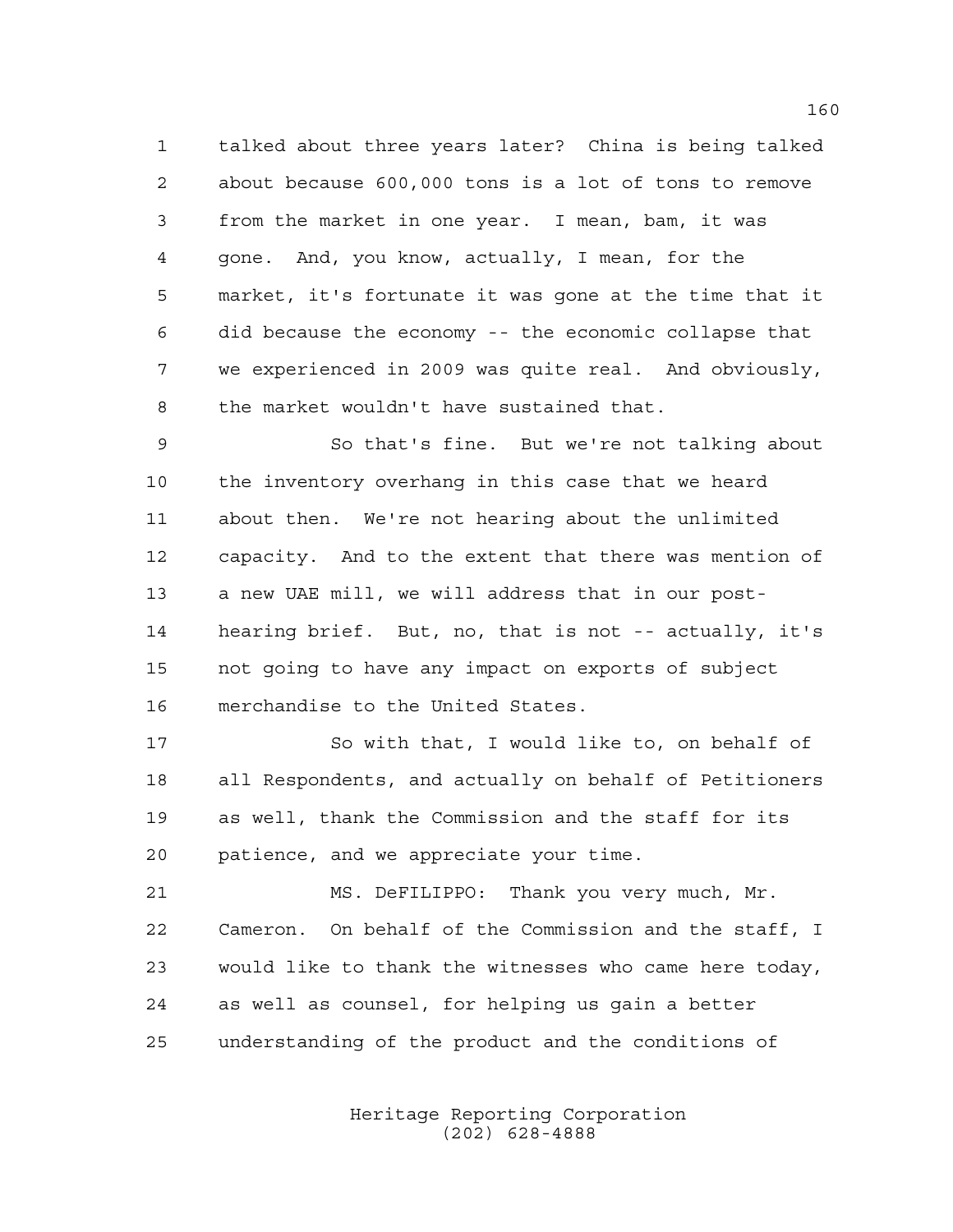talked about three years later? China is being talked about because 600,000 tons is a lot of tons to remove from the market in one year. I mean, bam, it was gone. And, you know, actually, I mean, for the market, it's fortunate it was gone at the time that it did because the economy -- the economic collapse that we experienced in 2009 was quite real. And obviously, the market wouldn't have sustained that.

So that's fine. But we're not talking about the inventory overhang in this case that we heard about then. We're not hearing about the unlimited capacity. And to the extent that there was mention of a new UAE mill, we will address that in our post-hearing brief. But, no, that is not -- actually, it's not going to have any impact on exports of subject merchandise to the United States.

So with that, I would like to, on behalf of all Respondents, and actually on behalf of Petitioners as well, thank the Commission and the staff for its patience, and we appreciate your time.

MS. DeFILIPPO: Thank you very much, Mr. Cameron. On behalf of the Commission and the staff, I would like to thank the witnesses who came here today, as well as counsel, for helping us gain a better understanding of the product and the conditions of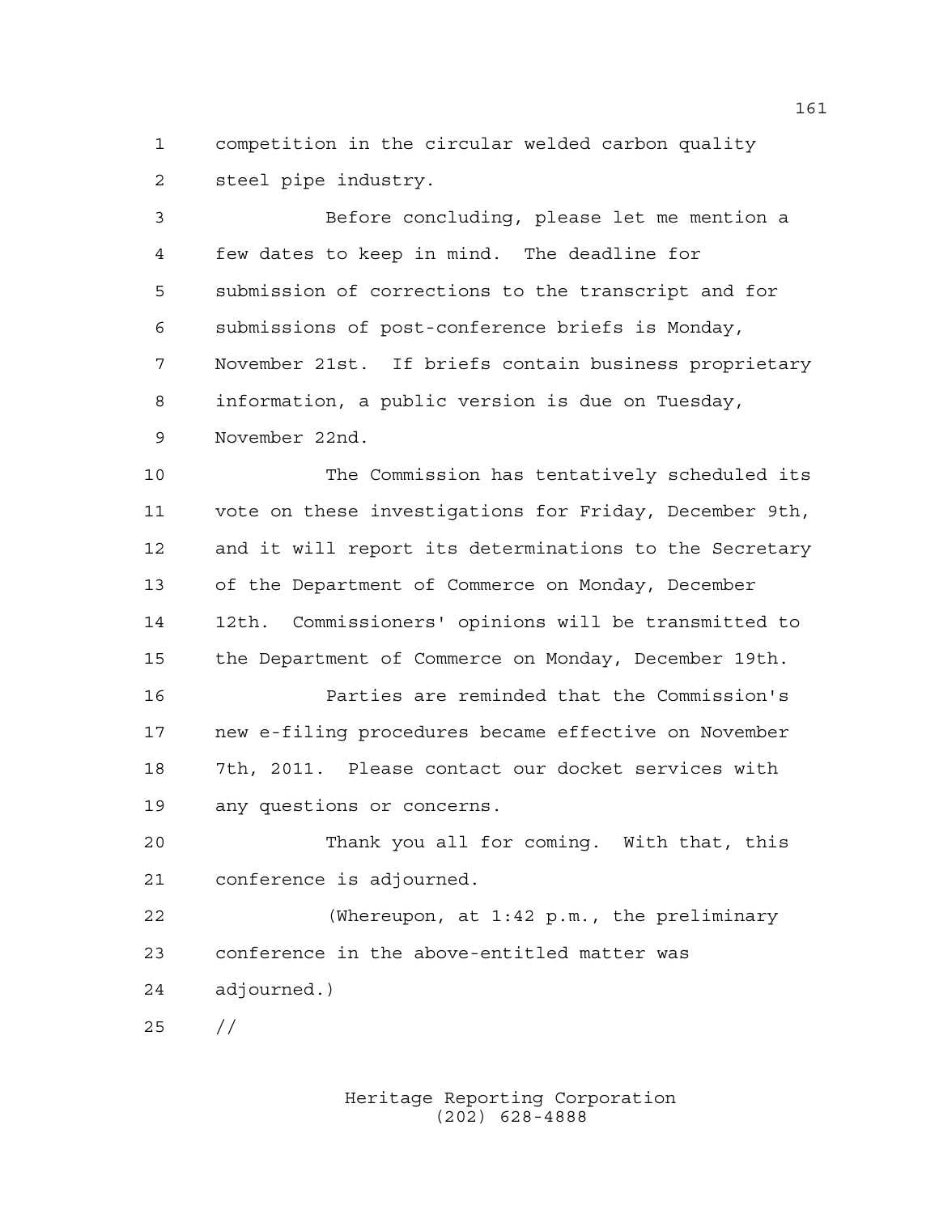competition in the circular welded carbon quality steel pipe industry.

Before concluding, please let me mention a few dates to keep in mind. The deadline for submission of corrections to the transcript and for submissions of post-conference briefs is Monday, November 21st. If briefs contain business proprietary information, a public version is due on Tuesday, November 22nd.

The Commission has tentatively scheduled its vote on these investigations for Friday, December 9th, and it will report its determinations to the Secretary of the Department of Commerce on Monday, December 12th. Commissioners' opinions will be transmitted to the Department of Commerce on Monday, December 19th.

Parties are reminded that the Commission's new e-filing procedures became effective on November 7th, 2011. Please contact our docket services with any questions or concerns.

Thank you all for coming. With that, this conference is adjourned.

(Whereupon, at 1:42 p.m., the preliminary conference in the above-entitled matter was adjourned.)

//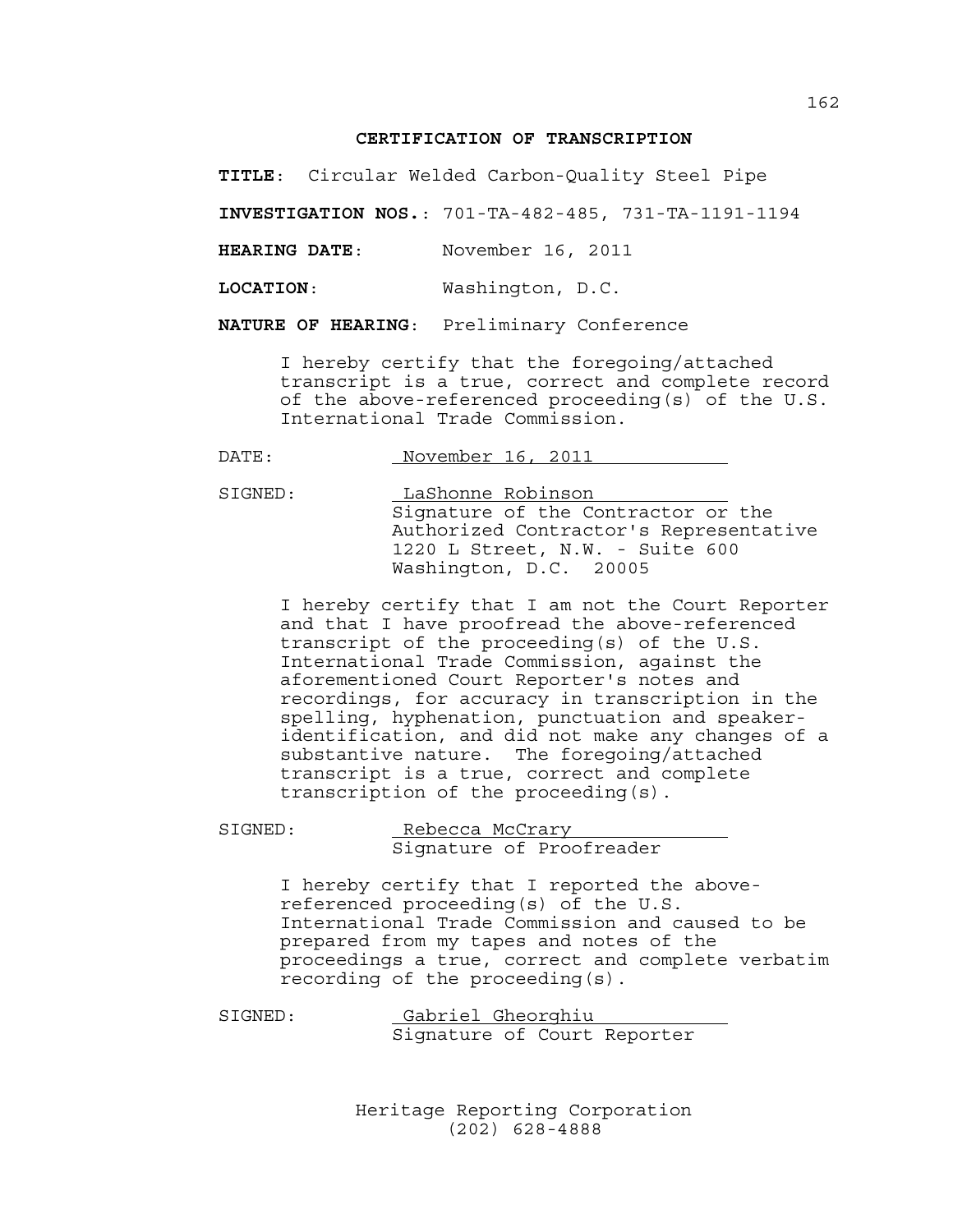# CERTIFICATION OF TRANSCRIPTION

**TITLE**: Circular Welded Carbon-Quality Steel Pipe

**INVESTIGATION NOS.**: 701-TA-482-485, 731-TA-1191-1194

**HEARING DATE**: November 16, 2011

**LOCATION**: Washington, D.C.

**NATURE OF HEARING**: Preliminary Conference

I hereby certify that the foregoing/attached transcript is a true, correct and complete record of the above-referenced proceeding(s) of the U.S. International Trade Commission.

DATE: November 16, 2011

SIGNED: LaShonne Robinson
Signature of the Contractor or the Authorized Contractor's Representative
1220 L Street, N.W. - Suite 600
Washington, D.C. 20005

I hereby certify that I am not the Court Reporter and that I have proofread the above-referenced transcript of the proceeding(s) of the U.S. International Trade Commission, against the aforementioned Court Reporter's notes and recordings, for accuracy in transcription in the spelling, hyphenation, punctuation and speaker-identification, and did not make any changes of a substantive nature. The foregoing/attached transcript is a true, correct and complete transcription of the proceeding(s).

SIGNED: Rebecca McCrary
Signature of Proofreader

I hereby certify that I reported the above-referenced proceeding(s) of the U.S. International Trade Commission and caused to be prepared from my tapes and notes of the proceedings a true, correct and complete verbatim recording of the proceeding(s).

SIGNED: Gabriel Gheorghiu
Signature of Court Reporter